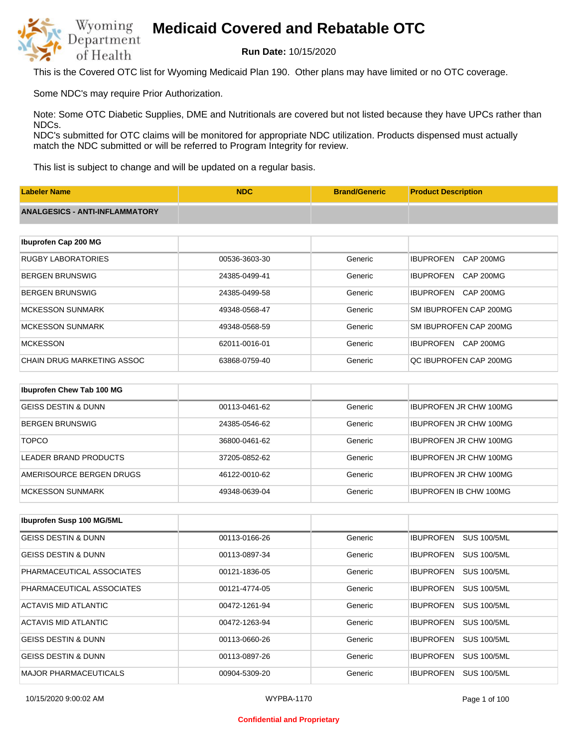# Medicaid Covered and Rebatable OTC

**Run Date:** 10/15/2020

This is the Covered OTC list for Wyoming Medicaid Plan 190. Other plans may have limited or no OTC coverage.

Some NDC's may require Prior Authorization.

Note: Some OTC Diabetic Supplies, DME and Nutritionals are covered but not listed because they have UPCs rather than NDCs.
NDC's submitted for OTC claims will be monitored for appropriate NDC utilization. Products dispensed must actually match the NDC submitted or will be referred to Program Integrity for review.

This list is subject to change and will be updated on a regular basis.

| Labeler Name | NDC | Brand/Generic | Product Description |
|---|---|---|---|
| **ANALGESICS - ANTI-INFLAMMATORY** | | | |
| **Ibuprofen Cap 200 MG** | | | |
| RUGBY LABORATORIES | 00536-3603-30 | Generic | IBUPROFEN CAP 200MG |
| BERGEN BRUNSWIG | 24385-0499-41 | Generic | IBUPROFEN CAP 200MG |
| BERGEN BRUNSWIG | 24385-0499-58 | Generic | IBUPROFEN CAP 200MG |
| MCKESSON SUNMARK | 49348-0568-47 | Generic | SM IBUPROFEN CAP 200MG |
| MCKESSON SUNMARK | 49348-0568-59 | Generic | SM IBUPROFEN CAP 200MG |
| MCKESSON | 62011-0016-01 | Generic | IBUPROFEN CAP 200MG |
| CHAIN DRUG MARKETING ASSOC | 63868-0759-40 | Generic | QC IBUPROFEN CAP 200MG |
| **Ibuprofen Chew Tab 100 MG** | | | |
| GEISS DESTIN & DUNN | 00113-0461-62 | Generic | IBUPROFEN JR CHW 100MG |
| BERGEN BRUNSWIG | 24385-0546-62 | Generic | IBUPROFEN JR CHW 100MG |
| TOPCO | 36800-0461-62 | Generic | IBUPROFEN JR CHW 100MG |
| LEADER BRAND PRODUCTS | 37205-0852-62 | Generic | IBUPROFEN JR CHW 100MG |
| AMERISOURCE BERGEN DRUGS | 46122-0010-62 | Generic | IBUPROFEN JR CHW 100MG |
| MCKESSON SUNMARK | 49348-0639-04 | Generic | IBUPROFEN IB CHW 100MG |
| **Ibuprofen Susp 100 MG/5ML** | | | |
| GEISS DESTIN & DUNN | 00113-0166-26 | Generic | IBUPROFEN SUS 100/5ML |
| GEISS DESTIN & DUNN | 00113-0897-34 | Generic | IBUPROFEN SUS 100/5ML |
| PHARMACEUTICAL ASSOCIATES | 00121-1836-05 | Generic | IBUPROFEN SUS 100/5ML |
| PHARMACEUTICAL ASSOCIATES | 00121-4774-05 | Generic | IBUPROFEN SUS 100/5ML |
| ACTAVIS MID ATLANTIC | 00472-1261-94 | Generic | IBUPROFEN SUS 100/5ML |
| ACTAVIS MID ATLANTIC | 00472-1263-94 | Generic | IBUPROFEN SUS 100/5ML |
| GEISS DESTIN & DUNN | 00113-0660-26 | Generic | IBUPROFEN SUS 100/5ML |
| GEISS DESTIN & DUNN | 00113-0897-26 | Generic | IBUPROFEN SUS 100/5ML |
| MAJOR PHARMACEUTICALS | 00904-5309-20 | Generic | IBUPROFEN SUS 100/5ML |

WYPBA-1170

**Confidential and Proprietary**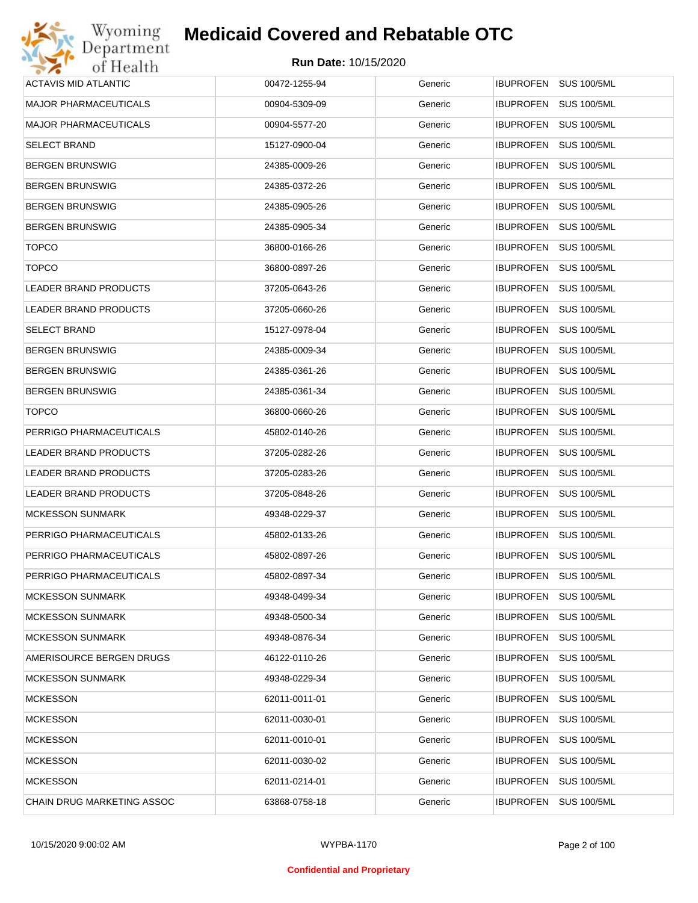# Medicaid Covered and Rebatable OTC

**Run Date:** 10/15/2020

| | | | |
|---|---|---|---|
| ACTAVIS MID ATLANTIC | 00472-1255-94 | Generic | IBUPROFEN SUS 100/5ML |
| MAJOR PHARMACEUTICALS | 00904-5309-09 | Generic | IBUPROFEN SUS 100/5ML |
| MAJOR PHARMACEUTICALS | 00904-5577-20 | Generic | IBUPROFEN SUS 100/5ML |
| SELECT BRAND | 15127-0900-04 | Generic | IBUPROFEN SUS 100/5ML |
| BERGEN BRUNSWIG | 24385-0009-26 | Generic | IBUPROFEN SUS 100/5ML |
| BERGEN BRUNSWIG | 24385-0372-26 | Generic | IBUPROFEN SUS 100/5ML |
| BERGEN BRUNSWIG | 24385-0905-26 | Generic | IBUPROFEN SUS 100/5ML |
| BERGEN BRUNSWIG | 24385-0905-34 | Generic | IBUPROFEN SUS 100/5ML |
| TOPCO | 36800-0166-26 | Generic | IBUPROFEN SUS 100/5ML |
| TOPCO | 36800-0897-26 | Generic | IBUPROFEN SUS 100/5ML |
| LEADER BRAND PRODUCTS | 37205-0643-26 | Generic | IBUPROFEN SUS 100/5ML |
| LEADER BRAND PRODUCTS | 37205-0660-26 | Generic | IBUPROFEN SUS 100/5ML |
| SELECT BRAND | 15127-0978-04 | Generic | IBUPROFEN SUS 100/5ML |
| BERGEN BRUNSWIG | 24385-0009-34 | Generic | IBUPROFEN SUS 100/5ML |
| BERGEN BRUNSWIG | 24385-0361-26 | Generic | IBUPROFEN SUS 100/5ML |
| BERGEN BRUNSWIG | 24385-0361-34 | Generic | IBUPROFEN SUS 100/5ML |
| TOPCO | 36800-0660-26 | Generic | IBUPROFEN SUS 100/5ML |
| PERRIGO PHARMACEUTICALS | 45802-0140-26 | Generic | IBUPROFEN SUS 100/5ML |
| LEADER BRAND PRODUCTS | 37205-0282-26 | Generic | IBUPROFEN SUS 100/5ML |
| LEADER BRAND PRODUCTS | 37205-0283-26 | Generic | IBUPROFEN SUS 100/5ML |
| LEADER BRAND PRODUCTS | 37205-0848-26 | Generic | IBUPROFEN SUS 100/5ML |
| MCKESSON SUNMARK | 49348-0229-37 | Generic | IBUPROFEN SUS 100/5ML |
| PERRIGO PHARMACEUTICALS | 45802-0133-26 | Generic | IBUPROFEN SUS 100/5ML |
| PERRIGO PHARMACEUTICALS | 45802-0897-26 | Generic | IBUPROFEN SUS 100/5ML |
| PERRIGO PHARMACEUTICALS | 45802-0897-34 | Generic | IBUPROFEN SUS 100/5ML |
| MCKESSON SUNMARK | 49348-0499-34 | Generic | IBUPROFEN SUS 100/5ML |
| MCKESSON SUNMARK | 49348-0500-34 | Generic | IBUPROFEN SUS 100/5ML |
| MCKESSON SUNMARK | 49348-0876-34 | Generic | IBUPROFEN SUS 100/5ML |
| AMERISOURCE BERGEN DRUGS | 46122-0110-26 | Generic | IBUPROFEN SUS 100/5ML |
| MCKESSON SUNMARK | 49348-0229-34 | Generic | IBUPROFEN SUS 100/5ML |
| MCKESSON | 62011-0011-01 | Generic | IBUPROFEN SUS 100/5ML |
| MCKESSON | 62011-0030-01 | Generic | IBUPROFEN SUS 100/5ML |
| MCKESSON | 62011-0010-01 | Generic | IBUPROFEN SUS 100/5ML |
| MCKESSON | 62011-0030-02 | Generic | IBUPROFEN SUS 100/5ML |
| MCKESSON | 62011-0214-01 | Generic | IBUPROFEN SUS 100/5ML |
| CHAIN DRUG MARKETING ASSOC | 63868-0758-18 | Generic | IBUPROFEN SUS 100/5ML |

10/15/2020 9:00:02 AM WYPBA-1170

Confidential and Proprietary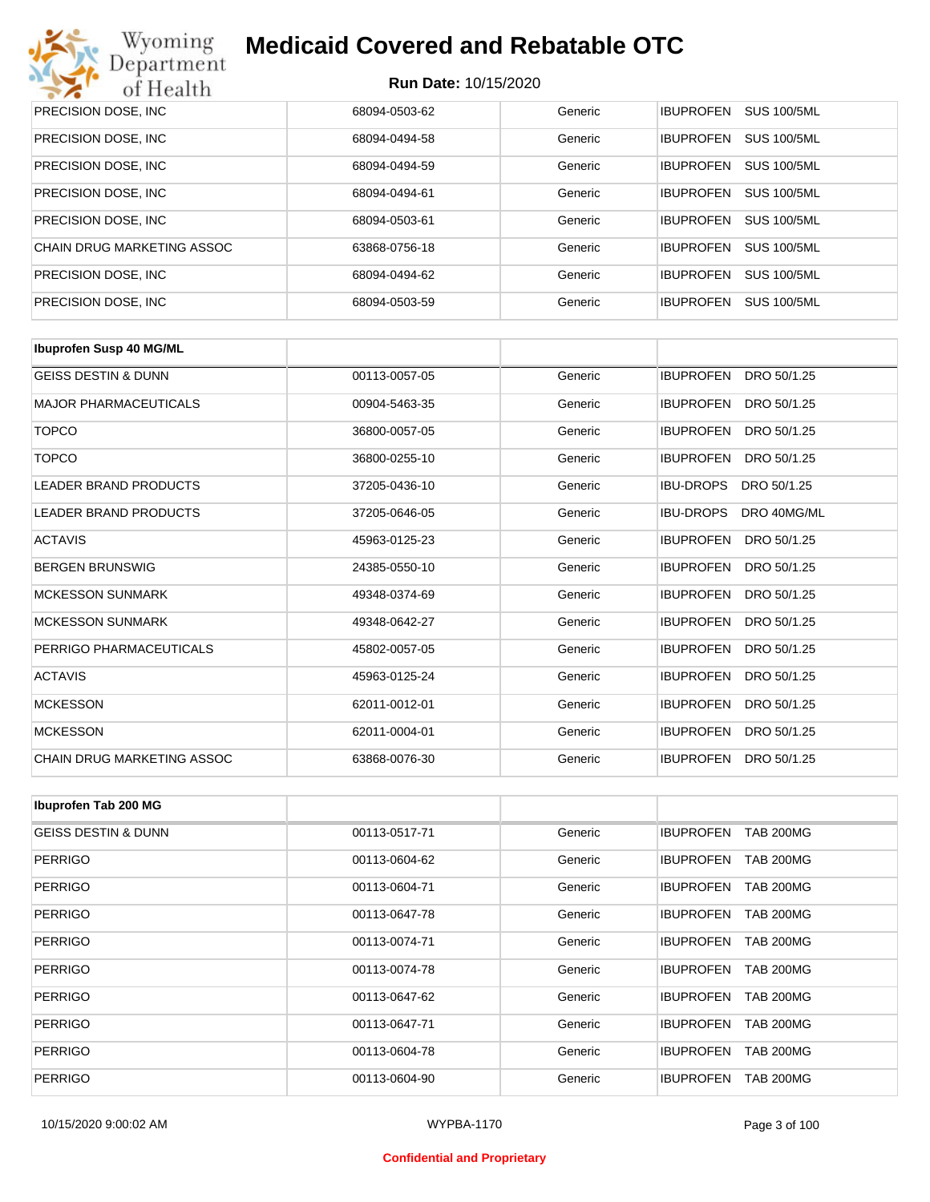| PRECISION DOSE, INC | 68094-0503-62 | Generic | IBUPROFEN SUS 100/5ML |
|---|---|---|---|
| PRECISION DOSE, INC | 68094-0494-58 | Generic | IBUPROFEN SUS 100/5ML |
| PRECISION DOSE, INC | 68094-0494-59 | Generic | IBUPROFEN SUS 100/5ML |
| PRECISION DOSE, INC | 68094-0494-61 | Generic | IBUPROFEN SUS 100/5ML |
| PRECISION DOSE, INC | 68094-0503-61 | Generic | IBUPROFEN SUS 100/5ML |
| CHAIN DRUG MARKETING ASSOC | 63868-0756-18 | Generic | IBUPROFEN SUS 100/5ML |
| PRECISION DOSE, INC | 68094-0494-62 | Generic | IBUPROFEN SUS 100/5ML |
| PRECISION DOSE, INC | 68094-0503-59 | Generic | IBUPROFEN SUS 100/5ML |

| **Ibuprofen Susp 40 MG/ML** | | | |
|---|---|---|---|
| GEISS DESTIN & DUNN | 00113-0057-05 | Generic | IBUPROFEN DRO 50/1.25 |
| MAJOR PHARMACEUTICALS | 00904-5463-35 | Generic | IBUPROFEN DRO 50/1.25 |
| TOPCO | 36800-0057-05 | Generic | IBUPROFEN DRO 50/1.25 |
| TOPCO | 36800-0255-10 | Generic | IBUPROFEN DRO 50/1.25 |
| LEADER BRAND PRODUCTS | 37205-0436-10 | Generic | IBU-DROPS DRO 50/1.25 |
| LEADER BRAND PRODUCTS | 37205-0646-05 | Generic | IBU-DROPS DRO 40MG/ML |
| ACTAVIS | 45963-0125-23 | Generic | IBUPROFEN DRO 50/1.25 |
| BERGEN BRUNSWIG | 24385-0550-10 | Generic | IBUPROFEN DRO 50/1.25 |
| MCKESSON SUNMARK | 49348-0374-69 | Generic | IBUPROFEN DRO 50/1.25 |
| MCKESSON SUNMARK | 49348-0642-27 | Generic | IBUPROFEN DRO 50/1.25 |
| PERRIGO PHARMACEUTICALS | 45802-0057-05 | Generic | IBUPROFEN DRO 50/1.25 |
| ACTAVIS | 45963-0125-24 | Generic | IBUPROFEN DRO 50/1.25 |
| MCKESSON | 62011-0012-01 | Generic | IBUPROFEN DRO 50/1.25 |
| MCKESSON | 62011-0004-01 | Generic | IBUPROFEN DRO 50/1.25 |
| CHAIN DRUG MARKETING ASSOC | 63868-0076-30 | Generic | IBUPROFEN DRO 50/1.25 |

| **Ibuprofen Tab 200 MG** | | | |
|---|---|---|---|
| GEISS DESTIN & DUNN | 00113-0517-71 | Generic | IBUPROFEN TAB 200MG |
| PERRIGO | 00113-0604-62 | Generic | IBUPROFEN TAB 200MG |
| PERRIGO | 00113-0604-71 | Generic | IBUPROFEN TAB 200MG |
| PERRIGO | 00113-0647-78 | Generic | IBUPROFEN TAB 200MG |
| PERRIGO | 00113-0074-71 | Generic | IBUPROFEN TAB 200MG |
| PERRIGO | 00113-0074-78 | Generic | IBUPROFEN TAB 200MG |
| PERRIGO | 00113-0647-62 | Generic | IBUPROFEN TAB 200MG |
| PERRIGO | 00113-0647-71 | Generic | IBUPROFEN TAB 200MG |
| PERRIGO | 00113-0604-78 | Generic | IBUPROFEN TAB 200MG |
| PERRIGO | 00113-0604-90 | Generic | IBUPROFEN TAB 200MG |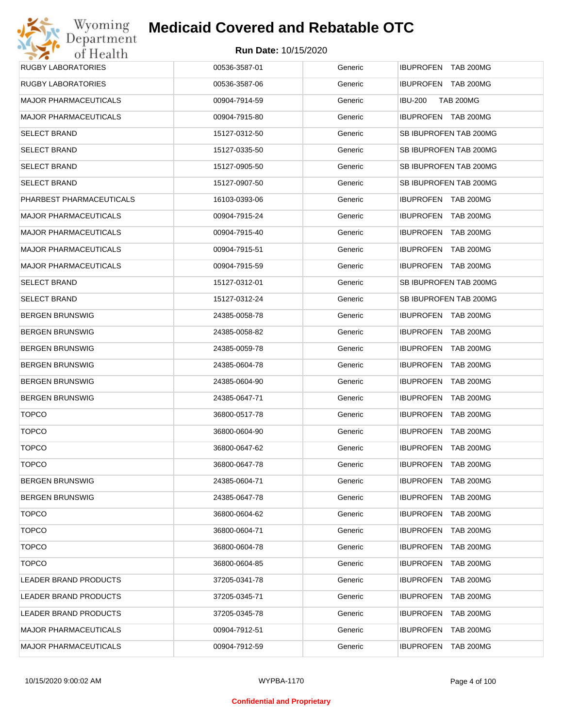# Medicaid Covered and Rebatable OTC

**Run Date:** 10/15/2020

| | | | |
|---|---|---|---|
| RUGBY LABORATORIES | 00536-3587-01 | Generic | IBUPROFEN TAB 200MG |
| RUGBY LABORATORIES | 00536-3587-06 | Generic | IBUPROFEN TAB 200MG |
| MAJOR PHARMACEUTICALS | 00904-7914-59 | Generic | IBU-200 TAB 200MG |
| MAJOR PHARMACEUTICALS | 00904-7915-80 | Generic | IBUPROFEN TAB 200MG |
| SELECT BRAND | 15127-0312-50 | Generic | SB IBUPROFEN TAB 200MG |
| SELECT BRAND | 15127-0335-50 | Generic | SB IBUPROFEN TAB 200MG |
| SELECT BRAND | 15127-0905-50 | Generic | SB IBUPROFEN TAB 200MG |
| SELECT BRAND | 15127-0907-50 | Generic | SB IBUPROFEN TAB 200MG |
| PHARBEST PHARMACEUTICALS | 16103-0393-06 | Generic | IBUPROFEN TAB 200MG |
| MAJOR PHARMACEUTICALS | 00904-7915-24 | Generic | IBUPROFEN TAB 200MG |
| MAJOR PHARMACEUTICALS | 00904-7915-40 | Generic | IBUPROFEN TAB 200MG |
| MAJOR PHARMACEUTICALS | 00904-7915-51 | Generic | IBUPROFEN TAB 200MG |
| MAJOR PHARMACEUTICALS | 00904-7915-59 | Generic | IBUPROFEN TAB 200MG |
| SELECT BRAND | 15127-0312-01 | Generic | SB IBUPROFEN TAB 200MG |
| SELECT BRAND | 15127-0312-24 | Generic | SB IBUPROFEN TAB 200MG |
| BERGEN BRUNSWIG | 24385-0058-78 | Generic | IBUPROFEN TAB 200MG |
| BERGEN BRUNSWIG | 24385-0058-82 | Generic | IBUPROFEN TAB 200MG |
| BERGEN BRUNSWIG | 24385-0059-78 | Generic | IBUPROFEN TAB 200MG |
| BERGEN BRUNSWIG | 24385-0604-78 | Generic | IBUPROFEN TAB 200MG |
| BERGEN BRUNSWIG | 24385-0604-90 | Generic | IBUPROFEN TAB 200MG |
| BERGEN BRUNSWIG | 24385-0647-71 | Generic | IBUPROFEN TAB 200MG |
| TOPCO | 36800-0517-78 | Generic | IBUPROFEN TAB 200MG |
| TOPCO | 36800-0604-90 | Generic | IBUPROFEN TAB 200MG |
| TOPCO | 36800-0647-62 | Generic | IBUPROFEN TAB 200MG |
| TOPCO | 36800-0647-78 | Generic | IBUPROFEN TAB 200MG |
| BERGEN BRUNSWIG | 24385-0604-71 | Generic | IBUPROFEN TAB 200MG |
| BERGEN BRUNSWIG | 24385-0647-78 | Generic | IBUPROFEN TAB 200MG |
| TOPCO | 36800-0604-62 | Generic | IBUPROFEN TAB 200MG |
| TOPCO | 36800-0604-71 | Generic | IBUPROFEN TAB 200MG |
| TOPCO | 36800-0604-78 | Generic | IBUPROFEN TAB 200MG |
| TOPCO | 36800-0604-85 | Generic | IBUPROFEN TAB 200MG |
| LEADER BRAND PRODUCTS | 37205-0341-78 | Generic | IBUPROFEN TAB 200MG |
| LEADER BRAND PRODUCTS | 37205-0345-71 | Generic | IBUPROFEN TAB 200MG |
| LEADER BRAND PRODUCTS | 37205-0345-78 | Generic | IBUPROFEN TAB 200MG |
| MAJOR PHARMACEUTICALS | 00904-7912-51 | Generic | IBUPROFEN TAB 200MG |
| MAJOR PHARMACEUTICALS | 00904-7912-59 | Generic | IBUPROFEN TAB 200MG |

10/15/2020 9:00:02 AM WYPBA-1170

**Confidential and Proprietary**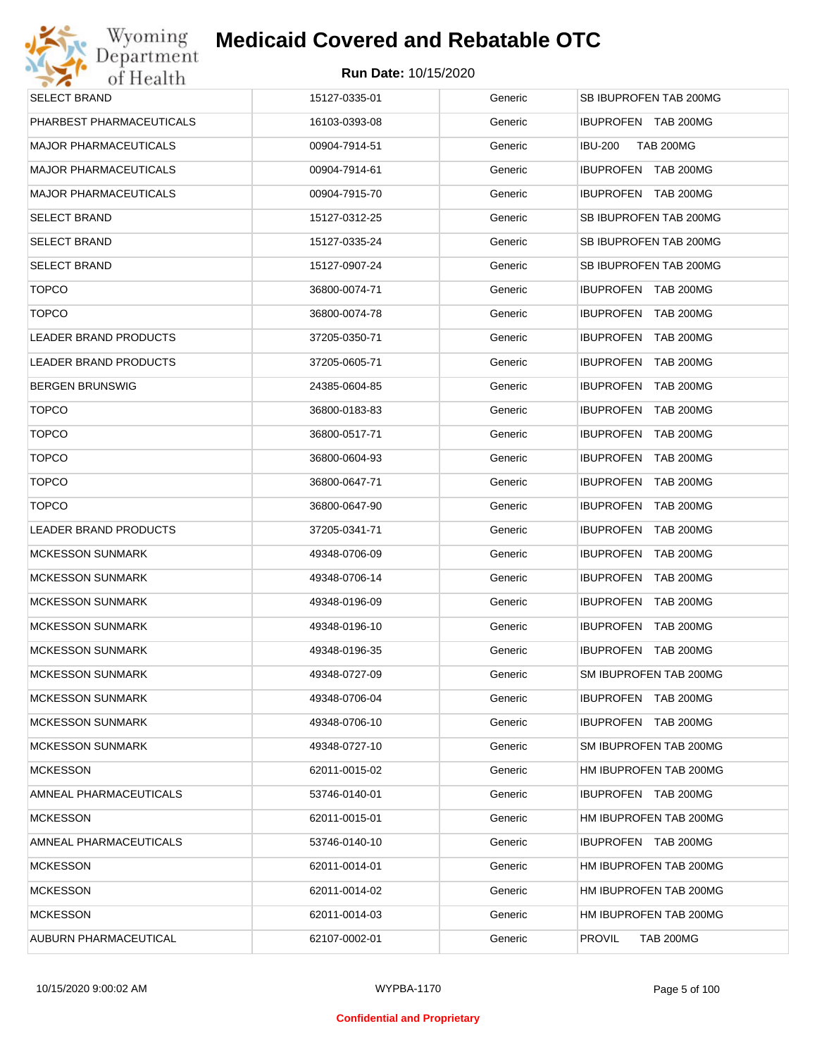# Medicaid Covered and Rebatable OTC

**Run Date:** 10/15/2020

| | | | |
|---|---|---|---|
| SELECT BRAND | 15127-0335-01 | Generic | SB IBUPROFEN TAB 200MG |
| PHARBEST PHARMACEUTICALS | 16103-0393-08 | Generic | IBUPROFEN TAB 200MG |
| MAJOR PHARMACEUTICALS | 00904-7914-51 | Generic | IBU-200 TAB 200MG |
| MAJOR PHARMACEUTICALS | 00904-7914-61 | Generic | IBUPROFEN TAB 200MG |
| MAJOR PHARMACEUTICALS | 00904-7915-70 | Generic | IBUPROFEN TAB 200MG |
| SELECT BRAND | 15127-0312-25 | Generic | SB IBUPROFEN TAB 200MG |
| SELECT BRAND | 15127-0335-24 | Generic | SB IBUPROFEN TAB 200MG |
| SELECT BRAND | 15127-0907-24 | Generic | SB IBUPROFEN TAB 200MG |
| TOPCO | 36800-0074-71 | Generic | IBUPROFEN TAB 200MG |
| TOPCO | 36800-0074-78 | Generic | IBUPROFEN TAB 200MG |
| LEADER BRAND PRODUCTS | 37205-0350-71 | Generic | IBUPROFEN TAB 200MG |
| LEADER BRAND PRODUCTS | 37205-0605-71 | Generic | IBUPROFEN TAB 200MG |
| BERGEN BRUNSWIG | 24385-0604-85 | Generic | IBUPROFEN TAB 200MG |
| TOPCO | 36800-0183-83 | Generic | IBUPROFEN TAB 200MG |
| TOPCO | 36800-0517-71 | Generic | IBUPROFEN TAB 200MG |
| TOPCO | 36800-0604-93 | Generic | IBUPROFEN TAB 200MG |
| TOPCO | 36800-0647-71 | Generic | IBUPROFEN TAB 200MG |
| TOPCO | 36800-0647-90 | Generic | IBUPROFEN TAB 200MG |
| LEADER BRAND PRODUCTS | 37205-0341-71 | Generic | IBUPROFEN TAB 200MG |
| MCKESSON SUNMARK | 49348-0706-09 | Generic | IBUPROFEN TAB 200MG |
| MCKESSON SUNMARK | 49348-0706-14 | Generic | IBUPROFEN TAB 200MG |
| MCKESSON SUNMARK | 49348-0196-09 | Generic | IBUPROFEN TAB 200MG |
| MCKESSON SUNMARK | 49348-0196-10 | Generic | IBUPROFEN TAB 200MG |
| MCKESSON SUNMARK | 49348-0196-35 | Generic | IBUPROFEN TAB 200MG |
| MCKESSON SUNMARK | 49348-0727-09 | Generic | SM IBUPROFEN TAB 200MG |
| MCKESSON SUNMARK | 49348-0706-04 | Generic | IBUPROFEN TAB 200MG |
| MCKESSON SUNMARK | 49348-0706-10 | Generic | IBUPROFEN TAB 200MG |
| MCKESSON SUNMARK | 49348-0727-10 | Generic | SM IBUPROFEN TAB 200MG |
| MCKESSON | 62011-0015-02 | Generic | HM IBUPROFEN TAB 200MG |
| AMNEAL PHARMACEUTICALS | 53746-0140-01 | Generic | IBUPROFEN TAB 200MG |
| MCKESSON | 62011-0015-01 | Generic | HM IBUPROFEN TAB 200MG |
| AMNEAL PHARMACEUTICALS | 53746-0140-10 | Generic | IBUPROFEN TAB 200MG |
| MCKESSON | 62011-0014-01 | Generic | HM IBUPROFEN TAB 200MG |
| MCKESSON | 62011-0014-02 | Generic | HM IBUPROFEN TAB 200MG |
| MCKESSON | 62011-0014-03 | Generic | HM IBUPROFEN TAB 200MG |
| AUBURN PHARMACEUTICAL | 62107-0002-01 | Generic | PROVIL TAB 200MG |

10/15/2020 9:00:02 AM WYPBA-1170

Confidential and Proprietary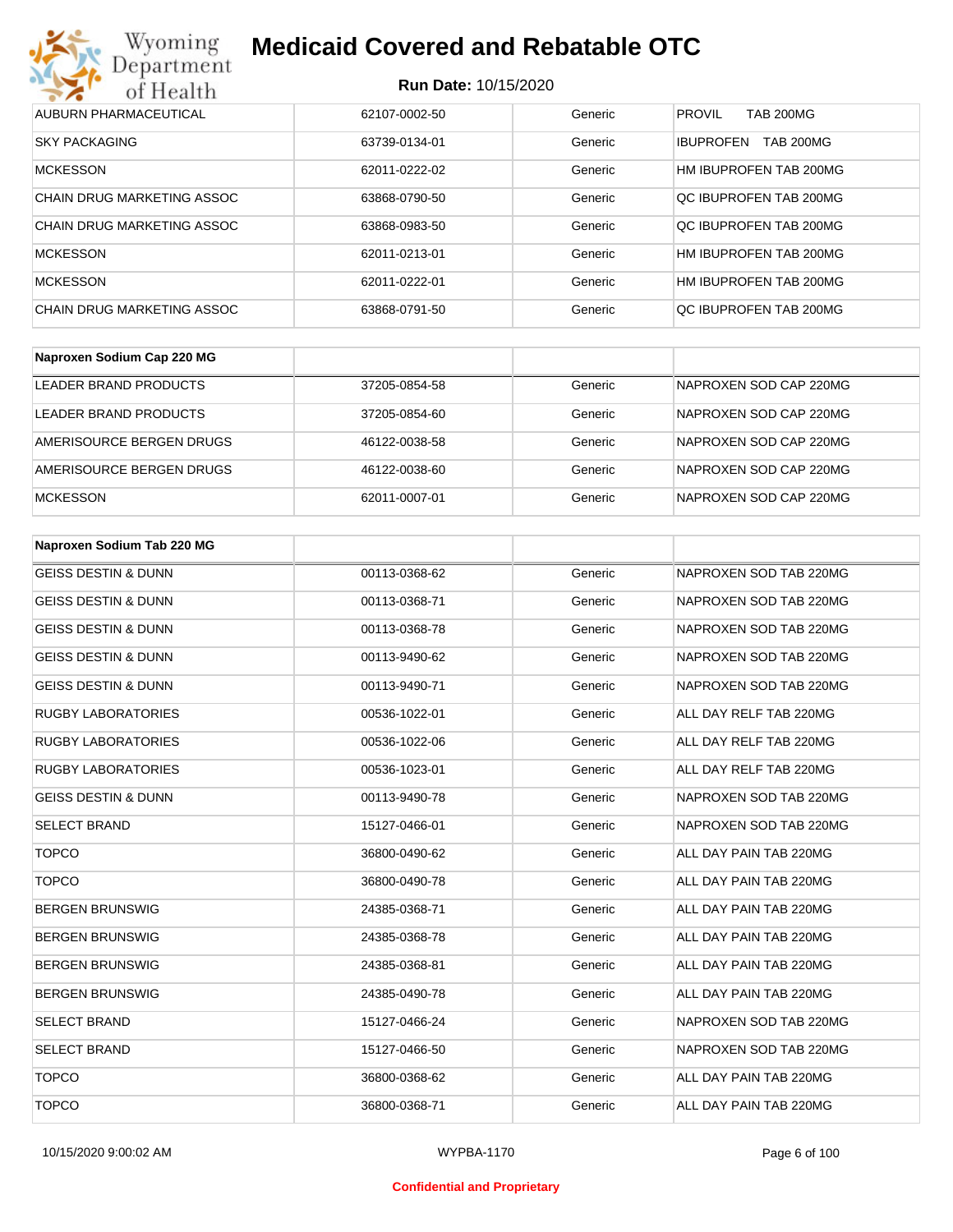| AUBURN PHARMACEUTICAL | 62107-0002-50 | Generic | PROVIL TAB 200MG |
|---|---|---|---|
| SKY PACKAGING | 63739-0134-01 | Generic | IBUPROFEN TAB 200MG |
| MCKESSON | 62011-0222-02 | Generic | HM IBUPROFEN TAB 200MG |
| CHAIN DRUG MARKETING ASSOC | 63868-0790-50 | Generic | QC IBUPROFEN TAB 200MG |
| CHAIN DRUG MARKETING ASSOC | 63868-0983-50 | Generic | QC IBUPROFEN TAB 200MG |
| MCKESSON | 62011-0213-01 | Generic | HM IBUPROFEN TAB 200MG |
| MCKESSON | 62011-0222-01 | Generic | HM IBUPROFEN TAB 200MG |
| CHAIN DRUG MARKETING ASSOC | 63868-0791-50 | Generic | QC IBUPROFEN TAB 200MG |

| Naproxen Sodium Cap 220 MG | | | |
|---|---|---|---|
| LEADER BRAND PRODUCTS | 37205-0854-58 | Generic | NAPROXEN SOD CAP 220MG |
| LEADER BRAND PRODUCTS | 37205-0854-60 | Generic | NAPROXEN SOD CAP 220MG |
| AMERISOURCE BERGEN DRUGS | 46122-0038-58 | Generic | NAPROXEN SOD CAP 220MG |
| AMERISOURCE BERGEN DRUGS | 46122-0038-60 | Generic | NAPROXEN SOD CAP 220MG |
| MCKESSON | 62011-0007-01 | Generic | NAPROXEN SOD CAP 220MG |

| Naproxen Sodium Tab 220 MG | | | |
|---|---|---|---|
| GEISS DESTIN & DUNN | 00113-0368-62 | Generic | NAPROXEN SOD TAB 220MG |
| GEISS DESTIN & DUNN | 00113-0368-71 | Generic | NAPROXEN SOD TAB 220MG |
| GEISS DESTIN & DUNN | 00113-0368-78 | Generic | NAPROXEN SOD TAB 220MG |
| GEISS DESTIN & DUNN | 00113-9490-62 | Generic | NAPROXEN SOD TAB 220MG |
| GEISS DESTIN & DUNN | 00113-9490-71 | Generic | NAPROXEN SOD TAB 220MG |
| RUGBY LABORATORIES | 00536-1022-01 | Generic | ALL DAY RELF TAB 220MG |
| RUGBY LABORATORIES | 00536-1022-06 | Generic | ALL DAY RELF TAB 220MG |
| RUGBY LABORATORIES | 00536-1023-01 | Generic | ALL DAY RELF TAB 220MG |
| GEISS DESTIN & DUNN | 00113-9490-78 | Generic | NAPROXEN SOD TAB 220MG |
| SELECT BRAND | 15127-0466-01 | Generic | NAPROXEN SOD TAB 220MG |
| TOPCO | 36800-0490-62 | Generic | ALL DAY PAIN TAB 220MG |
| TOPCO | 36800-0490-78 | Generic | ALL DAY PAIN TAB 220MG |
| BERGEN BRUNSWIG | 24385-0368-71 | Generic | ALL DAY PAIN TAB 220MG |
| BERGEN BRUNSWIG | 24385-0368-78 | Generic | ALL DAY PAIN TAB 220MG |
| BERGEN BRUNSWIG | 24385-0368-81 | Generic | ALL DAY PAIN TAB 220MG |
| BERGEN BRUNSWIG | 24385-0490-78 | Generic | ALL DAY PAIN TAB 220MG |
| SELECT BRAND | 15127-0466-24 | Generic | NAPROXEN SOD TAB 220MG |
| SELECT BRAND | 15127-0466-50 | Generic | NAPROXEN SOD TAB 220MG |
| TOPCO | 36800-0368-62 | Generic | ALL DAY PAIN TAB 220MG |
| TOPCO | 36800-0368-71 | Generic | ALL DAY PAIN TAB 220MG |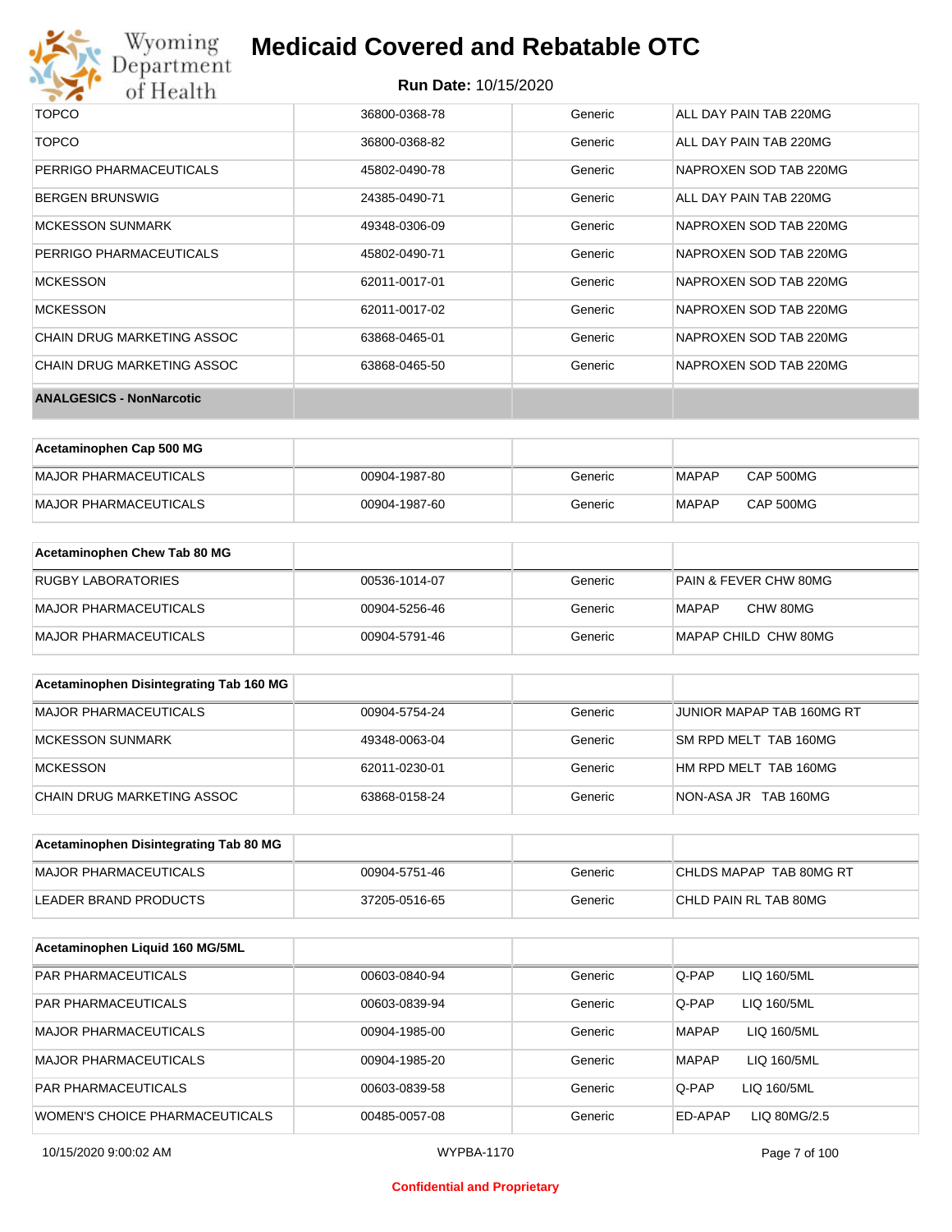| | | | |
|---|---|---|---|
| TOPCO | 36800-0368-78 | Generic | ALL DAY PAIN TAB 220MG |
| TOPCO | 36800-0368-82 | Generic | ALL DAY PAIN TAB 220MG |
| PERRIGO PHARMACEUTICALS | 45802-0490-78 | Generic | NAPROXEN SOD TAB 220MG |
| BERGEN BRUNSWIG | 24385-0490-71 | Generic | ALL DAY PAIN TAB 220MG |
| MCKESSON SUNMARK | 49348-0306-09 | Generic | NAPROXEN SOD TAB 220MG |
| PERRIGO PHARMACEUTICALS | 45802-0490-71 | Generic | NAPROXEN SOD TAB 220MG |
| MCKESSON | 62011-0017-01 | Generic | NAPROXEN SOD TAB 220MG |
| MCKESSON | 62011-0017-02 | Generic | NAPROXEN SOD TAB 220MG |
| CHAIN DRUG MARKETING ASSOC | 63868-0465-01 | Generic | NAPROXEN SOD TAB 220MG |
| CHAIN DRUG MARKETING ASSOC | 63868-0465-50 | Generic | NAPROXEN SOD TAB 220MG |

**ANALGESICS - NonNarcotic**

| Acetaminophen Cap 500 MG | | | |
|---|---|---|---|
| MAJOR PHARMACEUTICALS | 00904-1987-80 | Generic | MAPAP CAP 500MG |
| MAJOR PHARMACEUTICALS | 00904-1987-60 | Generic | MAPAP CAP 500MG |

| Acetaminophen Chew Tab 80 MG | | | |
|---|---|---|---|
| RUGBY LABORATORIES | 00536-1014-07 | Generic | PAIN & FEVER CHW 80MG |
| MAJOR PHARMACEUTICALS | 00904-5256-46 | Generic | MAPAP CHW 80MG |
| MAJOR PHARMACEUTICALS | 00904-5791-46 | Generic | MAPAP CHILD CHW 80MG |

| Acetaminophen Disintegrating Tab 160 MG | | | |
|---|---|---|---|
| MAJOR PHARMACEUTICALS | 00904-5754-24 | Generic | JUNIOR MAPAP TAB 160MG RT |
| MCKESSON SUNMARK | 49348-0063-04 | Generic | SM RPD MELT TAB 160MG |
| MCKESSON | 62011-0230-01 | Generic | HM RPD MELT TAB 160MG |
| CHAIN DRUG MARKETING ASSOC | 63868-0158-24 | Generic | NON-ASA JR TAB 160MG |

| Acetaminophen Disintegrating Tab 80 MG | | | |
|---|---|---|---|
| MAJOR PHARMACEUTICALS | 00904-5751-46 | Generic | CHLDS MAPAP TAB 80MG RT |
| LEADER BRAND PRODUCTS | 37205-0516-65 | Generic | CHLD PAIN RL TAB 80MG |

| Acetaminophen Liquid 160 MG/5ML | | | |
|---|---|---|---|
| PAR PHARMACEUTICALS | 00603-0840-94 | Generic | Q-PAP LIQ 160/5ML |
| PAR PHARMACEUTICALS | 00603-0839-94 | Generic | Q-PAP LIQ 160/5ML |
| MAJOR PHARMACEUTICALS | 00904-1985-00 | Generic | MAPAP LIQ 160/5ML |
| MAJOR PHARMACEUTICALS | 00904-1985-20 | Generic | MAPAP LIQ 160/5ML |
| PAR PHARMACEUTICALS | 00603-0839-58 | Generic | Q-PAP LIQ 160/5ML |
| WOMEN'S CHOICE PHARMACEUTICALS | 00485-0057-08 | Generic | ED-APAP LIQ 80MG/2.5 |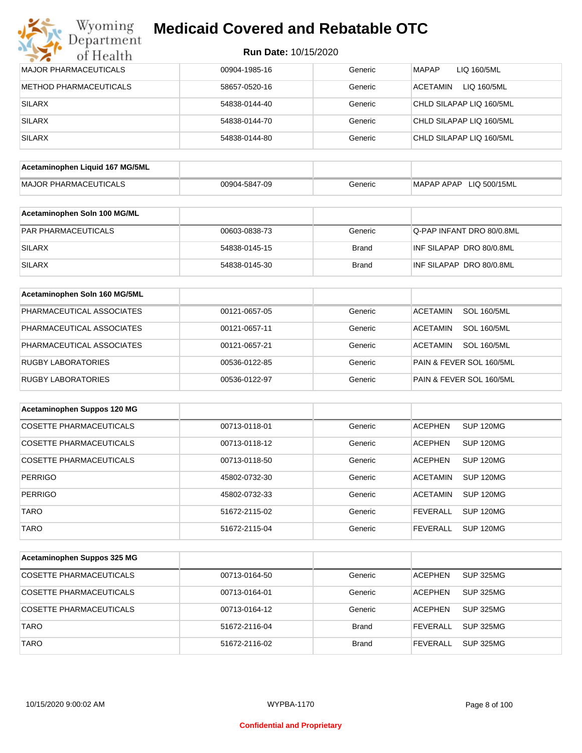# Medicaid Covered and Rebatable OTC

**Run Date:** 10/15/2020

| | | | |
|---|---|---|---|
| MAJOR PHARMACEUTICALS | 00904-1985-16 | Generic | MAPAP LIQ 160/5ML |
| METHOD PHARMACEUTICALS | 58657-0520-16 | Generic | ACETAMIN LIQ 160/5ML |
| SILARX | 54838-0144-40 | Generic | CHLD SILAPAP LIQ 160/5ML |
| SILARX | 54838-0144-70 | Generic | CHLD SILAPAP LIQ 160/5ML |
| SILARX | 54838-0144-80 | Generic | CHLD SILAPAP LIQ 160/5ML |

| Acetaminophen Liquid 167 MG/5ML | | | |
|---|---|---|---|
| MAJOR PHARMACEUTICALS | 00904-5847-09 | Generic | MAPAP APAP LIQ 500/15ML |

| Acetaminophen Soln 100 MG/ML | | | |
|---|---|---|---|
| PAR PHARMACEUTICALS | 00603-0838-73 | Generic | Q-PAP INFANT DRO 80/0.8ML |
| SILARX | 54838-0145-15 | Brand | INF SILAPAP DRO 80/0.8ML |
| SILARX | 54838-0145-30 | Brand | INF SILAPAP DRO 80/0.8ML |

| Acetaminophen Soln 160 MG/5ML | | | |
|---|---|---|---|
| PHARMACEUTICAL ASSOCIATES | 00121-0657-05 | Generic | ACETAMIN SOL 160/5ML |
| PHARMACEUTICAL ASSOCIATES | 00121-0657-11 | Generic | ACETAMIN SOL 160/5ML |
| PHARMACEUTICAL ASSOCIATES | 00121-0657-21 | Generic | ACETAMIN SOL 160/5ML |
| RUGBY LABORATORIES | 00536-0122-85 | Generic | PAIN & FEVER SOL 160/5ML |
| RUGBY LABORATORIES | 00536-0122-97 | Generic | PAIN & FEVER SOL 160/5ML |

| Acetaminophen Suppos 120 MG | | | |
|---|---|---|---|
| COSETTE PHARMACEUTICALS | 00713-0118-01 | Generic | ACEPHEN SUP 120MG |
| COSETTE PHARMACEUTICALS | 00713-0118-12 | Generic | ACEPHEN SUP 120MG |
| COSETTE PHARMACEUTICALS | 00713-0118-50 | Generic | ACEPHEN SUP 120MG |
| PERRIGO | 45802-0732-30 | Generic | ACETAMIN SUP 120MG |
| PERRIGO | 45802-0732-33 | Generic | ACETAMIN SUP 120MG |
| TARO | 51672-2115-02 | Generic | FEVERALL SUP 120MG |
| TARO | 51672-2115-04 | Generic | FEVERALL SUP 120MG |

| Acetaminophen Suppos 325 MG | | | |
|---|---|---|---|
| COSETTE PHARMACEUTICALS | 00713-0164-50 | Generic | ACEPHEN SUP 325MG |
| COSETTE PHARMACEUTICALS | 00713-0164-01 | Generic | ACEPHEN SUP 325MG |
| COSETTE PHARMACEUTICALS | 00713-0164-12 | Generic | ACEPHEN SUP 325MG |
| TARO | 51672-2116-04 | Brand | FEVERALL SUP 325MG |
| TARO | 51672-2116-02 | Brand | FEVERALL SUP 325MG |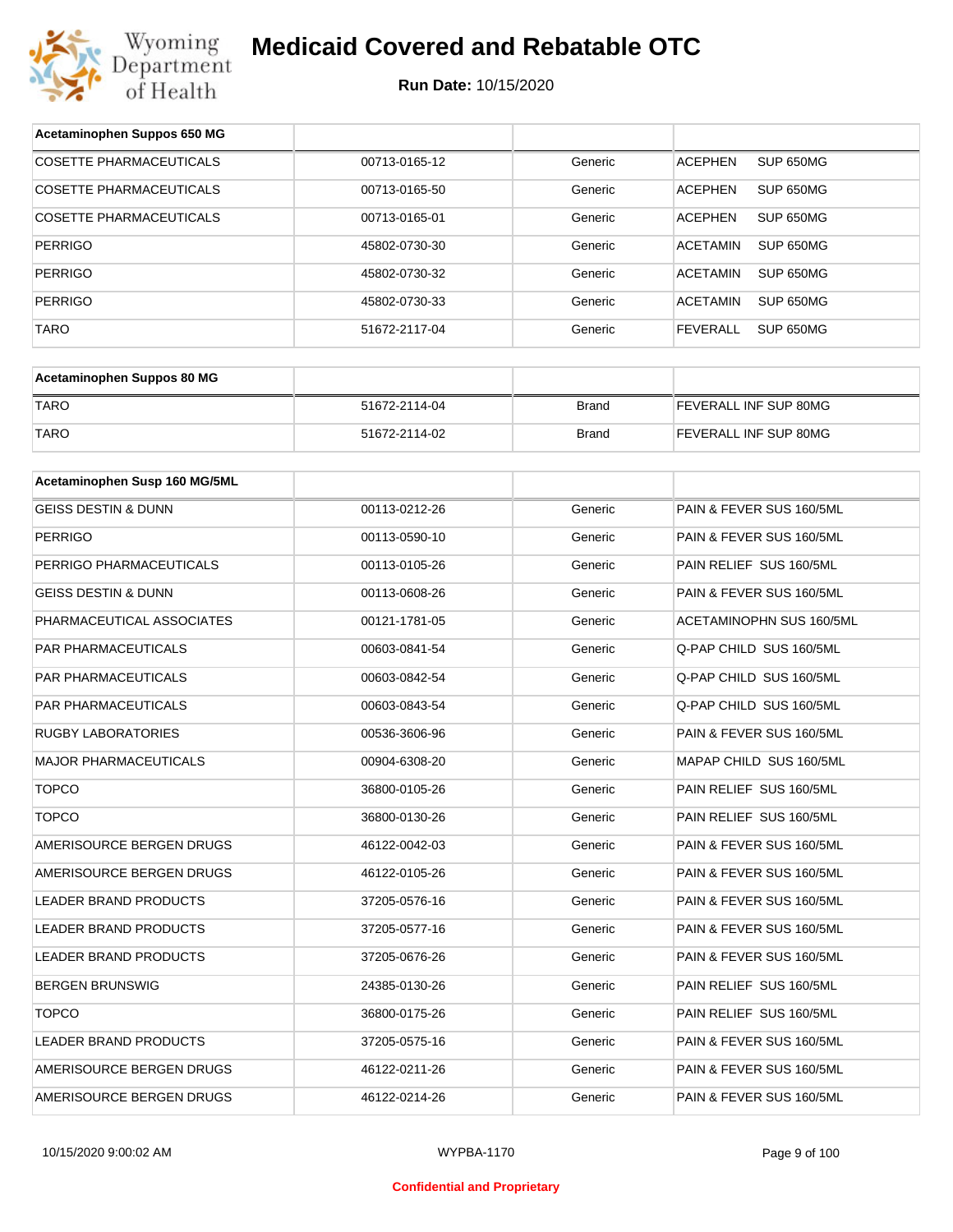# Medicaid Covered and Rebatable OTC

**Run Date:** 10/15/2020

| Acetaminophen Suppos 650 MG | | | |
|---|---|---|---|
| COSETTE PHARMACEUTICALS | 00713-0165-12 | Generic | ACEPHEN SUP 650MG |
| COSETTE PHARMACEUTICALS | 00713-0165-50 | Generic | ACEPHEN SUP 650MG |
| COSETTE PHARMACEUTICALS | 00713-0165-01 | Generic | ACEPHEN SUP 650MG |
| PERRIGO | 45802-0730-30 | Generic | ACETAMIN SUP 650MG |
| PERRIGO | 45802-0730-32 | Generic | ACETAMIN SUP 650MG |
| PERRIGO | 45802-0730-33 | Generic | ACETAMIN SUP 650MG |
| TARO | 51672-2117-04 | Generic | FEVERALL SUP 650MG |

| Acetaminophen Suppos 80 MG | | | |
|---|---|---|---|
| TARO | 51672-2114-04 | Brand | FEVERALL INF SUP 80MG |
| TARO | 51672-2114-02 | Brand | FEVERALL INF SUP 80MG |

| Acetaminophen Susp 160 MG/5ML | | | |
|---|---|---|---|
| GEISS DESTIN & DUNN | 00113-0212-26 | Generic | PAIN & FEVER SUS 160/5ML |
| PERRIGO | 00113-0590-10 | Generic | PAIN & FEVER SUS 160/5ML |
| PERRIGO PHARMACEUTICALS | 00113-0105-26 | Generic | PAIN RELIEF SUS 160/5ML |
| GEISS DESTIN & DUNN | 00113-0608-26 | Generic | PAIN & FEVER SUS 160/5ML |
| PHARMACEUTICAL ASSOCIATES | 00121-1781-05 | Generic | ACETAMINOPHN SUS 160/5ML |
| PAR PHARMACEUTICALS | 00603-0841-54 | Generic | Q-PAP CHILD SUS 160/5ML |
| PAR PHARMACEUTICALS | 00603-0842-54 | Generic | Q-PAP CHILD SUS 160/5ML |
| PAR PHARMACEUTICALS | 00603-0843-54 | Generic | Q-PAP CHILD SUS 160/5ML |
| RUGBY LABORATORIES | 00536-3606-96 | Generic | PAIN & FEVER SUS 160/5ML |
| MAJOR PHARMACEUTICALS | 00904-6308-20 | Generic | MAPAP CHILD SUS 160/5ML |
| TOPCO | 36800-0105-26 | Generic | PAIN RELIEF SUS 160/5ML |
| TOPCO | 36800-0130-26 | Generic | PAIN RELIEF SUS 160/5ML |
| AMERISOURCE BERGEN DRUGS | 46122-0042-03 | Generic | PAIN & FEVER SUS 160/5ML |
| AMERISOURCE BERGEN DRUGS | 46122-0105-26 | Generic | PAIN & FEVER SUS 160/5ML |
| LEADER BRAND PRODUCTS | 37205-0576-16 | Generic | PAIN & FEVER SUS 160/5ML |
| LEADER BRAND PRODUCTS | 37205-0577-16 | Generic | PAIN & FEVER SUS 160/5ML |
| LEADER BRAND PRODUCTS | 37205-0676-26 | Generic | PAIN & FEVER SUS 160/5ML |
| BERGEN BRUNSWIG | 24385-0130-26 | Generic | PAIN RELIEF SUS 160/5ML |
| TOPCO | 36800-0175-26 | Generic | PAIN RELIEF SUS 160/5ML |
| LEADER BRAND PRODUCTS | 37205-0575-16 | Generic | PAIN & FEVER SUS 160/5ML |
| AMERISOURCE BERGEN DRUGS | 46122-0211-26 | Generic | PAIN & FEVER SUS 160/5ML |
| AMERISOURCE BERGEN DRUGS | 46122-0214-26 | Generic | PAIN & FEVER SUS 160/5ML |

10/15/2020 9:00:02 AM WYPBA-1170

Confidential and Proprietary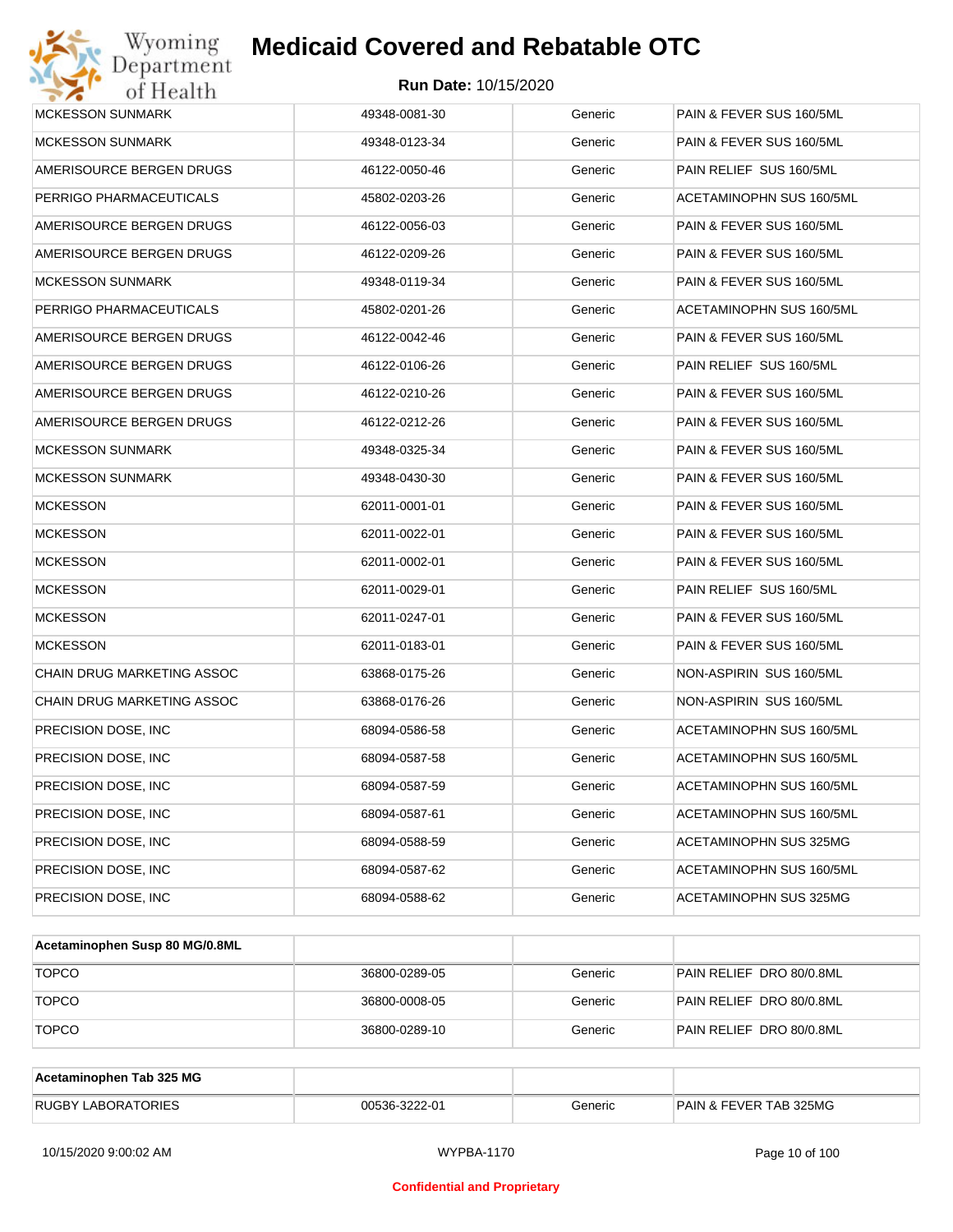| | | | |
|---|---|---|---|
| MCKESSON SUNMARK | 49348-0081-30 | Generic | PAIN & FEVER SUS 160/5ML |
| MCKESSON SUNMARK | 49348-0123-34 | Generic | PAIN & FEVER SUS 160/5ML |
| AMERISOURCE BERGEN DRUGS | 46122-0050-46 | Generic | PAIN RELIEF SUS 160/5ML |
| PERRIGO PHARMACEUTICALS | 45802-0203-26 | Generic | ACETAMINOPHN SUS 160/5ML |
| AMERISOURCE BERGEN DRUGS | 46122-0056-03 | Generic | PAIN & FEVER SUS 160/5ML |
| AMERISOURCE BERGEN DRUGS | 46122-0209-26 | Generic | PAIN & FEVER SUS 160/5ML |
| MCKESSON SUNMARK | 49348-0119-34 | Generic | PAIN & FEVER SUS 160/5ML |
| PERRIGO PHARMACEUTICALS | 45802-0201-26 | Generic | ACETAMINOPHN SUS 160/5ML |
| AMERISOURCE BERGEN DRUGS | 46122-0042-46 | Generic | PAIN & FEVER SUS 160/5ML |
| AMERISOURCE BERGEN DRUGS | 46122-0106-26 | Generic | PAIN RELIEF SUS 160/5ML |
| AMERISOURCE BERGEN DRUGS | 46122-0210-26 | Generic | PAIN & FEVER SUS 160/5ML |
| AMERISOURCE BERGEN DRUGS | 46122-0212-26 | Generic | PAIN & FEVER SUS 160/5ML |
| MCKESSON SUNMARK | 49348-0325-34 | Generic | PAIN & FEVER SUS 160/5ML |
| MCKESSON SUNMARK | 49348-0430-30 | Generic | PAIN & FEVER SUS 160/5ML |
| MCKESSON | 62011-0001-01 | Generic | PAIN & FEVER SUS 160/5ML |
| MCKESSON | 62011-0022-01 | Generic | PAIN & FEVER SUS 160/5ML |
| MCKESSON | 62011-0002-01 | Generic | PAIN & FEVER SUS 160/5ML |
| MCKESSON | 62011-0029-01 | Generic | PAIN RELIEF SUS 160/5ML |
| MCKESSON | 62011-0247-01 | Generic | PAIN & FEVER SUS 160/5ML |
| MCKESSON | 62011-0183-01 | Generic | PAIN & FEVER SUS 160/5ML |
| CHAIN DRUG MARKETING ASSOC | 63868-0175-26 | Generic | NON-ASPIRIN SUS 160/5ML |
| CHAIN DRUG MARKETING ASSOC | 63868-0176-26 | Generic | NON-ASPIRIN SUS 160/5ML |
| PRECISION DOSE, INC | 68094-0586-58 | Generic | ACETAMINOPHN SUS 160/5ML |
| PRECISION DOSE, INC | 68094-0587-58 | Generic | ACETAMINOPHN SUS 160/5ML |
| PRECISION DOSE, INC | 68094-0587-59 | Generic | ACETAMINOPHN SUS 160/5ML |
| PRECISION DOSE, INC | 68094-0587-61 | Generic | ACETAMINOPHN SUS 160/5ML |
| PRECISION DOSE, INC | 68094-0588-59 | Generic | ACETAMINOPHN SUS 325MG |
| PRECISION DOSE, INC | 68094-0587-62 | Generic | ACETAMINOPHN SUS 160/5ML |
| PRECISION DOSE, INC | 68094-0588-62 | Generic | ACETAMINOPHN SUS 325MG |

| **Acetaminophen Susp 80 MG/0.8ML** | | | |
|---|---|---|---|
| TOPCO | 36800-0289-05 | Generic | PAIN RELIEF DRO 80/0.8ML |
| TOPCO | 36800-0008-05 | Generic | PAIN RELIEF DRO 80/0.8ML |
| TOPCO | 36800-0289-10 | Generic | PAIN RELIEF DRO 80/0.8ML |

| **Acetaminophen Tab 325 MG** | | | |
|---|---|---|---|
| RUGBY LABORATORIES | 00536-3222-01 | Generic | PAIN & FEVER TAB 325MG |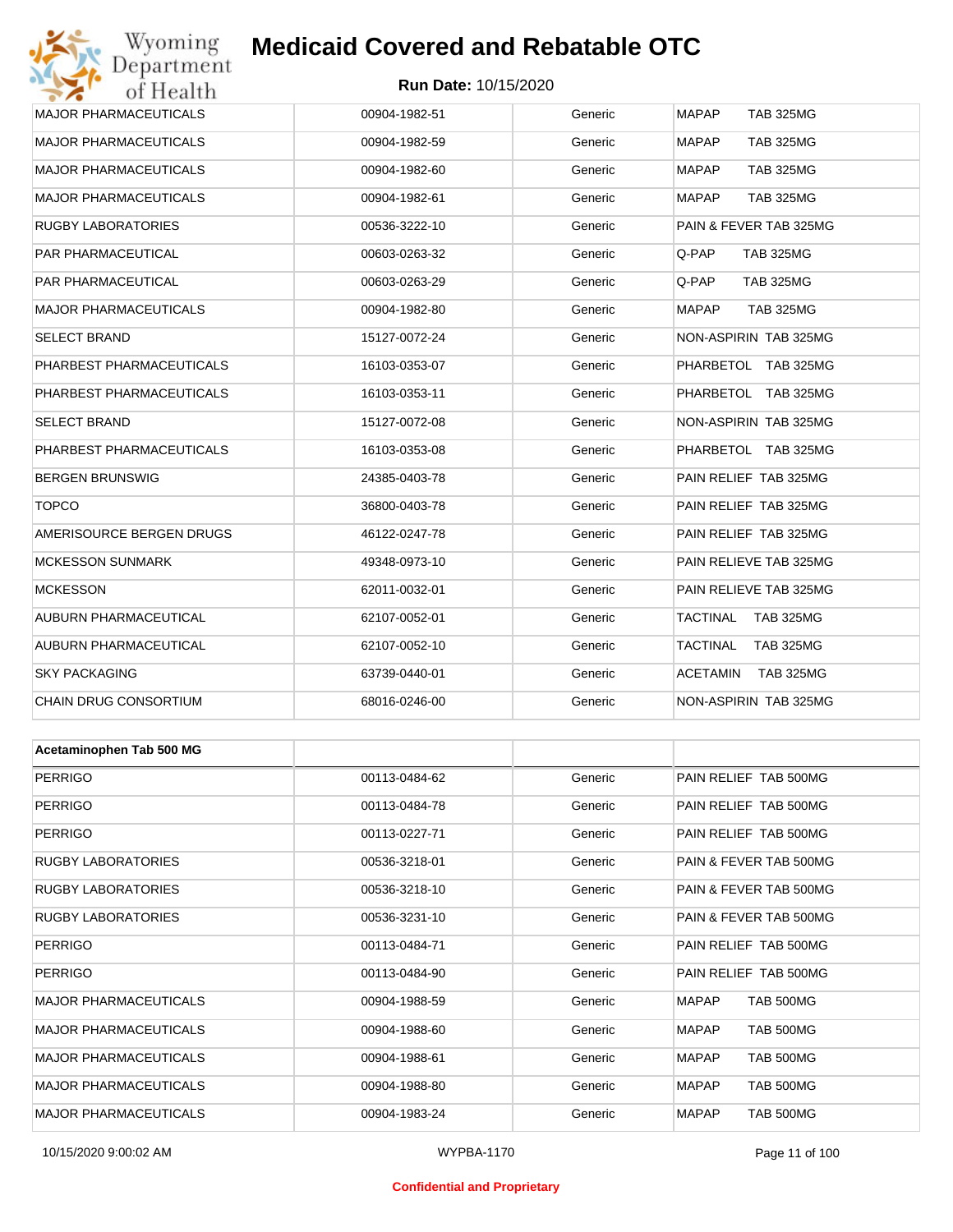| | | | |
|---|---|---|---|
| MAJOR PHARMACEUTICALS | 00904-1982-51 | Generic | MAPAP TAB 325MG |
| MAJOR PHARMACEUTICALS | 00904-1982-59 | Generic | MAPAP TAB 325MG |
| MAJOR PHARMACEUTICALS | 00904-1982-60 | Generic | MAPAP TAB 325MG |
| MAJOR PHARMACEUTICALS | 00904-1982-61 | Generic | MAPAP TAB 325MG |
| RUGBY LABORATORIES | 00536-3222-10 | Generic | PAIN & FEVER TAB 325MG |
| PAR PHARMACEUTICAL | 00603-0263-32 | Generic | Q-PAP TAB 325MG |
| PAR PHARMACEUTICAL | 00603-0263-29 | Generic | Q-PAP TAB 325MG |
| MAJOR PHARMACEUTICALS | 00904-1982-80 | Generic | MAPAP TAB 325MG |
| SELECT BRAND | 15127-0072-24 | Generic | NON-ASPIRIN TAB 325MG |
| PHARBEST PHARMACEUTICALS | 16103-0353-07 | Generic | PHARBETOL TAB 325MG |
| PHARBEST PHARMACEUTICALS | 16103-0353-11 | Generic | PHARBETOL TAB 325MG |
| SELECT BRAND | 15127-0072-08 | Generic | NON-ASPIRIN TAB 325MG |
| PHARBEST PHARMACEUTICALS | 16103-0353-08 | Generic | PHARBETOL TAB 325MG |
| BERGEN BRUNSWIG | 24385-0403-78 | Generic | PAIN RELIEF TAB 325MG |
| TOPCO | 36800-0403-78 | Generic | PAIN RELIEF TAB 325MG |
| AMERISOURCE BERGEN DRUGS | 46122-0247-78 | Generic | PAIN RELIEF TAB 325MG |
| MCKESSON SUNMARK | 49348-0973-10 | Generic | PAIN RELIEVE TAB 325MG |
| MCKESSON | 62011-0032-01 | Generic | PAIN RELIEVE TAB 325MG |
| AUBURN PHARMACEUTICAL | 62107-0052-01 | Generic | TACTINAL TAB 325MG |
| AUBURN PHARMACEUTICAL | 62107-0052-10 | Generic | TACTINAL TAB 325MG |
| SKY PACKAGING | 63739-0440-01 | Generic | ACETAMIN TAB 325MG |
| CHAIN DRUG CONSORTIUM | 68016-0246-00 | Generic | NON-ASPIRIN TAB 325MG |

| **Acetaminophen Tab 500 MG** | | | |
|---|---|---|---|
| PERRIGO | 00113-0484-62 | Generic | PAIN RELIEF TAB 500MG |
| PERRIGO | 00113-0484-78 | Generic | PAIN RELIEF TAB 500MG |
| PERRIGO | 00113-0227-71 | Generic | PAIN RELIEF TAB 500MG |
| RUGBY LABORATORIES | 00536-3218-01 | Generic | PAIN & FEVER TAB 500MG |
| RUGBY LABORATORIES | 00536-3218-10 | Generic | PAIN & FEVER TAB 500MG |
| RUGBY LABORATORIES | 00536-3231-10 | Generic | PAIN & FEVER TAB 500MG |
| PERRIGO | 00113-0484-71 | Generic | PAIN RELIEF TAB 500MG |
| PERRIGO | 00113-0484-90 | Generic | PAIN RELIEF TAB 500MG |
| MAJOR PHARMACEUTICALS | 00904-1988-59 | Generic | MAPAP TAB 500MG |
| MAJOR PHARMACEUTICALS | 00904-1988-60 | Generic | MAPAP TAB 500MG |
| MAJOR PHARMACEUTICALS | 00904-1988-61 | Generic | MAPAP TAB 500MG |
| MAJOR PHARMACEUTICALS | 00904-1988-80 | Generic | MAPAP TAB 500MG |
| MAJOR PHARMACEUTICALS | 00904-1983-24 | Generic | MAPAP TAB 500MG |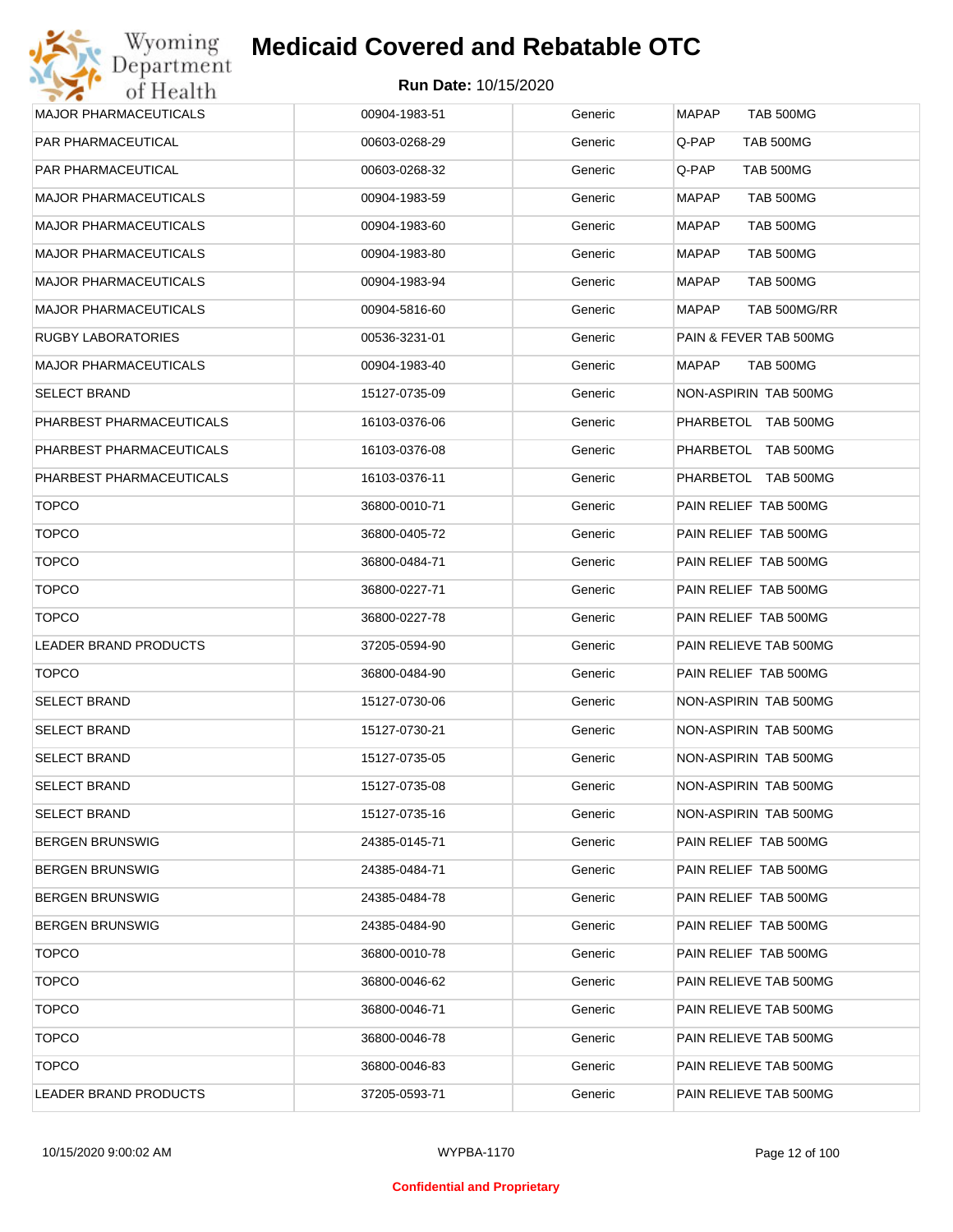| MAJOR PHARMACEUTICALS | 00904-1983-51 | Generic | MAPAP TAB 500MG |
|---|---|---|---|
| PAR PHARMACEUTICAL | 00603-0268-29 | Generic | Q-PAP TAB 500MG |
| PAR PHARMACEUTICAL | 00603-0268-32 | Generic | Q-PAP TAB 500MG |
| MAJOR PHARMACEUTICALS | 00904-1983-59 | Generic | MAPAP TAB 500MG |
| MAJOR PHARMACEUTICALS | 00904-1983-60 | Generic | MAPAP TAB 500MG |
| MAJOR PHARMACEUTICALS | 00904-1983-80 | Generic | MAPAP TAB 500MG |
| MAJOR PHARMACEUTICALS | 00904-1983-94 | Generic | MAPAP TAB 500MG |
| MAJOR PHARMACEUTICALS | 00904-5816-60 | Generic | MAPAP TAB 500MG/RR |
| RUGBY LABORATORIES | 00536-3231-01 | Generic | PAIN & FEVER TAB 500MG |
| MAJOR PHARMACEUTICALS | 00904-1983-40 | Generic | MAPAP TAB 500MG |
| SELECT BRAND | 15127-0735-09 | Generic | NON-ASPIRIN TAB 500MG |
| PHARBEST PHARMACEUTICALS | 16103-0376-06 | Generic | PHARBETOL TAB 500MG |
| PHARBEST PHARMACEUTICALS | 16103-0376-08 | Generic | PHARBETOL TAB 500MG |
| PHARBEST PHARMACEUTICALS | 16103-0376-11 | Generic | PHARBETOL TAB 500MG |
| TOPCO | 36800-0010-71 | Generic | PAIN RELIEF TAB 500MG |
| TOPCO | 36800-0405-72 | Generic | PAIN RELIEF TAB 500MG |
| TOPCO | 36800-0484-71 | Generic | PAIN RELIEF TAB 500MG |
| TOPCO | 36800-0227-71 | Generic | PAIN RELIEF TAB 500MG |
| TOPCO | 36800-0227-78 | Generic | PAIN RELIEF TAB 500MG |
| LEADER BRAND PRODUCTS | 37205-0594-90 | Generic | PAIN RELIEVE TAB 500MG |
| TOPCO | 36800-0484-90 | Generic | PAIN RELIEF TAB 500MG |
| SELECT BRAND | 15127-0730-06 | Generic | NON-ASPIRIN TAB 500MG |
| SELECT BRAND | 15127-0730-21 | Generic | NON-ASPIRIN TAB 500MG |
| SELECT BRAND | 15127-0735-05 | Generic | NON-ASPIRIN TAB 500MG |
| SELECT BRAND | 15127-0735-08 | Generic | NON-ASPIRIN TAB 500MG |
| SELECT BRAND | 15127-0735-16 | Generic | NON-ASPIRIN TAB 500MG |
| BERGEN BRUNSWIG | 24385-0145-71 | Generic | PAIN RELIEF TAB 500MG |
| BERGEN BRUNSWIG | 24385-0484-71 | Generic | PAIN RELIEF TAB 500MG |
| BERGEN BRUNSWIG | 24385-0484-78 | Generic | PAIN RELIEF TAB 500MG |
| BERGEN BRUNSWIG | 24385-0484-90 | Generic | PAIN RELIEF TAB 500MG |
| TOPCO | 36800-0010-78 | Generic | PAIN RELIEF TAB 500MG |
| TOPCO | 36800-0046-62 | Generic | PAIN RELIEVE TAB 500MG |
| TOPCO | 36800-0046-71 | Generic | PAIN RELIEVE TAB 500MG |
| TOPCO | 36800-0046-78 | Generic | PAIN RELIEVE TAB 500MG |
| TOPCO | 36800-0046-83 | Generic | PAIN RELIEVE TAB 500MG |
| LEADER BRAND PRODUCTS | 37205-0593-71 | Generic | PAIN RELIEVE TAB 500MG |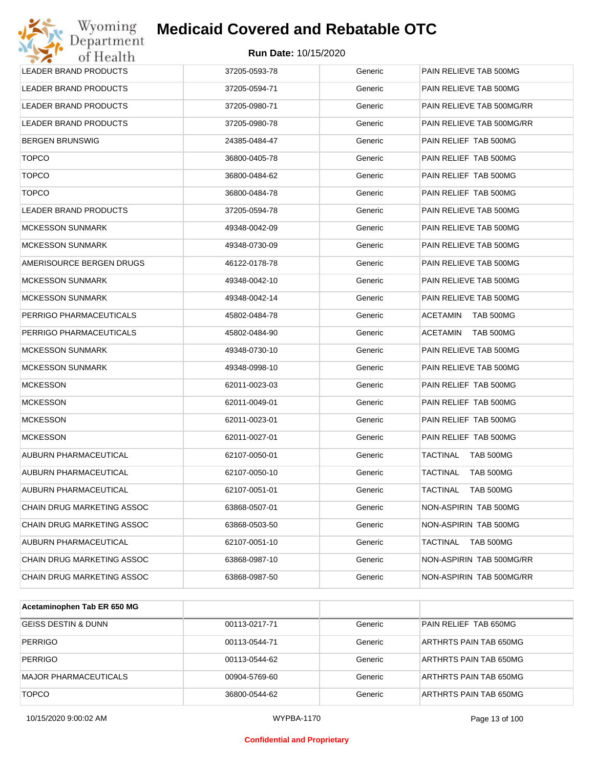| | | | |
|---|---|---|---|
| LEADER BRAND PRODUCTS | 37205-0593-78 | Generic | PAIN RELIEVE TAB 500MG |
| LEADER BRAND PRODUCTS | 37205-0594-71 | Generic | PAIN RELIEVE TAB 500MG |
| LEADER BRAND PRODUCTS | 37205-0980-71 | Generic | PAIN RELIEVE TAB 500MG/RR |
| LEADER BRAND PRODUCTS | 37205-0980-78 | Generic | PAIN RELIEVE TAB 500MG/RR |
| BERGEN BRUNSWIG | 24385-0484-47 | Generic | PAIN RELIEF TAB 500MG |
| TOPCO | 36800-0405-78 | Generic | PAIN RELIEF TAB 500MG |
| TOPCO | 36800-0484-62 | Generic | PAIN RELIEF TAB 500MG |
| TOPCO | 36800-0484-78 | Generic | PAIN RELIEF TAB 500MG |
| LEADER BRAND PRODUCTS | 37205-0594-78 | Generic | PAIN RELIEVE TAB 500MG |
| MCKESSON SUNMARK | 49348-0042-09 | Generic | PAIN RELIEVE TAB 500MG |
| MCKESSON SUNMARK | 49348-0730-09 | Generic | PAIN RELIEVE TAB 500MG |
| AMERISOURCE BERGEN DRUGS | 46122-0178-78 | Generic | PAIN RELIEVE TAB 500MG |
| MCKESSON SUNMARK | 49348-0042-10 | Generic | PAIN RELIEVE TAB 500MG |
| MCKESSON SUNMARK | 49348-0042-14 | Generic | PAIN RELIEVE TAB 500MG |
| PERRIGO PHARMACEUTICALS | 45802-0484-78 | Generic | ACETAMIN TAB 500MG |
| PERRIGO PHARMACEUTICALS | 45802-0484-90 | Generic | ACETAMIN TAB 500MG |
| MCKESSON SUNMARK | 49348-0730-10 | Generic | PAIN RELIEVE TAB 500MG |
| MCKESSON SUNMARK | 49348-0998-10 | Generic | PAIN RELIEVE TAB 500MG |
| MCKESSON | 62011-0023-03 | Generic | PAIN RELIEF TAB 500MG |
| MCKESSON | 62011-0049-01 | Generic | PAIN RELIEF TAB 500MG |
| MCKESSON | 62011-0023-01 | Generic | PAIN RELIEF TAB 500MG |
| MCKESSON | 62011-0027-01 | Generic | PAIN RELIEF TAB 500MG |
| AUBURN PHARMACEUTICAL | 62107-0050-01 | Generic | TACTINAL TAB 500MG |
| AUBURN PHARMACEUTICAL | 62107-0050-10 | Generic | TACTINAL TAB 500MG |
| AUBURN PHARMACEUTICAL | 62107-0051-01 | Generic | TACTINAL TAB 500MG |
| CHAIN DRUG MARKETING ASSOC | 63868-0507-01 | Generic | NON-ASPIRIN TAB 500MG |
| CHAIN DRUG MARKETING ASSOC | 63868-0503-50 | Generic | NON-ASPIRIN TAB 500MG |
| AUBURN PHARMACEUTICAL | 62107-0051-10 | Generic | TACTINAL TAB 500MG |
| CHAIN DRUG MARKETING ASSOC | 63868-0987-10 | Generic | NON-ASPIRIN TAB 500MG/RR |
| CHAIN DRUG MARKETING ASSOC | 63868-0987-50 | Generic | NON-ASPIRIN TAB 500MG/RR |

| **Acetaminophen Tab ER 650 MG** | | | |
|---|---|---|---|
| GEISS DESTIN & DUNN | 00113-0217-71 | Generic | PAIN RELIEF TAB 650MG |
| PERRIGO | 00113-0544-71 | Generic | ARTHRTS PAIN TAB 650MG |
| PERRIGO | 00113-0544-62 | Generic | ARTHRTS PAIN TAB 650MG |
| MAJOR PHARMACEUTICALS | 00904-5769-60 | Generic | ARTHRTS PAIN TAB 650MG |
| TOPCO | 36800-0544-62 | Generic | ARTHRTS PAIN TAB 650MG |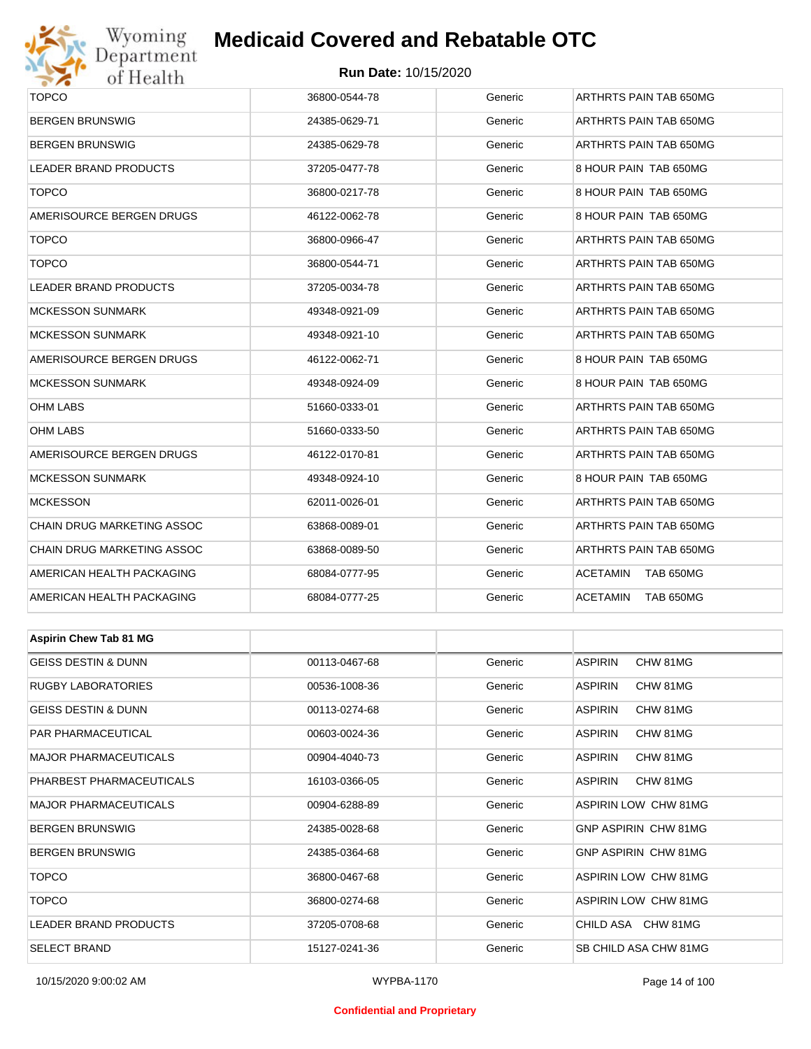| | | | |
|---|---|---|---|
| TOPCO | 36800-0544-78 | Generic | ARTHRTS PAIN TAB 650MG |
| BERGEN BRUNSWIG | 24385-0629-71 | Generic | ARTHRTS PAIN TAB 650MG |
| BERGEN BRUNSWIG | 24385-0629-78 | Generic | ARTHRTS PAIN TAB 650MG |
| LEADER BRAND PRODUCTS | 37205-0477-78 | Generic | 8 HOUR PAIN TAB 650MG |
| TOPCO | 36800-0217-78 | Generic | 8 HOUR PAIN TAB 650MG |
| AMERISOURCE BERGEN DRUGS | 46122-0062-78 | Generic | 8 HOUR PAIN TAB 650MG |
| TOPCO | 36800-0966-47 | Generic | ARTHRTS PAIN TAB 650MG |
| TOPCO | 36800-0544-71 | Generic | ARTHRTS PAIN TAB 650MG |
| LEADER BRAND PRODUCTS | 37205-0034-78 | Generic | ARTHRTS PAIN TAB 650MG |
| MCKESSON SUNMARK | 49348-0921-09 | Generic | ARTHRTS PAIN TAB 650MG |
| MCKESSON SUNMARK | 49348-0921-10 | Generic | ARTHRTS PAIN TAB 650MG |
| AMERISOURCE BERGEN DRUGS | 46122-0062-71 | Generic | 8 HOUR PAIN TAB 650MG |
| MCKESSON SUNMARK | 49348-0924-09 | Generic | 8 HOUR PAIN TAB 650MG |
| OHM LABS | 51660-0333-01 | Generic | ARTHRTS PAIN TAB 650MG |
| OHM LABS | 51660-0333-50 | Generic | ARTHRTS PAIN TAB 650MG |
| AMERISOURCE BERGEN DRUGS | 46122-0170-81 | Generic | ARTHRTS PAIN TAB 650MG |
| MCKESSON SUNMARK | 49348-0924-10 | Generic | 8 HOUR PAIN TAB 650MG |
| MCKESSON | 62011-0026-01 | Generic | ARTHRTS PAIN TAB 650MG |
| CHAIN DRUG MARKETING ASSOC | 63868-0089-01 | Generic | ARTHRTS PAIN TAB 650MG |
| CHAIN DRUG MARKETING ASSOC | 63868-0089-50 | Generic | ARTHRTS PAIN TAB 650MG |
| AMERICAN HEALTH PACKAGING | 68084-0777-95 | Generic | ACETAMIN TAB 650MG |
| AMERICAN HEALTH PACKAGING | 68084-0777-25 | Generic | ACETAMIN TAB 650MG |

| **Aspirin Chew Tab 81 MG** | | | |
|---|---|---|---|
| GEISS DESTIN & DUNN | 00113-0467-68 | Generic | ASPIRIN CHW 81MG |
| RUGBY LABORATORIES | 00536-1008-36 | Generic | ASPIRIN CHW 81MG |
| GEISS DESTIN & DUNN | 00113-0274-68 | Generic | ASPIRIN CHW 81MG |
| PAR PHARMACEUTICAL | 00603-0024-36 | Generic | ASPIRIN CHW 81MG |
| MAJOR PHARMACEUTICALS | 00904-4040-73 | Generic | ASPIRIN CHW 81MG |
| PHARBEST PHARMACEUTICALS | 16103-0366-05 | Generic | ASPIRIN CHW 81MG |
| MAJOR PHARMACEUTICALS | 00904-6288-89 | Generic | ASPIRIN LOW CHW 81MG |
| BERGEN BRUNSWIG | 24385-0028-68 | Generic | GNP ASPIRIN CHW 81MG |
| BERGEN BRUNSWIG | 24385-0364-68 | Generic | GNP ASPIRIN CHW 81MG |
| TOPCO | 36800-0467-68 | Generic | ASPIRIN LOW CHW 81MG |
| TOPCO | 36800-0274-68 | Generic | ASPIRIN LOW CHW 81MG |
| LEADER BRAND PRODUCTS | 37205-0708-68 | Generic | CHILD ASA CHW 81MG |
| SELECT BRAND | 15127-0241-36 | Generic | SB CHILD ASA CHW 81MG |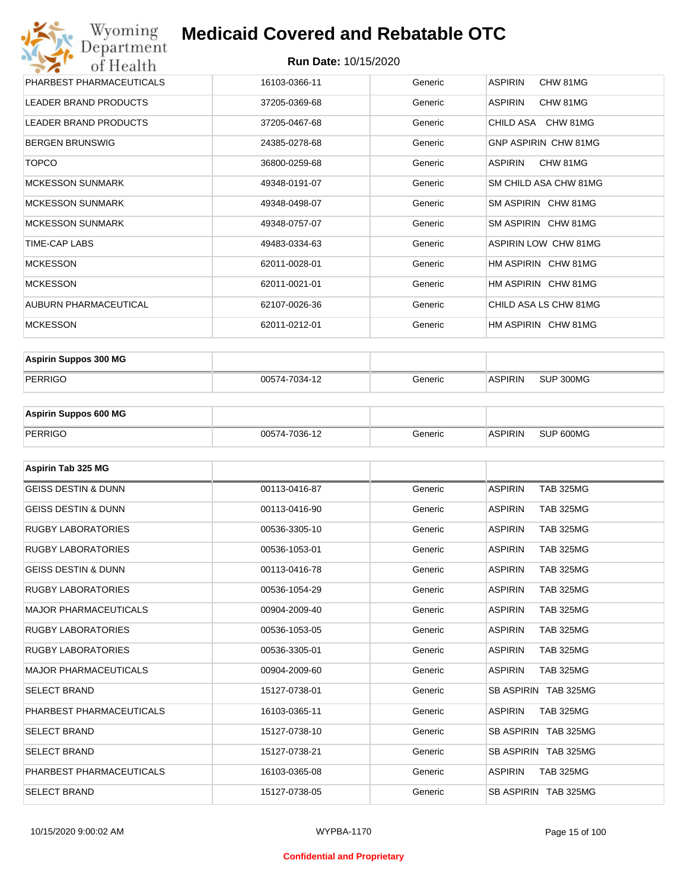| | | | |
|---|---|---|---|
| PHARBEST PHARMACEUTICALS | 16103-0366-11 | Generic | ASPIRIN CHW 81MG |
| LEADER BRAND PRODUCTS | 37205-0369-68 | Generic | ASPIRIN CHW 81MG |
| LEADER BRAND PRODUCTS | 37205-0467-68 | Generic | CHILD ASA CHW 81MG |
| BERGEN BRUNSWIG | 24385-0278-68 | Generic | GNP ASPIRIN CHW 81MG |
| TOPCO | 36800-0259-68 | Generic | ASPIRIN CHW 81MG |
| MCKESSON SUNMARK | 49348-0191-07 | Generic | SM CHILD ASA CHW 81MG |
| MCKESSON SUNMARK | 49348-0498-07 | Generic | SM ASPIRIN CHW 81MG |
| MCKESSON SUNMARK | 49348-0757-07 | Generic | SM ASPIRIN CHW 81MG |
| TIME-CAP LABS | 49483-0334-63 | Generic | ASPIRIN LOW CHW 81MG |
| MCKESSON | 62011-0028-01 | Generic | HM ASPIRIN CHW 81MG |
| MCKESSON | 62011-0021-01 | Generic | HM ASPIRIN CHW 81MG |
| AUBURN PHARMACEUTICAL | 62107-0026-36 | Generic | CHILD ASA LS CHW 81MG |
| MCKESSON | 62011-0212-01 | Generic | HM ASPIRIN CHW 81MG |

| **Aspirin Suppos 300 MG** | | | |
|---|---|---|---|
| PERRIGO | 00574-7034-12 | Generic | ASPIRIN SUP 300MG |

| **Aspirin Suppos 600 MG** | | | |
|---|---|---|---|
| PERRIGO | 00574-7036-12 | Generic | ASPIRIN SUP 600MG |

| **Aspirin Tab 325 MG** | | | |
|---|---|---|---|
| GEISS DESTIN & DUNN | 00113-0416-87 | Generic | ASPIRIN TAB 325MG |
| GEISS DESTIN & DUNN | 00113-0416-90 | Generic | ASPIRIN TAB 325MG |
| RUGBY LABORATORIES | 00536-3305-10 | Generic | ASPIRIN TAB 325MG |
| RUGBY LABORATORIES | 00536-1053-01 | Generic | ASPIRIN TAB 325MG |
| GEISS DESTIN & DUNN | 00113-0416-78 | Generic | ASPIRIN TAB 325MG |
| RUGBY LABORATORIES | 00536-1054-29 | Generic | ASPIRIN TAB 325MG |
| MAJOR PHARMACEUTICALS | 00904-2009-40 | Generic | ASPIRIN TAB 325MG |
| RUGBY LABORATORIES | 00536-1053-05 | Generic | ASPIRIN TAB 325MG |
| RUGBY LABORATORIES | 00536-3305-01 | Generic | ASPIRIN TAB 325MG |
| MAJOR PHARMACEUTICALS | 00904-2009-60 | Generic | ASPIRIN TAB 325MG |
| SELECT BRAND | 15127-0738-01 | Generic | SB ASPIRIN TAB 325MG |
| PHARBEST PHARMACEUTICALS | 16103-0365-11 | Generic | ASPIRIN TAB 325MG |
| SELECT BRAND | 15127-0738-10 | Generic | SB ASPIRIN TAB 325MG |
| SELECT BRAND | 15127-0738-21 | Generic | SB ASPIRIN TAB 325MG |
| PHARBEST PHARMACEUTICALS | 16103-0365-08 | Generic | ASPIRIN TAB 325MG |
| SELECT BRAND | 15127-0738-05 | Generic | SB ASPIRIN TAB 325MG |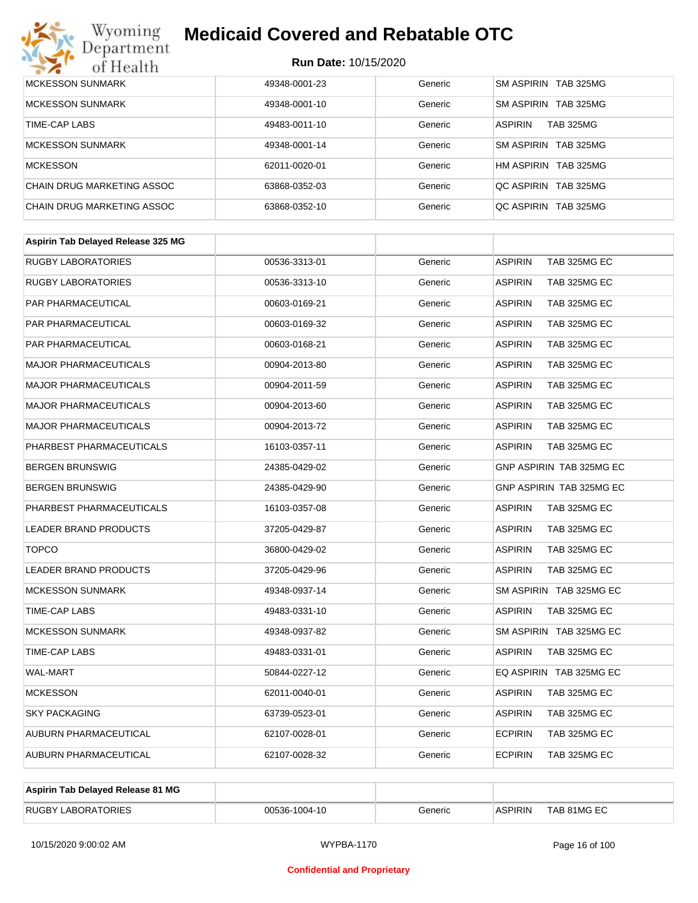| | | | |
|---|---|---|---|
| MCKESSON SUNMARK | 49348-0001-23 | Generic | SM ASPIRIN TAB 325MG |
| MCKESSON SUNMARK | 49348-0001-10 | Generic | SM ASPIRIN TAB 325MG |
| TIME-CAP LABS | 49483-0011-10 | Generic | ASPIRIN TAB 325MG |
| MCKESSON SUNMARK | 49348-0001-14 | Generic | SM ASPIRIN TAB 325MG |
| MCKESSON | 62011-0020-01 | Generic | HM ASPIRIN TAB 325MG |
| CHAIN DRUG MARKETING ASSOC | 63868-0352-03 | Generic | QC ASPIRIN TAB 325MG |
| CHAIN DRUG MARKETING ASSOC | 63868-0352-10 | Generic | QC ASPIRIN TAB 325MG |

| **Aspirin Tab Delayed Release 325 MG** | | | |
|---|---|---|---|
| RUGBY LABORATORIES | 00536-3313-01 | Generic | ASPIRIN TAB 325MG EC |
| RUGBY LABORATORIES | 00536-3313-10 | Generic | ASPIRIN TAB 325MG EC |
| PAR PHARMACEUTICAL | 00603-0169-21 | Generic | ASPIRIN TAB 325MG EC |
| PAR PHARMACEUTICAL | 00603-0169-32 | Generic | ASPIRIN TAB 325MG EC |
| PAR PHARMACEUTICAL | 00603-0168-21 | Generic | ASPIRIN TAB 325MG EC |
| MAJOR PHARMACEUTICALS | 00904-2013-80 | Generic | ASPIRIN TAB 325MG EC |
| MAJOR PHARMACEUTICALS | 00904-2011-59 | Generic | ASPIRIN TAB 325MG EC |
| MAJOR PHARMACEUTICALS | 00904-2013-60 | Generic | ASPIRIN TAB 325MG EC |
| MAJOR PHARMACEUTICALS | 00904-2013-72 | Generic | ASPIRIN TAB 325MG EC |
| PHARBEST PHARMACEUTICALS | 16103-0357-11 | Generic | ASPIRIN TAB 325MG EC |
| BERGEN BRUNSWIG | 24385-0429-02 | Generic | GNP ASPIRIN TAB 325MG EC |
| BERGEN BRUNSWIG | 24385-0429-90 | Generic | GNP ASPIRIN TAB 325MG EC |
| PHARBEST PHARMACEUTICALS | 16103-0357-08 | Generic | ASPIRIN TAB 325MG EC |
| LEADER BRAND PRODUCTS | 37205-0429-87 | Generic | ASPIRIN TAB 325MG EC |
| TOPCO | 36800-0429-02 | Generic | ASPIRIN TAB 325MG EC |
| LEADER BRAND PRODUCTS | 37205-0429-96 | Generic | ASPIRIN TAB 325MG EC |
| MCKESSON SUNMARK | 49348-0937-14 | Generic | SM ASPIRIN TAB 325MG EC |
| TIME-CAP LABS | 49483-0331-10 | Generic | ASPIRIN TAB 325MG EC |
| MCKESSON SUNMARK | 49348-0937-82 | Generic | SM ASPIRIN TAB 325MG EC |
| TIME-CAP LABS | 49483-0331-01 | Generic | ASPIRIN TAB 325MG EC |
| WAL-MART | 50844-0227-12 | Generic | EQ ASPIRIN TAB 325MG EC |
| MCKESSON | 62011-0040-01 | Generic | ASPIRIN TAB 325MG EC |
| SKY PACKAGING | 63739-0523-01 | Generic | ASPIRIN TAB 325MG EC |
| AUBURN PHARMACEUTICAL | 62107-0028-01 | Generic | ECPIRIN TAB 325MG EC |
| AUBURN PHARMACEUTICAL | 62107-0028-32 | Generic | ECPIRIN TAB 325MG EC |

| **Aspirin Tab Delayed Release 81 MG** | | | |
|---|---|---|---|
| RUGBY LABORATORIES | 00536-1004-10 | Generic | ASPIRIN TAB 81MG EC |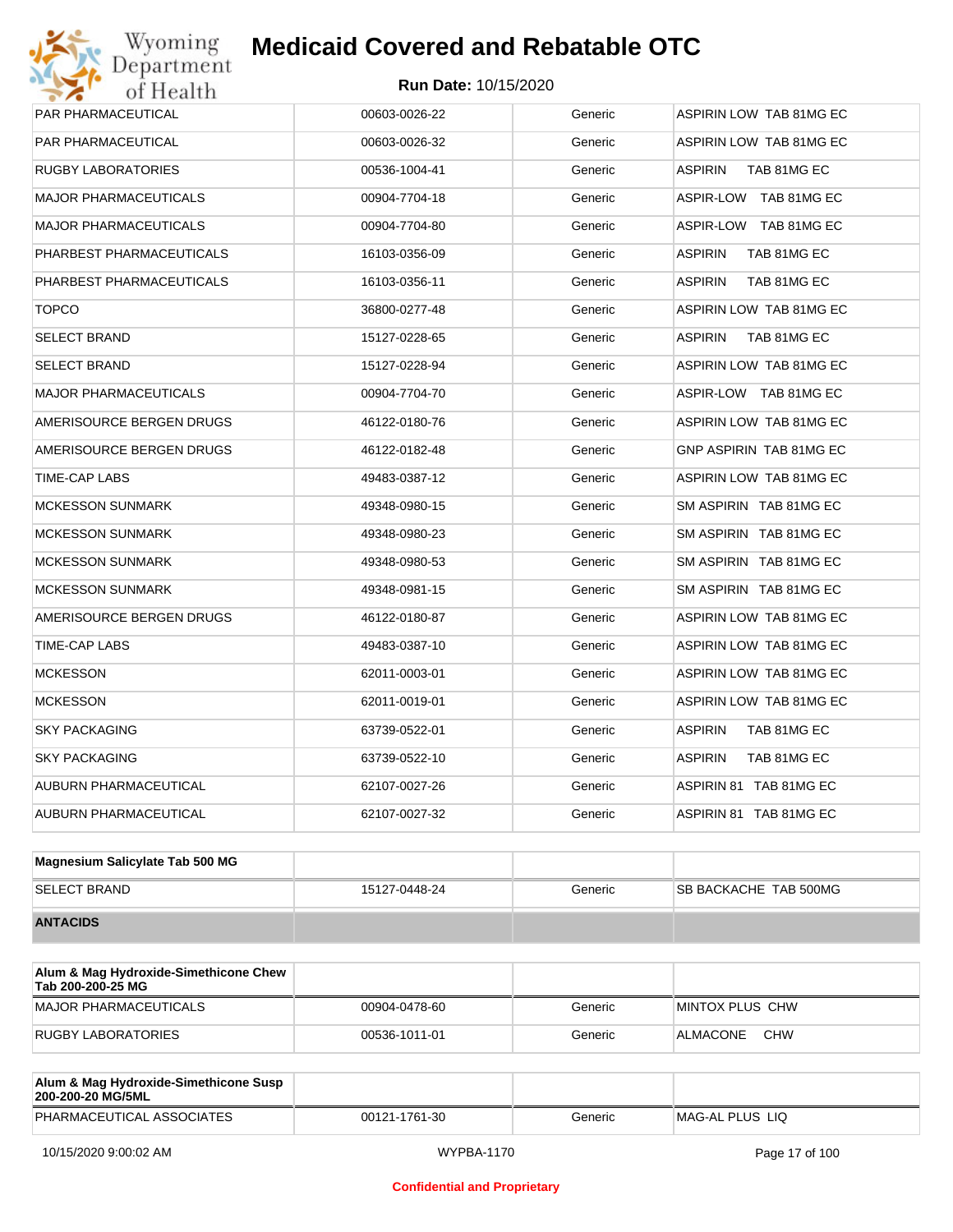# Medicaid Covered and Rebatable OTC

**Run Date:** 10/15/2020

| | | | |
|---|---|---|---|
| PAR PHARMACEUTICAL | 00603-0026-22 | Generic | ASPIRIN LOW TAB 81MG EC |
| PAR PHARMACEUTICAL | 00603-0026-32 | Generic | ASPIRIN LOW TAB 81MG EC |
| RUGBY LABORATORIES | 00536-1004-41 | Generic | ASPIRIN TAB 81MG EC |
| MAJOR PHARMACEUTICALS | 00904-7704-18 | Generic | ASPIR-LOW TAB 81MG EC |
| MAJOR PHARMACEUTICALS | 00904-7704-80 | Generic | ASPIR-LOW TAB 81MG EC |
| PHARBEST PHARMACEUTICALS | 16103-0356-09 | Generic | ASPIRIN TAB 81MG EC |
| PHARBEST PHARMACEUTICALS | 16103-0356-11 | Generic | ASPIRIN TAB 81MG EC |
| TOPCO | 36800-0277-48 | Generic | ASPIRIN LOW TAB 81MG EC |
| SELECT BRAND | 15127-0228-65 | Generic | ASPIRIN TAB 81MG EC |
| SELECT BRAND | 15127-0228-94 | Generic | ASPIRIN LOW TAB 81MG EC |
| MAJOR PHARMACEUTICALS | 00904-7704-70 | Generic | ASPIR-LOW TAB 81MG EC |
| AMERISOURCE BERGEN DRUGS | 46122-0180-76 | Generic | ASPIRIN LOW TAB 81MG EC |
| AMERISOURCE BERGEN DRUGS | 46122-0182-48 | Generic | GNP ASPIRIN TAB 81MG EC |
| TIME-CAP LABS | 49483-0387-12 | Generic | ASPIRIN LOW TAB 81MG EC |
| MCKESSON SUNMARK | 49348-0980-15 | Generic | SM ASPIRIN TAB 81MG EC |
| MCKESSON SUNMARK | 49348-0980-23 | Generic | SM ASPIRIN TAB 81MG EC |
| MCKESSON SUNMARK | 49348-0980-53 | Generic | SM ASPIRIN TAB 81MG EC |
| MCKESSON SUNMARK | 49348-0981-15 | Generic | SM ASPIRIN TAB 81MG EC |
| AMERISOURCE BERGEN DRUGS | 46122-0180-87 | Generic | ASPIRIN LOW TAB 81MG EC |
| TIME-CAP LABS | 49483-0387-10 | Generic | ASPIRIN LOW TAB 81MG EC |
| MCKESSON | 62011-0003-01 | Generic | ASPIRIN LOW TAB 81MG EC |
| MCKESSON | 62011-0019-01 | Generic | ASPIRIN LOW TAB 81MG EC |
| SKY PACKAGING | 63739-0522-01 | Generic | ASPIRIN TAB 81MG EC |
| SKY PACKAGING | 63739-0522-10 | Generic | ASPIRIN TAB 81MG EC |
| AUBURN PHARMACEUTICAL | 62107-0027-26 | Generic | ASPIRIN 81 TAB 81MG EC |
| AUBURN PHARMACEUTICAL | 62107-0027-32 | Generic | ASPIRIN 81 TAB 81MG EC |

| **Magnesium Salicylate Tab 500 MG** | | | |
|---|---|---|---|
| SELECT BRAND | 15127-0448-24 | Generic | SB BACKACHE TAB 500MG |
| **ANTACIDS** | | | |

| **Alum & Mag Hydroxide-Simethicone Chew Tab 200-200-25 MG** | | | |
|---|---|---|---|
| MAJOR PHARMACEUTICALS | 00904-0478-60 | Generic | MINTOX PLUS CHW |
| RUGBY LABORATORIES | 00536-1011-01 | Generic | ALMACONE CHW |

| **Alum & Mag Hydroxide-Simethicone Susp 200-200-20 MG/5ML** | | | |
|---|---|---|---|
| PHARMACEUTICAL ASSOCIATES | 00121-1761-30 | Generic | MAG-AL PLUS LIQ |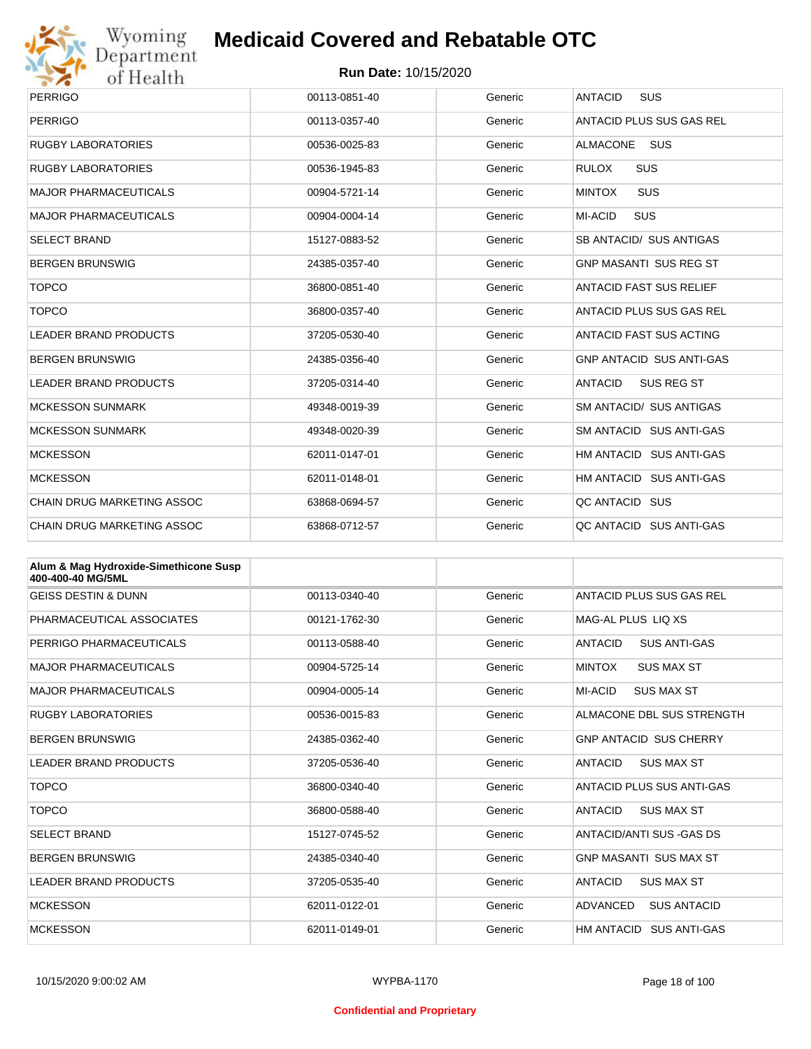# Medicaid Covered and Rebatable OTC

**Run Date:** 10/15/2020

| | | | |
|---|---|---|---|
| PERRIGO | 00113-0851-40 | Generic | ANTACID SUS |
| PERRIGO | 00113-0357-40 | Generic | ANTACID PLUS SUS GAS REL |
| RUGBY LABORATORIES | 00536-0025-83 | Generic | ALMACONE SUS |
| RUGBY LABORATORIES | 00536-1945-83 | Generic | RULOX SUS |
| MAJOR PHARMACEUTICALS | 00904-5721-14 | Generic | MINTOX SUS |
| MAJOR PHARMACEUTICALS | 00904-0004-14 | Generic | MI-ACID SUS |
| SELECT BRAND | 15127-0883-52 | Generic | SB ANTACID/ SUS ANTIGAS |
| BERGEN BRUNSWIG | 24385-0357-40 | Generic | GNP MASANTI SUS REG ST |
| TOPCO | 36800-0851-40 | Generic | ANTACID FAST SUS RELIEF |
| TOPCO | 36800-0357-40 | Generic | ANTACID PLUS SUS GAS REL |
| LEADER BRAND PRODUCTS | 37205-0530-40 | Generic | ANTACID FAST SUS ACTING |
| BERGEN BRUNSWIG | 24385-0356-40 | Generic | GNP ANTACID SUS ANTI-GAS |
| LEADER BRAND PRODUCTS | 37205-0314-40 | Generic | ANTACID SUS REG ST |
| MCKESSON SUNMARK | 49348-0019-39 | Generic | SM ANTACID/ SUS ANTIGAS |
| MCKESSON SUNMARK | 49348-0020-39 | Generic | SM ANTACID SUS ANTI-GAS |
| MCKESSON | 62011-0147-01 | Generic | HM ANTACID SUS ANTI-GAS |
| MCKESSON | 62011-0148-01 | Generic | HM ANTACID SUS ANTI-GAS |
| CHAIN DRUG MARKETING ASSOC | 63868-0694-57 | Generic | QC ANTACID SUS |
| CHAIN DRUG MARKETING ASSOC | 63868-0712-57 | Generic | QC ANTACID SUS ANTI-GAS |

| **Alum & Mag Hydroxide-Simethicone Susp 400-400-40 MG/5ML** | | | |
|---|---|---|---|
| GEISS DESTIN & DUNN | 00113-0340-40 | Generic | ANTACID PLUS SUS GAS REL |
| PHARMACEUTICAL ASSOCIATES | 00121-1762-30 | Generic | MAG-AL PLUS LIQ XS |
| PERRIGO PHARMACEUTICALS | 00113-0588-40 | Generic | ANTACID SUS ANTI-GAS |
| MAJOR PHARMACEUTICALS | 00904-5725-14 | Generic | MINTOX SUS MAX ST |
| MAJOR PHARMACEUTICALS | 00904-0005-14 | Generic | MI-ACID SUS MAX ST |
| RUGBY LABORATORIES | 00536-0015-83 | Generic | ALMACONE DBL SUS STRENGTH |
| BERGEN BRUNSWIG | 24385-0362-40 | Generic | GNP ANTACID SUS CHERRY |
| LEADER BRAND PRODUCTS | 37205-0536-40 | Generic | ANTACID SUS MAX ST |
| TOPCO | 36800-0340-40 | Generic | ANTACID PLUS SUS ANTI-GAS |
| TOPCO | 36800-0588-40 | Generic | ANTACID SUS MAX ST |
| SELECT BRAND | 15127-0745-52 | Generic | ANTACID/ANTI SUS -GAS DS |
| BERGEN BRUNSWIG | 24385-0340-40 | Generic | GNP MASANTI SUS MAX ST |
| LEADER BRAND PRODUCTS | 37205-0535-40 | Generic | ANTACID SUS MAX ST |
| MCKESSON | 62011-0122-01 | Generic | ADVANCED SUS ANTACID |
| MCKESSON | 62011-0149-01 | Generic | HM ANTACID SUS ANTI-GAS |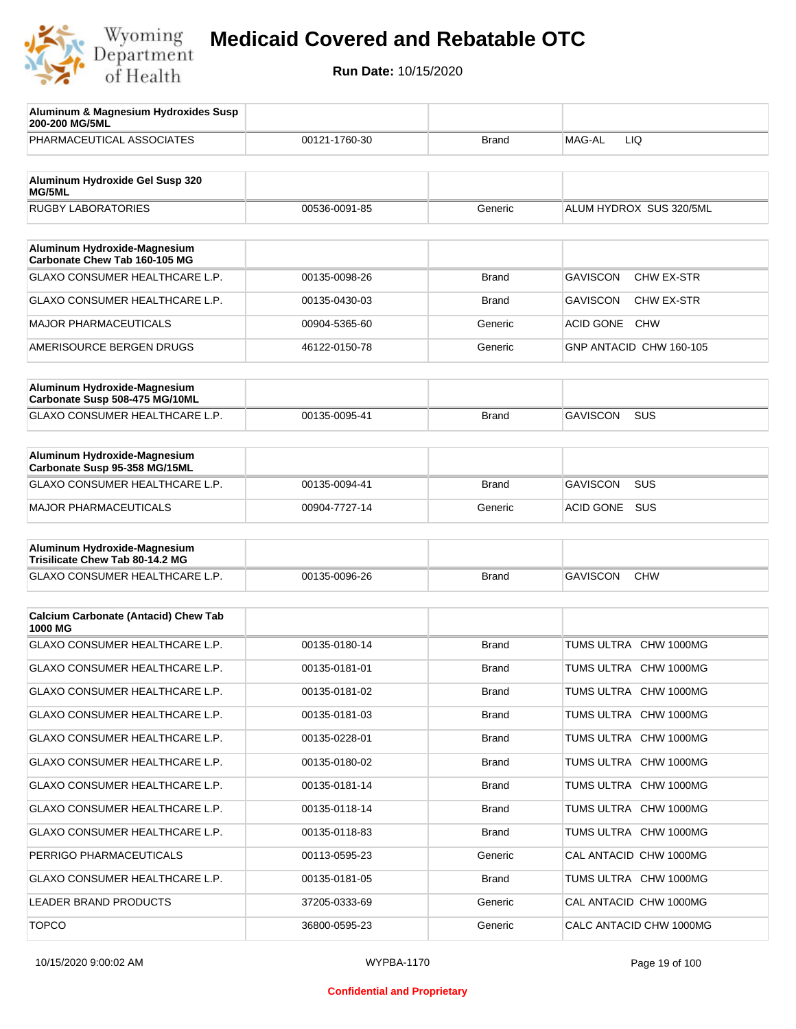# Medicaid Covered and Rebatable OTC

**Run Date:** 10/15/2020

| Aluminum & Magnesium Hydroxides Susp 200-200 MG/5ML | | | |
|---|---|---|---|
| PHARMACEUTICAL ASSOCIATES | 00121-1760-30 | Brand | MAG-AL LIQ |

| Aluminum Hydroxide Gel Susp 320 MG/5ML | | | |
|---|---|---|---|
| RUGBY LABORATORIES | 00536-0091-85 | Generic | ALUM HYDROX SUS 320/5ML |

| Aluminum Hydroxide-Magnesium Carbonate Chew Tab 160-105 MG | | | |
|---|---|---|---|
| GLAXO CONSUMER HEALTHCARE L.P. | 00135-0098-26 | Brand | GAVISCON CHW EX-STR |
| GLAXO CONSUMER HEALTHCARE L.P. | 00135-0430-03 | Brand | GAVISCON CHW EX-STR |
| MAJOR PHARMACEUTICALS | 00904-5365-60 | Generic | ACID GONE CHW |
| AMERISOURCE BERGEN DRUGS | 46122-0150-78 | Generic | GNP ANTACID CHW 160-105 |

| Aluminum Hydroxide-Magnesium Carbonate Susp 508-475 MG/10ML | | | |
|---|---|---|---|
| GLAXO CONSUMER HEALTHCARE L.P. | 00135-0095-41 | Brand | GAVISCON SUS |

| Aluminum Hydroxide-Magnesium Carbonate Susp 95-358 MG/15ML | | | |
|---|---|---|---|
| GLAXO CONSUMER HEALTHCARE L.P. | 00135-0094-41 | Brand | GAVISCON SUS |
| MAJOR PHARMACEUTICALS | 00904-7727-14 | Generic | ACID GONE SUS |

| Aluminum Hydroxide-Magnesium Trisilicate Chew Tab 80-14.2 MG | | | |
|---|---|---|---|
| GLAXO CONSUMER HEALTHCARE L.P. | 00135-0096-26 | Brand | GAVISCON CHW |

| Calcium Carbonate (Antacid) Chew Tab 1000 MG | | | |
|---|---|---|---|
| GLAXO CONSUMER HEALTHCARE L.P. | 00135-0180-14 | Brand | TUMS ULTRA CHW 1000MG |
| GLAXO CONSUMER HEALTHCARE L.P. | 00135-0181-01 | Brand | TUMS ULTRA CHW 1000MG |
| GLAXO CONSUMER HEALTHCARE L.P. | 00135-0181-02 | Brand | TUMS ULTRA CHW 1000MG |
| GLAXO CONSUMER HEALTHCARE L.P. | 00135-0181-03 | Brand | TUMS ULTRA CHW 1000MG |
| GLAXO CONSUMER HEALTHCARE L.P. | 00135-0228-01 | Brand | TUMS ULTRA CHW 1000MG |
| GLAXO CONSUMER HEALTHCARE L.P. | 00135-0180-02 | Brand | TUMS ULTRA CHW 1000MG |
| GLAXO CONSUMER HEALTHCARE L.P. | 00135-0181-14 | Brand | TUMS ULTRA CHW 1000MG |
| GLAXO CONSUMER HEALTHCARE L.P. | 00135-0118-14 | Brand | TUMS ULTRA CHW 1000MG |
| GLAXO CONSUMER HEALTHCARE L.P. | 00135-0118-83 | Brand | TUMS ULTRA CHW 1000MG |
| PERRIGO PHARMACEUTICALS | 00113-0595-23 | Generic | CAL ANTACID CHW 1000MG |
| GLAXO CONSUMER HEALTHCARE L.P. | 00135-0181-05 | Brand | TUMS ULTRA CHW 1000MG |
| LEADER BRAND PRODUCTS | 37205-0333-69 | Generic | CAL ANTACID CHW 1000MG |
| TOPCO | 36800-0595-23 | Generic | CALC ANTACID CHW 1000MG |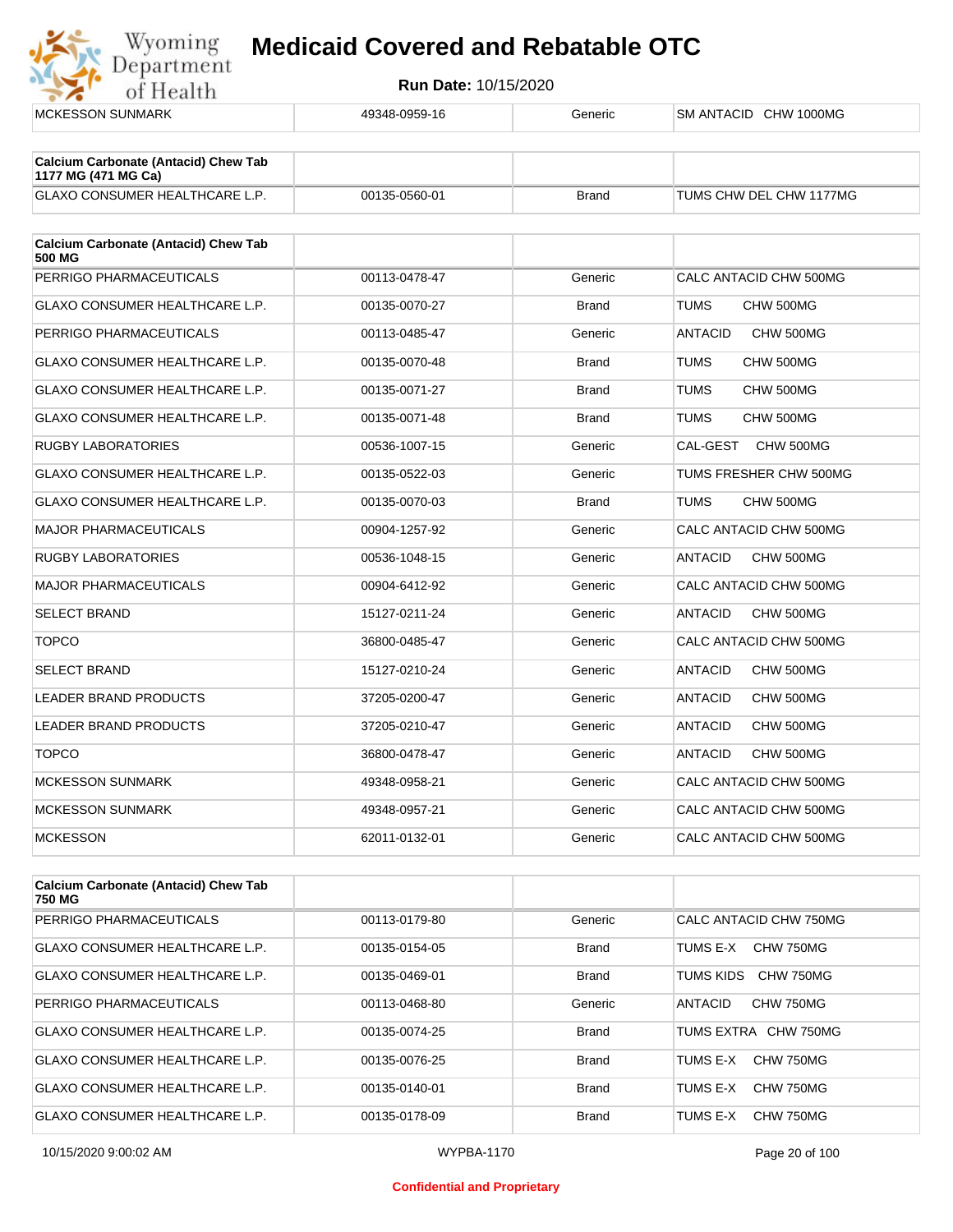| | | | |
|---|---|---|---|
| MCKESSON SUNMARK | 49348-0959-16 | Generic | SM ANTACID CHW 1000MG |

| **Calcium Carbonate (Antacid) Chew Tab 1177 MG (471 MG Ca)** | | | |
|---|---|---|---|
| GLAXO CONSUMER HEALTHCARE L.P. | 00135-0560-01 | Brand | TUMS CHW DEL CHW 1177MG |

| **Calcium Carbonate (Antacid) Chew Tab 500 MG** | | | |
|---|---|---|---|
| PERRIGO PHARMACEUTICALS | 00113-0478-47 | Generic | CALC ANTACID CHW 500MG |
| GLAXO CONSUMER HEALTHCARE L.P. | 00135-0070-27 | Brand | TUMS CHW 500MG |
| PERRIGO PHARMACEUTICALS | 00113-0485-47 | Generic | ANTACID CHW 500MG |
| GLAXO CONSUMER HEALTHCARE L.P. | 00135-0070-48 | Brand | TUMS CHW 500MG |
| GLAXO CONSUMER HEALTHCARE L.P. | 00135-0071-27 | Brand | TUMS CHW 500MG |
| GLAXO CONSUMER HEALTHCARE L.P. | 00135-0071-48 | Brand | TUMS CHW 500MG |
| RUGBY LABORATORIES | 00536-1007-15 | Generic | CAL-GEST CHW 500MG |
| GLAXO CONSUMER HEALTHCARE L.P. | 00135-0522-03 | Generic | TUMS FRESHER CHW 500MG |
| GLAXO CONSUMER HEALTHCARE L.P. | 00135-0070-03 | Brand | TUMS CHW 500MG |
| MAJOR PHARMACEUTICALS | 00904-1257-92 | Generic | CALC ANTACID CHW 500MG |
| RUGBY LABORATORIES | 00536-1048-15 | Generic | ANTACID CHW 500MG |
| MAJOR PHARMACEUTICALS | 00904-6412-92 | Generic | CALC ANTACID CHW 500MG |
| SELECT BRAND | 15127-0211-24 | Generic | ANTACID CHW 500MG |
| TOPCO | 36800-0485-47 | Generic | CALC ANTACID CHW 500MG |
| SELECT BRAND | 15127-0210-24 | Generic | ANTACID CHW 500MG |
| LEADER BRAND PRODUCTS | 37205-0200-47 | Generic | ANTACID CHW 500MG |
| LEADER BRAND PRODUCTS | 37205-0210-47 | Generic | ANTACID CHW 500MG |
| TOPCO | 36800-0478-47 | Generic | ANTACID CHW 500MG |
| MCKESSON SUNMARK | 49348-0958-21 | Generic | CALC ANTACID CHW 500MG |
| MCKESSON SUNMARK | 49348-0957-21 | Generic | CALC ANTACID CHW 500MG |
| MCKESSON | 62011-0132-01 | Generic | CALC ANTACID CHW 500MG |

| **Calcium Carbonate (Antacid) Chew Tab 750 MG** | | | |
|---|---|---|---|
| PERRIGO PHARMACEUTICALS | 00113-0179-80 | Generic | CALC ANTACID CHW 750MG |
| GLAXO CONSUMER HEALTHCARE L.P. | 00135-0154-05 | Brand | TUMS E-X CHW 750MG |
| GLAXO CONSUMER HEALTHCARE L.P. | 00135-0469-01 | Brand | TUMS KIDS CHW 750MG |
| PERRIGO PHARMACEUTICALS | 00113-0468-80 | Generic | ANTACID CHW 750MG |
| GLAXO CONSUMER HEALTHCARE L.P. | 00135-0074-25 | Brand | TUMS EXTRA CHW 750MG |
| GLAXO CONSUMER HEALTHCARE L.P. | 00135-0076-25 | Brand | TUMS E-X CHW 750MG |
| GLAXO CONSUMER HEALTHCARE L.P. | 00135-0140-01 | Brand | TUMS E-X CHW 750MG |
| GLAXO CONSUMER HEALTHCARE L.P. | 00135-0178-09 | Brand | TUMS E-X CHW 750MG |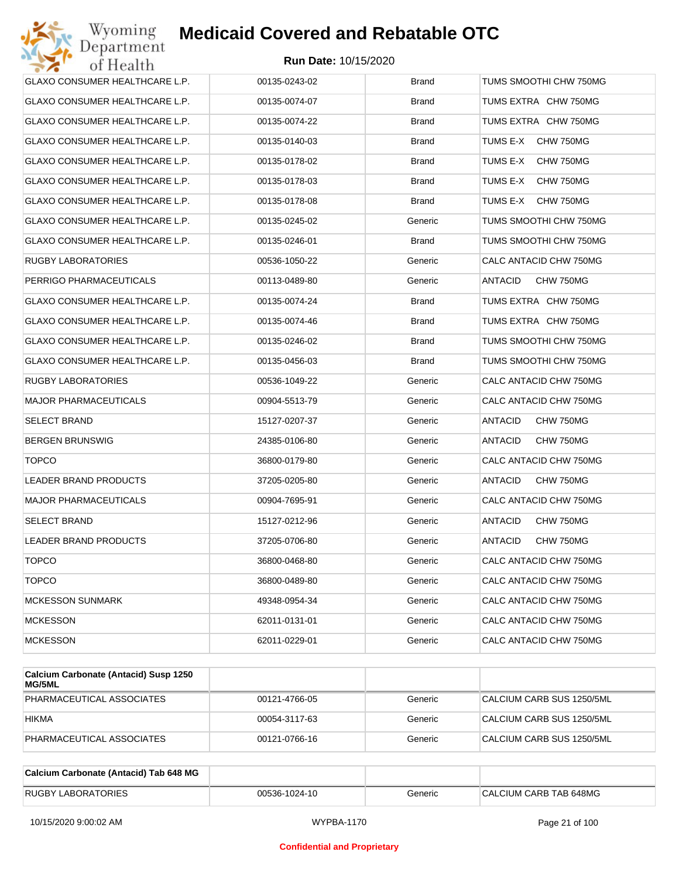# Medicaid Covered and Rebatable OTC

**Run Date:** 10/15/2020

| | | | |
|---|---|---|---|
| GLAXO CONSUMER HEALTHCARE L.P. | 00135-0243-02 | Brand | TUMS SMOOTHI CHW 750MG |
| GLAXO CONSUMER HEALTHCARE L.P. | 00135-0074-07 | Brand | TUMS EXTRA CHW 750MG |
| GLAXO CONSUMER HEALTHCARE L.P. | 00135-0074-22 | Brand | TUMS EXTRA CHW 750MG |
| GLAXO CONSUMER HEALTHCARE L.P. | 00135-0140-03 | Brand | TUMS E-X CHW 750MG |
| GLAXO CONSUMER HEALTHCARE L.P. | 00135-0178-02 | Brand | TUMS E-X CHW 750MG |
| GLAXO CONSUMER HEALTHCARE L.P. | 00135-0178-03 | Brand | TUMS E-X CHW 750MG |
| GLAXO CONSUMER HEALTHCARE L.P. | 00135-0178-08 | Brand | TUMS E-X CHW 750MG |
| GLAXO CONSUMER HEALTHCARE L.P. | 00135-0245-02 | Generic | TUMS SMOOTHI CHW 750MG |
| GLAXO CONSUMER HEALTHCARE L.P. | 00135-0246-01 | Brand | TUMS SMOOTHI CHW 750MG |
| RUGBY LABORATORIES | 00536-1050-22 | Generic | CALC ANTACID CHW 750MG |
| PERRIGO PHARMACEUTICALS | 00113-0489-80 | Generic | ANTACID CHW 750MG |
| GLAXO CONSUMER HEALTHCARE L.P. | 00135-0074-24 | Brand | TUMS EXTRA CHW 750MG |
| GLAXO CONSUMER HEALTHCARE L.P. | 00135-0074-46 | Brand | TUMS EXTRA CHW 750MG |
| GLAXO CONSUMER HEALTHCARE L.P. | 00135-0246-02 | Brand | TUMS SMOOTHI CHW 750MG |
| GLAXO CONSUMER HEALTHCARE L.P. | 00135-0456-03 | Brand | TUMS SMOOTHI CHW 750MG |
| RUGBY LABORATORIES | 00536-1049-22 | Generic | CALC ANTACID CHW 750MG |
| MAJOR PHARMACEUTICALS | 00904-5513-79 | Generic | CALC ANTACID CHW 750MG |
| SELECT BRAND | 15127-0207-37 | Generic | ANTACID CHW 750MG |
| BERGEN BRUNSWIG | 24385-0106-80 | Generic | ANTACID CHW 750MG |
| TOPCO | 36800-0179-80 | Generic | CALC ANTACID CHW 750MG |
| LEADER BRAND PRODUCTS | 37205-0205-80 | Generic | ANTACID CHW 750MG |
| MAJOR PHARMACEUTICALS | 00904-7695-91 | Generic | CALC ANTACID CHW 750MG |
| SELECT BRAND | 15127-0212-96 | Generic | ANTACID CHW 750MG |
| LEADER BRAND PRODUCTS | 37205-0706-80 | Generic | ANTACID CHW 750MG |
| TOPCO | 36800-0468-80 | Generic | CALC ANTACID CHW 750MG |
| TOPCO | 36800-0489-80 | Generic | CALC ANTACID CHW 750MG |
| MCKESSON SUNMARK | 49348-0954-34 | Generic | CALC ANTACID CHW 750MG |
| MCKESSON | 62011-0131-01 | Generic | CALC ANTACID CHW 750MG |
| MCKESSON | 62011-0229-01 | Generic | CALC ANTACID CHW 750MG |

| **Calcium Carbonate (Antacid) Susp 1250 MG/5ML** | | | |
|---|---|---|---|
| PHARMACEUTICAL ASSOCIATES | 00121-4766-05 | Generic | CALCIUM CARB SUS 1250/5ML |
| HIKMA | 00054-3117-63 | Generic | CALCIUM CARB SUS 1250/5ML |
| PHARMACEUTICAL ASSOCIATES | 00121-0766-16 | Generic | CALCIUM CARB SUS 1250/5ML |

| **Calcium Carbonate (Antacid) Tab 648 MG** | | | |
|---|---|---|---|
| RUGBY LABORATORIES | 00536-1024-10 | Generic | CALCIUM CARB TAB 648MG |

10/15/2020 9:00:02 AM WYPBA-1170

**Confidential and Proprietary**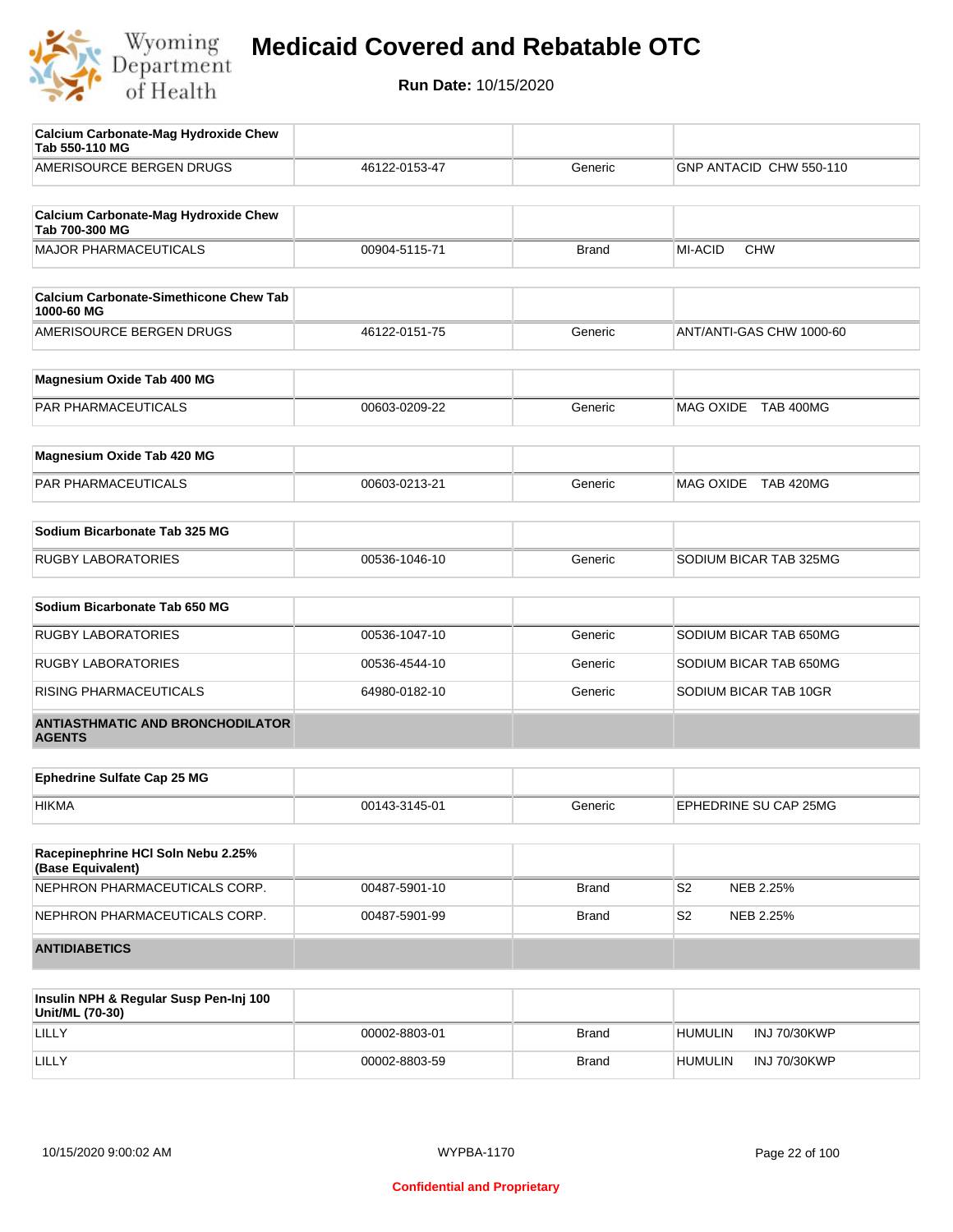# Medicaid Covered and Rebatable OTC

**Run Date:** 10/15/2020

| Calcium Carbonate-Mag Hydroxide Chew Tab 550-110 MG | | | |
|---|---|---|---|
| AMERISOURCE BERGEN DRUGS | 46122-0153-47 | Generic | GNP ANTACID CHW 550-110 |

| Calcium Carbonate-Mag Hydroxide Chew Tab 700-300 MG | | | |
|---|---|---|---|
| MAJOR PHARMACEUTICALS | 00904-5115-71 | Brand | MI-ACID CHW |

| Calcium Carbonate-Simethicone Chew Tab 1000-60 MG | | | |
|---|---|---|---|
| AMERISOURCE BERGEN DRUGS | 46122-0151-75 | Generic | ANT/ANTI-GAS CHW 1000-60 |

| Magnesium Oxide Tab 400 MG | | | |
|---|---|---|---|
| PAR PHARMACEUTICALS | 00603-0209-22 | Generic | MAG OXIDE TAB 400MG |

| Magnesium Oxide Tab 420 MG | | | |
|---|---|---|---|
| PAR PHARMACEUTICALS | 00603-0213-21 | Generic | MAG OXIDE TAB 420MG |

| Sodium Bicarbonate Tab 325 MG | | | |
|---|---|---|---|
| RUGBY LABORATORIES | 00536-1046-10 | Generic | SODIUM BICAR TAB 325MG |

| Sodium Bicarbonate Tab 650 MG | | | |
|---|---|---|---|
| RUGBY LABORATORIES | 00536-1047-10 | Generic | SODIUM BICAR TAB 650MG |
| RUGBY LABORATORIES | 00536-4544-10 | Generic | SODIUM BICAR TAB 650MG |
| RISING PHARMACEUTICALS | 64980-0182-10 | Generic | SODIUM BICAR TAB 10GR |

**ANTIASTHMATIC AND BRONCHODILATOR AGENTS**

| Ephedrine Sulfate Cap 25 MG | | | |
|---|---|---|---|
| HIKMA | 00143-3145-01 | Generic | EPHEDRINE SU CAP 25MG |

| Racepinephrine HCl Soln Nebu 2.25% (Base Equivalent) | | | |
|---|---|---|---|
| NEPHRON PHARMACEUTICALS CORP. | 00487-5901-10 | Brand | S2 NEB 2.25% |
| NEPHRON PHARMACEUTICALS CORP. | 00487-5901-99 | Brand | S2 NEB 2.25% |

**ANTIDIABETICS**

| Insulin NPH & Regular Susp Pen-Inj 100 Unit/ML (70-30) | | | |
|---|---|---|---|
| LILLY | 00002-8803-01 | Brand | HUMULIN INJ 70/30KWP |
| LILLY | 00002-8803-59 | Brand | HUMULIN INJ 70/30KWP |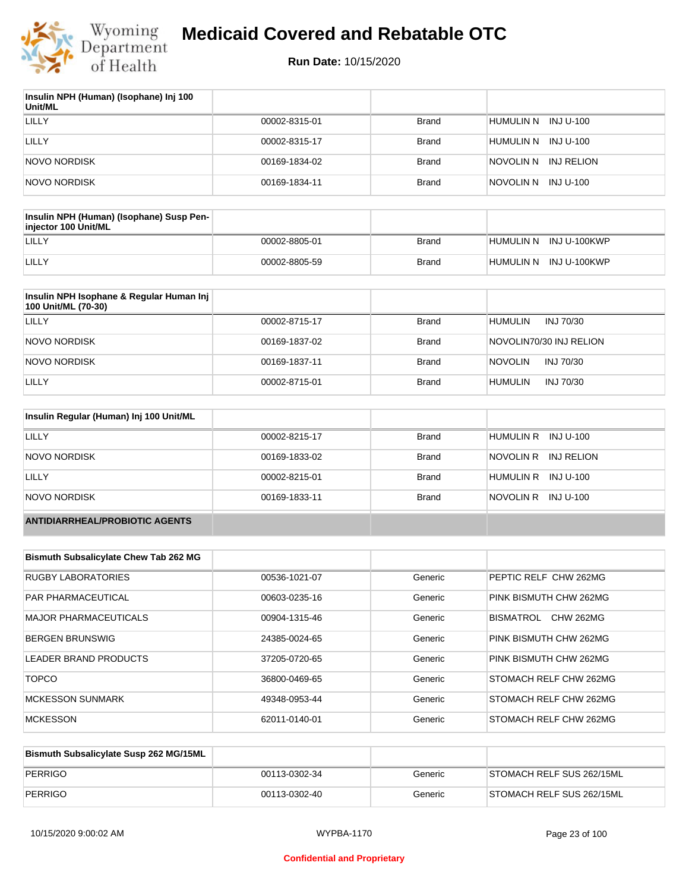# Medicaid Covered and Rebatable OTC

**Run Date:** 10/15/2020

| Insulin NPH (Human) (Isophane) Inj 100 Unit/ML | | | |
|---|---|---|---|
| LILLY | 00002-8315-01 | Brand | HUMULIN N INJ U-100 |
| LILLY | 00002-8315-17 | Brand | HUMULIN N INJ U-100 |
| NOVO NORDISK | 00169-1834-02 | Brand | NOVOLIN N INJ RELION |
| NOVO NORDISK | 00169-1834-11 | Brand | NOVOLIN N INJ U-100 |

| Insulin NPH (Human) (Isophane) Susp Pen-injector 100 Unit/ML | | | |
|---|---|---|---|
| LILLY | 00002-8805-01 | Brand | HUMULIN N INJ U-100KWP |
| LILLY | 00002-8805-59 | Brand | HUMULIN N INJ U-100KWP |

| Insulin NPH Isophane & Regular Human Inj 100 Unit/ML (70-30) | | | |
|---|---|---|---|
| LILLY | 00002-8715-17 | Brand | HUMULIN INJ 70/30 |
| NOVO NORDISK | 00169-1837-02 | Brand | NOVOLIN70/30 INJ RELION |
| NOVO NORDISK | 00169-1837-11 | Brand | NOVOLIN INJ 70/30 |
| LILLY | 00002-8715-01 | Brand | HUMULIN INJ 70/30 |

| Insulin Regular (Human) Inj 100 Unit/ML | | | |
|---|---|---|---|
| LILLY | 00002-8215-17 | Brand | HUMULIN R INJ U-100 |
| NOVO NORDISK | 00169-1833-02 | Brand | NOVOLIN R INJ RELION |
| LILLY | 00002-8215-01 | Brand | HUMULIN R INJ U-100 |
| NOVO NORDISK | 00169-1833-11 | Brand | NOVOLIN R INJ U-100 |

## ANTIDIARRHEAL/PROBIOTIC AGENTS

| Bismuth Subsalicylate Chew Tab 262 MG | | | |
|---|---|---|---|
| RUGBY LABORATORIES | 00536-1021-07 | Generic | PEPTIC RELF CHW 262MG |
| PAR PHARMACEUTICAL | 00603-0235-16 | Generic | PINK BISMUTH CHW 262MG |
| MAJOR PHARMACEUTICALS | 00904-1315-46 | Generic | BISMATROL CHW 262MG |
| BERGEN BRUNSWIG | 24385-0024-65 | Generic | PINK BISMUTH CHW 262MG |
| LEADER BRAND PRODUCTS | 37205-0720-65 | Generic | PINK BISMUTH CHW 262MG |
| TOPCO | 36800-0469-65 | Generic | STOMACH RELF CHW 262MG |
| MCKESSON SUNMARK | 49348-0953-44 | Generic | STOMACH RELF CHW 262MG |
| MCKESSON | 62011-0140-01 | Generic | STOMACH RELF CHW 262MG |

| Bismuth Subsalicylate Susp 262 MG/15ML | | | |
|---|---|---|---|
| PERRIGO | 00113-0302-34 | Generic | STOMACH RELF SUS 262/15ML |
| PERRIGO | 00113-0302-40 | Generic | STOMACH RELF SUS 262/15ML |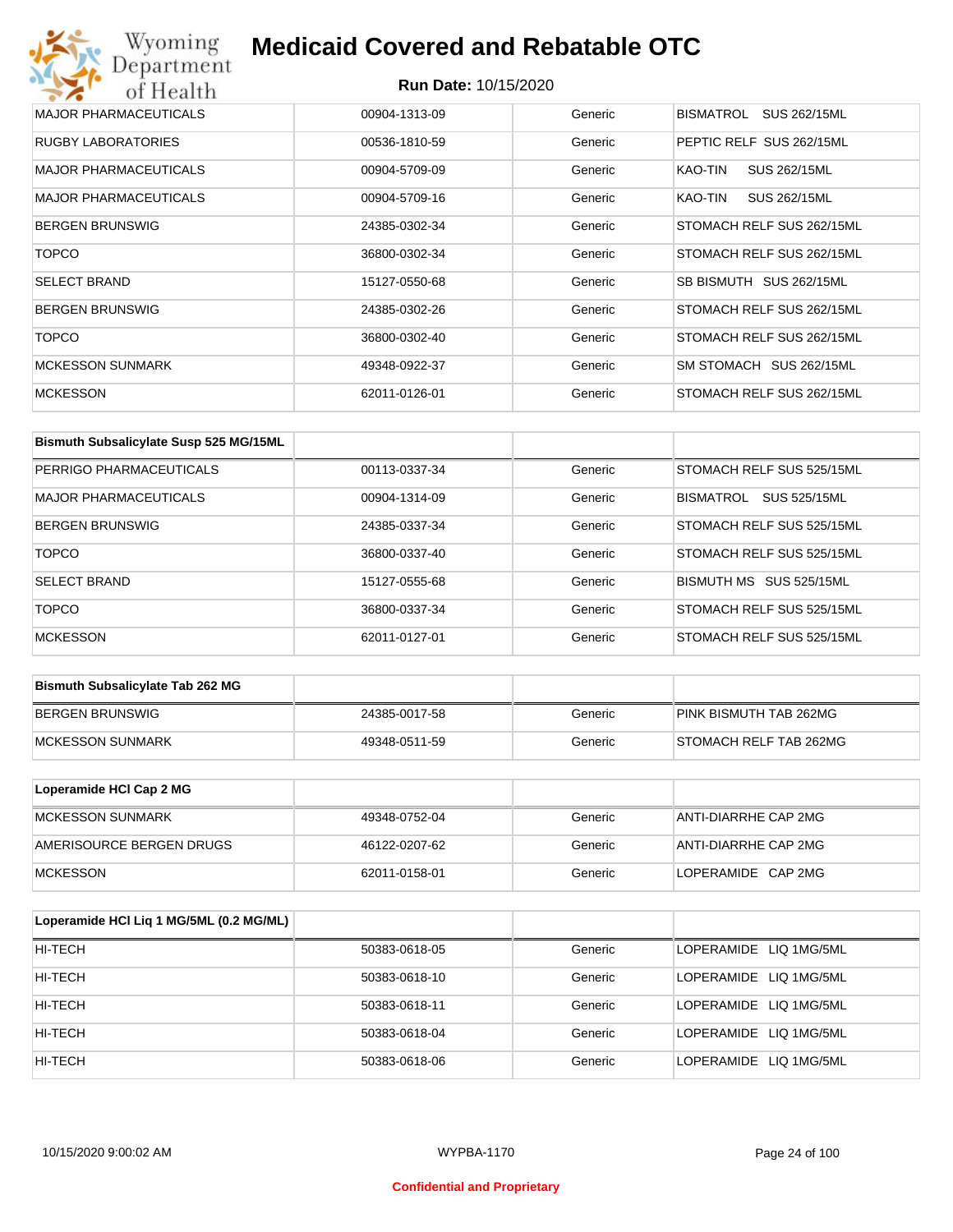| | | | |
|---|---|---|---|
| MAJOR PHARMACEUTICALS | 00904-1313-09 | Generic | BISMATROL SUS 262/15ML |
| RUGBY LABORATORIES | 00536-1810-59 | Generic | PEPTIC RELF SUS 262/15ML |
| MAJOR PHARMACEUTICALS | 00904-5709-09 | Generic | KAO-TIN SUS 262/15ML |
| MAJOR PHARMACEUTICALS | 00904-5709-16 | Generic | KAO-TIN SUS 262/15ML |
| BERGEN BRUNSWIG | 24385-0302-34 | Generic | STOMACH RELF SUS 262/15ML |
| TOPCO | 36800-0302-34 | Generic | STOMACH RELF SUS 262/15ML |
| SELECT BRAND | 15127-0550-68 | Generic | SB BISMUTH SUS 262/15ML |
| BERGEN BRUNSWIG | 24385-0302-26 | Generic | STOMACH RELF SUS 262/15ML |
| TOPCO | 36800-0302-40 | Generic | STOMACH RELF SUS 262/15ML |
| MCKESSON SUNMARK | 49348-0922-37 | Generic | SM STOMACH SUS 262/15ML |
| MCKESSON | 62011-0126-01 | Generic | STOMACH RELF SUS 262/15ML |

| Bismuth Subsalicylate Susp 525 MG/15ML | | | |
|---|---|---|---|
| PERRIGO PHARMACEUTICALS | 00113-0337-34 | Generic | STOMACH RELF SUS 525/15ML |
| MAJOR PHARMACEUTICALS | 00904-1314-09 | Generic | BISMATROL SUS 525/15ML |
| BERGEN BRUNSWIG | 24385-0337-34 | Generic | STOMACH RELF SUS 525/15ML |
| TOPCO | 36800-0337-40 | Generic | STOMACH RELF SUS 525/15ML |
| SELECT BRAND | 15127-0555-68 | Generic | BISMUTH MS SUS 525/15ML |
| TOPCO | 36800-0337-34 | Generic | STOMACH RELF SUS 525/15ML |
| MCKESSON | 62011-0127-01 | Generic | STOMACH RELF SUS 525/15ML |

| Bismuth Subsalicylate Tab 262 MG | | | |
|---|---|---|---|
| BERGEN BRUNSWIG | 24385-0017-58 | Generic | PINK BISMUTH TAB 262MG |
| MCKESSON SUNMARK | 49348-0511-59 | Generic | STOMACH RELF TAB 262MG |

| Loperamide HCl Cap 2 MG | | | |
|---|---|---|---|
| MCKESSON SUNMARK | 49348-0752-04 | Generic | ANTI-DIARRHE CAP 2MG |
| AMERISOURCE BERGEN DRUGS | 46122-0207-62 | Generic | ANTI-DIARRHE CAP 2MG |
| MCKESSON | 62011-0158-01 | Generic | LOPERAMIDE CAP 2MG |

| Loperamide HCl Liq 1 MG/5ML (0.2 MG/ML) | | | |
|---|---|---|---|
| HI-TECH | 50383-0618-05 | Generic | LOPERAMIDE LIQ 1MG/5ML |
| HI-TECH | 50383-0618-10 | Generic | LOPERAMIDE LIQ 1MG/5ML |
| HI-TECH | 50383-0618-11 | Generic | LOPERAMIDE LIQ 1MG/5ML |
| HI-TECH | 50383-0618-04 | Generic | LOPERAMIDE LIQ 1MG/5ML |
| HI-TECH | 50383-0618-06 | Generic | LOPERAMIDE LIQ 1MG/5ML |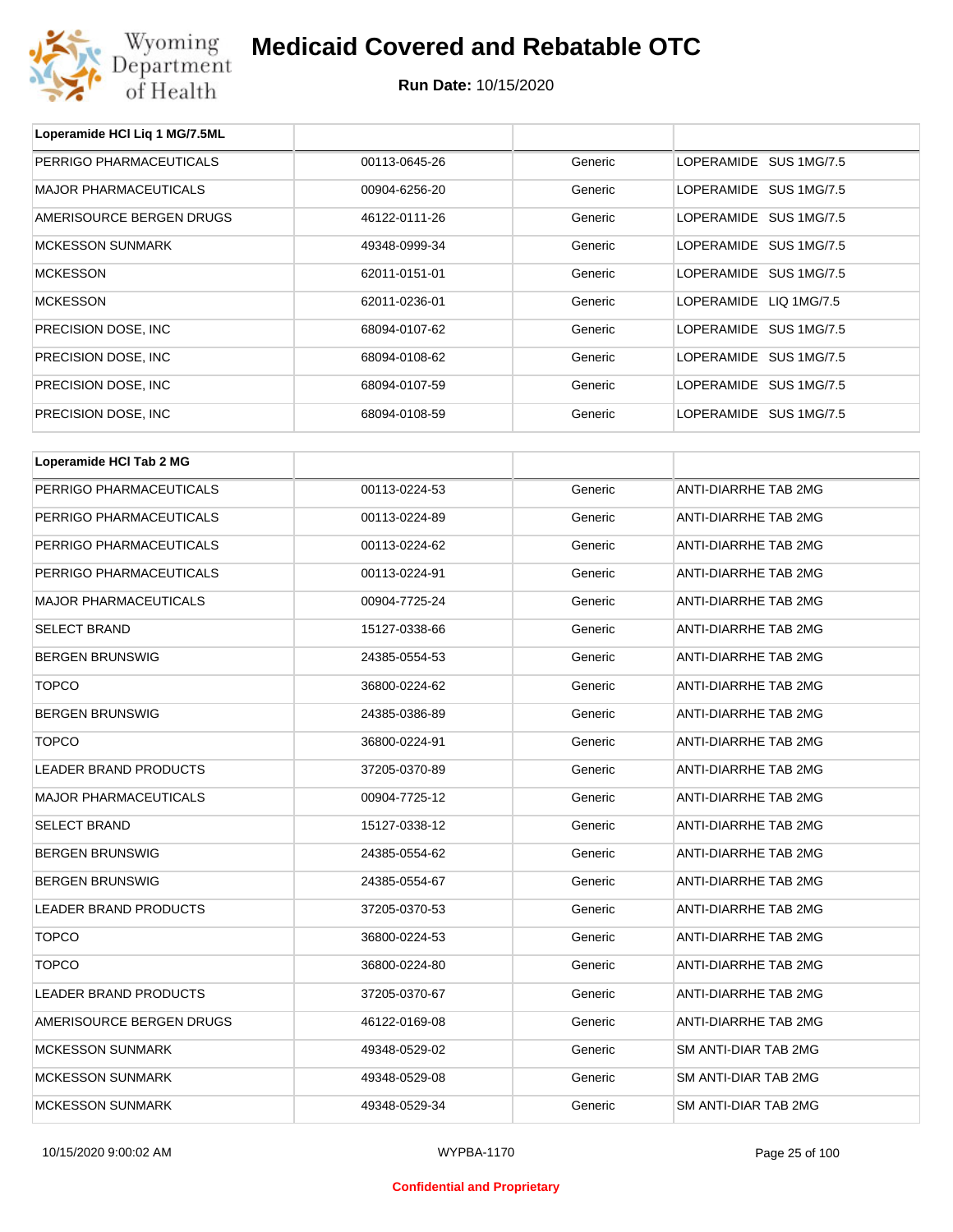| Loperamide HCl Liq 1 MG/7.5ML | | | |
|---|---|---|---|
| PERRIGO PHARMACEUTICALS | 00113-0645-26 | Generic | LOPERAMIDE SUS 1MG/7.5 |
| MAJOR PHARMACEUTICALS | 00904-6256-20 | Generic | LOPERAMIDE SUS 1MG/7.5 |
| AMERISOURCE BERGEN DRUGS | 46122-0111-26 | Generic | LOPERAMIDE SUS 1MG/7.5 |
| MCKESSON SUNMARK | 49348-0999-34 | Generic | LOPERAMIDE SUS 1MG/7.5 |
| MCKESSON | 62011-0151-01 | Generic | LOPERAMIDE SUS 1MG/7.5 |
| MCKESSON | 62011-0236-01 | Generic | LOPERAMIDE LIQ 1MG/7.5 |
| PRECISION DOSE, INC | 68094-0107-62 | Generic | LOPERAMIDE SUS 1MG/7.5 |
| PRECISION DOSE, INC | 68094-0108-62 | Generic | LOPERAMIDE SUS 1MG/7.5 |
| PRECISION DOSE, INC | 68094-0107-59 | Generic | LOPERAMIDE SUS 1MG/7.5 |
| PRECISION DOSE, INC | 68094-0108-59 | Generic | LOPERAMIDE SUS 1MG/7.5 |

| Loperamide HCl Tab 2 MG | | | |
|---|---|---|---|
| PERRIGO PHARMACEUTICALS | 00113-0224-53 | Generic | ANTI-DIARRHE TAB 2MG |
| PERRIGO PHARMACEUTICALS | 00113-0224-89 | Generic | ANTI-DIARRHE TAB 2MG |
| PERRIGO PHARMACEUTICALS | 00113-0224-62 | Generic | ANTI-DIARRHE TAB 2MG |
| PERRIGO PHARMACEUTICALS | 00113-0224-91 | Generic | ANTI-DIARRHE TAB 2MG |
| MAJOR PHARMACEUTICALS | 00904-7725-24 | Generic | ANTI-DIARRHE TAB 2MG |
| SELECT BRAND | 15127-0338-66 | Generic | ANTI-DIARRHE TAB 2MG |
| BERGEN BRUNSWIG | 24385-0554-53 | Generic | ANTI-DIARRHE TAB 2MG |
| TOPCO | 36800-0224-62 | Generic | ANTI-DIARRHE TAB 2MG |
| BERGEN BRUNSWIG | 24385-0386-89 | Generic | ANTI-DIARRHE TAB 2MG |
| TOPCO | 36800-0224-91 | Generic | ANTI-DIARRHE TAB 2MG |
| LEADER BRAND PRODUCTS | 37205-0370-89 | Generic | ANTI-DIARRHE TAB 2MG |
| MAJOR PHARMACEUTICALS | 00904-7725-12 | Generic | ANTI-DIARRHE TAB 2MG |
| SELECT BRAND | 15127-0338-12 | Generic | ANTI-DIARRHE TAB 2MG |
| BERGEN BRUNSWIG | 24385-0554-62 | Generic | ANTI-DIARRHE TAB 2MG |
| BERGEN BRUNSWIG | 24385-0554-67 | Generic | ANTI-DIARRHE TAB 2MG |
| LEADER BRAND PRODUCTS | 37205-0370-53 | Generic | ANTI-DIARRHE TAB 2MG |
| TOPCO | 36800-0224-53 | Generic | ANTI-DIARRHE TAB 2MG |
| TOPCO | 36800-0224-80 | Generic | ANTI-DIARRHE TAB 2MG |
| LEADER BRAND PRODUCTS | 37205-0370-67 | Generic | ANTI-DIARRHE TAB 2MG |
| AMERISOURCE BERGEN DRUGS | 46122-0169-08 | Generic | ANTI-DIARRHE TAB 2MG |
| MCKESSON SUNMARK | 49348-0529-02 | Generic | SM ANTI-DIAR TAB 2MG |
| MCKESSON SUNMARK | 49348-0529-08 | Generic | SM ANTI-DIAR TAB 2MG |
| MCKESSON SUNMARK | 49348-0529-34 | Generic | SM ANTI-DIAR TAB 2MG |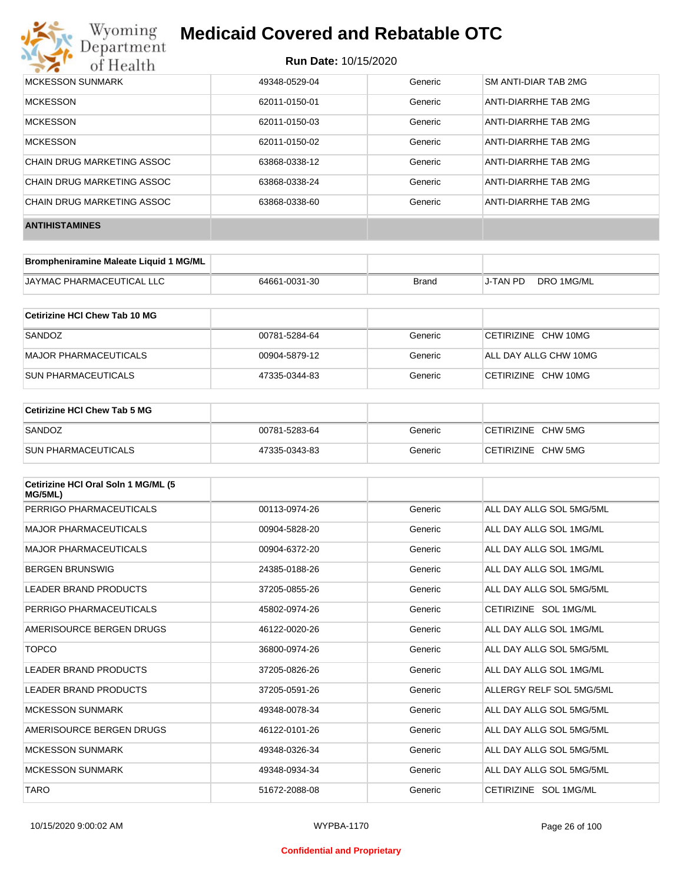| MCKESSON SUNMARK | 49348-0529-04 | Generic | SM ANTI-DIAR TAB 2MG |
|---|---|---|---|
| MCKESSON | 62011-0150-01 | Generic | ANTI-DIARRHE TAB 2MG |
| MCKESSON | 62011-0150-03 | Generic | ANTI-DIARRHE TAB 2MG |
| MCKESSON | 62011-0150-02 | Generic | ANTI-DIARRHE TAB 2MG |
| CHAIN DRUG MARKETING ASSOC | 63868-0338-12 | Generic | ANTI-DIARRHE TAB 2MG |
| CHAIN DRUG MARKETING ASSOC | 63868-0338-24 | Generic | ANTI-DIARRHE TAB 2MG |
| CHAIN DRUG MARKETING ASSOC | 63868-0338-60 | Generic | ANTI-DIARRHE TAB 2MG |

**ANTIHISTAMINES**

| Brompheniramine Maleate Liquid 1 MG/ML | | | |
|---|---|---|---|
| JAYMAC PHARMACEUTICAL LLC | 64661-0031-30 | Brand | J-TAN PD DRO 1MG/ML |

| Cetirizine HCl Chew Tab 10 MG | | | |
|---|---|---|---|
| SANDOZ | 00781-5284-64 | Generic | CETIRIZINE CHW 10MG |
| MAJOR PHARMACEUTICALS | 00904-5879-12 | Generic | ALL DAY ALLG CHW 10MG |
| SUN PHARMACEUTICALS | 47335-0344-83 | Generic | CETIRIZINE CHW 10MG |

| Cetirizine HCl Chew Tab 5 MG | | | |
|---|---|---|---|
| SANDOZ | 00781-5283-64 | Generic | CETIRIZINE CHW 5MG |
| SUN PHARMACEUTICALS | 47335-0343-83 | Generic | CETIRIZINE CHW 5MG |

| Cetirizine HCl Oral Soln 1 MG/ML (5 MG/5ML) | | | |
|---|---|---|---|
| PERRIGO PHARMACEUTICALS | 00113-0974-26 | Generic | ALL DAY ALLG SOL 5MG/5ML |
| MAJOR PHARMACEUTICALS | 00904-5828-20 | Generic | ALL DAY ALLG SOL 1MG/ML |
| MAJOR PHARMACEUTICALS | 00904-6372-20 | Generic | ALL DAY ALLG SOL 1MG/ML |
| BERGEN BRUNSWIG | 24385-0188-26 | Generic | ALL DAY ALLG SOL 1MG/ML |
| LEADER BRAND PRODUCTS | 37205-0855-26 | Generic | ALL DAY ALLG SOL 5MG/5ML |
| PERRIGO PHARMACEUTICALS | 45802-0974-26 | Generic | CETIRIZINE SOL 1MG/ML |
| AMERISOURCE BERGEN DRUGS | 46122-0020-26 | Generic | ALL DAY ALLG SOL 1MG/ML |
| TOPCO | 36800-0974-26 | Generic | ALL DAY ALLG SOL 5MG/5ML |
| LEADER BRAND PRODUCTS | 37205-0826-26 | Generic | ALL DAY ALLG SOL 1MG/ML |
| LEADER BRAND PRODUCTS | 37205-0591-26 | Generic | ALLERGY RELF SOL 5MG/5ML |
| MCKESSON SUNMARK | 49348-0078-34 | Generic | ALL DAY ALLG SOL 5MG/5ML |
| AMERISOURCE BERGEN DRUGS | 46122-0101-26 | Generic | ALL DAY ALLG SOL 5MG/5ML |
| MCKESSON SUNMARK | 49348-0326-34 | Generic | ALL DAY ALLG SOL 5MG/5ML |
| MCKESSON SUNMARK | 49348-0934-34 | Generic | ALL DAY ALLG SOL 5MG/5ML |
| TARO | 51672-2088-08 | Generic | CETIRIZINE SOL 1MG/ML |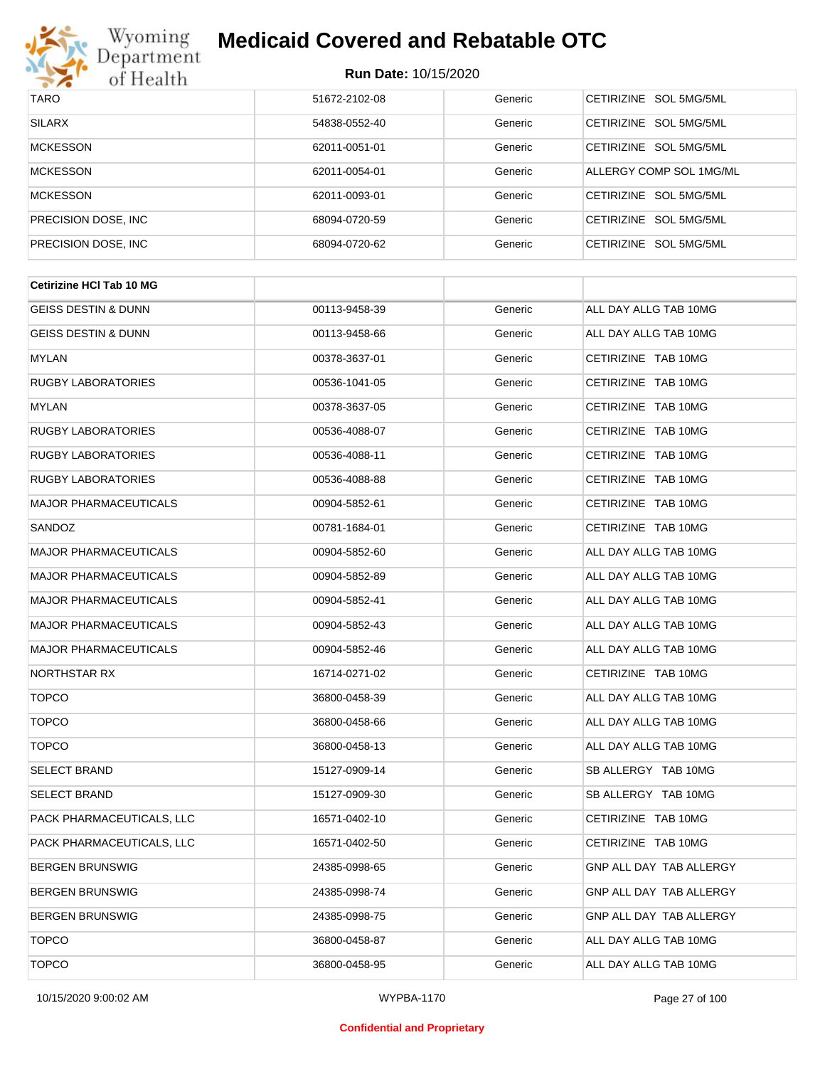| | | | |
|---|---|---|---|
| TARO | 51672-2102-08 | Generic | CETIRIZINE SOL 5MG/5ML |
| SILARX | 54838-0552-40 | Generic | CETIRIZINE SOL 5MG/5ML |
| MCKESSON | 62011-0051-01 | Generic | CETIRIZINE SOL 5MG/5ML |
| MCKESSON | 62011-0054-01 | Generic | ALLERGY COMP SOL 1MG/ML |
| MCKESSON | 62011-0093-01 | Generic | CETIRIZINE SOL 5MG/5ML |
| PRECISION DOSE, INC | 68094-0720-59 | Generic | CETIRIZINE SOL 5MG/5ML |
| PRECISION DOSE, INC | 68094-0720-62 | Generic | CETIRIZINE SOL 5MG/5ML |

| **Cetirizine HCl Tab 10 MG** | | | |
|---|---|---|---|
| GEISS DESTIN & DUNN | 00113-9458-39 | Generic | ALL DAY ALLG TAB 10MG |
| GEISS DESTIN & DUNN | 00113-9458-66 | Generic | ALL DAY ALLG TAB 10MG |
| MYLAN | 00378-3637-01 | Generic | CETIRIZINE TAB 10MG |
| RUGBY LABORATORIES | 00536-1041-05 | Generic | CETIRIZINE TAB 10MG |
| MYLAN | 00378-3637-05 | Generic | CETIRIZINE TAB 10MG |
| RUGBY LABORATORIES | 00536-4088-07 | Generic | CETIRIZINE TAB 10MG |
| RUGBY LABORATORIES | 00536-4088-11 | Generic | CETIRIZINE TAB 10MG |
| RUGBY LABORATORIES | 00536-4088-88 | Generic | CETIRIZINE TAB 10MG |
| MAJOR PHARMACEUTICALS | 00904-5852-61 | Generic | CETIRIZINE TAB 10MG |
| SANDOZ | 00781-1684-01 | Generic | CETIRIZINE TAB 10MG |
| MAJOR PHARMACEUTICALS | 00904-5852-60 | Generic | ALL DAY ALLG TAB 10MG |
| MAJOR PHARMACEUTICALS | 00904-5852-89 | Generic | ALL DAY ALLG TAB 10MG |
| MAJOR PHARMACEUTICALS | 00904-5852-41 | Generic | ALL DAY ALLG TAB 10MG |
| MAJOR PHARMACEUTICALS | 00904-5852-43 | Generic | ALL DAY ALLG TAB 10MG |
| MAJOR PHARMACEUTICALS | 00904-5852-46 | Generic | ALL DAY ALLG TAB 10MG |
| NORTHSTAR RX | 16714-0271-02 | Generic | CETIRIZINE TAB 10MG |
| TOPCO | 36800-0458-39 | Generic | ALL DAY ALLG TAB 10MG |
| TOPCO | 36800-0458-66 | Generic | ALL DAY ALLG TAB 10MG |
| TOPCO | 36800-0458-13 | Generic | ALL DAY ALLG TAB 10MG |
| SELECT BRAND | 15127-0909-14 | Generic | SB ALLERGY TAB 10MG |
| SELECT BRAND | 15127-0909-30 | Generic | SB ALLERGY TAB 10MG |
| PACK PHARMACEUTICALS, LLC | 16571-0402-10 | Generic | CETIRIZINE TAB 10MG |
| PACK PHARMACEUTICALS, LLC | 16571-0402-50 | Generic | CETIRIZINE TAB 10MG |
| BERGEN BRUNSWIG | 24385-0998-65 | Generic | GNP ALL DAY TAB ALLERGY |
| BERGEN BRUNSWIG | 24385-0998-74 | Generic | GNP ALL DAY TAB ALLERGY |
| BERGEN BRUNSWIG | 24385-0998-75 | Generic | GNP ALL DAY TAB ALLERGY |
| TOPCO | 36800-0458-87 | Generic | ALL DAY ALLG TAB 10MG |
| TOPCO | 36800-0458-95 | Generic | ALL DAY ALLG TAB 10MG |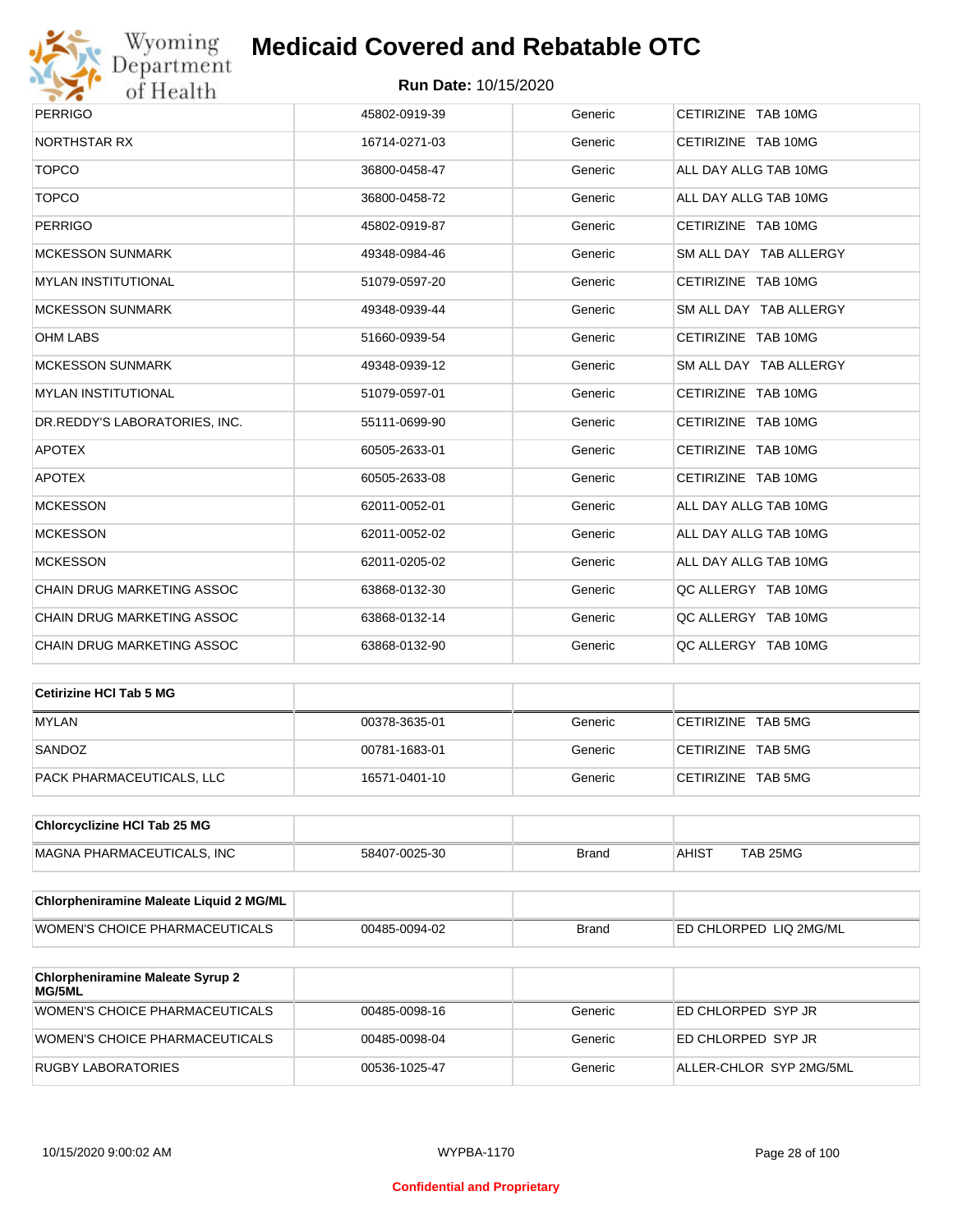| | | | |
|---|---|---|---|
| PERRIGO | 45802-0919-39 | Generic | CETIRIZINE TAB 10MG |
| NORTHSTAR RX | 16714-0271-03 | Generic | CETIRIZINE TAB 10MG |
| TOPCO | 36800-0458-47 | Generic | ALL DAY ALLG TAB 10MG |
| TOPCO | 36800-0458-72 | Generic | ALL DAY ALLG TAB 10MG |
| PERRIGO | 45802-0919-87 | Generic | CETIRIZINE TAB 10MG |
| MCKESSON SUNMARK | 49348-0984-46 | Generic | SM ALL DAY TAB ALLERGY |
| MYLAN INSTITUTIONAL | 51079-0597-20 | Generic | CETIRIZINE TAB 10MG |
| MCKESSON SUNMARK | 49348-0939-44 | Generic | SM ALL DAY TAB ALLERGY |
| OHM LABS | 51660-0939-54 | Generic | CETIRIZINE TAB 10MG |
| MCKESSON SUNMARK | 49348-0939-12 | Generic | SM ALL DAY TAB ALLERGY |
| MYLAN INSTITUTIONAL | 51079-0597-01 | Generic | CETIRIZINE TAB 10MG |
| DR.REDDY'S LABORATORIES, INC. | 55111-0699-90 | Generic | CETIRIZINE TAB 10MG |
| APOTEX | 60505-2633-01 | Generic | CETIRIZINE TAB 10MG |
| APOTEX | 60505-2633-08 | Generic | CETIRIZINE TAB 10MG |
| MCKESSON | 62011-0052-01 | Generic | ALL DAY ALLG TAB 10MG |
| MCKESSON | 62011-0052-02 | Generic | ALL DAY ALLG TAB 10MG |
| MCKESSON | 62011-0205-02 | Generic | ALL DAY ALLG TAB 10MG |
| CHAIN DRUG MARKETING ASSOC | 63868-0132-30 | Generic | QC ALLERGY TAB 10MG |
| CHAIN DRUG MARKETING ASSOC | 63868-0132-14 | Generic | QC ALLERGY TAB 10MG |
| CHAIN DRUG MARKETING ASSOC | 63868-0132-90 | Generic | QC ALLERGY TAB 10MG |

| **Cetirizine HCl Tab 5 MG** | | | |
|---|---|---|---|
| MYLAN | 00378-3635-01 | Generic | CETIRIZINE TAB 5MG |
| SANDOZ | 00781-1683-01 | Generic | CETIRIZINE TAB 5MG |
| PACK PHARMACEUTICALS, LLC | 16571-0401-10 | Generic | CETIRIZINE TAB 5MG |

| **Chlorcyclizine HCl Tab 25 MG** | | | |
|---|---|---|---|
| MAGNA PHARMACEUTICALS, INC | 58407-0025-30 | Brand | AHIST TAB 25MG |

| **Chlorpheniramine Maleate Liquid 2 MG/ML** | | | |
|---|---|---|---|
| WOMEN'S CHOICE PHARMACEUTICALS | 00485-0094-02 | Brand | ED CHLORPED LIQ 2MG/ML |

| **Chlorpheniramine Maleate Syrup 2 MG/5ML** | | | |
|---|---|---|---|
| WOMEN'S CHOICE PHARMACEUTICALS | 00485-0098-16 | Generic | ED CHLORPED SYP JR |
| WOMEN'S CHOICE PHARMACEUTICALS | 00485-0098-04 | Generic | ED CHLORPED SYP JR |
| RUGBY LABORATORIES | 00536-1025-47 | Generic | ALLER-CHLOR SYP 2MG/5ML |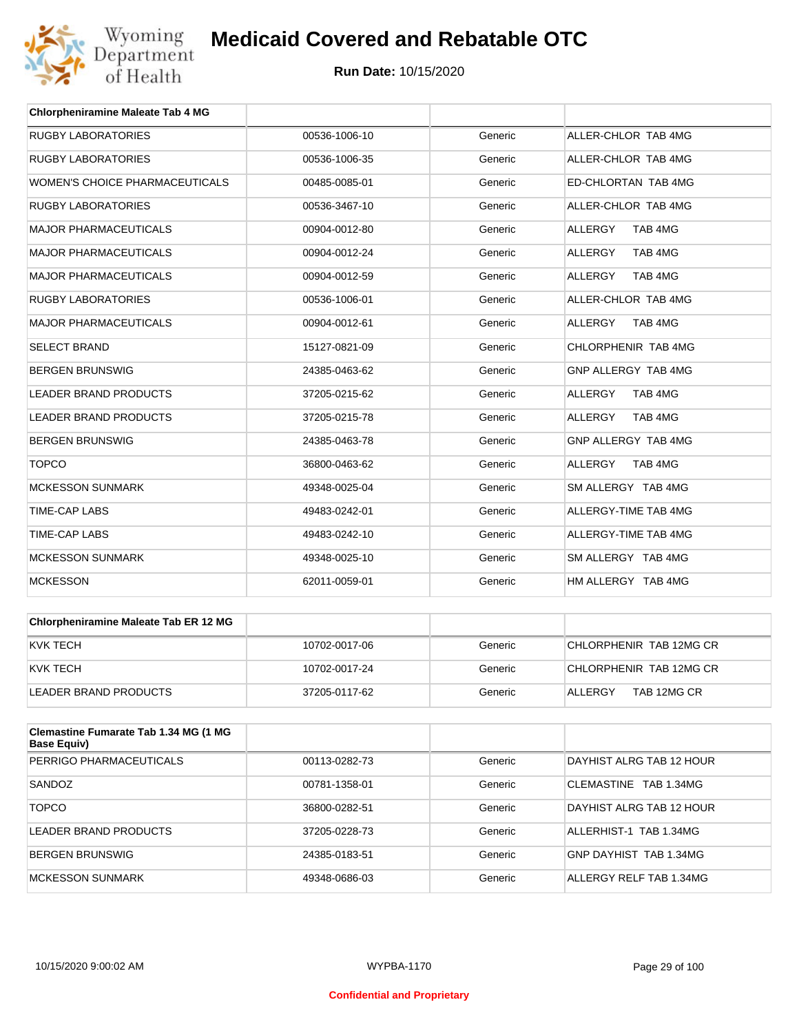| Chlorpheniramine Maleate Tab 4 MG | | | |
|---|---|---|---|
| RUGBY LABORATORIES | 00536-1006-10 | Generic | ALLER-CHLOR TAB 4MG |
| RUGBY LABORATORIES | 00536-1006-35 | Generic | ALLER-CHLOR TAB 4MG |
| WOMEN'S CHOICE PHARMACEUTICALS | 00485-0085-01 | Generic | ED-CHLORTAN TAB 4MG |
| RUGBY LABORATORIES | 00536-3467-10 | Generic | ALLER-CHLOR TAB 4MG |
| MAJOR PHARMACEUTICALS | 00904-0012-80 | Generic | ALLERGY TAB 4MG |
| MAJOR PHARMACEUTICALS | 00904-0012-24 | Generic | ALLERGY TAB 4MG |
| MAJOR PHARMACEUTICALS | 00904-0012-59 | Generic | ALLERGY TAB 4MG |
| RUGBY LABORATORIES | 00536-1006-01 | Generic | ALLER-CHLOR TAB 4MG |
| MAJOR PHARMACEUTICALS | 00904-0012-61 | Generic | ALLERGY TAB 4MG |
| SELECT BRAND | 15127-0821-09 | Generic | CHLORPHENIR TAB 4MG |
| BERGEN BRUNSWIG | 24385-0463-62 | Generic | GNP ALLERGY TAB 4MG |
| LEADER BRAND PRODUCTS | 37205-0215-62 | Generic | ALLERGY TAB 4MG |
| LEADER BRAND PRODUCTS | 37205-0215-78 | Generic | ALLERGY TAB 4MG |
| BERGEN BRUNSWIG | 24385-0463-78 | Generic | GNP ALLERGY TAB 4MG |
| TOPCO | 36800-0463-62 | Generic | ALLERGY TAB 4MG |
| MCKESSON SUNMARK | 49348-0025-04 | Generic | SM ALLERGY TAB 4MG |
| TIME-CAP LABS | 49483-0242-01 | Generic | ALLERGY-TIME TAB 4MG |
| TIME-CAP LABS | 49483-0242-10 | Generic | ALLERGY-TIME TAB 4MG |
| MCKESSON SUNMARK | 49348-0025-10 | Generic | SM ALLERGY TAB 4MG |
| MCKESSON | 62011-0059-01 | Generic | HM ALLERGY TAB 4MG |

| Chlorpheniramine Maleate Tab ER 12 MG | | | |
|---|---|---|---|
| KVK TECH | 10702-0017-06 | Generic | CHLORPHENIR TAB 12MG CR |
| KVK TECH | 10702-0017-24 | Generic | CHLORPHENIR TAB 12MG CR |
| LEADER BRAND PRODUCTS | 37205-0117-62 | Generic | ALLERGY TAB 12MG CR |

| Clemastine Fumarate Tab 1.34 MG (1 MG Base Equiv) | | | |
|---|---|---|---|
| PERRIGO PHARMACEUTICALS | 00113-0282-73 | Generic | DAYHIST ALRG TAB 12 HOUR |
| SANDOZ | 00781-1358-01 | Generic | CLEMASTINE TAB 1.34MG |
| TOPCO | 36800-0282-51 | Generic | DAYHIST ALRG TAB 12 HOUR |
| LEADER BRAND PRODUCTS | 37205-0228-73 | Generic | ALLERHIST-1 TAB 1.34MG |
| BERGEN BRUNSWIG | 24385-0183-51 | Generic | GNP DAYHIST TAB 1.34MG |
| MCKESSON SUNMARK | 49348-0686-03 | Generic | ALLERGY RELF TAB 1.34MG |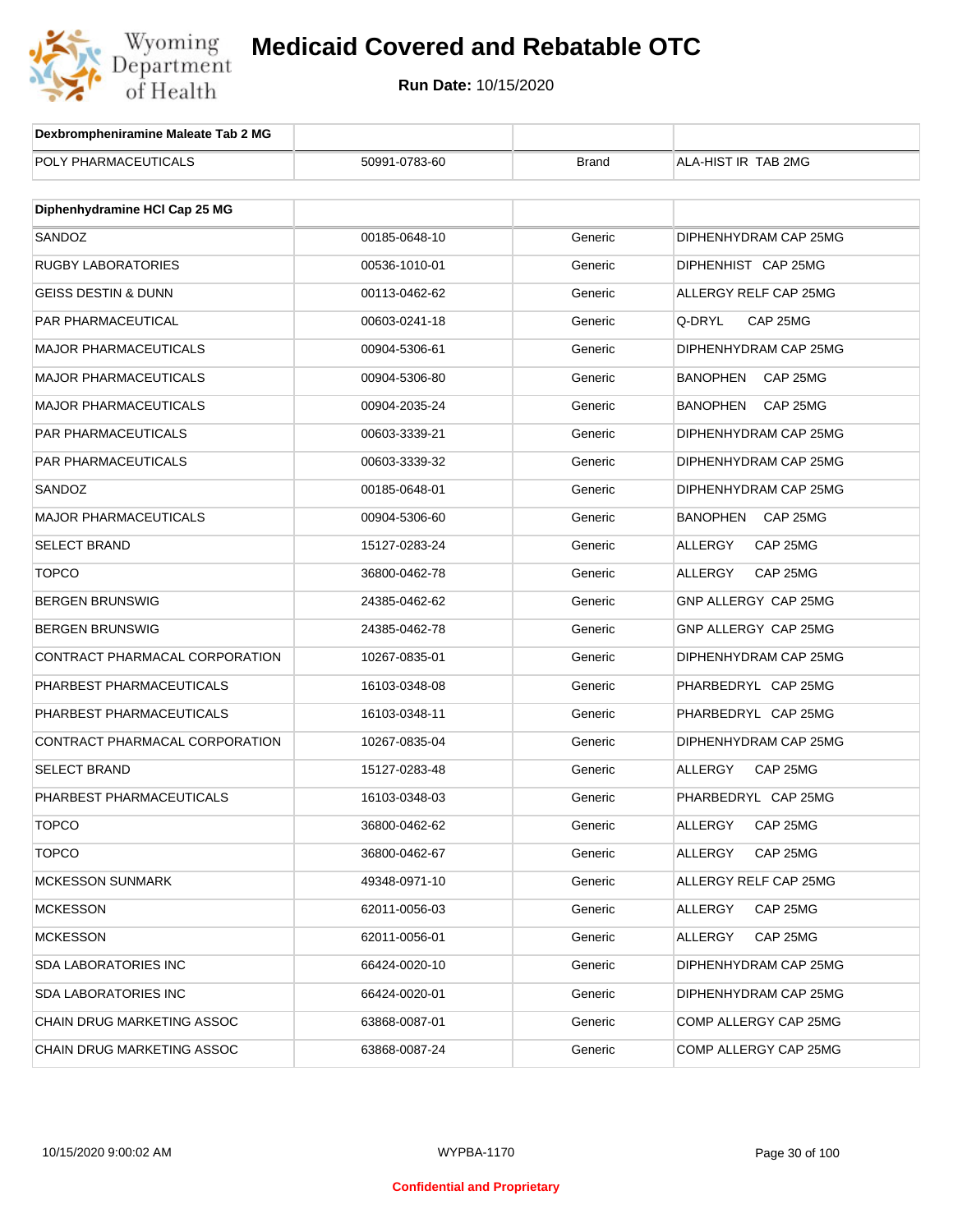| Dexbrompheniramine Maleate Tab 2 MG | | | |
|---|---|---|---|
| POLY PHARMACEUTICALS | 50991-0783-60 | Brand | ALA-HIST IR TAB 2MG |

| Diphenhydramine HCl Cap 25 MG | | | |
|---|---|---|---|
| SANDOZ | 00185-0648-10 | Generic | DIPHENHYDRAM CAP 25MG |
| RUGBY LABORATORIES | 00536-1010-01 | Generic | DIPHENHIST CAP 25MG |
| GEISS DESTIN & DUNN | 00113-0462-62 | Generic | ALLERGY RELF CAP 25MG |
| PAR PHARMACEUTICAL | 00603-0241-18 | Generic | Q-DRYL CAP 25MG |
| MAJOR PHARMACEUTICALS | 00904-5306-61 | Generic | DIPHENHYDRAM CAP 25MG |
| MAJOR PHARMACEUTICALS | 00904-5306-80 | Generic | BANOPHEN CAP 25MG |
| MAJOR PHARMACEUTICALS | 00904-2035-24 | Generic | BANOPHEN CAP 25MG |
| PAR PHARMACEUTICALS | 00603-3339-21 | Generic | DIPHENHYDRAM CAP 25MG |
| PAR PHARMACEUTICALS | 00603-3339-32 | Generic | DIPHENHYDRAM CAP 25MG |
| SANDOZ | 00185-0648-01 | Generic | DIPHENHYDRAM CAP 25MG |
| MAJOR PHARMACEUTICALS | 00904-5306-60 | Generic | BANOPHEN CAP 25MG |
| SELECT BRAND | 15127-0283-24 | Generic | ALLERGY CAP 25MG |
| TOPCO | 36800-0462-78 | Generic | ALLERGY CAP 25MG |
| BERGEN BRUNSWIG | 24385-0462-62 | Generic | GNP ALLERGY CAP 25MG |
| BERGEN BRUNSWIG | 24385-0462-78 | Generic | GNP ALLERGY CAP 25MG |
| CONTRACT PHARMACAL CORPORATION | 10267-0835-01 | Generic | DIPHENHYDRAM CAP 25MG |
| PHARBEST PHARMACEUTICALS | 16103-0348-08 | Generic | PHARBEDRYL CAP 25MG |
| PHARBEST PHARMACEUTICALS | 16103-0348-11 | Generic | PHARBEDRYL CAP 25MG |
| CONTRACT PHARMACAL CORPORATION | 10267-0835-04 | Generic | DIPHENHYDRAM CAP 25MG |
| SELECT BRAND | 15127-0283-48 | Generic | ALLERGY CAP 25MG |
| PHARBEST PHARMACEUTICALS | 16103-0348-03 | Generic | PHARBEDRYL CAP 25MG |
| TOPCO | 36800-0462-62 | Generic | ALLERGY CAP 25MG |
| TOPCO | 36800-0462-67 | Generic | ALLERGY CAP 25MG |
| MCKESSON SUNMARK | 49348-0971-10 | Generic | ALLERGY RELF CAP 25MG |
| MCKESSON | 62011-0056-03 | Generic | ALLERGY CAP 25MG |
| MCKESSON | 62011-0056-01 | Generic | ALLERGY CAP 25MG |
| SDA LABORATORIES INC | 66424-0020-10 | Generic | DIPHENHYDRAM CAP 25MG |
| SDA LABORATORIES INC | 66424-0020-01 | Generic | DIPHENHYDRAM CAP 25MG |
| CHAIN DRUG MARKETING ASSOC | 63868-0087-01 | Generic | COMP ALLERGY CAP 25MG |
| CHAIN DRUG MARKETING ASSOC | 63868-0087-24 | Generic | COMP ALLERGY CAP 25MG |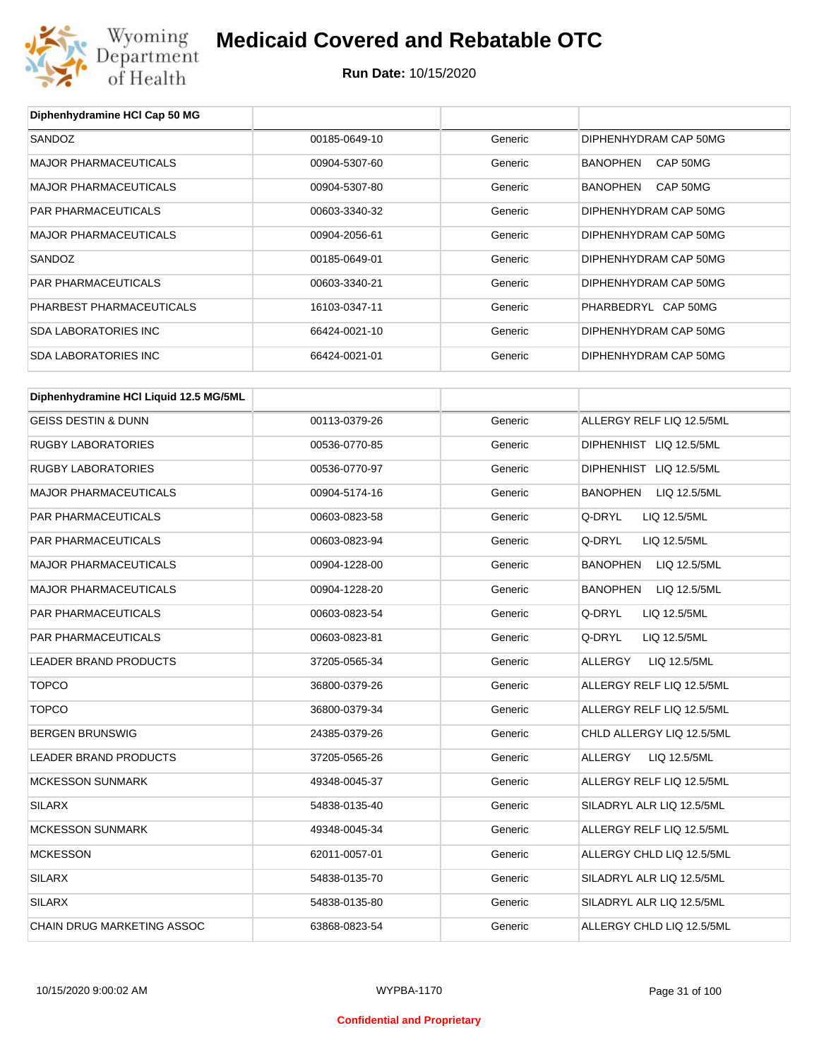# Medicaid Covered and Rebatable OTC

**Run Date:** 10/15/2020

| Diphenhydramine HCl Cap 50 MG | | | |
|---|---|---|---|
| SANDOZ | 00185-0649-10 | Generic | DIPHENHYDRAM CAP 50MG |
| MAJOR PHARMACEUTICALS | 00904-5307-60 | Generic | BANOPHEN CAP 50MG |
| MAJOR PHARMACEUTICALS | 00904-5307-80 | Generic | BANOPHEN CAP 50MG |
| PAR PHARMACEUTICALS | 00603-3340-32 | Generic | DIPHENHYDRAM CAP 50MG |
| MAJOR PHARMACEUTICALS | 00904-2056-61 | Generic | DIPHENHYDRAM CAP 50MG |
| SANDOZ | 00185-0649-01 | Generic | DIPHENHYDRAM CAP 50MG |
| PAR PHARMACEUTICALS | 00603-3340-21 | Generic | DIPHENHYDRAM CAP 50MG |
| PHARBEST PHARMACEUTICALS | 16103-0347-11 | Generic | PHARBEDRYL CAP 50MG |
| SDA LABORATORIES INC | 66424-0021-10 | Generic | DIPHENHYDRAM CAP 50MG |
| SDA LABORATORIES INC | 66424-0021-01 | Generic | DIPHENHYDRAM CAP 50MG |

| Diphenhydramine HCl Liquid 12.5 MG/5ML | | | |
|---|---|---|---|
| GEISS DESTIN & DUNN | 00113-0379-26 | Generic | ALLERGY RELF LIQ 12.5/5ML |
| RUGBY LABORATORIES | 00536-0770-85 | Generic | DIPHENHIST LIQ 12.5/5ML |
| RUGBY LABORATORIES | 00536-0770-97 | Generic | DIPHENHIST LIQ 12.5/5ML |
| MAJOR PHARMACEUTICALS | 00904-5174-16 | Generic | BANOPHEN LIQ 12.5/5ML |
| PAR PHARMACEUTICALS | 00603-0823-58 | Generic | Q-DRYL LIQ 12.5/5ML |
| PAR PHARMACEUTICALS | 00603-0823-94 | Generic | Q-DRYL LIQ 12.5/5ML |
| MAJOR PHARMACEUTICALS | 00904-1228-00 | Generic | BANOPHEN LIQ 12.5/5ML |
| MAJOR PHARMACEUTICALS | 00904-1228-20 | Generic | BANOPHEN LIQ 12.5/5ML |
| PAR PHARMACEUTICALS | 00603-0823-54 | Generic | Q-DRYL LIQ 12.5/5ML |
| PAR PHARMACEUTICALS | 00603-0823-81 | Generic | Q-DRYL LIQ 12.5/5ML |
| LEADER BRAND PRODUCTS | 37205-0565-34 | Generic | ALLERGY LIQ 12.5/5ML |
| TOPCO | 36800-0379-26 | Generic | ALLERGY RELF LIQ 12.5/5ML |
| TOPCO | 36800-0379-34 | Generic | ALLERGY RELF LIQ 12.5/5ML |
| BERGEN BRUNSWIG | 24385-0379-26 | Generic | CHLD ALLERGY LIQ 12.5/5ML |
| LEADER BRAND PRODUCTS | 37205-0565-26 | Generic | ALLERGY LIQ 12.5/5ML |
| MCKESSON SUNMARK | 49348-0045-37 | Generic | ALLERGY RELF LIQ 12.5/5ML |
| SILARX | 54838-0135-40 | Generic | SILADRYL ALR LIQ 12.5/5ML |
| MCKESSON SUNMARK | 49348-0045-34 | Generic | ALLERGY RELF LIQ 12.5/5ML |
| MCKESSON | 62011-0057-01 | Generic | ALLERGY CHLD LIQ 12.5/5ML |
| SILARX | 54838-0135-70 | Generic | SILADRYL ALR LIQ 12.5/5ML |
| SILARX | 54838-0135-80 | Generic | SILADRYL ALR LIQ 12.5/5ML |
| CHAIN DRUG MARKETING ASSOC | 63868-0823-54 | Generic | ALLERGY CHLD LIQ 12.5/5ML |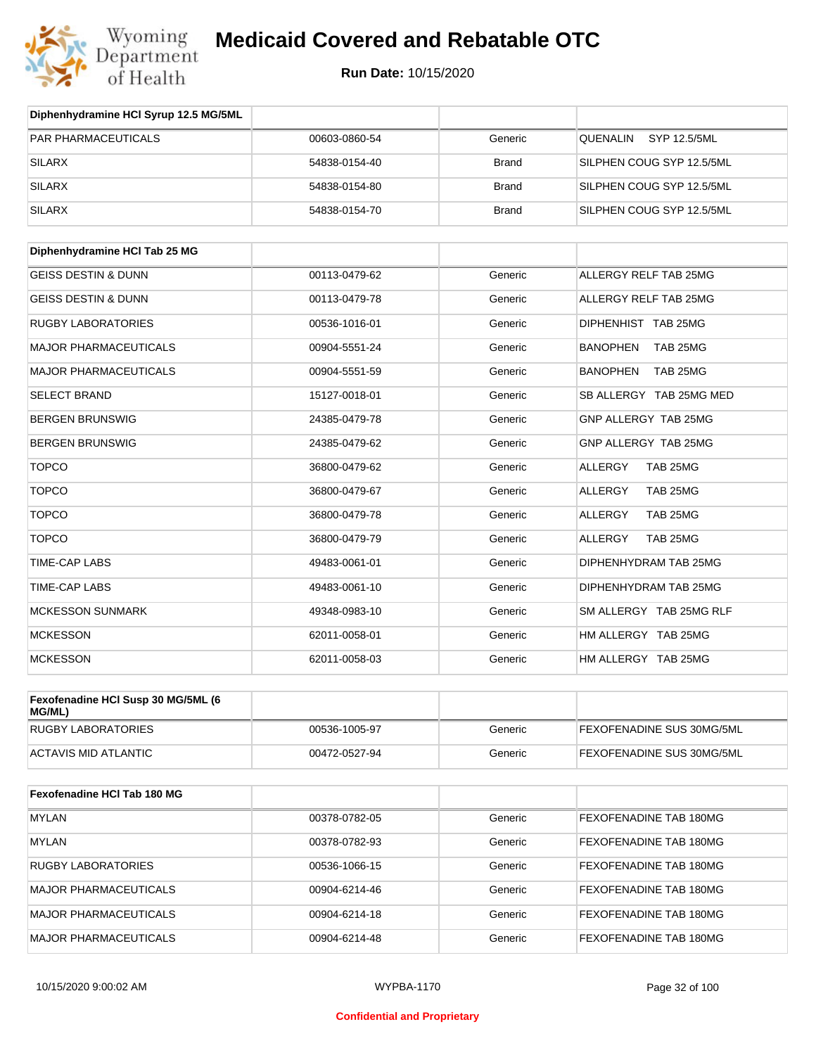| Diphenhydramine HCl Syrup 12.5 MG/5ML | | | |
|---|---|---|---|
| PAR PHARMACEUTICALS | 00603-0860-54 | Generic | QUENALIN SYP 12.5/5ML |
| SILARX | 54838-0154-40 | Brand | SILPHEN COUG SYP 12.5/5ML |
| SILARX | 54838-0154-80 | Brand | SILPHEN COUG SYP 12.5/5ML |
| SILARX | 54838-0154-70 | Brand | SILPHEN COUG SYP 12.5/5ML |

| Diphenhydramine HCl Tab 25 MG | | | |
|---|---|---|---|
| GEISS DESTIN & DUNN | 00113-0479-62 | Generic | ALLERGY RELF TAB 25MG |
| GEISS DESTIN & DUNN | 00113-0479-78 | Generic | ALLERGY RELF TAB 25MG |
| RUGBY LABORATORIES | 00536-1016-01 | Generic | DIPHENHIST TAB 25MG |
| MAJOR PHARMACEUTICALS | 00904-5551-24 | Generic | BANOPHEN TAB 25MG |
| MAJOR PHARMACEUTICALS | 00904-5551-59 | Generic | BANOPHEN TAB 25MG |
| SELECT BRAND | 15127-0018-01 | Generic | SB ALLERGY TAB 25MG MED |
| BERGEN BRUNSWIG | 24385-0479-78 | Generic | GNP ALLERGY TAB 25MG |
| BERGEN BRUNSWIG | 24385-0479-62 | Generic | GNP ALLERGY TAB 25MG |
| TOPCO | 36800-0479-62 | Generic | ALLERGY TAB 25MG |
| TOPCO | 36800-0479-67 | Generic | ALLERGY TAB 25MG |
| TOPCO | 36800-0479-78 | Generic | ALLERGY TAB 25MG |
| TOPCO | 36800-0479-79 | Generic | ALLERGY TAB 25MG |
| TIME-CAP LABS | 49483-0061-01 | Generic | DIPHENHYDRAM TAB 25MG |
| TIME-CAP LABS | 49483-0061-10 | Generic | DIPHENHYDRAM TAB 25MG |
| MCKESSON SUNMARK | 49348-0983-10 | Generic | SM ALLERGY TAB 25MG RLF |
| MCKESSON | 62011-0058-01 | Generic | HM ALLERGY TAB 25MG |
| MCKESSON | 62011-0058-03 | Generic | HM ALLERGY TAB 25MG |

| Fexofenadine HCl Susp 30 MG/5ML (6 MG/ML) | | | |
|---|---|---|---|
| RUGBY LABORATORIES | 00536-1005-97 | Generic | FEXOFENADINE SUS 30MG/5ML |
| ACTAVIS MID ATLANTIC | 00472-0527-94 | Generic | FEXOFENADINE SUS 30MG/5ML |

| Fexofenadine HCl Tab 180 MG | | | |
|---|---|---|---|
| MYLAN | 00378-0782-05 | Generic | FEXOFENADINE TAB 180MG |
| MYLAN | 00378-0782-93 | Generic | FEXOFENADINE TAB 180MG |
| RUGBY LABORATORIES | 00536-1066-15 | Generic | FEXOFENADINE TAB 180MG |
| MAJOR PHARMACEUTICALS | 00904-6214-46 | Generic | FEXOFENADINE TAB 180MG |
| MAJOR PHARMACEUTICALS | 00904-6214-18 | Generic | FEXOFENADINE TAB 180MG |
| MAJOR PHARMACEUTICALS | 00904-6214-48 | Generic | FEXOFENADINE TAB 180MG |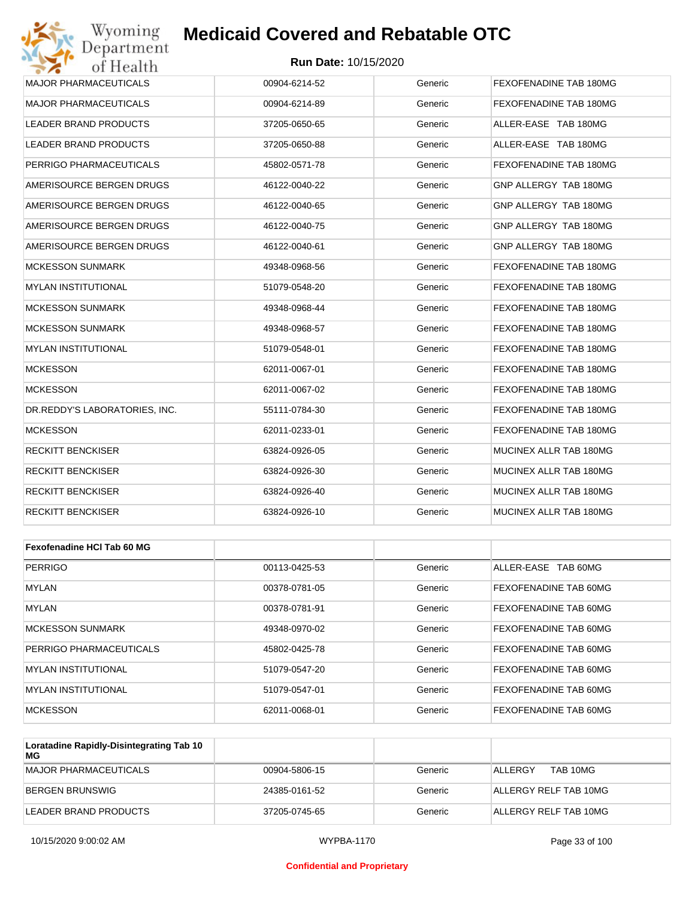| | | | |
|---|---|---|---|
| MAJOR PHARMACEUTICALS | 00904-6214-52 | Generic | FEXOFENADINE TAB 180MG |
| MAJOR PHARMACEUTICALS | 00904-6214-89 | Generic | FEXOFENADINE TAB 180MG |
| LEADER BRAND PRODUCTS | 37205-0650-65 | Generic | ALLER-EASE TAB 180MG |
| LEADER BRAND PRODUCTS | 37205-0650-88 | Generic | ALLER-EASE TAB 180MG |
| PERRIGO PHARMACEUTICALS | 45802-0571-78 | Generic | FEXOFENADINE TAB 180MG |
| AMERISOURCE BERGEN DRUGS | 46122-0040-22 | Generic | GNP ALLERGY TAB 180MG |
| AMERISOURCE BERGEN DRUGS | 46122-0040-65 | Generic | GNP ALLERGY TAB 180MG |
| AMERISOURCE BERGEN DRUGS | 46122-0040-75 | Generic | GNP ALLERGY TAB 180MG |
| AMERISOURCE BERGEN DRUGS | 46122-0040-61 | Generic | GNP ALLERGY TAB 180MG |
| MCKESSON SUNMARK | 49348-0968-56 | Generic | FEXOFENADINE TAB 180MG |
| MYLAN INSTITUTIONAL | 51079-0548-20 | Generic | FEXOFENADINE TAB 180MG |
| MCKESSON SUNMARK | 49348-0968-44 | Generic | FEXOFENADINE TAB 180MG |
| MCKESSON SUNMARK | 49348-0968-57 | Generic | FEXOFENADINE TAB 180MG |
| MYLAN INSTITUTIONAL | 51079-0548-01 | Generic | FEXOFENADINE TAB 180MG |
| MCKESSON | 62011-0067-01 | Generic | FEXOFENADINE TAB 180MG |
| MCKESSON | 62011-0067-02 | Generic | FEXOFENADINE TAB 180MG |
| DR.REDDY'S LABORATORIES, INC. | 55111-0784-30 | Generic | FEXOFENADINE TAB 180MG |
| MCKESSON | 62011-0233-01 | Generic | FEXOFENADINE TAB 180MG |
| RECKITT BENCKISER | 63824-0926-05 | Generic | MUCINEX ALLR TAB 180MG |
| RECKITT BENCKISER | 63824-0926-30 | Generic | MUCINEX ALLR TAB 180MG |
| RECKITT BENCKISER | 63824-0926-40 | Generic | MUCINEX ALLR TAB 180MG |
| RECKITT BENCKISER | 63824-0926-10 | Generic | MUCINEX ALLR TAB 180MG |

| **Fexofenadine HCl Tab 60 MG** | | | |
|---|---|---|---|
| PERRIGO | 00113-0425-53 | Generic | ALLER-EASE TAB 60MG |
| MYLAN | 00378-0781-05 | Generic | FEXOFENADINE TAB 60MG |
| MYLAN | 00378-0781-91 | Generic | FEXOFENADINE TAB 60MG |
| MCKESSON SUNMARK | 49348-0970-02 | Generic | FEXOFENADINE TAB 60MG |
| PERRIGO PHARMACEUTICALS | 45802-0425-78 | Generic | FEXOFENADINE TAB 60MG |
| MYLAN INSTITUTIONAL | 51079-0547-20 | Generic | FEXOFENADINE TAB 60MG |
| MYLAN INSTITUTIONAL | 51079-0547-01 | Generic | FEXOFENADINE TAB 60MG |
| MCKESSON | 62011-0068-01 | Generic | FEXOFENADINE TAB 60MG |

| **Loratadine Rapidly-Disintegrating Tab 10 MG** | | | |
|---|---|---|---|
| MAJOR PHARMACEUTICALS | 00904-5806-15 | Generic | ALLERGY TAB 10MG |
| BERGEN BRUNSWIG | 24385-0161-52 | Generic | ALLERGY RELF TAB 10MG |
| LEADER BRAND PRODUCTS | 37205-0745-65 | Generic | ALLERGY RELF TAB 10MG |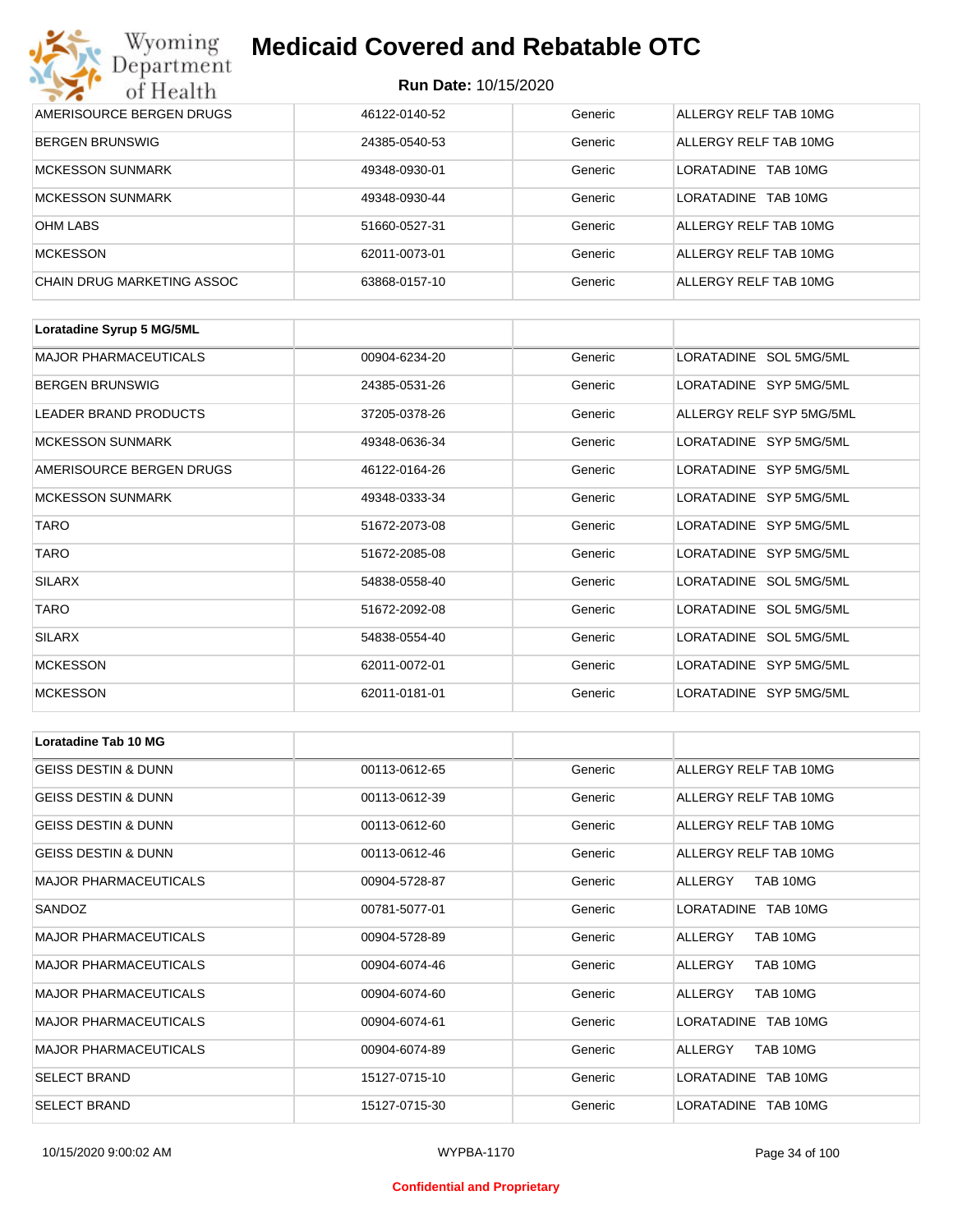| | | | |
|---|---|---|---|
| AMERISOURCE BERGEN DRUGS | 46122-0140-52 | Generic | ALLERGY RELF TAB 10MG |
| BERGEN BRUNSWIG | 24385-0540-53 | Generic | ALLERGY RELF TAB 10MG |
| MCKESSON SUNMARK | 49348-0930-01 | Generic | LORATADINE TAB 10MG |
| MCKESSON SUNMARK | 49348-0930-44 | Generic | LORATADINE TAB 10MG |
| OHM LABS | 51660-0527-31 | Generic | ALLERGY RELF TAB 10MG |
| MCKESSON | 62011-0073-01 | Generic | ALLERGY RELF TAB 10MG |
| CHAIN DRUG MARKETING ASSOC | 63868-0157-10 | Generic | ALLERGY RELF TAB 10MG |

| **Loratadine Syrup 5 MG/5ML** | | | |
|---|---|---|---|
| MAJOR PHARMACEUTICALS | 00904-6234-20 | Generic | LORATADINE SOL 5MG/5ML |
| BERGEN BRUNSWIG | 24385-0531-26 | Generic | LORATADINE SYP 5MG/5ML |
| LEADER BRAND PRODUCTS | 37205-0378-26 | Generic | ALLERGY RELF SYP 5MG/5ML |
| MCKESSON SUNMARK | 49348-0636-34 | Generic | LORATADINE SYP 5MG/5ML |
| AMERISOURCE BERGEN DRUGS | 46122-0164-26 | Generic | LORATADINE SYP 5MG/5ML |
| MCKESSON SUNMARK | 49348-0333-34 | Generic | LORATADINE SYP 5MG/5ML |
| TARO | 51672-2073-08 | Generic | LORATADINE SYP 5MG/5ML |
| TARO | 51672-2085-08 | Generic | LORATADINE SYP 5MG/5ML |
| SILARX | 54838-0558-40 | Generic | LORATADINE SOL 5MG/5ML |
| TARO | 51672-2092-08 | Generic | LORATADINE SOL 5MG/5ML |
| SILARX | 54838-0554-40 | Generic | LORATADINE SOL 5MG/5ML |
| MCKESSON | 62011-0072-01 | Generic | LORATADINE SYP 5MG/5ML |
| MCKESSON | 62011-0181-01 | Generic | LORATADINE SYP 5MG/5ML |

| **Loratadine Tab 10 MG** | | | |
|---|---|---|---|
| GEISS DESTIN & DUNN | 00113-0612-65 | Generic | ALLERGY RELF TAB 10MG |
| GEISS DESTIN & DUNN | 00113-0612-39 | Generic | ALLERGY RELF TAB 10MG |
| GEISS DESTIN & DUNN | 00113-0612-60 | Generic | ALLERGY RELF TAB 10MG |
| GEISS DESTIN & DUNN | 00113-0612-46 | Generic | ALLERGY RELF TAB 10MG |
| MAJOR PHARMACEUTICALS | 00904-5728-87 | Generic | ALLERGY TAB 10MG |
| SANDOZ | 00781-5077-01 | Generic | LORATADINE TAB 10MG |
| MAJOR PHARMACEUTICALS | 00904-5728-89 | Generic | ALLERGY TAB 10MG |
| MAJOR PHARMACEUTICALS | 00904-6074-46 | Generic | ALLERGY TAB 10MG |
| MAJOR PHARMACEUTICALS | 00904-6074-60 | Generic | ALLERGY TAB 10MG |
| MAJOR PHARMACEUTICALS | 00904-6074-61 | Generic | LORATADINE TAB 10MG |
| MAJOR PHARMACEUTICALS | 00904-6074-89 | Generic | ALLERGY TAB 10MG |
| SELECT BRAND | 15127-0715-10 | Generic | LORATADINE TAB 10MG |
| SELECT BRAND | 15127-0715-30 | Generic | LORATADINE TAB 10MG |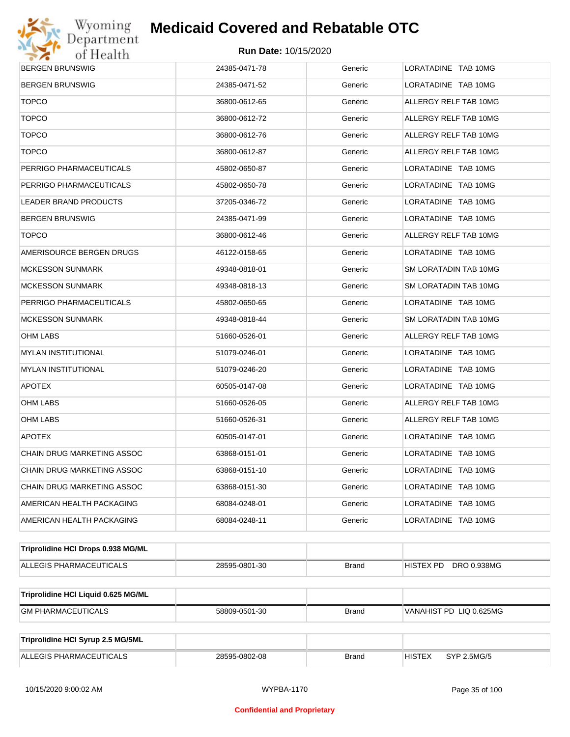| | | | |
|---|---|---|---|
| BERGEN BRUNSWIG | 24385-0471-78 | Generic | LORATADINE TAB 10MG |
| BERGEN BRUNSWIG | 24385-0471-52 | Generic | LORATADINE TAB 10MG |
| TOPCO | 36800-0612-65 | Generic | ALLERGY RELF TAB 10MG |
| TOPCO | 36800-0612-72 | Generic | ALLERGY RELF TAB 10MG |
| TOPCO | 36800-0612-76 | Generic | ALLERGY RELF TAB 10MG |
| TOPCO | 36800-0612-87 | Generic | ALLERGY RELF TAB 10MG |
| PERRIGO PHARMACEUTICALS | 45802-0650-87 | Generic | LORATADINE TAB 10MG |
| PERRIGO PHARMACEUTICALS | 45802-0650-78 | Generic | LORATADINE TAB 10MG |
| LEADER BRAND PRODUCTS | 37205-0346-72 | Generic | LORATADINE TAB 10MG |
| BERGEN BRUNSWIG | 24385-0471-99 | Generic | LORATADINE TAB 10MG |
| TOPCO | 36800-0612-46 | Generic | ALLERGY RELF TAB 10MG |
| AMERISOURCE BERGEN DRUGS | 46122-0158-65 | Generic | LORATADINE TAB 10MG |
| MCKESSON SUNMARK | 49348-0818-01 | Generic | SM LORATADIN TAB 10MG |
| MCKESSON SUNMARK | 49348-0818-13 | Generic | SM LORATADIN TAB 10MG |
| PERRIGO PHARMACEUTICALS | 45802-0650-65 | Generic | LORATADINE TAB 10MG |
| MCKESSON SUNMARK | 49348-0818-44 | Generic | SM LORATADIN TAB 10MG |
| OHM LABS | 51660-0526-01 | Generic | ALLERGY RELF TAB 10MG |
| MYLAN INSTITUTIONAL | 51079-0246-01 | Generic | LORATADINE TAB 10MG |
| MYLAN INSTITUTIONAL | 51079-0246-20 | Generic | LORATADINE TAB 10MG |
| APOTEX | 60505-0147-08 | Generic | LORATADINE TAB 10MG |
| OHM LABS | 51660-0526-05 | Generic | ALLERGY RELF TAB 10MG |
| OHM LABS | 51660-0526-31 | Generic | ALLERGY RELF TAB 10MG |
| APOTEX | 60505-0147-01 | Generic | LORATADINE TAB 10MG |
| CHAIN DRUG MARKETING ASSOC | 63868-0151-01 | Generic | LORATADINE TAB 10MG |
| CHAIN DRUG MARKETING ASSOC | 63868-0151-10 | Generic | LORATADINE TAB 10MG |
| CHAIN DRUG MARKETING ASSOC | 63868-0151-30 | Generic | LORATADINE TAB 10MG |
| AMERICAN HEALTH PACKAGING | 68084-0248-01 | Generic | LORATADINE TAB 10MG |
| AMERICAN HEALTH PACKAGING | 68084-0248-11 | Generic | LORATADINE TAB 10MG |

| **Triprolidine HCl Drops 0.938 MG/ML** | | | |
|---|---|---|---|
| ALLEGIS PHARMACEUTICALS | 28595-0801-30 | Brand | HISTEX PD DRO 0.938MG |

| **Triprolidine HCl Liquid 0.625 MG/ML** | | | |
|---|---|---|---|
| GM PHARMACEUTICALS | 58809-0501-30 | Brand | VANAHIST PD LIQ 0.625MG |

| **Triprolidine HCl Syrup 2.5 MG/5ML** | | | |
|---|---|---|---|
| ALLEGIS PHARMACEUTICALS | 28595-0802-08 | Brand | HISTEX SYP 2.5MG/5 |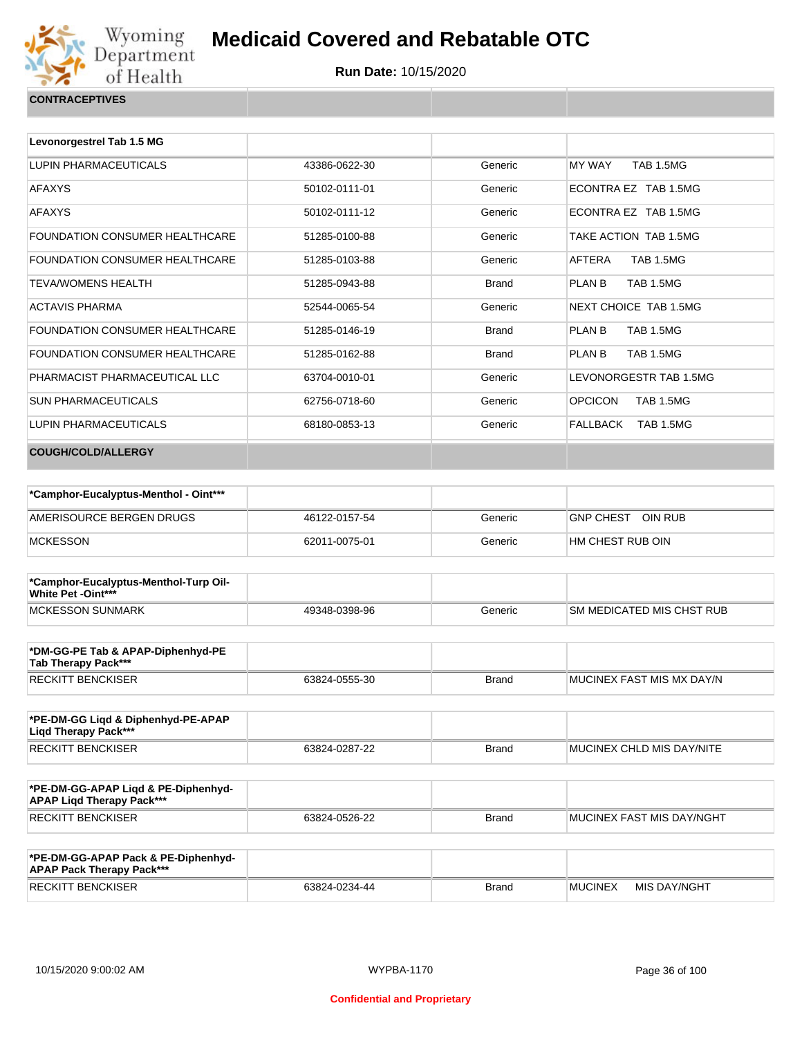# Medicaid Covered and Rebatable OTC

**Run Date:** 10/15/2020

| CONTRACEPTIVES | | | |
|---|---|---|---|

| Levonorgestrel Tab 1.5 MG | | | |
|---|---|---|---|
| LUPIN PHARMACEUTICALS | 43386-0622-30 | Generic | MY WAY TAB 1.5MG |
| AFAXYS | 50102-0111-01 | Generic | ECONTRA EZ TAB 1.5MG |
| AFAXYS | 50102-0111-12 | Generic | ECONTRA EZ TAB 1.5MG |
| FOUNDATION CONSUMER HEALTHCARE | 51285-0100-88 | Generic | TAKE ACTION TAB 1.5MG |
| FOUNDATION CONSUMER HEALTHCARE | 51285-0103-88 | Generic | AFTERA TAB 1.5MG |
| TEVA/WOMENS HEALTH | 51285-0943-88 | Brand | PLAN B TAB 1.5MG |
| ACTAVIS PHARMA | 52544-0065-54 | Generic | NEXT CHOICE TAB 1.5MG |
| FOUNDATION CONSUMER HEALTHCARE | 51285-0146-19 | Brand | PLAN B TAB 1.5MG |
| FOUNDATION CONSUMER HEALTHCARE | 51285-0162-88 | Brand | PLAN B TAB 1.5MG |
| PHARMACIST PHARMACEUTICAL LLC | 63704-0010-01 | Generic | LEVONORGESTR TAB 1.5MG |
| SUN PHARMACEUTICALS | 62756-0718-60 | Generic | OPCICON TAB 1.5MG |
| LUPIN PHARMACEUTICALS | 68180-0853-13 | Generic | FALLBACK TAB 1.5MG |

| COUGH/COLD/ALLERGY | | | |
|---|---|---|---|

| *Camphor-Eucalyptus-Menthol - Oint*** | | | |
|---|---|---|---|
| AMERISOURCE BERGEN DRUGS | 46122-0157-54 | Generic | GNP CHEST OIN RUB |
| MCKESSON | 62011-0075-01 | Generic | HM CHEST RUB OIN |

| *Camphor-Eucalyptus-Menthol-Turp Oil-White Pet -Oint*** | | | |
|---|---|---|---|
| MCKESSON SUNMARK | 49348-0398-96 | Generic | SM MEDICATED MIS CHST RUB |

| *DM-GG-PE Tab & APAP-Diphenhyd-PE Tab Therapy Pack*** | | | |
|---|---|---|---|
| RECKITT BENCKISER | 63824-0555-30 | Brand | MUCINEX FAST MIS MX DAY/N |

| *PE-DM-GG Liqd & Diphenhyd-PE-APAP Liqd Therapy Pack*** | | | |
|---|---|---|---|
| RECKITT BENCKISER | 63824-0287-22 | Brand | MUCINEX CHLD MIS DAY/NITE |

| *PE-DM-GG-APAP Liqd & PE-Diphenhyd-APAP Liqd Therapy Pack*** | | | |
|---|---|---|---|
| RECKITT BENCKISER | 63824-0526-22 | Brand | MUCINEX FAST MIS DAY/NGHT |

| *PE-DM-GG-APAP Pack & PE-Diphenhyd-APAP Pack Therapy Pack*** | | | |
|---|---|---|---|
| RECKITT BENCKISER | 63824-0234-44 | Brand | MUCINEX MIS DAY/NGHT |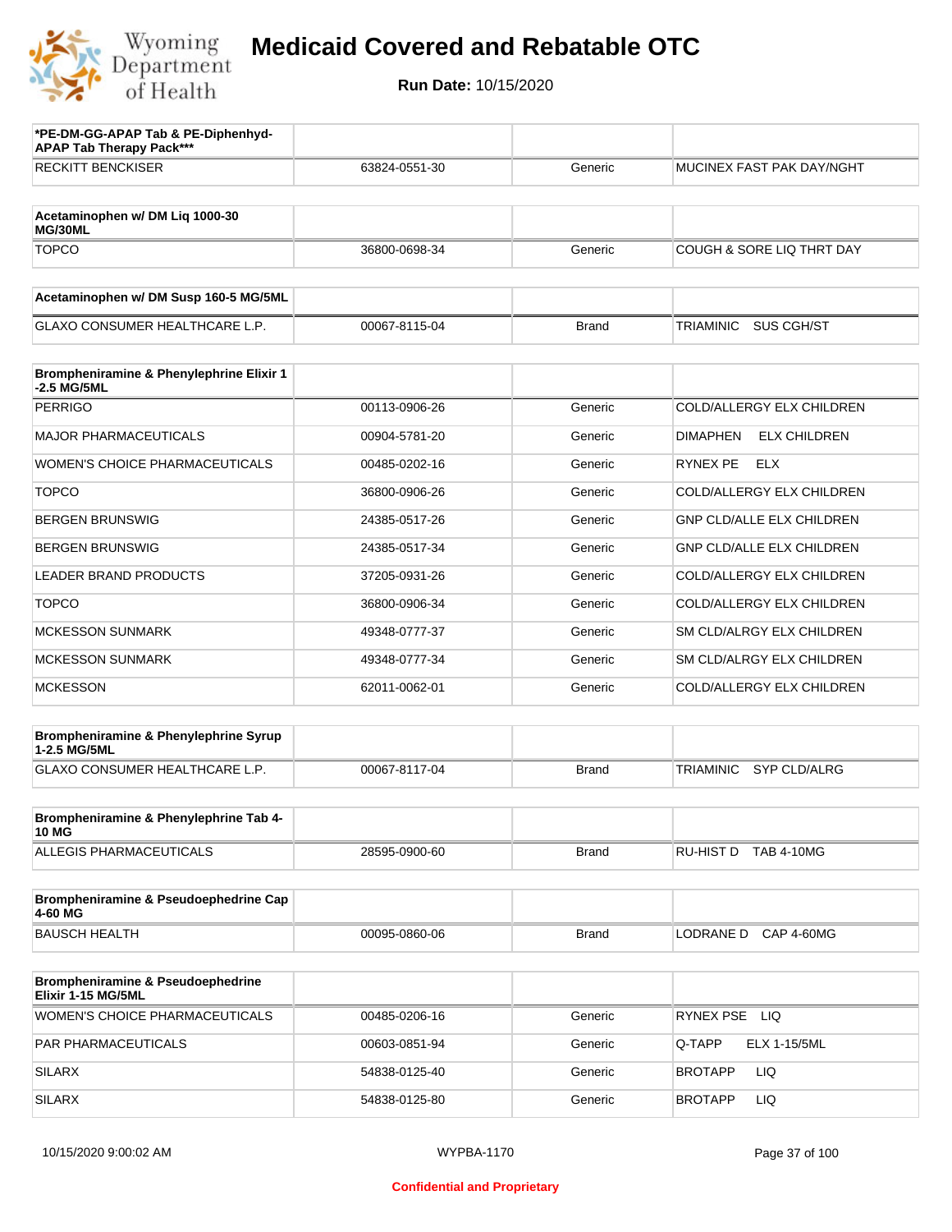# Medicaid Covered and Rebatable OTC

**Run Date:** 10/15/2020

| *PE-DM-GG-APAP Tab & PE-Diphenhyd-APAP Tab Therapy Pack*** | | | |
|---|---|---|---|
| RECKITT BENCKISER | 63824-0551-30 | Generic | MUCINEX FAST PAK DAY/NGHT |

| Acetaminophen w/ DM Liq 1000-30 MG/30ML | | | |
|---|---|---|---|
| TOPCO | 36800-0698-34 | Generic | COUGH & SORE LIQ THRT DAY |

| Acetaminophen w/ DM Susp 160-5 MG/5ML | | | |
|---|---|---|---|
| GLAXO CONSUMER HEALTHCARE L.P. | 00067-8115-04 | Brand | TRIAMINIC SUS CGH/ST |

| Brompheniramine & Phenylephrine Elixir 1-2.5 MG/5ML | | | |
|---|---|---|---|
| PERRIGO | 00113-0906-26 | Generic | COLD/ALLERGY ELX CHILDREN |
| MAJOR PHARMACEUTICALS | 00904-5781-20 | Generic | DIMAPHEN ELX CHILDREN |
| WOMEN'S CHOICE PHARMACEUTICALS | 00485-0202-16 | Generic | RYNEX PE ELX |
| TOPCO | 36800-0906-26 | Generic | COLD/ALLERGY ELX CHILDREN |
| BERGEN BRUNSWIG | 24385-0517-26 | Generic | GNP CLD/ALLE ELX CHILDREN |
| BERGEN BRUNSWIG | 24385-0517-34 | Generic | GNP CLD/ALLE ELX CHILDREN |
| LEADER BRAND PRODUCTS | 37205-0931-26 | Generic | COLD/ALLERGY ELX CHILDREN |
| TOPCO | 36800-0906-34 | Generic | COLD/ALLERGY ELX CHILDREN |
| MCKESSON SUNMARK | 49348-0777-37 | Generic | SM CLD/ALRGY ELX CHILDREN |
| MCKESSON SUNMARK | 49348-0777-34 | Generic | SM CLD/ALRGY ELX CHILDREN |
| MCKESSON | 62011-0062-01 | Generic | COLD/ALLERGY ELX CHILDREN |

| Brompheniramine & Phenylephrine Syrup 1-2.5 MG/5ML | | | |
|---|---|---|---|
| GLAXO CONSUMER HEALTHCARE L.P. | 00067-8117-04 | Brand | TRIAMINIC SYP CLD/ALRG |

| Brompheniramine & Phenylephrine Tab 4-10 MG | | | |
|---|---|---|---|
| ALLEGIS PHARMACEUTICALS | 28595-0900-60 | Brand | RU-HIST D TAB 4-10MG |

| Brompheniramine & Pseudoephedrine Cap 4-60 MG | | | |
|---|---|---|---|
| BAUSCH HEALTH | 00095-0860-06 | Brand | LODRANE D CAP 4-60MG |

| Brompheniramine & Pseudoephedrine Elixir 1-15 MG/5ML | | | |
|---|---|---|---|
| WOMEN'S CHOICE PHARMACEUTICALS | 00485-0206-16 | Generic | RYNEX PSE LIQ |
| PAR PHARMACEUTICALS | 00603-0851-94 | Generic | Q-TAPP ELX 1-15/5ML |
| SILARX | 54838-0125-40 | Generic | BROTAPP LIQ |
| SILARX | 54838-0125-80 | Generic | BROTAPP LIQ |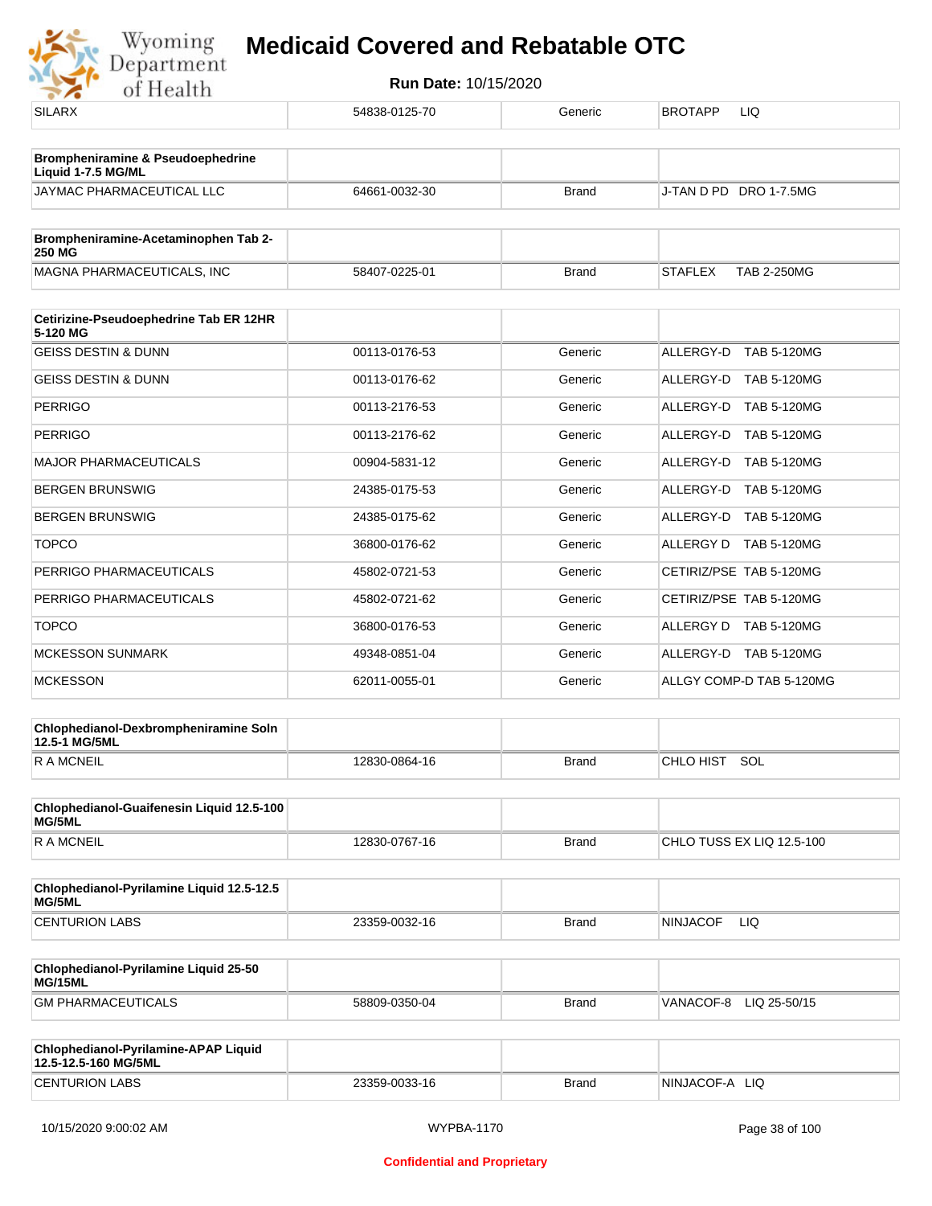| SILARX | 54838-0125-70 | Generic | BROTAPP LIQ |
|---|---|---|---|

| **Brompheniramine & Pseudoephedrine Liquid 1-7.5 MG/ML** | | | |
|---|---|---|---|
| JAYMAC PHARMACEUTICAL LLC | 64661-0032-30 | Brand | J-TAN D PD DRO 1-7.5MG |

| **Brompheniramine-Acetaminophen Tab 2-250 MG** | | | |
|---|---|---|---|
| MAGNA PHARMACEUTICALS, INC | 58407-0225-01 | Brand | STAFLEX TAB 2-250MG |

| **Cetirizine-Pseudoephedrine Tab ER 12HR 5-120 MG** | | | |
|---|---|---|---|
| GEISS DESTIN & DUNN | 00113-0176-53 | Generic | ALLERGY-D TAB 5-120MG |
| GEISS DESTIN & DUNN | 00113-0176-62 | Generic | ALLERGY-D TAB 5-120MG |
| PERRIGO | 00113-2176-53 | Generic | ALLERGY-D TAB 5-120MG |
| PERRIGO | 00113-2176-62 | Generic | ALLERGY-D TAB 5-120MG |
| MAJOR PHARMACEUTICALS | 00904-5831-12 | Generic | ALLERGY-D TAB 5-120MG |
| BERGEN BRUNSWIG | 24385-0175-53 | Generic | ALLERGY-D TAB 5-120MG |
| BERGEN BRUNSWIG | 24385-0175-62 | Generic | ALLERGY-D TAB 5-120MG |
| TOPCO | 36800-0176-62 | Generic | ALLERGY D TAB 5-120MG |
| PERRIGO PHARMACEUTICALS | 45802-0721-53 | Generic | CETIRIZ/PSE TAB 5-120MG |
| PERRIGO PHARMACEUTICALS | 45802-0721-62 | Generic | CETIRIZ/PSE TAB 5-120MG |
| TOPCO | 36800-0176-53 | Generic | ALLERGY D TAB 5-120MG |
| MCKESSON SUNMARK | 49348-0851-04 | Generic | ALLERGY-D TAB 5-120MG |
| MCKESSON | 62011-0055-01 | Generic | ALLGY COMP-D TAB 5-120MG |

| **Chlophedianol-Dexbrompheniramine Soln 12.5-1 MG/5ML** | | | |
|---|---|---|---|
| R A MCNEIL | 12830-0864-16 | Brand | CHLO HIST SOL |

| **Chlophedianol-Guaifenesin Liquid 12.5-100 MG/5ML** | | | |
|---|---|---|---|
| R A MCNEIL | 12830-0767-16 | Brand | CHLO TUSS EX LIQ 12.5-100 |

| **Chlophedianol-Pyrilamine Liquid 12.5-12.5 MG/5ML** | | | |
|---|---|---|---|
| CENTURION LABS | 23359-0032-16 | Brand | NINJACOF LIQ |

| **Chlophedianol-Pyrilamine Liquid 25-50 MG/15ML** | | | |
|---|---|---|---|
| GM PHARMACEUTICALS | 58809-0350-04 | Brand | VANACOF-8 LIQ 25-50/15 |

| **Chlophedianol-Pyrilamine-APAP Liquid 12.5-12.5-160 MG/5ML** | | | |
|---|---|---|---|
| CENTURION LABS | 23359-0033-16 | Brand | NINJACOF-A LIQ |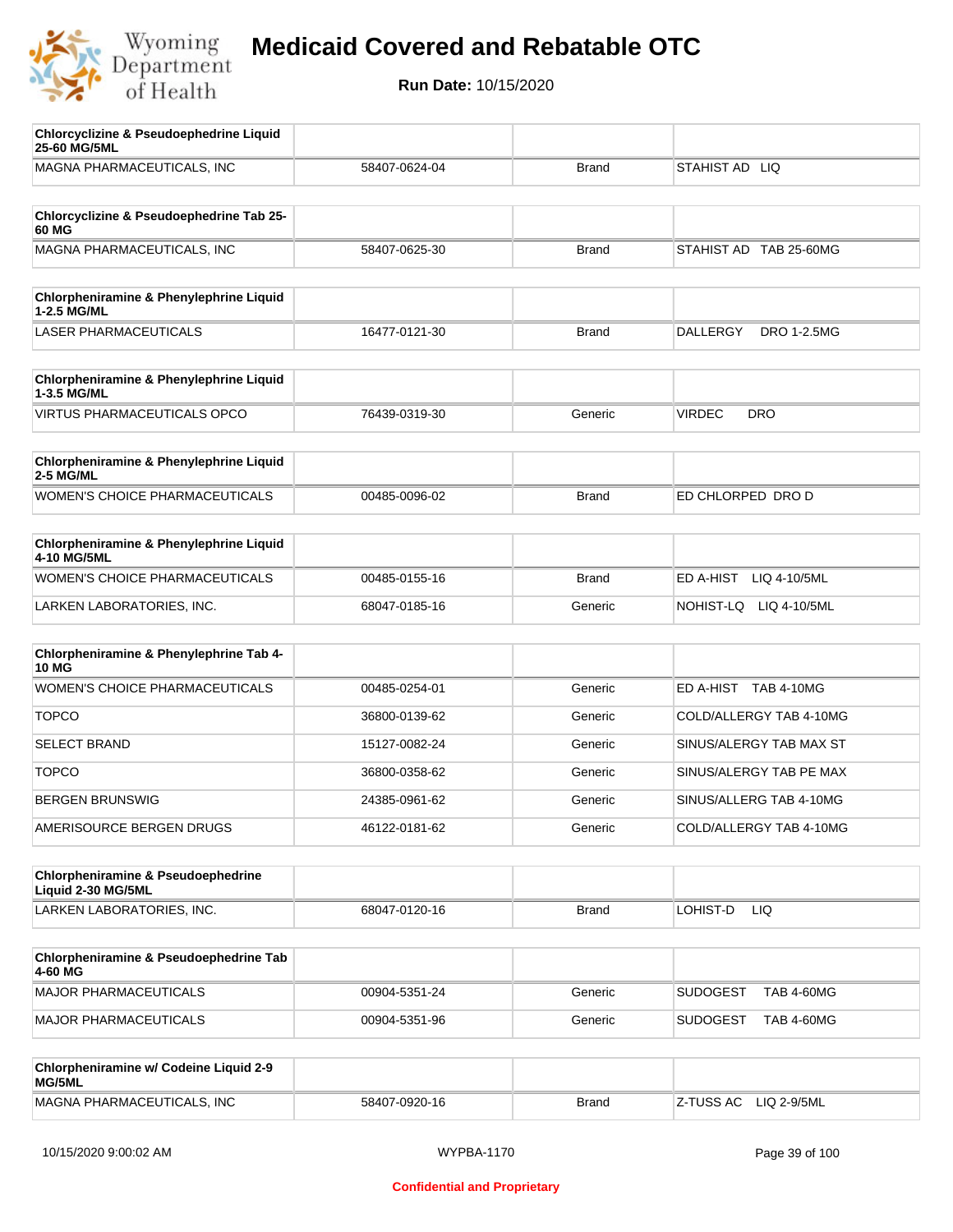# Medicaid Covered and Rebatable OTC

**Run Date:** 10/15/2020

| Chlorcyclizine & Pseudoephedrine Liquid 25-60 MG/5ML | | | |
|---|---|---|---|
| MAGNA PHARMACEUTICALS, INC | 58407-0624-04 | Brand | STAHIST AD LIQ |

| Chlorcyclizine & Pseudoephedrine Tab 25-60 MG | | | |
|---|---|---|---|
| MAGNA PHARMACEUTICALS, INC | 58407-0625-30 | Brand | STAHIST AD TAB 25-60MG |

| Chlorpheniramine & Phenylephrine Liquid 1-2.5 MG/ML | | | |
|---|---|---|---|
| LASER PHARMACEUTICALS | 16477-0121-30 | Brand | DALLERGY DRO 1-2.5MG |

| Chlorpheniramine & Phenylephrine Liquid 1-3.5 MG/ML | | | |
|---|---|---|---|
| VIRTUS PHARMACEUTICALS OPCO | 76439-0319-30 | Generic | VIRDEC DRO |

| Chlorpheniramine & Phenylephrine Liquid 2-5 MG/ML | | | |
|---|---|---|---|
| WOMEN'S CHOICE PHARMACEUTICALS | 00485-0096-02 | Brand | ED CHLORPED DRO D |

| Chlorpheniramine & Phenylephrine Liquid 4-10 MG/5ML | | | |
|---|---|---|---|
| WOMEN'S CHOICE PHARMACEUTICALS | 00485-0155-16 | Brand | ED A-HIST LIQ 4-10/5ML |
| LARKEN LABORATORIES, INC. | 68047-0185-16 | Generic | NOHIST-LQ LIQ 4-10/5ML |

| Chlorpheniramine & Phenylephrine Tab 4-10 MG | | | |
|---|---|---|---|
| WOMEN'S CHOICE PHARMACEUTICALS | 00485-0254-01 | Generic | ED A-HIST TAB 4-10MG |
| TOPCO | 36800-0139-62 | Generic | COLD/ALLERGY TAB 4-10MG |
| SELECT BRAND | 15127-0082-24 | Generic | SINUS/ALERGY TAB MAX ST |
| TOPCO | 36800-0358-62 | Generic | SINUS/ALERGY TAB PE MAX |
| BERGEN BRUNSWIG | 24385-0961-62 | Generic | SINUS/ALLERG TAB 4-10MG |
| AMERISOURCE BERGEN DRUGS | 46122-0181-62 | Generic | COLD/ALLERGY TAB 4-10MG |

| Chlorpheniramine & Pseudoephedrine Liquid 2-30 MG/5ML | | | |
|---|---|---|---|
| LARKEN LABORATORIES, INC. | 68047-0120-16 | Brand | LOHIST-D LIQ |

| Chlorpheniramine & Pseudoephedrine Tab 4-60 MG | | | |
|---|---|---|---|
| MAJOR PHARMACEUTICALS | 00904-5351-24 | Generic | SUDOGEST TAB 4-60MG |
| MAJOR PHARMACEUTICALS | 00904-5351-96 | Generic | SUDOGEST TAB 4-60MG |

| Chlorpheniramine w/ Codeine Liquid 2-9 MG/5ML | | | |
|---|---|---|---|
| MAGNA PHARMACEUTICALS, INC | 58407-0920-16 | Brand | Z-TUSS AC LIQ 2-9/5ML |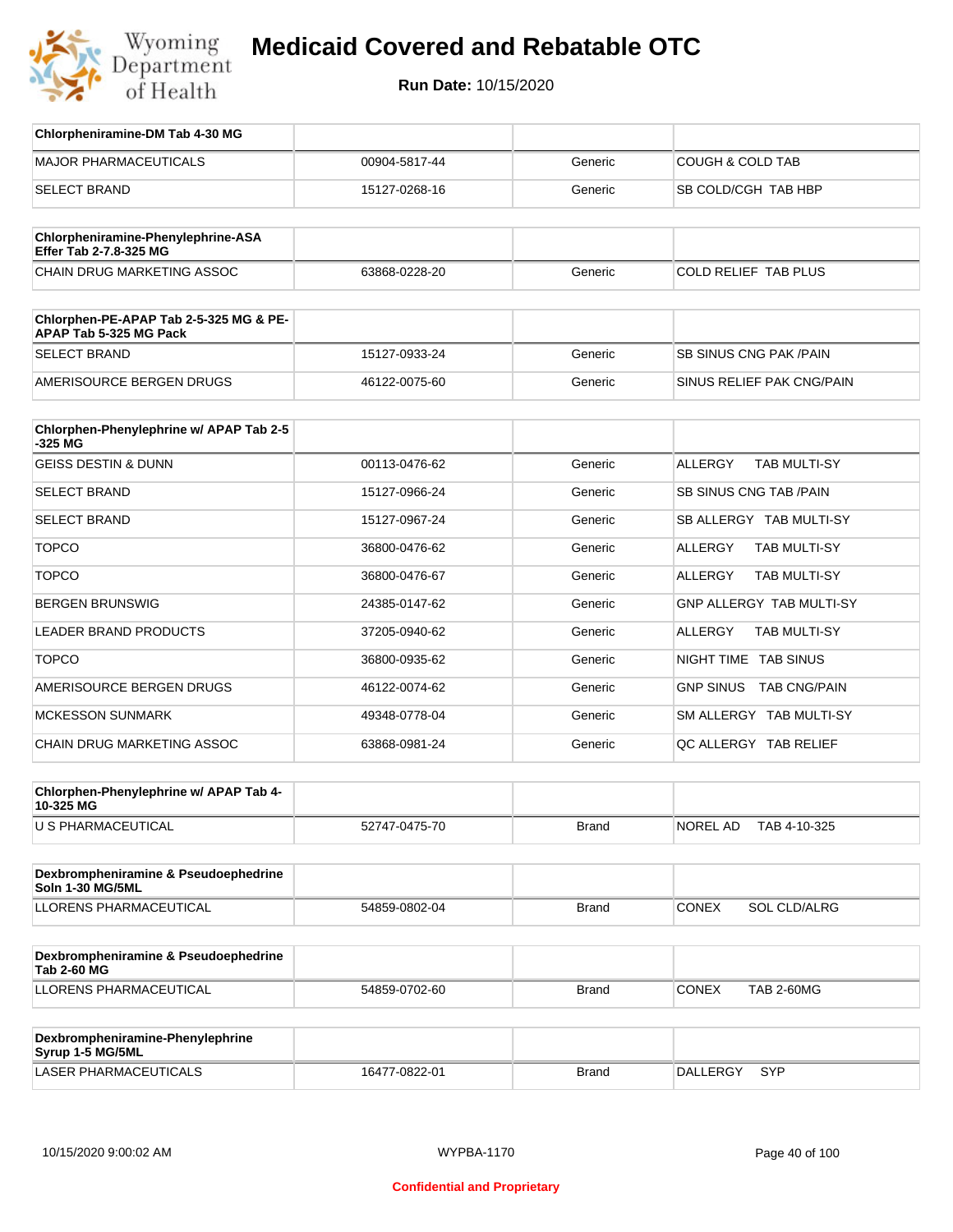# Medicaid Covered and Rebatable OTC

**Run Date:** 10/15/2020

| Chlorpheniramine-DM Tab 4-30 MG | | | |
|---|---|---|---|
| MAJOR PHARMACEUTICALS | 00904-5817-44 | Generic | COUGH & COLD TAB |
| SELECT BRAND | 15127-0268-16 | Generic | SB COLD/CGH TAB HBP |

| Chlorpheniramine-Phenylephrine-ASA Effer Tab 2-7.8-325 MG | | | |
|---|---|---|---|
| CHAIN DRUG MARKETING ASSOC | 63868-0228-20 | Generic | COLD RELIEF TAB PLUS |

| Chlorphen-PE-APAP Tab 2-5-325 MG & PE-APAP Tab 5-325 MG Pack | | | |
|---|---|---|---|
| SELECT BRAND | 15127-0933-24 | Generic | SB SINUS CNG PAK /PAIN |
| AMERISOURCE BERGEN DRUGS | 46122-0075-60 | Generic | SINUS RELIEF PAK CNG/PAIN |

| Chlorphen-Phenylephrine w/ APAP Tab 2-5-325 MG | | | |
|---|---|---|---|
| GEISS DESTIN & DUNN | 00113-0476-62 | Generic | ALLERGY TAB MULTI-SY |
| SELECT BRAND | 15127-0966-24 | Generic | SB SINUS CNG TAB /PAIN |
| SELECT BRAND | 15127-0967-24 | Generic | SB ALLERGY TAB MULTI-SY |
| TOPCO | 36800-0476-62 | Generic | ALLERGY TAB MULTI-SY |
| TOPCO | 36800-0476-67 | Generic | ALLERGY TAB MULTI-SY |
| BERGEN BRUNSWIG | 24385-0147-62 | Generic | GNP ALLERGY TAB MULTI-SY |
| LEADER BRAND PRODUCTS | 37205-0940-62 | Generic | ALLERGY TAB MULTI-SY |
| TOPCO | 36800-0935-62 | Generic | NIGHT TIME TAB SINUS |
| AMERISOURCE BERGEN DRUGS | 46122-0074-62 | Generic | GNP SINUS TAB CNG/PAIN |
| MCKESSON SUNMARK | 49348-0778-04 | Generic | SM ALLERGY TAB MULTI-SY |
| CHAIN DRUG MARKETING ASSOC | 63868-0981-24 | Generic | QC ALLERGY TAB RELIEF |

| Chlorphen-Phenylephrine w/ APAP Tab 4-10-325 MG | | | |
|---|---|---|---|
| U S PHARMACEUTICAL | 52747-0475-70 | Brand | NOREL AD TAB 4-10-325 |

| Dexbrompheniramine & Pseudoephedrine Soln 1-30 MG/5ML | | | |
|---|---|---|---|
| LLORENS PHARMACEUTICAL | 54859-0802-04 | Brand | CONEX SOL CLD/ALRG |

| Dexbrompheniramine & Pseudoephedrine Tab 2-60 MG | | | |
|---|---|---|---|
| LLORENS PHARMACEUTICAL | 54859-0702-60 | Brand | CONEX TAB 2-60MG |

| Dexbrompheniramine-Phenylephrine Syrup 1-5 MG/5ML | | | |
|---|---|---|---|
| LASER PHARMACEUTICALS | 16477-0822-01 | Brand | DALLERGY SYP |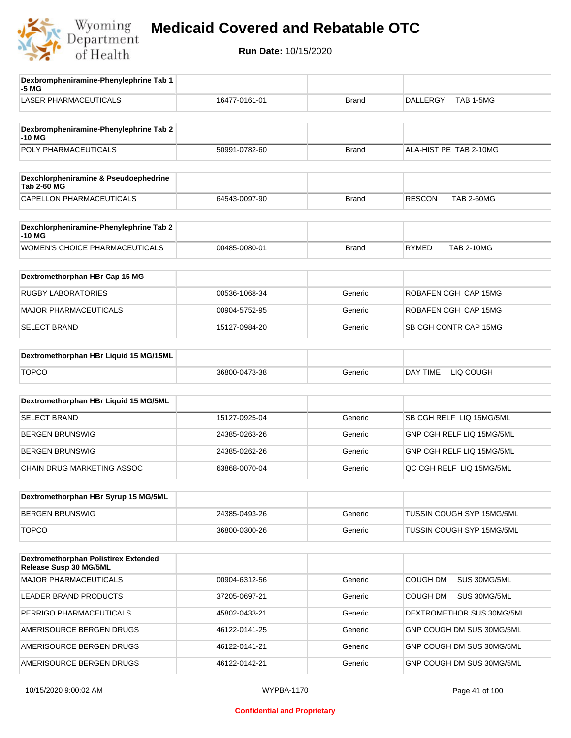# Medicaid Covered and Rebatable OTC

**Run Date:** 10/15/2020

| Dexbrompheniramine-Phenylephrine Tab 1-5 MG | | | |
|---|---|---|---|
| LASER PHARMACEUTICALS | 16477-0161-01 | Brand | DALLERGY TAB 1-5MG |

| Dexbrompheniramine-Phenylephrine Tab 2-10 MG | | | |
|---|---|---|---|
| POLY PHARMACEUTICALS | 50991-0782-60 | Brand | ALA-HIST PE TAB 2-10MG |

| Dexchlorpheniramine & Pseudoephedrine Tab 2-60 MG | | | |
|---|---|---|---|
| CAPELLON PHARMACEUTICALS | 64543-0097-90 | Brand | RESCON TAB 2-60MG |

| Dexchlorpheniramine-Phenylephrine Tab 2-10 MG | | | |
|---|---|---|---|
| WOMEN'S CHOICE PHARMACEUTICALS | 00485-0080-01 | Brand | RYMED TAB 2-10MG |

| Dextromethorphan HBr Cap 15 MG | | | |
|---|---|---|---|
| RUGBY LABORATORIES | 00536-1068-34 | Generic | ROBAFEN CGH CAP 15MG |
| MAJOR PHARMACEUTICALS | 00904-5752-95 | Generic | ROBAFEN CGH CAP 15MG |
| SELECT BRAND | 15127-0984-20 | Generic | SB CGH CONTR CAP 15MG |

| Dextromethorphan HBr Liquid 15 MG/15ML | | | |
|---|---|---|---|
| TOPCO | 36800-0473-38 | Generic | DAY TIME LIQ COUGH |

| Dextromethorphan HBr Liquid 15 MG/5ML | | | |
|---|---|---|---|
| SELECT BRAND | 15127-0925-04 | Generic | SB CGH RELF LIQ 15MG/5ML |
| BERGEN BRUNSWIG | 24385-0263-26 | Generic | GNP CGH RELF LIQ 15MG/5ML |
| BERGEN BRUNSWIG | 24385-0262-26 | Generic | GNP CGH RELF LIQ 15MG/5ML |
| CHAIN DRUG MARKETING ASSOC | 63868-0070-04 | Generic | QC CGH RELF LIQ 15MG/5ML |

| Dextromethorphan HBr Syrup 15 MG/5ML | | | |
|---|---|---|---|
| BERGEN BRUNSWIG | 24385-0493-26 | Generic | TUSSIN COUGH SYP 15MG/5ML |
| TOPCO | 36800-0300-26 | Generic | TUSSIN COUGH SYP 15MG/5ML |

| Dextromethorphan Polistirex Extended Release Susp 30 MG/5ML | | | |
|---|---|---|---|
| MAJOR PHARMACEUTICALS | 00904-6312-56 | Generic | COUGH DM SUS 30MG/5ML |
| LEADER BRAND PRODUCTS | 37205-0697-21 | Generic | COUGH DM SUS 30MG/5ML |
| PERRIGO PHARMACEUTICALS | 45802-0433-21 | Generic | DEXTROMETHOR SUS 30MG/5ML |
| AMERISOURCE BERGEN DRUGS | 46122-0141-25 | Generic | GNP COUGH DM SUS 30MG/5ML |
| AMERISOURCE BERGEN DRUGS | 46122-0141-21 | Generic | GNP COUGH DM SUS 30MG/5ML |
| AMERISOURCE BERGEN DRUGS | 46122-0142-21 | Generic | GNP COUGH DM SUS 30MG/5ML |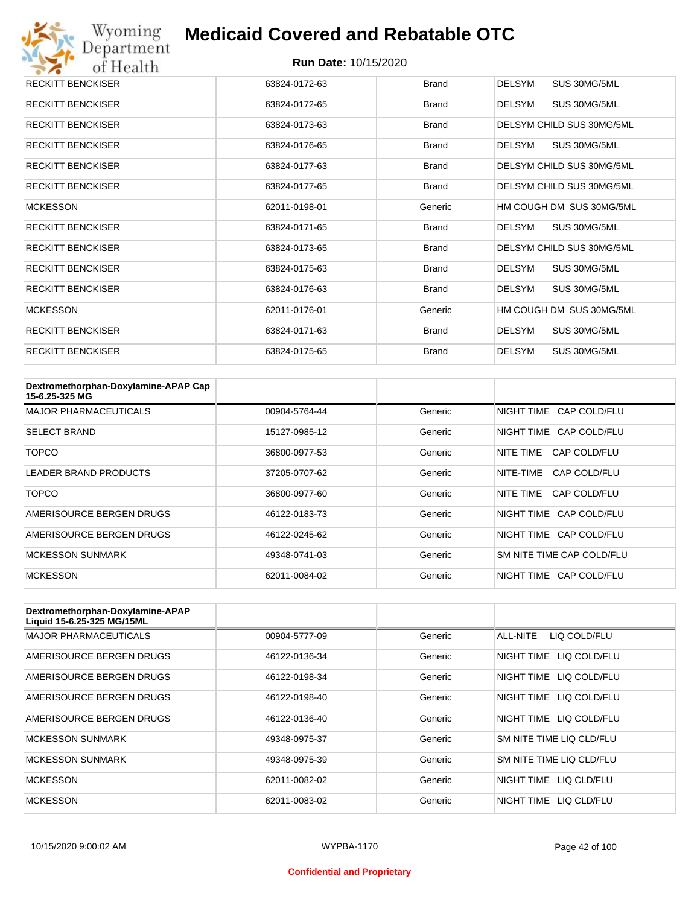| | | | |
|---|---|---|---|
| RECKITT BENCKISER | 63824-0172-63 | Brand | DELSYM SUS 30MG/5ML |
| RECKITT BENCKISER | 63824-0172-65 | Brand | DELSYM SUS 30MG/5ML |
| RECKITT BENCKISER | 63824-0173-63 | Brand | DELSYM CHILD SUS 30MG/5ML |
| RECKITT BENCKISER | 63824-0176-65 | Brand | DELSYM SUS 30MG/5ML |
| RECKITT BENCKISER | 63824-0177-63 | Brand | DELSYM CHILD SUS 30MG/5ML |
| RECKITT BENCKISER | 63824-0177-65 | Brand | DELSYM CHILD SUS 30MG/5ML |
| MCKESSON | 62011-0198-01 | Generic | HM COUGH DM SUS 30MG/5ML |
| RECKITT BENCKISER | 63824-0171-65 | Brand | DELSYM SUS 30MG/5ML |
| RECKITT BENCKISER | 63824-0173-65 | Brand | DELSYM CHILD SUS 30MG/5ML |
| RECKITT BENCKISER | 63824-0175-63 | Brand | DELSYM SUS 30MG/5ML |
| RECKITT BENCKISER | 63824-0176-63 | Brand | DELSYM SUS 30MG/5ML |
| MCKESSON | 62011-0176-01 | Generic | HM COUGH DM SUS 30MG/5ML |
| RECKITT BENCKISER | 63824-0171-63 | Brand | DELSYM SUS 30MG/5ML |
| RECKITT BENCKISER | 63824-0175-65 | Brand | DELSYM SUS 30MG/5ML |

| Dextromethorphan-Doxylamine-APAP Cap 15-6.25-325 MG | | | |
|---|---|---|---|
| MAJOR PHARMACEUTICALS | 00904-5764-44 | Generic | NIGHT TIME CAP COLD/FLU |
| SELECT BRAND | 15127-0985-12 | Generic | NIGHT TIME CAP COLD/FLU |
| TOPCO | 36800-0977-53 | Generic | NITE TIME CAP COLD/FLU |
| LEADER BRAND PRODUCTS | 37205-0707-62 | Generic | NITE-TIME CAP COLD/FLU |
| TOPCO | 36800-0977-60 | Generic | NITE TIME CAP COLD/FLU |
| AMERISOURCE BERGEN DRUGS | 46122-0183-73 | Generic | NIGHT TIME CAP COLD/FLU |
| AMERISOURCE BERGEN DRUGS | 46122-0245-62 | Generic | NIGHT TIME CAP COLD/FLU |
| MCKESSON SUNMARK | 49348-0741-03 | Generic | SM NITE TIME CAP COLD/FLU |
| MCKESSON | 62011-0084-02 | Generic | NIGHT TIME CAP COLD/FLU |

| Dextromethorphan-Doxylamine-APAP Liquid 15-6.25-325 MG/15ML | | | |
|---|---|---|---|
| MAJOR PHARMACEUTICALS | 00904-5777-09 | Generic | ALL-NITE LIQ COLD/FLU |
| AMERISOURCE BERGEN DRUGS | 46122-0136-34 | Generic | NIGHT TIME LIQ COLD/FLU |
| AMERISOURCE BERGEN DRUGS | 46122-0198-34 | Generic | NIGHT TIME LIQ COLD/FLU |
| AMERISOURCE BERGEN DRUGS | 46122-0198-40 | Generic | NIGHT TIME LIQ COLD/FLU |
| AMERISOURCE BERGEN DRUGS | 46122-0136-40 | Generic | NIGHT TIME LIQ COLD/FLU |
| MCKESSON SUNMARK | 49348-0975-37 | Generic | SM NITE TIME LIQ CLD/FLU |
| MCKESSON SUNMARK | 49348-0975-39 | Generic | SM NITE TIME LIQ CLD/FLU |
| MCKESSON | 62011-0082-02 | Generic | NIGHT TIME LIQ CLD/FLU |
| MCKESSON | 62011-0083-02 | Generic | NIGHT TIME LIQ CLD/FLU |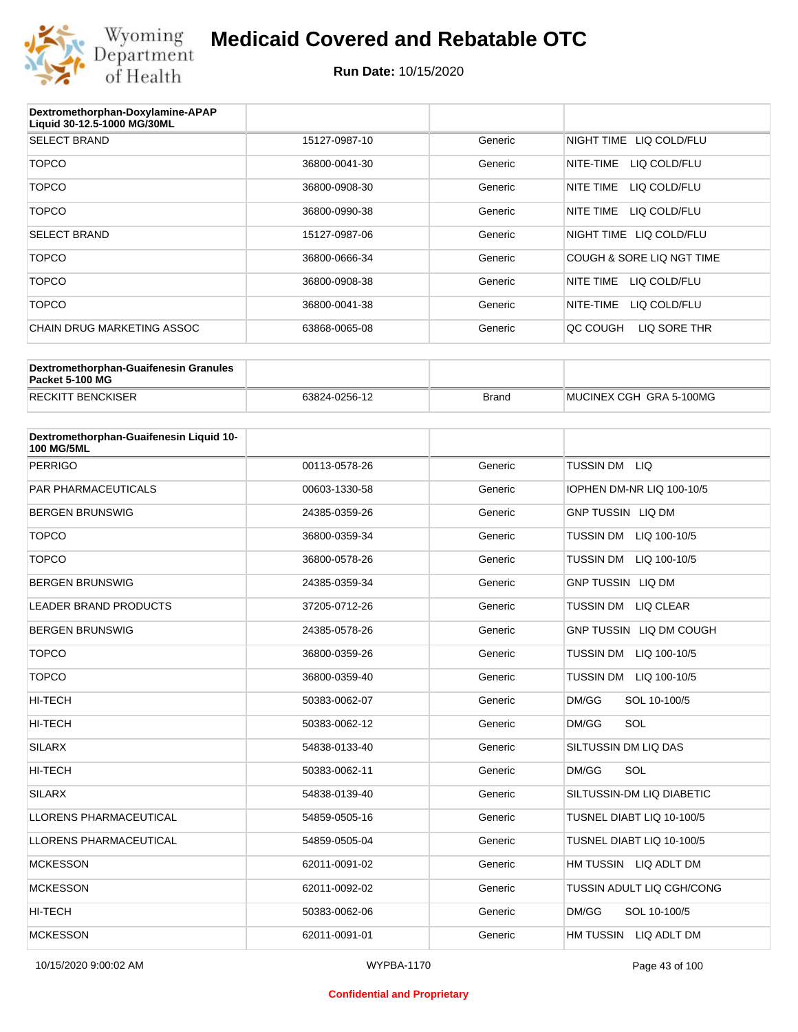# Medicaid Covered and Rebatable OTC

**Run Date:** 10/15/2020

| Dextromethorphan-Doxylamine-APAP Liquid 30-12.5-1000 MG/30ML | | | |
|---|---|---|---|
| SELECT BRAND | 15127-0987-10 | Generic | NIGHT TIME LIQ COLD/FLU |
| TOPCO | 36800-0041-30 | Generic | NITE-TIME LIQ COLD/FLU |
| TOPCO | 36800-0908-30 | Generic | NITE TIME LIQ COLD/FLU |
| TOPCO | 36800-0990-38 | Generic | NITE TIME LIQ COLD/FLU |
| SELECT BRAND | 15127-0987-06 | Generic | NIGHT TIME LIQ COLD/FLU |
| TOPCO | 36800-0666-34 | Generic | COUGH & SORE LIQ NGT TIME |
| TOPCO | 36800-0908-38 | Generic | NITE TIME LIQ COLD/FLU |
| TOPCO | 36800-0041-38 | Generic | NITE-TIME LIQ COLD/FLU |
| CHAIN DRUG MARKETING ASSOC | 63868-0065-08 | Generic | QC COUGH LIQ SORE THR |

| Dextromethorphan-Guaifenesin Granules Packet 5-100 MG | | | |
|---|---|---|---|
| RECKITT BENCKISER | 63824-0256-12 | Brand | MUCINEX CGH GRA 5-100MG |

| Dextromethorphan-Guaifenesin Liquid 10-100 MG/5ML | | | |
|---|---|---|---|
| PERRIGO | 00113-0578-26 | Generic | TUSSIN DM LIQ |
| PAR PHARMACEUTICALS | 00603-1330-58 | Generic | IOPHEN DM-NR LIQ 100-10/5 |
| BERGEN BRUNSWIG | 24385-0359-26 | Generic | GNP TUSSIN LIQ DM |
| TOPCO | 36800-0359-34 | Generic | TUSSIN DM LIQ 100-10/5 |
| TOPCO | 36800-0578-26 | Generic | TUSSIN DM LIQ 100-10/5 |
| BERGEN BRUNSWIG | 24385-0359-34 | Generic | GNP TUSSIN LIQ DM |
| LEADER BRAND PRODUCTS | 37205-0712-26 | Generic | TUSSIN DM LIQ CLEAR |
| BERGEN BRUNSWIG | 24385-0578-26 | Generic | GNP TUSSIN LIQ DM COUGH |
| TOPCO | 36800-0359-26 | Generic | TUSSIN DM LIQ 100-10/5 |
| TOPCO | 36800-0359-40 | Generic | TUSSIN DM LIQ 100-10/5 |
| HI-TECH | 50383-0062-07 | Generic | DM/GG SOL 10-100/5 |
| HI-TECH | 50383-0062-12 | Generic | DM/GG SOL |
| SILARX | 54838-0133-40 | Generic | SILTUSSIN DM LIQ DAS |
| HI-TECH | 50383-0062-11 | Generic | DM/GG SOL |
| SILARX | 54838-0139-40 | Generic | SILTUSSIN-DM LIQ DIABETIC |
| LLORENS PHARMACEUTICAL | 54859-0505-16 | Generic | TUSNEL DIABT LIQ 10-100/5 |
| LLORENS PHARMACEUTICAL | 54859-0505-04 | Generic | TUSNEL DIABT LIQ 10-100/5 |
| MCKESSON | 62011-0091-02 | Generic | HM TUSSIN LIQ ADLT DM |
| MCKESSON | 62011-0092-02 | Generic | TUSSIN ADULT LIQ CGH/CONG |
| HI-TECH | 50383-0062-06 | Generic | DM/GG SOL 10-100/5 |
| MCKESSON | 62011-0091-01 | Generic | HM TUSSIN LIQ ADLT DM |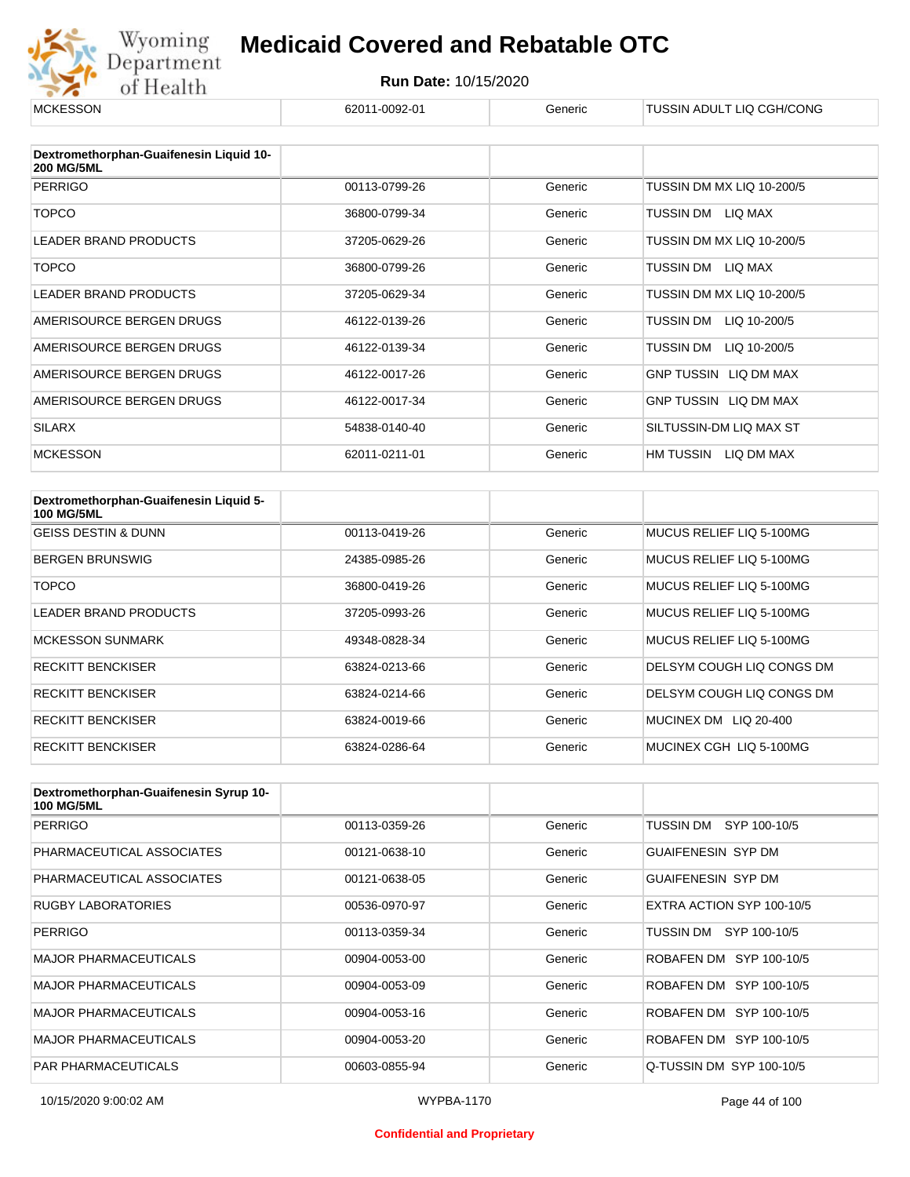| MCKESSON | 62011-0092-01 | Generic | TUSSIN ADULT LIQ CGH/CONG |
| --- | --- | --- | --- |

| Dextromethorphan-Guaifenesin Liquid 10-200 MG/5ML | | | |
| --- | --- | --- | --- |
| PERRIGO | 00113-0799-26 | Generic | TUSSIN DM MX LIQ 10-200/5 |
| TOPCO | 36800-0799-34 | Generic | TUSSIN DM LIQ MAX |
| LEADER BRAND PRODUCTS | 37205-0629-26 | Generic | TUSSIN DM MX LIQ 10-200/5 |
| TOPCO | 36800-0799-26 | Generic | TUSSIN DM LIQ MAX |
| LEADER BRAND PRODUCTS | 37205-0629-34 | Generic | TUSSIN DM MX LIQ 10-200/5 |
| AMERISOURCE BERGEN DRUGS | 46122-0139-26 | Generic | TUSSIN DM LIQ 10-200/5 |
| AMERISOURCE BERGEN DRUGS | 46122-0139-34 | Generic | TUSSIN DM LIQ 10-200/5 |
| AMERISOURCE BERGEN DRUGS | 46122-0017-26 | Generic | GNP TUSSIN LIQ DM MAX |
| AMERISOURCE BERGEN DRUGS | 46122-0017-34 | Generic | GNP TUSSIN LIQ DM MAX |
| SILARX | 54838-0140-40 | Generic | SILTUSSIN-DM LIQ MAX ST |
| MCKESSON | 62011-0211-01 | Generic | HM TUSSIN LIQ DM MAX |

| Dextromethorphan-Guaifenesin Liquid 5-100 MG/5ML | | | |
| --- | --- | --- | --- |
| GEISS DESTIN & DUNN | 00113-0419-26 | Generic | MUCUS RELIEF LIQ 5-100MG |
| BERGEN BRUNSWIG | 24385-0985-26 | Generic | MUCUS RELIEF LIQ 5-100MG |
| TOPCO | 36800-0419-26 | Generic | MUCUS RELIEF LIQ 5-100MG |
| LEADER BRAND PRODUCTS | 37205-0993-26 | Generic | MUCUS RELIEF LIQ 5-100MG |
| MCKESSON SUNMARK | 49348-0828-34 | Generic | MUCUS RELIEF LIQ 5-100MG |
| RECKITT BENCKISER | 63824-0213-66 | Generic | DELSYM COUGH LIQ CONGS DM |
| RECKITT BENCKISER | 63824-0214-66 | Generic | DELSYM COUGH LIQ CONGS DM |
| RECKITT BENCKISER | 63824-0019-66 | Generic | MUCINEX DM LIQ 20-400 |
| RECKITT BENCKISER | 63824-0286-64 | Generic | MUCINEX CGH LIQ 5-100MG |

| Dextromethorphan-Guaifenesin Syrup 10-100 MG/5ML | | | |
| --- | --- | --- | --- |
| PERRIGO | 00113-0359-26 | Generic | TUSSIN DM SYP 100-10/5 |
| PHARMACEUTICAL ASSOCIATES | 00121-0638-10 | Generic | GUAIFENESIN SYP DM |
| PHARMACEUTICAL ASSOCIATES | 00121-0638-05 | Generic | GUAIFENESIN SYP DM |
| RUGBY LABORATORIES | 00536-0970-97 | Generic | EXTRA ACTION SYP 100-10/5 |
| PERRIGO | 00113-0359-34 | Generic | TUSSIN DM SYP 100-10/5 |
| MAJOR PHARMACEUTICALS | 00904-0053-00 | Generic | ROBAFEN DM SYP 100-10/5 |
| MAJOR PHARMACEUTICALS | 00904-0053-09 | Generic | ROBAFEN DM SYP 100-10/5 |
| MAJOR PHARMACEUTICALS | 00904-0053-16 | Generic | ROBAFEN DM SYP 100-10/5 |
| MAJOR PHARMACEUTICALS | 00904-0053-20 | Generic | ROBAFEN DM SYP 100-10/5 |
| PAR PHARMACEUTICALS | 00603-0855-94 | Generic | Q-TUSSIN DM SYP 100-10/5 |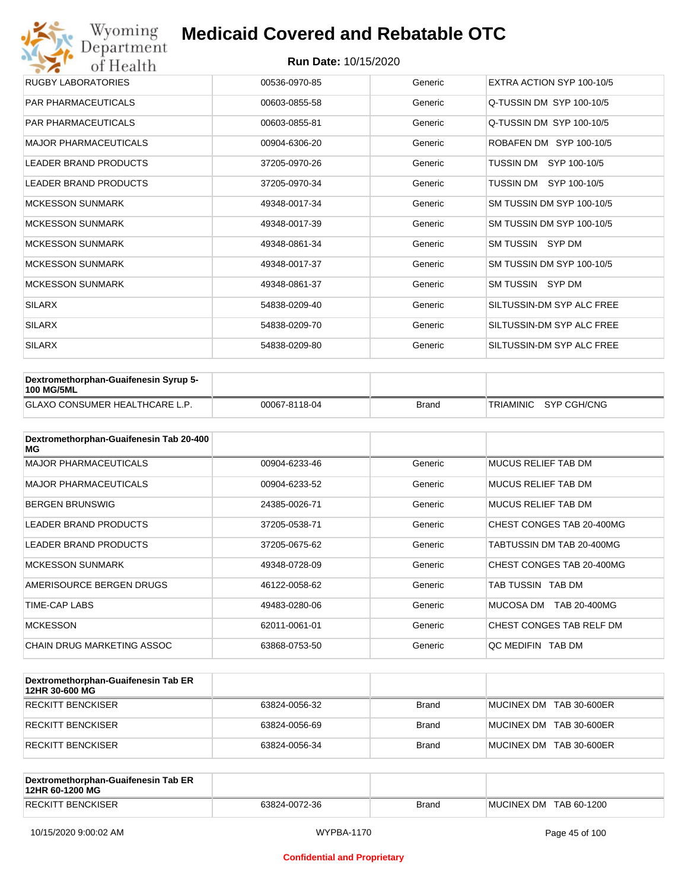| | | | |
|---|---|---|---|
| RUGBY LABORATORIES | 00536-0970-85 | Generic | EXTRA ACTION SYP 100-10/5 |
| PAR PHARMACEUTICALS | 00603-0855-58 | Generic | Q-TUSSIN DM SYP 100-10/5 |
| PAR PHARMACEUTICALS | 00603-0855-81 | Generic | Q-TUSSIN DM SYP 100-10/5 |
| MAJOR PHARMACEUTICALS | 00904-6306-20 | Generic | ROBAFEN DM SYP 100-10/5 |
| LEADER BRAND PRODUCTS | 37205-0970-26 | Generic | TUSSIN DM SYP 100-10/5 |
| LEADER BRAND PRODUCTS | 37205-0970-34 | Generic | TUSSIN DM SYP 100-10/5 |
| MCKESSON SUNMARK | 49348-0017-34 | Generic | SM TUSSIN DM SYP 100-10/5 |
| MCKESSON SUNMARK | 49348-0017-39 | Generic | SM TUSSIN DM SYP 100-10/5 |
| MCKESSON SUNMARK | 49348-0861-34 | Generic | SM TUSSIN SYP DM |
| MCKESSON SUNMARK | 49348-0017-37 | Generic | SM TUSSIN DM SYP 100-10/5 |
| MCKESSON SUNMARK | 49348-0861-37 | Generic | SM TUSSIN SYP DM |
| SILARX | 54838-0209-40 | Generic | SILTUSSIN-DM SYP ALC FREE |
| SILARX | 54838-0209-70 | Generic | SILTUSSIN-DM SYP ALC FREE |
| SILARX | 54838-0209-80 | Generic | SILTUSSIN-DM SYP ALC FREE |

| Dextromethorphan-Guaifenesin Syrup 5-100 MG/5ML | | | |
|---|---|---|---|
| GLAXO CONSUMER HEALTHCARE L.P. | 00067-8118-04 | Brand | TRIAMINIC SYP CGH/CNG |

| Dextromethorphan-Guaifenesin Tab 20-400 MG | | | |
|---|---|---|---|
| MAJOR PHARMACEUTICALS | 00904-6233-46 | Generic | MUCUS RELIEF TAB DM |
| MAJOR PHARMACEUTICALS | 00904-6233-52 | Generic | MUCUS RELIEF TAB DM |
| BERGEN BRUNSWIG | 24385-0026-71 | Generic | MUCUS RELIEF TAB DM |
| LEADER BRAND PRODUCTS | 37205-0538-71 | Generic | CHEST CONGES TAB 20-400MG |
| LEADER BRAND PRODUCTS | 37205-0675-62 | Generic | TABTUSSIN DM TAB 20-400MG |
| MCKESSON SUNMARK | 49348-0728-09 | Generic | CHEST CONGES TAB 20-400MG |
| AMERISOURCE BERGEN DRUGS | 46122-0058-62 | Generic | TAB TUSSIN TAB DM |
| TIME-CAP LABS | 49483-0280-06 | Generic | MUCOSA DM TAB 20-400MG |
| MCKESSON | 62011-0061-01 | Generic | CHEST CONGES TAB RELF DM |
| CHAIN DRUG MARKETING ASSOC | 63868-0753-50 | Generic | QC MEDIFIN TAB DM |

| Dextromethorphan-Guaifenesin Tab ER 12HR 30-600 MG | | | |
|---|---|---|---|
| RECKITT BENCKISER | 63824-0056-32 | Brand | MUCINEX DM TAB 30-600ER |
| RECKITT BENCKISER | 63824-0056-69 | Brand | MUCINEX DM TAB 30-600ER |
| RECKITT BENCKISER | 63824-0056-34 | Brand | MUCINEX DM TAB 30-600ER |

| Dextromethorphan-Guaifenesin Tab ER 12HR 60-1200 MG | | | |
|---|---|---|---|
| RECKITT BENCKISER | 63824-0072-36 | Brand | MUCINEX DM TAB 60-1200 |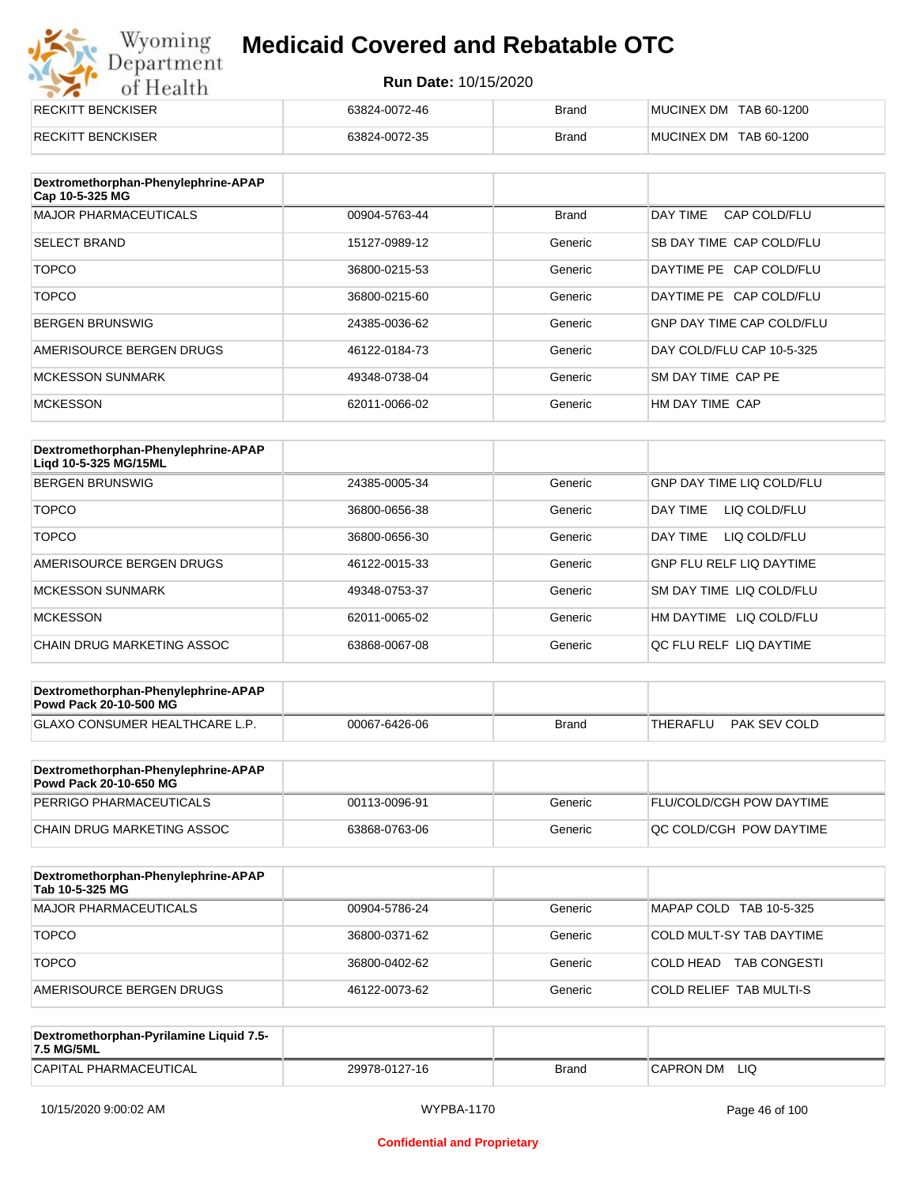| | | | |
|---|---|---|---|
| RECKITT BENCKISER | 63824-0072-46 | Brand | MUCINEX DM TAB 60-1200 |
| RECKITT BENCKISER | 63824-0072-35 | Brand | MUCINEX DM TAB 60-1200 |

| Dextromethorphan-Phenylephrine-APAP Cap 10-5-325 MG | | | |
|---|---|---|---|
| MAJOR PHARMACEUTICALS | 00904-5763-44 | Brand | DAY TIME CAP COLD/FLU |
| SELECT BRAND | 15127-0989-12 | Generic | SB DAY TIME CAP COLD/FLU |
| TOPCO | 36800-0215-53 | Generic | DAYTIME PE CAP COLD/FLU |
| TOPCO | 36800-0215-60 | Generic | DAYTIME PE CAP COLD/FLU |
| BERGEN BRUNSWIG | 24385-0036-62 | Generic | GNP DAY TIME CAP COLD/FLU |
| AMERISOURCE BERGEN DRUGS | 46122-0184-73 | Generic | DAY COLD/FLU CAP 10-5-325 |
| MCKESSON SUNMARK | 49348-0738-04 | Generic | SM DAY TIME CAP PE |
| MCKESSON | 62011-0066-02 | Generic | HM DAY TIME CAP |

| Dextromethorphan-Phenylephrine-APAP Liqd 10-5-325 MG/15ML | | | |
|---|---|---|---|
| BERGEN BRUNSWIG | 24385-0005-34 | Generic | GNP DAY TIME LIQ COLD/FLU |
| TOPCO | 36800-0656-38 | Generic | DAY TIME LIQ COLD/FLU |
| TOPCO | 36800-0656-30 | Generic | DAY TIME LIQ COLD/FLU |
| AMERISOURCE BERGEN DRUGS | 46122-0015-33 | Generic | GNP FLU RELF LIQ DAYTIME |
| MCKESSON SUNMARK | 49348-0753-37 | Generic | SM DAY TIME LIQ COLD/FLU |
| MCKESSON | 62011-0065-02 | Generic | HM DAYTIME LIQ COLD/FLU |
| CHAIN DRUG MARKETING ASSOC | 63868-0067-08 | Generic | QC FLU RELF LIQ DAYTIME |

| Dextromethorphan-Phenylephrine-APAP Powd Pack 20-10-500 MG | | | |
|---|---|---|---|
| GLAXO CONSUMER HEALTHCARE L.P. | 00067-6426-06 | Brand | THERAFLU PAK SEV COLD |

| Dextromethorphan-Phenylephrine-APAP Powd Pack 20-10-650 MG | | | |
|---|---|---|---|
| PERRIGO PHARMACEUTICALS | 00113-0096-91 | Generic | FLU/COLD/CGH POW DAYTIME |
| CHAIN DRUG MARKETING ASSOC | 63868-0763-06 | Generic | QC COLD/CGH POW DAYTIME |

| Dextromethorphan-Phenylephrine-APAP Tab 10-5-325 MG | | | |
|---|---|---|---|
| MAJOR PHARMACEUTICALS | 00904-5786-24 | Generic | MAPAP COLD TAB 10-5-325 |
| TOPCO | 36800-0371-62 | Generic | COLD MULT-SY TAB DAYTIME |
| TOPCO | 36800-0402-62 | Generic | COLD HEAD TAB CONGESTI |
| AMERISOURCE BERGEN DRUGS | 46122-0073-62 | Generic | COLD RELIEF TAB MULTI-S |

| Dextromethorphan-Pyrilamine Liquid 7.5-7.5 MG/5ML | | | |
|---|---|---|---|
| CAPITAL PHARMACEUTICAL | 29978-0127-16 | Brand | CAPRON DM LIQ |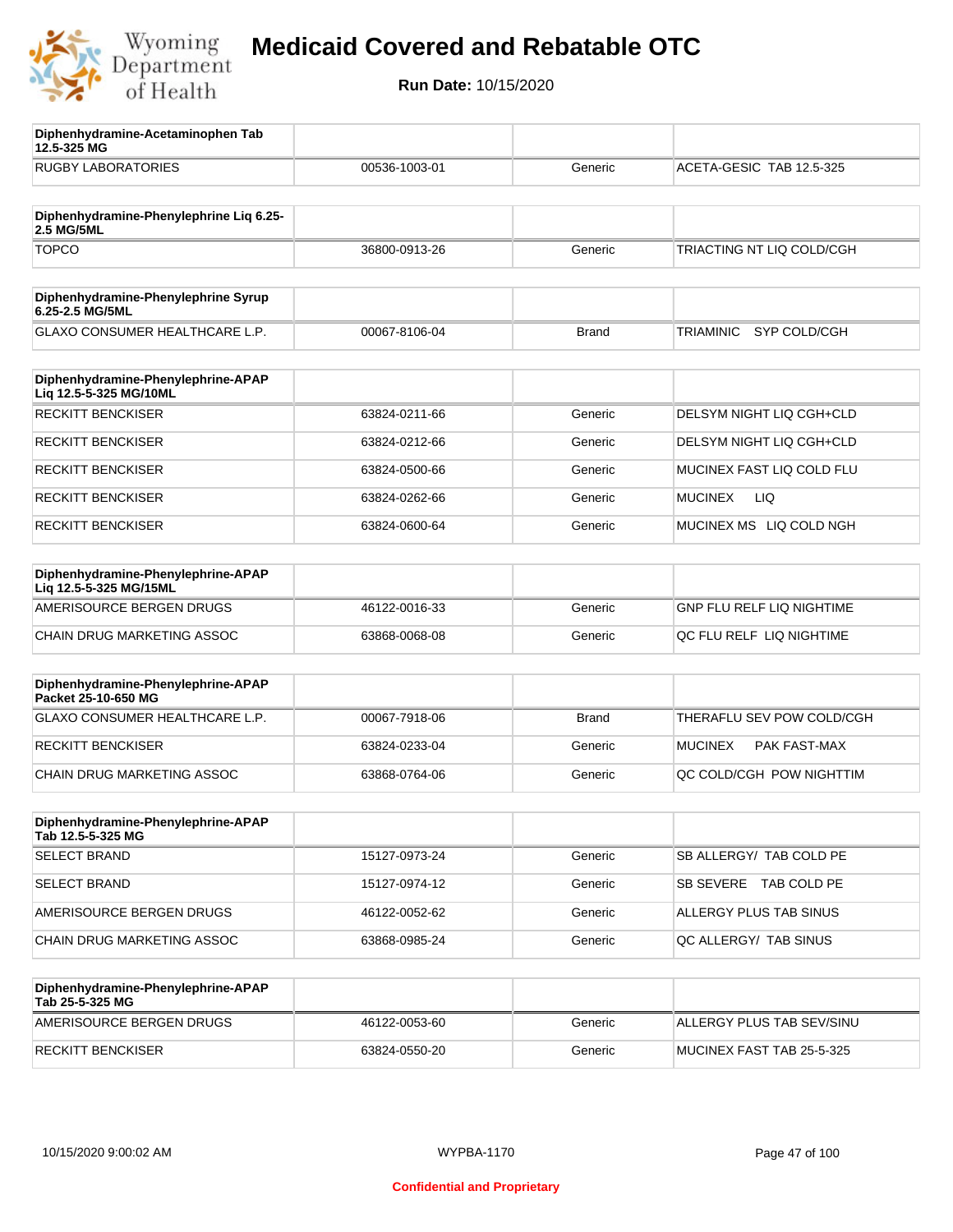# Medicaid Covered and Rebatable OTC

**Run Date:** 10/15/2020

| Diphenhydramine-Acetaminophen Tab 12.5-325 MG | | | |
|---|---|---|---|
| RUGBY LABORATORIES | 00536-1003-01 | Generic | ACETA-GESIC TAB 12.5-325 |

| Diphenhydramine-Phenylephrine Liq 6.25-2.5 MG/5ML | | | |
|---|---|---|---|
| TOPCO | 36800-0913-26 | Generic | TRIACTING NT LIQ COLD/CGH |

| Diphenhydramine-Phenylephrine Syrup 6.25-2.5 MG/5ML | | | |
|---|---|---|---|
| GLAXO CONSUMER HEALTHCARE L.P. | 00067-8106-04 | Brand | TRIAMINIC SYP COLD/CGH |

| Diphenhydramine-Phenylephrine-APAP Liq 12.5-5-325 MG/10ML | | | |
|---|---|---|---|
| RECKITT BENCKISER | 63824-0211-66 | Generic | DELSYM NIGHT LIQ CGH+CLD |
| RECKITT BENCKISER | 63824-0212-66 | Generic | DELSYM NIGHT LIQ CGH+CLD |
| RECKITT BENCKISER | 63824-0500-66 | Generic | MUCINEX FAST LIQ COLD FLU |
| RECKITT BENCKISER | 63824-0262-66 | Generic | MUCINEX LIQ |
| RECKITT BENCKISER | 63824-0600-64 | Generic | MUCINEX MS LIQ COLD NGH |

| Diphenhydramine-Phenylephrine-APAP Liq 12.5-5-325 MG/15ML | | | |
|---|---|---|---|
| AMERISOURCE BERGEN DRUGS | 46122-0016-33 | Generic | GNP FLU RELF LIQ NIGHTIME |
| CHAIN DRUG MARKETING ASSOC | 63868-0068-08 | Generic | QC FLU RELF LIQ NIGHTIME |

| Diphenhydramine-Phenylephrine-APAP Packet 25-10-650 MG | | | |
|---|---|---|---|
| GLAXO CONSUMER HEALTHCARE L.P. | 00067-7918-06 | Brand | THERAFLU SEV POW COLD/CGH |
| RECKITT BENCKISER | 63824-0233-04 | Generic | MUCINEX PAK FAST-MAX |
| CHAIN DRUG MARKETING ASSOC | 63868-0764-06 | Generic | QC COLD/CGH POW NIGHTTIM |

| Diphenhydramine-Phenylephrine-APAP Tab 12.5-5-325 MG | | | |
|---|---|---|---|
| SELECT BRAND | 15127-0973-24 | Generic | SB ALLERGY/ TAB COLD PE |
| SELECT BRAND | 15127-0974-12 | Generic | SB SEVERE TAB COLD PE |
| AMERISOURCE BERGEN DRUGS | 46122-0052-62 | Generic | ALLERGY PLUS TAB SINUS |
| CHAIN DRUG MARKETING ASSOC | 63868-0985-24 | Generic | QC ALLERGY/ TAB SINUS |

| Diphenhydramine-Phenylephrine-APAP Tab 25-5-325 MG | | | |
|---|---|---|---|
| AMERISOURCE BERGEN DRUGS | 46122-0053-60 | Generic | ALLERGY PLUS TAB SEV/SINU |
| RECKITT BENCKISER | 63824-0550-20 | Generic | MUCINEX FAST TAB 25-5-325 |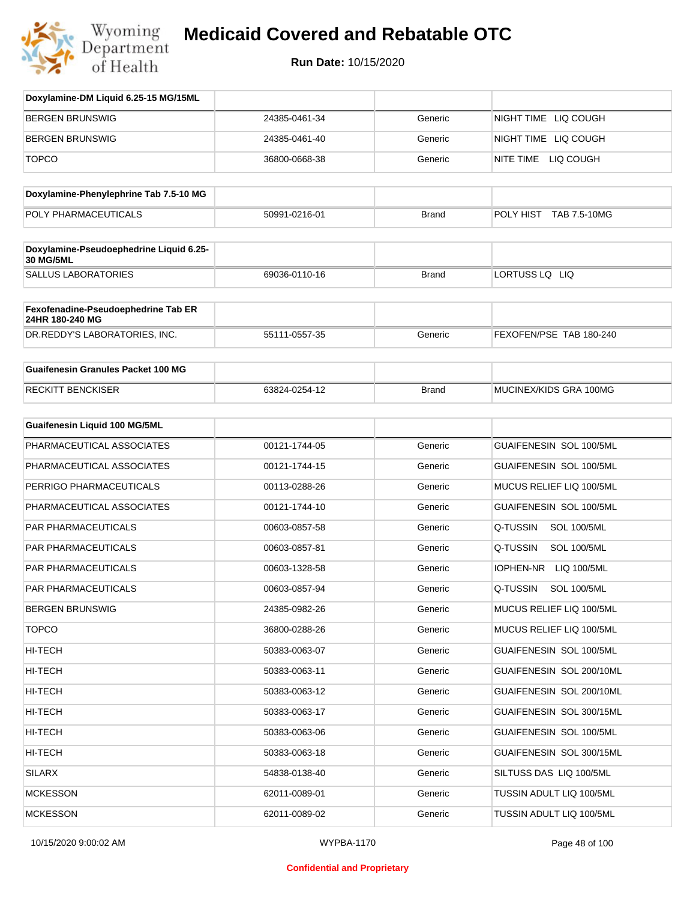# Medicaid Covered and Rebatable OTC

**Run Date:** 10/15/2020

| Doxylamine-DM Liquid 6.25-15 MG/15ML | | | |
|---|---|---|---|
| BERGEN BRUNSWIG | 24385-0461-34 | Generic | NIGHT TIME LIQ COUGH |
| BERGEN BRUNSWIG | 24385-0461-40 | Generic | NIGHT TIME LIQ COUGH |
| TOPCO | 36800-0668-38 | Generic | NITE TIME LIQ COUGH |

| Doxylamine-Phenylephrine Tab 7.5-10 MG | | | |
|---|---|---|---|
| POLY PHARMACEUTICALS | 50991-0216-01 | Brand | POLY HIST TAB 7.5-10MG |

| Doxylamine-Pseudoephedrine Liquid 6.25-30 MG/5ML | | | |
|---|---|---|---|
| SALLUS LABORATORIES | 69036-0110-16 | Brand | LORTUSS LQ LIQ |

| Fexofenadine-Pseudoephedrine Tab ER 24HR 180-240 MG | | | |
|---|---|---|---|
| DR.REDDY'S LABORATORIES, INC. | 55111-0557-35 | Generic | FEXOFEN/PSE TAB 180-240 |

| Guaifenesin Granules Packet 100 MG | | | |
|---|---|---|---|
| RECKITT BENCKISER | 63824-0254-12 | Brand | MUCINEX/KIDS GRA 100MG |

| Guaifenesin Liquid 100 MG/5ML | | | |
|---|---|---|---|
| PHARMACEUTICAL ASSOCIATES | 00121-1744-05 | Generic | GUAIFENESIN SOL 100/5ML |
| PHARMACEUTICAL ASSOCIATES | 00121-1744-15 | Generic | GUAIFENESIN SOL 100/5ML |
| PERRIGO PHARMACEUTICALS | 00113-0288-26 | Generic | MUCUS RELIEF LIQ 100/5ML |
| PHARMACEUTICAL ASSOCIATES | 00121-1744-10 | Generic | GUAIFENESIN SOL 100/5ML |
| PAR PHARMACEUTICALS | 00603-0857-58 | Generic | Q-TUSSIN SOL 100/5ML |
| PAR PHARMACEUTICALS | 00603-0857-81 | Generic | Q-TUSSIN SOL 100/5ML |
| PAR PHARMACEUTICALS | 00603-1328-58 | Generic | IOPHEN-NR LIQ 100/5ML |
| PAR PHARMACEUTICALS | 00603-0857-94 | Generic | Q-TUSSIN SOL 100/5ML |
| BERGEN BRUNSWIG | 24385-0982-26 | Generic | MUCUS RELIEF LIQ 100/5ML |
| TOPCO | 36800-0288-26 | Generic | MUCUS RELIEF LIQ 100/5ML |
| HI-TECH | 50383-0063-07 | Generic | GUAIFENESIN SOL 100/5ML |
| HI-TECH | 50383-0063-11 | Generic | GUAIFENESIN SOL 200/10ML |
| HI-TECH | 50383-0063-12 | Generic | GUAIFENESIN SOL 200/10ML |
| HI-TECH | 50383-0063-17 | Generic | GUAIFENESIN SOL 300/15ML |
| HI-TECH | 50383-0063-06 | Generic | GUAIFENESIN SOL 100/5ML |
| HI-TECH | 50383-0063-18 | Generic | GUAIFENESIN SOL 300/15ML |
| SILARX | 54838-0138-40 | Generic | SILTUSS DAS LIQ 100/5ML |
| MCKESSON | 62011-0089-01 | Generic | TUSSIN ADULT LIQ 100/5ML |
| MCKESSON | 62011-0089-02 | Generic | TUSSIN ADULT LIQ 100/5ML |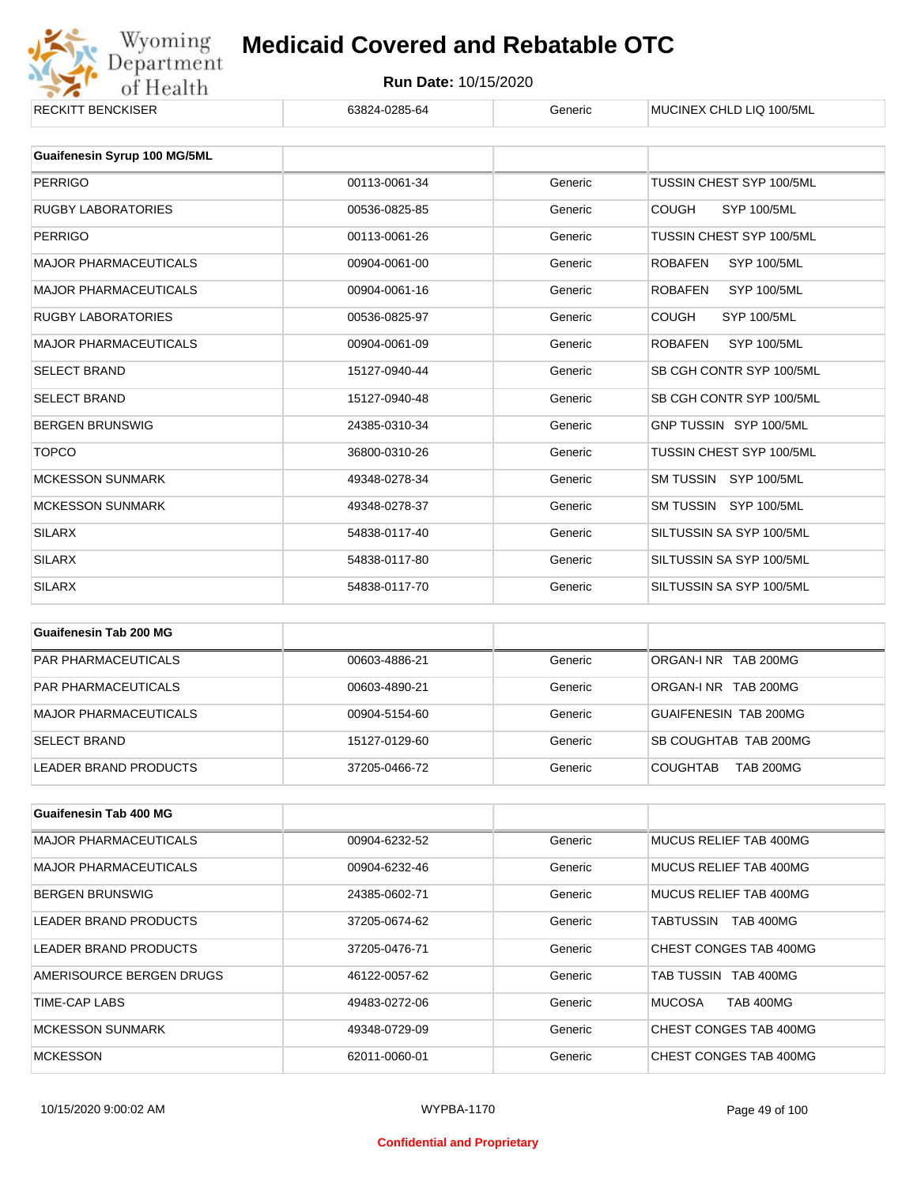| RECKITT BENCKISER | 63824-0285-64 | Generic | MUCINEX CHLD LIQ 100/5ML |
|---|---|---|---|

| Guaifenesin Syrup 100 MG/5ML | | | |
|---|---|---|---|
| PERRIGO | 00113-0061-34 | Generic | TUSSIN CHEST SYP 100/5ML |
| RUGBY LABORATORIES | 00536-0825-85 | Generic | COUGH SYP 100/5ML |
| PERRIGO | 00113-0061-26 | Generic | TUSSIN CHEST SYP 100/5ML |
| MAJOR PHARMACEUTICALS | 00904-0061-00 | Generic | ROBAFEN SYP 100/5ML |
| MAJOR PHARMACEUTICALS | 00904-0061-16 | Generic | ROBAFEN SYP 100/5ML |
| RUGBY LABORATORIES | 00536-0825-97 | Generic | COUGH SYP 100/5ML |
| MAJOR PHARMACEUTICALS | 00904-0061-09 | Generic | ROBAFEN SYP 100/5ML |
| SELECT BRAND | 15127-0940-44 | Generic | SB CGH CONTR SYP 100/5ML |
| SELECT BRAND | 15127-0940-48 | Generic | SB CGH CONTR SYP 100/5ML |
| BERGEN BRUNSWIG | 24385-0310-34 | Generic | GNP TUSSIN SYP 100/5ML |
| TOPCO | 36800-0310-26 | Generic | TUSSIN CHEST SYP 100/5ML |
| MCKESSON SUNMARK | 49348-0278-34 | Generic | SM TUSSIN SYP 100/5ML |
| MCKESSON SUNMARK | 49348-0278-37 | Generic | SM TUSSIN SYP 100/5ML |
| SILARX | 54838-0117-40 | Generic | SILTUSSIN SA SYP 100/5ML |
| SILARX | 54838-0117-80 | Generic | SILTUSSIN SA SYP 100/5ML |
| SILARX | 54838-0117-70 | Generic | SILTUSSIN SA SYP 100/5ML |

| Guaifenesin Tab 200 MG | | | |
|---|---|---|---|
| PAR PHARMACEUTICALS | 00603-4886-21 | Generic | ORGAN-I NR TAB 200MG |
| PAR PHARMACEUTICALS | 00603-4890-21 | Generic | ORGAN-I NR TAB 200MG |
| MAJOR PHARMACEUTICALS | 00904-5154-60 | Generic | GUAIFENESIN TAB 200MG |
| SELECT BRAND | 15127-0129-60 | Generic | SB COUGHTAB TAB 200MG |
| LEADER BRAND PRODUCTS | 37205-0466-72 | Generic | COUGHTAB TAB 200MG |

| Guaifenesin Tab 400 MG | | | |
|---|---|---|---|
| MAJOR PHARMACEUTICALS | 00904-6232-52 | Generic | MUCUS RELIEF TAB 400MG |
| MAJOR PHARMACEUTICALS | 00904-6232-46 | Generic | MUCUS RELIEF TAB 400MG |
| BERGEN BRUNSWIG | 24385-0602-71 | Generic | MUCUS RELIEF TAB 400MG |
| LEADER BRAND PRODUCTS | 37205-0674-62 | Generic | TABTUSSIN TAB 400MG |
| LEADER BRAND PRODUCTS | 37205-0476-71 | Generic | CHEST CONGES TAB 400MG |
| AMERISOURCE BERGEN DRUGS | 46122-0057-62 | Generic | TAB TUSSIN TAB 400MG |
| TIME-CAP LABS | 49483-0272-06 | Generic | MUCOSA TAB 400MG |
| MCKESSON SUNMARK | 49348-0729-09 | Generic | CHEST CONGES TAB 400MG |
| MCKESSON | 62011-0060-01 | Generic | CHEST CONGES TAB 400MG |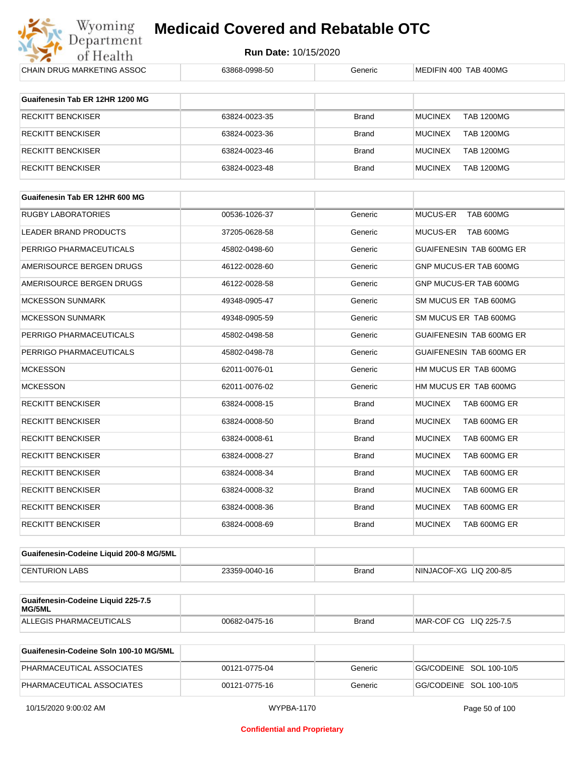| CHAIN DRUG MARKETING ASSOC | 63868-0998-50 | Generic | MEDIFIN 400 TAB 400MG |
|---|---|---|---|

| Guaifenesin Tab ER 12HR 1200 MG | | | |
|---|---|---|---|
| RECKITT BENCKISER | 63824-0023-35 | Brand | MUCINEX TAB 1200MG |
| RECKITT BENCKISER | 63824-0023-36 | Brand | MUCINEX TAB 1200MG |
| RECKITT BENCKISER | 63824-0023-46 | Brand | MUCINEX TAB 1200MG |
| RECKITT BENCKISER | 63824-0023-48 | Brand | MUCINEX TAB 1200MG |

| Guaifenesin Tab ER 12HR 600 MG | | | |
|---|---|---|---|
| RUGBY LABORATORIES | 00536-1026-37 | Generic | MUCUS-ER TAB 600MG |
| LEADER BRAND PRODUCTS | 37205-0628-58 | Generic | MUCUS-ER TAB 600MG |
| PERRIGO PHARMACEUTICALS | 45802-0498-60 | Generic | GUAIFENESIN TAB 600MG ER |
| AMERISOURCE BERGEN DRUGS | 46122-0028-60 | Generic | GNP MUCUS-ER TAB 600MG |
| AMERISOURCE BERGEN DRUGS | 46122-0028-58 | Generic | GNP MUCUS-ER TAB 600MG |
| MCKESSON SUNMARK | 49348-0905-47 | Generic | SM MUCUS ER TAB 600MG |
| MCKESSON SUNMARK | 49348-0905-59 | Generic | SM MUCUS ER TAB 600MG |
| PERRIGO PHARMACEUTICALS | 45802-0498-58 | Generic | GUAIFENESIN TAB 600MG ER |
| PERRIGO PHARMACEUTICALS | 45802-0498-78 | Generic | GUAIFENESIN TAB 600MG ER |
| MCKESSON | 62011-0076-01 | Generic | HM MUCUS ER TAB 600MG |
| MCKESSON | 62011-0076-02 | Generic | HM MUCUS ER TAB 600MG |
| RECKITT BENCKISER | 63824-0008-15 | Brand | MUCINEX TAB 600MG ER |
| RECKITT BENCKISER | 63824-0008-50 | Brand | MUCINEX TAB 600MG ER |
| RECKITT BENCKISER | 63824-0008-61 | Brand | MUCINEX TAB 600MG ER |
| RECKITT BENCKISER | 63824-0008-27 | Brand | MUCINEX TAB 600MG ER |
| RECKITT BENCKISER | 63824-0008-34 | Brand | MUCINEX TAB 600MG ER |
| RECKITT BENCKISER | 63824-0008-32 | Brand | MUCINEX TAB 600MG ER |
| RECKITT BENCKISER | 63824-0008-36 | Brand | MUCINEX TAB 600MG ER |
| RECKITT BENCKISER | 63824-0008-69 | Brand | MUCINEX TAB 600MG ER |

| Guaifenesin-Codeine Liquid 200-8 MG/5ML | | | |
|---|---|---|---|
| CENTURION LABS | 23359-0040-16 | Brand | NINJACOF-XG LIQ 200-8/5 |

| Guaifenesin-Codeine Liquid 225-7.5 MG/5ML | | | |
|---|---|---|---|
| ALLEGIS PHARMACEUTICALS | 00682-0475-16 | Brand | MAR-COF CG LIQ 225-7.5 |

| Guaifenesin-Codeine Soln 100-10 MG/5ML | | | |
|---|---|---|---|
| PHARMACEUTICAL ASSOCIATES | 00121-0775-04 | Generic | GG/CODEINE SOL 100-10/5 |
| PHARMACEUTICAL ASSOCIATES | 00121-0775-16 | Generic | GG/CODEINE SOL 100-10/5 |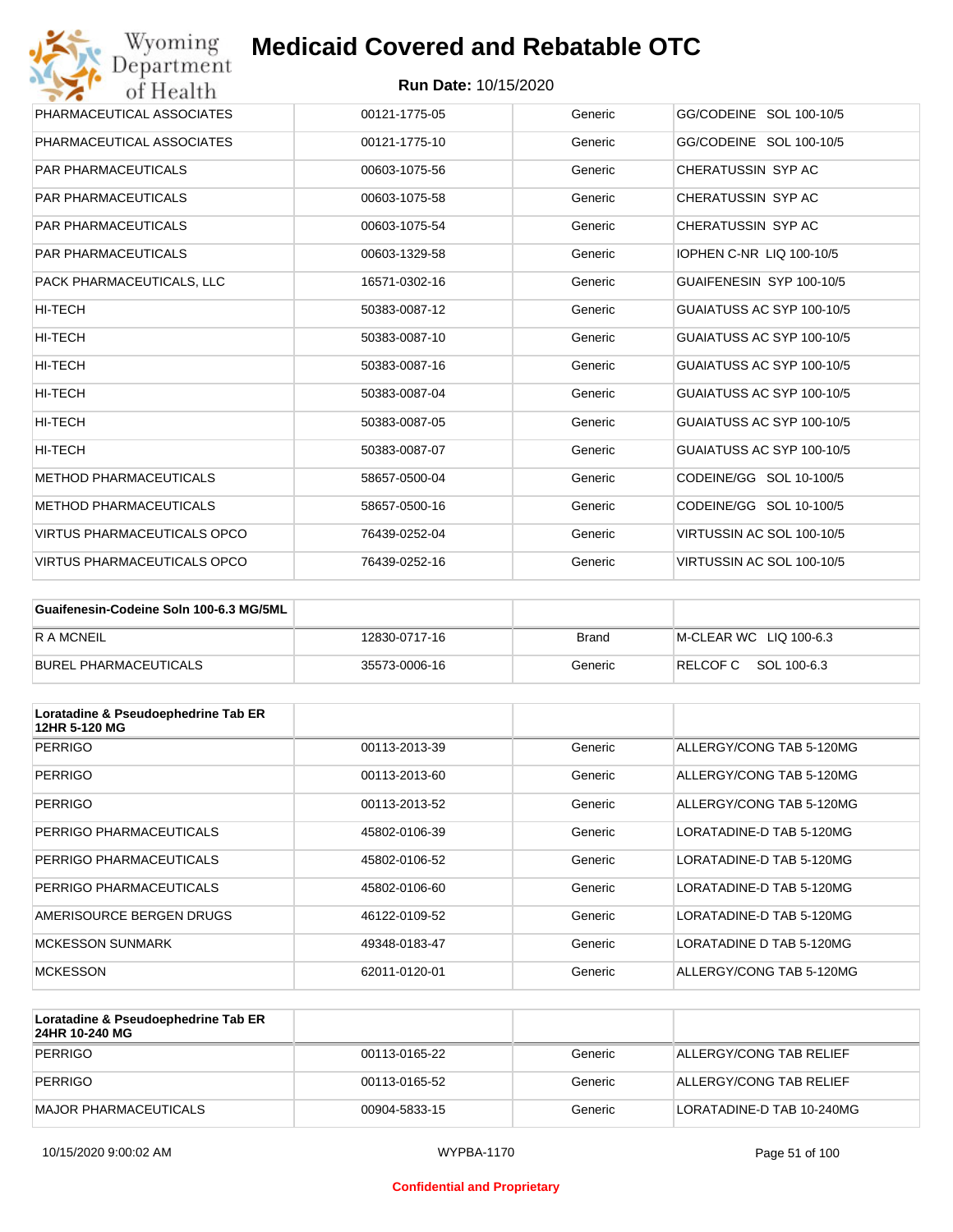| | | | |
|---|---|---|---|
| PHARMACEUTICAL ASSOCIATES | 00121-1775-05 | Generic | GG/CODEINE SOL 100-10/5 |
| PHARMACEUTICAL ASSOCIATES | 00121-1775-10 | Generic | GG/CODEINE SOL 100-10/5 |
| PAR PHARMACEUTICALS | 00603-1075-56 | Generic | CHERATUSSIN SYP AC |
| PAR PHARMACEUTICALS | 00603-1075-58 | Generic | CHERATUSSIN SYP AC |
| PAR PHARMACEUTICALS | 00603-1075-54 | Generic | CHERATUSSIN SYP AC |
| PAR PHARMACEUTICALS | 00603-1329-58 | Generic | IOPHEN C-NR LIQ 100-10/5 |
| PACK PHARMACEUTICALS, LLC | 16571-0302-16 | Generic | GUAIFENESIN SYP 100-10/5 |
| HI-TECH | 50383-0087-12 | Generic | GUAIATUSS AC SYP 100-10/5 |
| HI-TECH | 50383-0087-10 | Generic | GUAIATUSS AC SYP 100-10/5 |
| HI-TECH | 50383-0087-16 | Generic | GUAIATUSS AC SYP 100-10/5 |
| HI-TECH | 50383-0087-04 | Generic | GUAIATUSS AC SYP 100-10/5 |
| HI-TECH | 50383-0087-05 | Generic | GUAIATUSS AC SYP 100-10/5 |
| HI-TECH | 50383-0087-07 | Generic | GUAIATUSS AC SYP 100-10/5 |
| METHOD PHARMACEUTICALS | 58657-0500-04 | Generic | CODEINE/GG SOL 10-100/5 |
| METHOD PHARMACEUTICALS | 58657-0500-16 | Generic | CODEINE/GG SOL 10-100/5 |
| VIRTUS PHARMACEUTICALS OPCO | 76439-0252-04 | Generic | VIRTUSSIN AC SOL 100-10/5 |
| VIRTUS PHARMACEUTICALS OPCO | 76439-0252-16 | Generic | VIRTUSSIN AC SOL 100-10/5 |

| **Guaifenesin-Codeine Soln 100-6.3 MG/5ML** | | | |
|---|---|---|---|
| R A MCNEIL | 12830-0717-16 | Brand | M-CLEAR WC LIQ 100-6.3 |
| BUREL PHARMACEUTICALS | 35573-0006-16 | Generic | RELCOF C SOL 100-6.3 |

| **Loratadine & Pseudoephedrine Tab ER 12HR 5-120 MG** | | | |
|---|---|---|---|
| PERRIGO | 00113-2013-39 | Generic | ALLERGY/CONG TAB 5-120MG |
| PERRIGO | 00113-2013-60 | Generic | ALLERGY/CONG TAB 5-120MG |
| PERRIGO | 00113-2013-52 | Generic | ALLERGY/CONG TAB 5-120MG |
| PERRIGO PHARMACEUTICALS | 45802-0106-39 | Generic | LORATADINE-D TAB 5-120MG |
| PERRIGO PHARMACEUTICALS | 45802-0106-52 | Generic | LORATADINE-D TAB 5-120MG |
| PERRIGO PHARMACEUTICALS | 45802-0106-60 | Generic | LORATADINE-D TAB 5-120MG |
| AMERISOURCE BERGEN DRUGS | 46122-0109-52 | Generic | LORATADINE-D TAB 5-120MG |
| MCKESSON SUNMARK | 49348-0183-47 | Generic | LORATADINE D TAB 5-120MG |
| MCKESSON | 62011-0120-01 | Generic | ALLERGY/CONG TAB 5-120MG |

| **Loratadine & Pseudoephedrine Tab ER 24HR 10-240 MG** | | | |
|---|---|---|---|
| PERRIGO | 00113-0165-22 | Generic | ALLERGY/CONG TAB RELIEF |
| PERRIGO | 00113-0165-52 | Generic | ALLERGY/CONG TAB RELIEF |
| MAJOR PHARMACEUTICALS | 00904-5833-15 | Generic | LORATADINE-D TAB 10-240MG |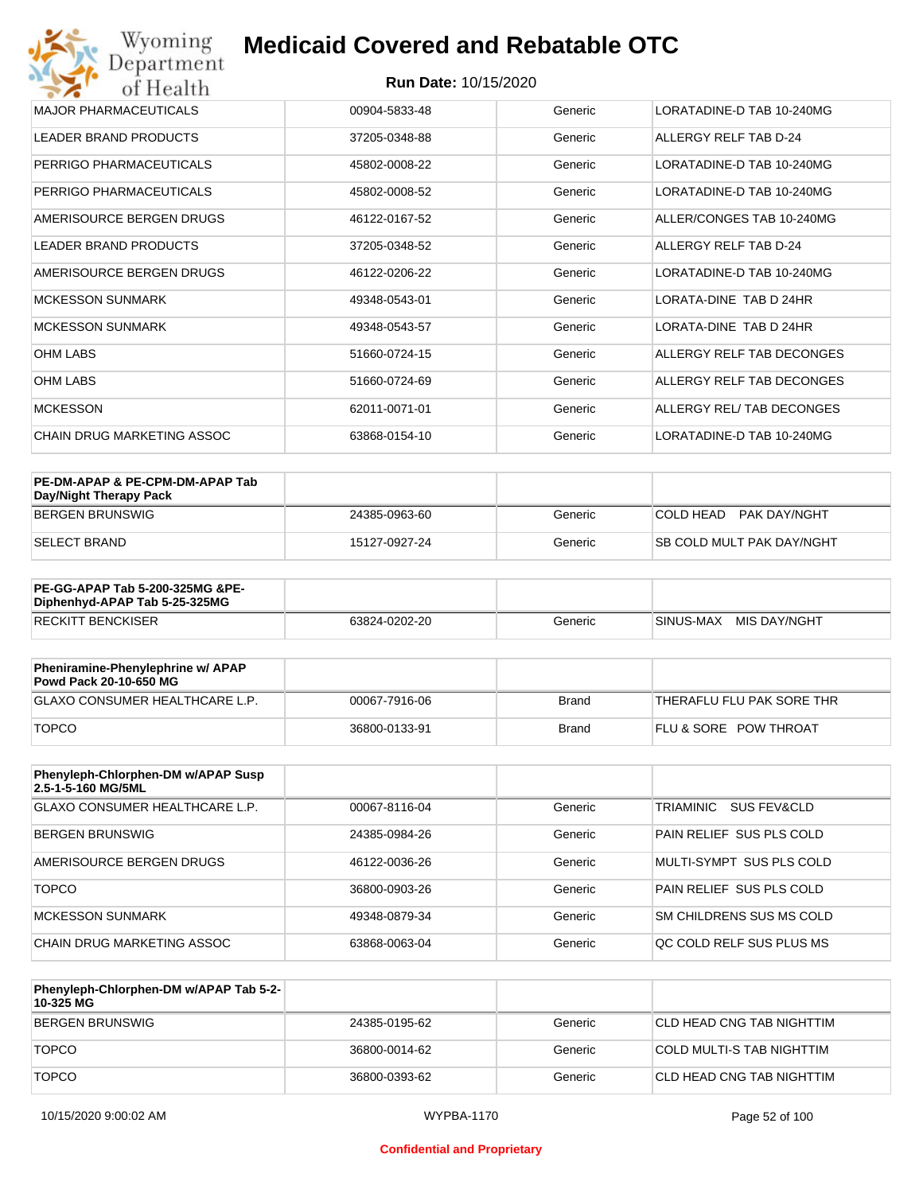| | | | |
|---|---|---|---|
| MAJOR PHARMACEUTICALS | 00904-5833-48 | Generic | LORATADINE-D TAB 10-240MG |
| LEADER BRAND PRODUCTS | 37205-0348-88 | Generic | ALLERGY RELF TAB D-24 |
| PERRIGO PHARMACEUTICALS | 45802-0008-22 | Generic | LORATADINE-D TAB 10-240MG |
| PERRIGO PHARMACEUTICALS | 45802-0008-52 | Generic | LORATADINE-D TAB 10-240MG |
| AMERISOURCE BERGEN DRUGS | 46122-0167-52 | Generic | ALLER/CONGES TAB 10-240MG |
| LEADER BRAND PRODUCTS | 37205-0348-52 | Generic | ALLERGY RELF TAB D-24 |
| AMERISOURCE BERGEN DRUGS | 46122-0206-22 | Generic | LORATADINE-D TAB 10-240MG |
| MCKESSON SUNMARK | 49348-0543-01 | Generic | LORATA-DINE TAB D 24HR |
| MCKESSON SUNMARK | 49348-0543-57 | Generic | LORATA-DINE TAB D 24HR |
| OHM LABS | 51660-0724-15 | Generic | ALLERGY RELF TAB DECONGES |
| OHM LABS | 51660-0724-69 | Generic | ALLERGY RELF TAB DECONGES |
| MCKESSON | 62011-0071-01 | Generic | ALLERGY REL/ TAB DECONGES |
| CHAIN DRUG MARKETING ASSOC | 63868-0154-10 | Generic | LORATADINE-D TAB 10-240MG |

| **PE-DM-APAP & PE-CPM-DM-APAP Tab Day/Night Therapy Pack** | | | |
|---|---|---|---|
| BERGEN BRUNSWIG | 24385-0963-60 | Generic | COLD HEAD PAK DAY/NGHT |
| SELECT BRAND | 15127-0927-24 | Generic | SB COLD MULT PAK DAY/NGHT |

| **PE-GG-APAP Tab 5-200-325MG &PE-Diphenhyd-APAP Tab 5-25-325MG** | | | |
|---|---|---|---|
| RECKITT BENCKISER | 63824-0202-20 | Generic | SINUS-MAX MIS DAY/NGHT |

| **Pheniramine-Phenylephrine w/ APAP Powd Pack 20-10-650 MG** | | | |
|---|---|---|---|
| GLAXO CONSUMER HEALTHCARE L.P. | 00067-7916-06 | Brand | THERAFLU FLU PAK SORE THR |
| TOPCO | 36800-0133-91 | Brand | FLU & SORE POW THROAT |

| **Phenyleph-Chlorphen-DM w/APAP Susp 2.5-1-5-160 MG/5ML** | | | |
|---|---|---|---|
| GLAXO CONSUMER HEALTHCARE L.P. | 00067-8116-04 | Generic | TRIAMINIC SUS FEV&CLD |
| BERGEN BRUNSWIG | 24385-0984-26 | Generic | PAIN RELIEF SUS PLS COLD |
| AMERISOURCE BERGEN DRUGS | 46122-0036-26 | Generic | MULTI-SYMPT SUS PLS COLD |
| TOPCO | 36800-0903-26 | Generic | PAIN RELIEF SUS PLS COLD |
| MCKESSON SUNMARK | 49348-0879-34 | Generic | SM CHILDRENS SUS MS COLD |
| CHAIN DRUG MARKETING ASSOC | 63868-0063-04 | Generic | QC COLD RELF SUS PLUS MS |

| **Phenyleph-Chlorphen-DM w/APAP Tab 5-2-10-325 MG** | | | |
|---|---|---|---|
| BERGEN BRUNSWIG | 24385-0195-62 | Generic | CLD HEAD CNG TAB NIGHTTIM |
| TOPCO | 36800-0014-62 | Generic | COLD MULTI-S TAB NIGHTTIM |
| TOPCO | 36800-0393-62 | Generic | CLD HEAD CNG TAB NIGHTTIM |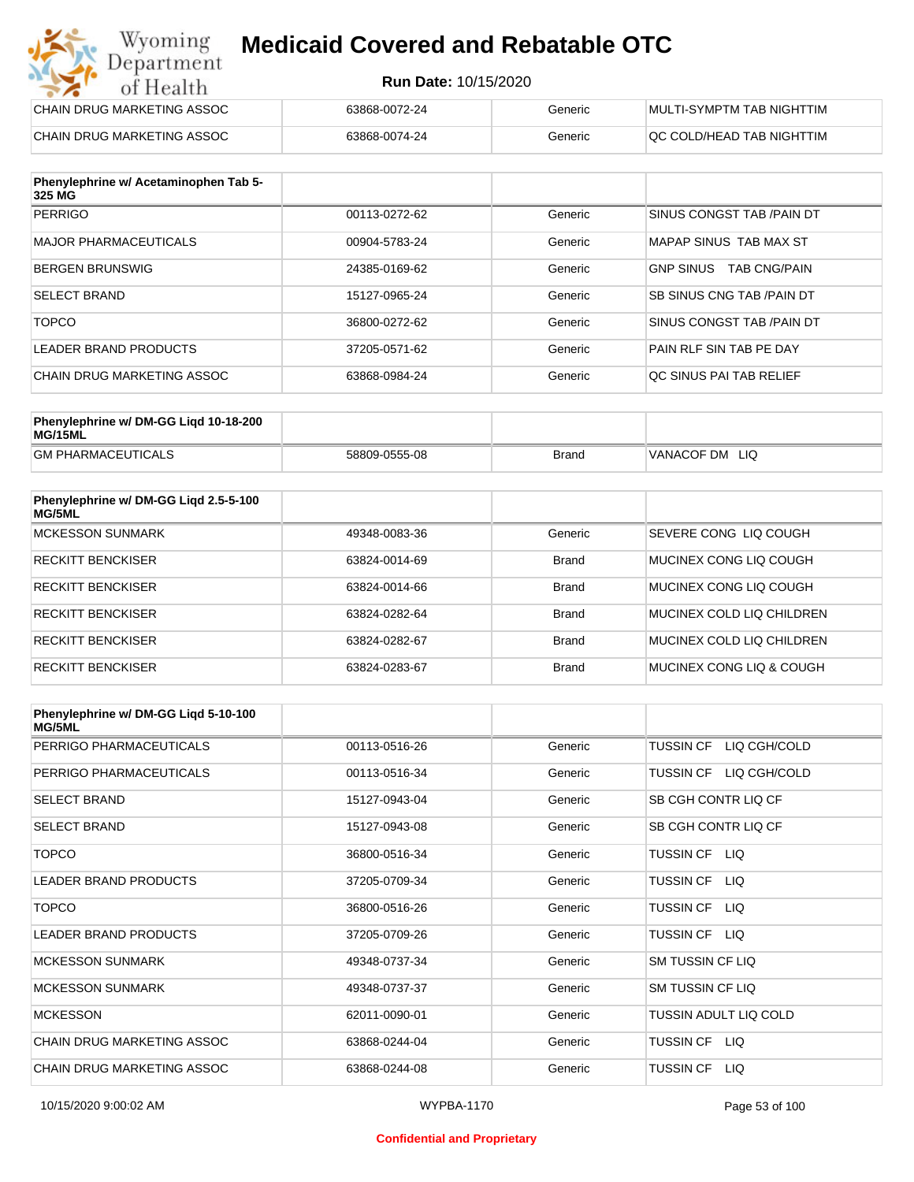| | | | |
|---|---|---|---|
| CHAIN DRUG MARKETING ASSOC | 63868-0072-24 | Generic | MULTI-SYMPTM TAB NIGHTTIM |
| CHAIN DRUG MARKETING ASSOC | 63868-0074-24 | Generic | QC COLD/HEAD TAB NIGHTTIM |

| Phenylephrine w/ Acetaminophen Tab 5-325 MG | | | |
|---|---|---|---|
| PERRIGO | 00113-0272-62 | Generic | SINUS CONGST TAB /PAIN DT |
| MAJOR PHARMACEUTICALS | 00904-5783-24 | Generic | MAPAP SINUS TAB MAX ST |
| BERGEN BRUNSWIG | 24385-0169-62 | Generic | GNP SINUS TAB CNG/PAIN |
| SELECT BRAND | 15127-0965-24 | Generic | SB SINUS CNG TAB /PAIN DT |
| TOPCO | 36800-0272-62 | Generic | SINUS CONGST TAB /PAIN DT |
| LEADER BRAND PRODUCTS | 37205-0571-62 | Generic | PAIN RLF SIN TAB PE DAY |
| CHAIN DRUG MARKETING ASSOC | 63868-0984-24 | Generic | QC SINUS PAI TAB RELIEF |

| Phenylephrine w/ DM-GG Liqd 10-18-200 MG/15ML | | | |
|---|---|---|---|
| GM PHARMACEUTICALS | 58809-0555-08 | Brand | VANACOF DM LIQ |

| Phenylephrine w/ DM-GG Liqd 2.5-5-100 MG/5ML | | | |
|---|---|---|---|
| MCKESSON SUNMARK | 49348-0083-36 | Generic | SEVERE CONG LIQ COUGH |
| RECKITT BENCKISER | 63824-0014-69 | Brand | MUCINEX CONG LIQ COUGH |
| RECKITT BENCKISER | 63824-0014-66 | Brand | MUCINEX CONG LIQ COUGH |
| RECKITT BENCKISER | 63824-0282-64 | Brand | MUCINEX COLD LIQ CHILDREN |
| RECKITT BENCKISER | 63824-0282-67 | Brand | MUCINEX COLD LIQ CHILDREN |
| RECKITT BENCKISER | 63824-0283-67 | Brand | MUCINEX CONG LIQ & COUGH |

| Phenylephrine w/ DM-GG Liqd 5-10-100 MG/5ML | | | |
|---|---|---|---|
| PERRIGO PHARMACEUTICALS | 00113-0516-26 | Generic | TUSSIN CF LIQ CGH/COLD |
| PERRIGO PHARMACEUTICALS | 00113-0516-34 | Generic | TUSSIN CF LIQ CGH/COLD |
| SELECT BRAND | 15127-0943-04 | Generic | SB CGH CONTR LIQ CF |
| SELECT BRAND | 15127-0943-08 | Generic | SB CGH CONTR LIQ CF |
| TOPCO | 36800-0516-34 | Generic | TUSSIN CF LIQ |
| LEADER BRAND PRODUCTS | 37205-0709-34 | Generic | TUSSIN CF LIQ |
| TOPCO | 36800-0516-26 | Generic | TUSSIN CF LIQ |
| LEADER BRAND PRODUCTS | 37205-0709-26 | Generic | TUSSIN CF LIQ |
| MCKESSON SUNMARK | 49348-0737-34 | Generic | SM TUSSIN CF LIQ |
| MCKESSON SUNMARK | 49348-0737-37 | Generic | SM TUSSIN CF LIQ |
| MCKESSON | 62011-0090-01 | Generic | TUSSIN ADULT LIQ COLD |
| CHAIN DRUG MARKETING ASSOC | 63868-0244-04 | Generic | TUSSIN CF LIQ |
| CHAIN DRUG MARKETING ASSOC | 63868-0244-08 | Generic | TUSSIN CF LIQ |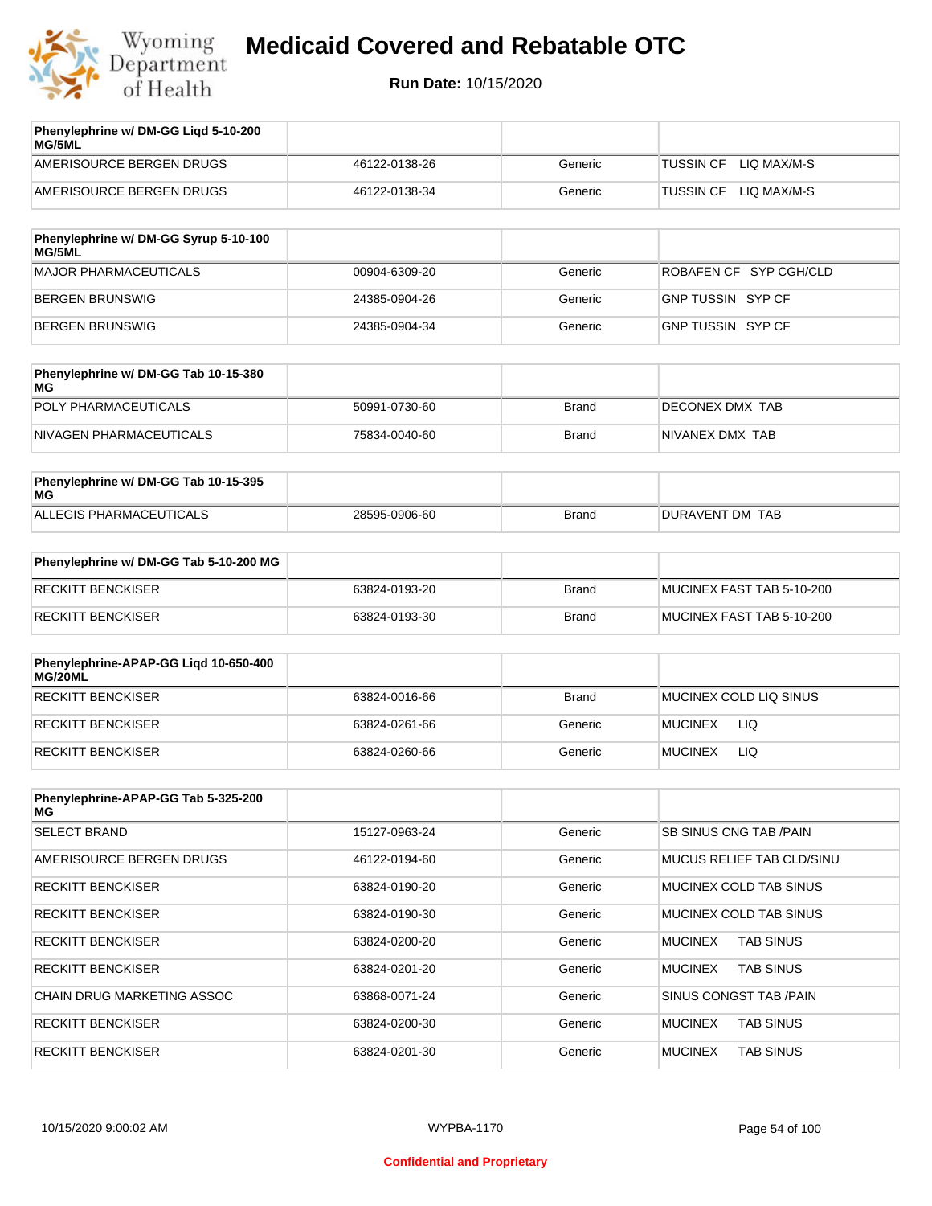# Medicaid Covered and Rebatable OTC

**Run Date:** 10/15/2020

| Phenylephrine w/ DM-GG Liqd 5-10-200 MG/5ML | | | |
|---|---|---|---|
| AMERISOURCE BERGEN DRUGS | 46122-0138-26 | Generic | TUSSIN CF LIQ MAX/M-S |
| AMERISOURCE BERGEN DRUGS | 46122-0138-34 | Generic | TUSSIN CF LIQ MAX/M-S |

| Phenylephrine w/ DM-GG Syrup 5-10-100 MG/5ML | | | |
|---|---|---|---|
| MAJOR PHARMACEUTICALS | 00904-6309-20 | Generic | ROBAFEN CF SYP CGH/CLD |
| BERGEN BRUNSWIG | 24385-0904-26 | Generic | GNP TUSSIN SYP CF |
| BERGEN BRUNSWIG | 24385-0904-34 | Generic | GNP TUSSIN SYP CF |

| Phenylephrine w/ DM-GG Tab 10-15-380 MG | | | |
|---|---|---|---|
| POLY PHARMACEUTICALS | 50991-0730-60 | Brand | DECONEX DMX TAB |
| NIVAGEN PHARMACEUTICALS | 75834-0040-60 | Brand | NIVANEX DMX TAB |

| Phenylephrine w/ DM-GG Tab 10-15-395 MG | | | |
|---|---|---|---|
| ALLEGIS PHARMACEUTICALS | 28595-0906-60 | Brand | DURAVENT DM TAB |

| Phenylephrine w/ DM-GG Tab 5-10-200 MG | | | |
|---|---|---|---|
| RECKITT BENCKISER | 63824-0193-20 | Brand | MUCINEX FAST TAB 5-10-200 |
| RECKITT BENCKISER | 63824-0193-30 | Brand | MUCINEX FAST TAB 5-10-200 |

| Phenylephrine-APAP-GG Liqd 10-650-400 MG/20ML | | | |
|---|---|---|---|
| RECKITT BENCKISER | 63824-0016-66 | Brand | MUCINEX COLD LIQ SINUS |
| RECKITT BENCKISER | 63824-0261-66 | Generic | MUCINEX LIQ |
| RECKITT BENCKISER | 63824-0260-66 | Generic | MUCINEX LIQ |

| Phenylephrine-APAP-GG Tab 5-325-200 MG | | | |
|---|---|---|---|
| SELECT BRAND | 15127-0963-24 | Generic | SB SINUS CNG TAB /PAIN |
| AMERISOURCE BERGEN DRUGS | 46122-0194-60 | Generic | MUCUS RELIEF TAB CLD/SINU |
| RECKITT BENCKISER | 63824-0190-20 | Generic | MUCINEX COLD TAB SINUS |
| RECKITT BENCKISER | 63824-0190-30 | Generic | MUCINEX COLD TAB SINUS |
| RECKITT BENCKISER | 63824-0200-20 | Generic | MUCINEX TAB SINUS |
| RECKITT BENCKISER | 63824-0201-20 | Generic | MUCINEX TAB SINUS |
| CHAIN DRUG MARKETING ASSOC | 63868-0071-24 | Generic | SINUS CONGST TAB /PAIN |
| RECKITT BENCKISER | 63824-0200-30 | Generic | MUCINEX TAB SINUS |
| RECKITT BENCKISER | 63824-0201-30 | Generic | MUCINEX TAB SINUS |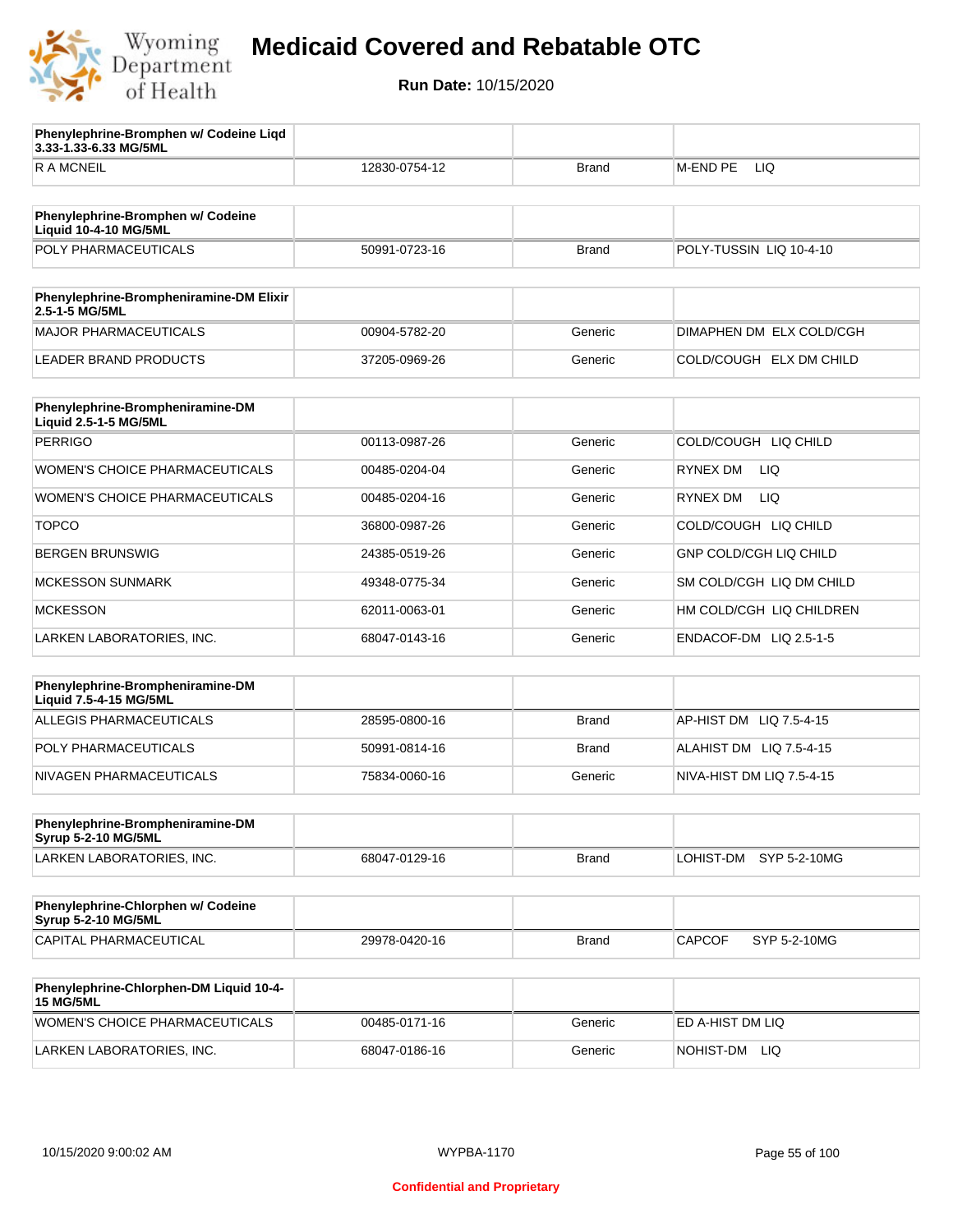# Medicaid Covered and Rebatable OTC

**Run Date:** 10/15/2020

| Phenylephrine-Bromphen w/ Codeine Liqd 3.33-1.33-6.33 MG/5ML | | | |
|---|---|---|---|
| R A MCNEIL | 12830-0754-12 | Brand | M-END PE LIQ |

| Phenylephrine-Bromphen w/ Codeine Liquid 10-4-10 MG/5ML | | | |
|---|---|---|---|
| POLY PHARMACEUTICALS | 50991-0723-16 | Brand | POLY-TUSSIN LIQ 10-4-10 |

| Phenylephrine-Brompheniramine-DM Elixir 2.5-1-5 MG/5ML | | | |
|---|---|---|---|
| MAJOR PHARMACEUTICALS | 00904-5782-20 | Generic | DIMAPHEN DM ELX COLD/CGH |
| LEADER BRAND PRODUCTS | 37205-0969-26 | Generic | COLD/COUGH ELX DM CHILD |

| Phenylephrine-Brompheniramine-DM Liquid 2.5-1-5 MG/5ML | | | |
|---|---|---|---|
| PERRIGO | 00113-0987-26 | Generic | COLD/COUGH LIQ CHILD |
| WOMEN'S CHOICE PHARMACEUTICALS | 00485-0204-04 | Generic | RYNEX DM LIQ |
| WOMEN'S CHOICE PHARMACEUTICALS | 00485-0204-16 | Generic | RYNEX DM LIQ |
| TOPCO | 36800-0987-26 | Generic | COLD/COUGH LIQ CHILD |
| BERGEN BRUNSWIG | 24385-0519-26 | Generic | GNP COLD/CGH LIQ CHILD |
| MCKESSON SUNMARK | 49348-0775-34 | Generic | SM COLD/CGH LIQ DM CHILD |
| MCKESSON | 62011-0063-01 | Generic | HM COLD/CGH LIQ CHILDREN |
| LARKEN LABORATORIES, INC. | 68047-0143-16 | Generic | ENDACOF-DM LIQ 2.5-1-5 |

| Phenylephrine-Brompheniramine-DM Liquid 7.5-4-15 MG/5ML | | | |
|---|---|---|---|
| ALLEGIS PHARMACEUTICALS | 28595-0800-16 | Brand | AP-HIST DM LIQ 7.5-4-15 |
| POLY PHARMACEUTICALS | 50991-0814-16 | Brand | ALAHIST DM LIQ 7.5-4-15 |
| NIVAGEN PHARMACEUTICALS | 75834-0060-16 | Generic | NIVA-HIST DM LIQ 7.5-4-15 |

| Phenylephrine-Brompheniramine-DM Syrup 5-2-10 MG/5ML | | | |
|---|---|---|---|
| LARKEN LABORATORIES, INC. | 68047-0129-16 | Brand | LOHIST-DM SYP 5-2-10MG |

| Phenylephrine-Chlorphen w/ Codeine Syrup 5-2-10 MG/5ML | | | |
|---|---|---|---|
| CAPITAL PHARMACEUTICAL | 29978-0420-16 | Brand | CAPCOF SYP 5-2-10MG |

| Phenylephrine-Chlorphen-DM Liquid 10-4-15 MG/5ML | | | |
|---|---|---|---|
| WOMEN'S CHOICE PHARMACEUTICALS | 00485-0171-16 | Generic | ED A-HIST DM LIQ |
| LARKEN LABORATORIES, INC. | 68047-0186-16 | Generic | NOHIST-DM LIQ |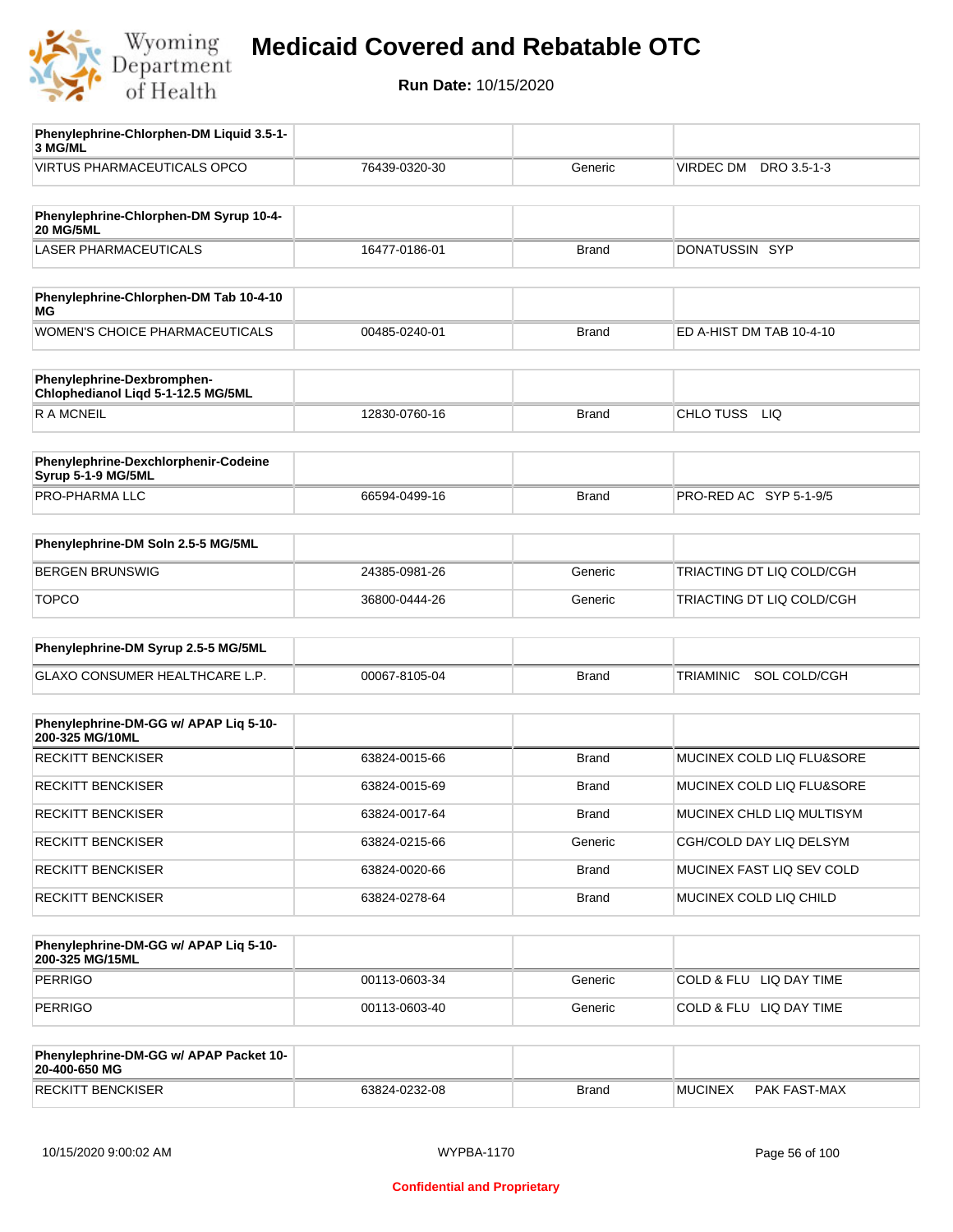# Medicaid Covered and Rebatable OTC

**Run Date:** 10/15/2020

| Phenylephrine-Chlorphen-DM Liquid 3.5-1-3 MG/ML | | | |
|---|---|---|---|
| VIRTUS PHARMACEUTICALS OPCO | 76439-0320-30 | Generic | VIRDEC DM DRO 3.5-1-3 |

| Phenylephrine-Chlorphen-DM Syrup 10-4-20 MG/5ML | | | |
|---|---|---|---|
| LASER PHARMACEUTICALS | 16477-0186-01 | Brand | DONATUSSIN SYP |

| Phenylephrine-Chlorphen-DM Tab 10-4-10 MG | | | |
|---|---|---|---|
| WOMEN'S CHOICE PHARMACEUTICALS | 00485-0240-01 | Brand | ED A-HIST DM TAB 10-4-10 |

| Phenylephrine-Dexbromphen-Chlophedianol Liqd 5-1-12.5 MG/5ML | | | |
|---|---|---|---|
| R A MCNEIL | 12830-0760-16 | Brand | CHLO TUSS LIQ |

| Phenylephrine-Dexchlorphenir-Codeine Syrup 5-1-9 MG/5ML | | | |
|---|---|---|---|
| PRO-PHARMA LLC | 66594-0499-16 | Brand | PRO-RED AC SYP 5-1-9/5 |

| Phenylephrine-DM Soln 2.5-5 MG/5ML | | | |
|---|---|---|---|
| BERGEN BRUNSWIG | 24385-0981-26 | Generic | TRIACTING DT LIQ COLD/CGH |
| TOPCO | 36800-0444-26 | Generic | TRIACTING DT LIQ COLD/CGH |

| Phenylephrine-DM Syrup 2.5-5 MG/5ML | | | |
|---|---|---|---|
| GLAXO CONSUMER HEALTHCARE L.P. | 00067-8105-04 | Brand | TRIAMINIC SOL COLD/CGH |

| Phenylephrine-DM-GG w/ APAP Liq 5-10-200-325 MG/10ML | | | |
|---|---|---|---|
| RECKITT BENCKISER | 63824-0015-66 | Brand | MUCINEX COLD LIQ FLU&SORE |
| RECKITT BENCKISER | 63824-0015-69 | Brand | MUCINEX COLD LIQ FLU&SORE |
| RECKITT BENCKISER | 63824-0017-64 | Brand | MUCINEX CHLD LIQ MULTISYM |
| RECKITT BENCKISER | 63824-0215-66 | Generic | CGH/COLD DAY LIQ DELSYM |
| RECKITT BENCKISER | 63824-0020-66 | Brand | MUCINEX FAST LIQ SEV COLD |
| RECKITT BENCKISER | 63824-0278-64 | Brand | MUCINEX COLD LIQ CHILD |

| Phenylephrine-DM-GG w/ APAP Liq 5-10-200-325 MG/15ML | | | |
|---|---|---|---|
| PERRIGO | 00113-0603-34 | Generic | COLD & FLU LIQ DAY TIME |
| PERRIGO | 00113-0603-40 | Generic | COLD & FLU LIQ DAY TIME |

| Phenylephrine-DM-GG w/ APAP Packet 10-20-400-650 MG | | | |
|---|---|---|---|
| RECKITT BENCKISER | 63824-0232-08 | Brand | MUCINEX PAK FAST-MAX |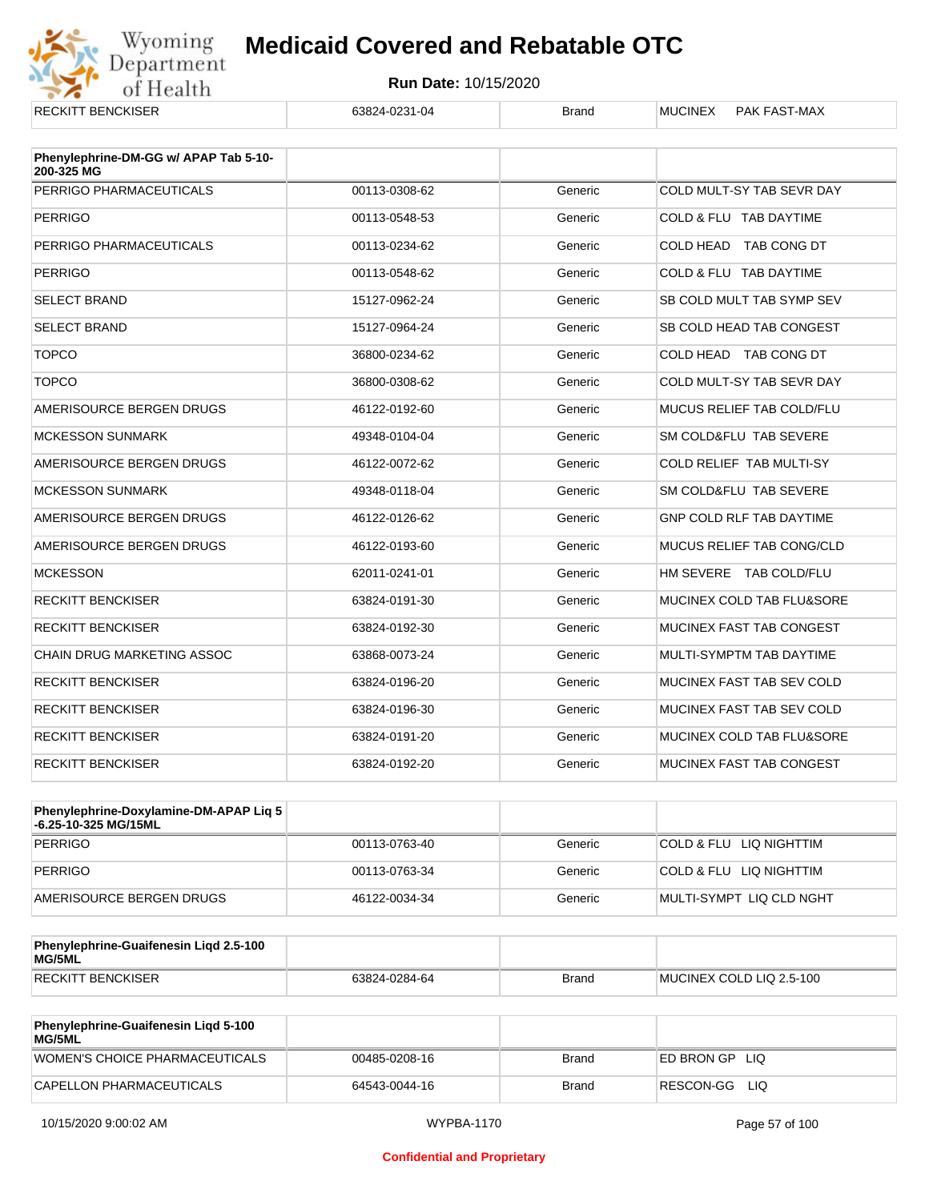| RECKITT BENCKISER | 63824-0231-04 | Brand | MUCINEX PAK FAST-MAX |
|---|---|---|---|

| Phenylephrine-DM-GG w/ APAP Tab 5-10-200-325 MG | | | |
|---|---|---|---|
| PERRIGO PHARMACEUTICALS | 00113-0308-62 | Generic | COLD MULT-SY TAB SEVR DAY |
| PERRIGO | 00113-0548-53 | Generic | COLD & FLU TAB DAYTIME |
| PERRIGO PHARMACEUTICALS | 00113-0234-62 | Generic | COLD HEAD TAB CONG DT |
| PERRIGO | 00113-0548-62 | Generic | COLD & FLU TAB DAYTIME |
| SELECT BRAND | 15127-0962-24 | Generic | SB COLD MULT TAB SYMP SEV |
| SELECT BRAND | 15127-0964-24 | Generic | SB COLD HEAD TAB CONGEST |
| TOPCO | 36800-0234-62 | Generic | COLD HEAD TAB CONG DT |
| TOPCO | 36800-0308-62 | Generic | COLD MULT-SY TAB SEVR DAY |
| AMERISOURCE BERGEN DRUGS | 46122-0192-60 | Generic | MUCUS RELIEF TAB COLD/FLU |
| MCKESSON SUNMARK | 49348-0104-04 | Generic | SM COLD&FLU TAB SEVERE |
| AMERISOURCE BERGEN DRUGS | 46122-0072-62 | Generic | COLD RELIEF TAB MULTI-SY |
| MCKESSON SUNMARK | 49348-0118-04 | Generic | SM COLD&FLU TAB SEVERE |
| AMERISOURCE BERGEN DRUGS | 46122-0126-62 | Generic | GNP COLD RLF TAB DAYTIME |
| AMERISOURCE BERGEN DRUGS | 46122-0193-60 | Generic | MUCUS RELIEF TAB CONG/CLD |
| MCKESSON | 62011-0241-01 | Generic | HM SEVERE TAB COLD/FLU |
| RECKITT BENCKISER | 63824-0191-30 | Generic | MUCINEX COLD TAB FLU&SORE |
| RECKITT BENCKISER | 63824-0192-30 | Generic | MUCINEX FAST TAB CONGEST |
| CHAIN DRUG MARKETING ASSOC | 63868-0073-24 | Generic | MULTI-SYMPTM TAB DAYTIME |
| RECKITT BENCKISER | 63824-0196-20 | Generic | MUCINEX FAST TAB SEV COLD |
| RECKITT BENCKISER | 63824-0196-30 | Generic | MUCINEX FAST TAB SEV COLD |
| RECKITT BENCKISER | 63824-0191-20 | Generic | MUCINEX COLD TAB FLU&SORE |
| RECKITT BENCKISER | 63824-0192-20 | Generic | MUCINEX FAST TAB CONGEST |

| Phenylephrine-Doxylamine-DM-APAP Liq 5-6.25-10-325 MG/15ML | | | |
|---|---|---|---|
| PERRIGO | 00113-0763-40 | Generic | COLD & FLU LIQ NIGHTTIM |
| PERRIGO | 00113-0763-34 | Generic | COLD & FLU LIQ NIGHTTIM |
| AMERISOURCE BERGEN DRUGS | 46122-0034-34 | Generic | MULTI-SYMPT LIQ CLD NGHT |

| Phenylephrine-Guaifenesin Liqd 2.5-100 MG/5ML | | | |
|---|---|---|---|
| RECKITT BENCKISER | 63824-0284-64 | Brand | MUCINEX COLD LIQ 2.5-100 |

| Phenylephrine-Guaifenesin Liqd 5-100 MG/5ML | | | |
|---|---|---|---|
| WOMEN'S CHOICE PHARMACEUTICALS | 00485-0208-16 | Brand | ED BRON GP LIQ |
| CAPELLON PHARMACEUTICALS | 64543-0044-16 | Brand | RESCON-GG LIQ |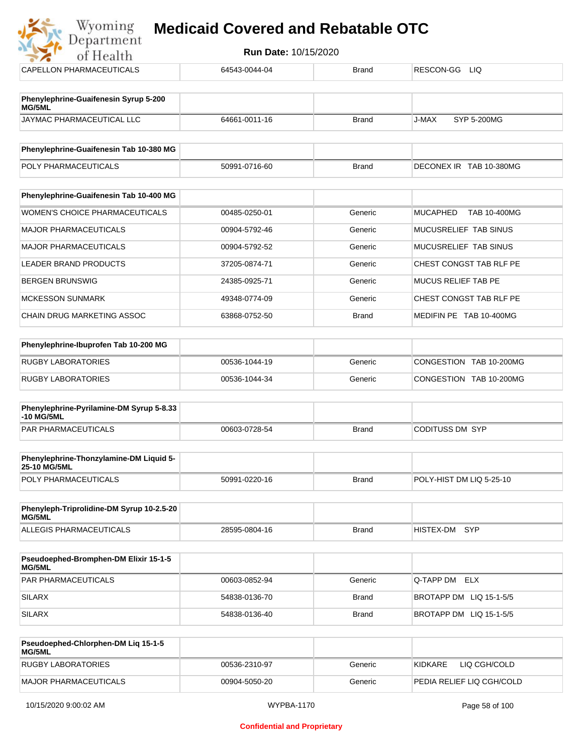| | | | |
|---|---|---|---|
| CAPELLON PHARMACEUTICALS | 64543-0044-04 | Brand | RESCON-GG LIQ |

| **Phenylephrine-Guaifenesin Syrup 5-200 MG/5ML** | | | |
|---|---|---|---|
| JAYMAC PHARMACEUTICAL LLC | 64661-0011-16 | Brand | J-MAX SYP 5-200MG |

| **Phenylephrine-Guaifenesin Tab 10-380 MG** | | | |
|---|---|---|---|
| POLY PHARMACEUTICALS | 50991-0716-60 | Brand | DECONEX IR TAB 10-380MG |

| **Phenylephrine-Guaifenesin Tab 10-400 MG** | | | |
|---|---|---|---|
| WOMEN'S CHOICE PHARMACEUTICALS | 00485-0250-01 | Generic | MUCAPHED TAB 10-400MG |
| MAJOR PHARMACEUTICALS | 00904-5792-46 | Generic | MUCUSRELIEF TAB SINUS |
| MAJOR PHARMACEUTICALS | 00904-5792-52 | Generic | MUCUSRELIEF TAB SINUS |
| LEADER BRAND PRODUCTS | 37205-0874-71 | Generic | CHEST CONGST TAB RLF PE |
| BERGEN BRUNSWIG | 24385-0925-71 | Generic | MUCUS RELIEF TAB PE |
| MCKESSON SUNMARK | 49348-0774-09 | Generic | CHEST CONGST TAB RLF PE |
| CHAIN DRUG MARKETING ASSOC | 63868-0752-50 | Brand | MEDIFIN PE TAB 10-400MG |

| **Phenylephrine-Ibuprofen Tab 10-200 MG** | | | |
|---|---|---|---|
| RUGBY LABORATORIES | 00536-1044-19 | Generic | CONGESTION TAB 10-200MG |
| RUGBY LABORATORIES | 00536-1044-34 | Generic | CONGESTION TAB 10-200MG |

| **Phenylephrine-Pyrilamine-DM Syrup 5-8.33 -10 MG/5ML** | | | |
|---|---|---|---|
| PAR PHARMACEUTICALS | 00603-0728-54 | Brand | CODITUSS DM SYP |

| **Phenylephrine-Thonzylamine-DM Liquid 5-25-10 MG/5ML** | | | |
|---|---|---|---|
| POLY PHARMACEUTICALS | 50991-0220-16 | Brand | POLY-HIST DM LIQ 5-25-10 |

| **Phenyleph-Triprolidine-DM Syrup 10-2.5-20 MG/5ML** | | | |
|---|---|---|---|
| ALLEGIS PHARMACEUTICALS | 28595-0804-16 | Brand | HISTEX-DM SYP |

| **Pseudoephed-Bromphen-DM Elixir 15-1-5 MG/5ML** | | | |
|---|---|---|---|
| PAR PHARMACEUTICALS | 00603-0852-94 | Generic | Q-TAPP DM ELX |
| SILARX | 54838-0136-70 | Brand | BROTAPP DM LIQ 15-1-5/5 |
| SILARX | 54838-0136-40 | Brand | BROTAPP DM LIQ 15-1-5/5 |

| **Pseudoephed-Chlorphen-DM Liq 15-1-5 MG/5ML** | | | |
|---|---|---|---|
| RUGBY LABORATORIES | 00536-2310-97 | Generic | KIDKARE LIQ CGH/COLD |
| MAJOR PHARMACEUTICALS | 00904-5050-20 | Generic | PEDIA RELIEF LIQ CGH/COLD |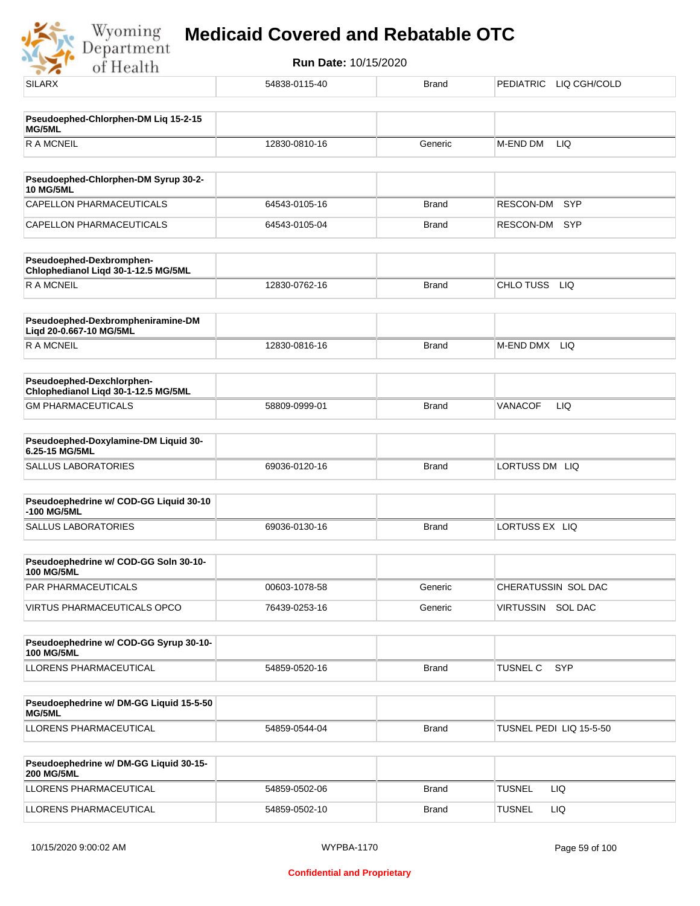# Medicaid Covered and Rebatable OTC

**Run Date:** 10/15/2020

| | | | |
|---|---|---|---|
| SILARX | 54838-0115-40 | Brand | PEDIATRIC LIQ CGH/COLD |

| **Pseudoephed-Chlorphen-DM Liq 15-2-15 MG/5ML** | | | |
|---|---|---|---|
| R A MCNEIL | 12830-0810-16 | Generic | M-END DM LIQ |

| **Pseudoephed-Chlorphen-DM Syrup 30-2-10 MG/5ML** | | | |
|---|---|---|---|
| CAPELLON PHARMACEUTICALS | 64543-0105-16 | Brand | RESCON-DM SYP |
| CAPELLON PHARMACEUTICALS | 64543-0105-04 | Brand | RESCON-DM SYP |

| **Pseudoephed-Dexbromphen-Chlophedianol Liqd 30-1-12.5 MG/5ML** | | | |
|---|---|---|---|
| R A MCNEIL | 12830-0762-16 | Brand | CHLO TUSS LIQ |

| **Pseudoephed-Dexbrompheniramine-DM Liqd 20-0.667-10 MG/5ML** | | | |
|---|---|---|---|
| R A MCNEIL | 12830-0816-16 | Brand | M-END DMX LIQ |

| **Pseudoephed-Dexchlorphen-Chlophedianol Liqd 30-1-12.5 MG/5ML** | | | |
|---|---|---|---|
| GM PHARMACEUTICALS | 58809-0999-01 | Brand | VANACOF LIQ |

| **Pseudoephed-Doxylamine-DM Liquid 30-6.25-15 MG/5ML** | | | |
|---|---|---|---|
| SALLUS LABORATORIES | 69036-0120-16 | Brand | LORTUSS DM LIQ |

| **Pseudoephedrine w/ COD-GG Liquid 30-10-100 MG/5ML** | | | |
|---|---|---|---|
| SALLUS LABORATORIES | 69036-0130-16 | Brand | LORTUSS EX LIQ |

| **Pseudoephedrine w/ COD-GG Soln 30-10-100 MG/5ML** | | | |
|---|---|---|---|
| PAR PHARMACEUTICALS | 00603-1078-58 | Generic | CHERATUSSIN SOL DAC |
| VIRTUS PHARMACEUTICALS OPCO | 76439-0253-16 | Generic | VIRTUSSIN SOL DAC |

| **Pseudoephedrine w/ COD-GG Syrup 30-10-100 MG/5ML** | | | |
|---|---|---|---|
| LLORENS PHARMACEUTICAL | 54859-0520-16 | Brand | TUSNEL C SYP |

| **Pseudoephedrine w/ DM-GG Liquid 15-5-50 MG/5ML** | | | |
|---|---|---|---|
| LLORENS PHARMACEUTICAL | 54859-0544-04 | Brand | TUSNEL PEDI LIQ 15-5-50 |

| **Pseudoephedrine w/ DM-GG Liquid 30-15-200 MG/5ML** | | | |
|---|---|---|---|
| LLORENS PHARMACEUTICAL | 54859-0502-06 | Brand | TUSNEL LIQ |
| LLORENS PHARMACEUTICAL | 54859-0502-10 | Brand | TUSNEL LIQ |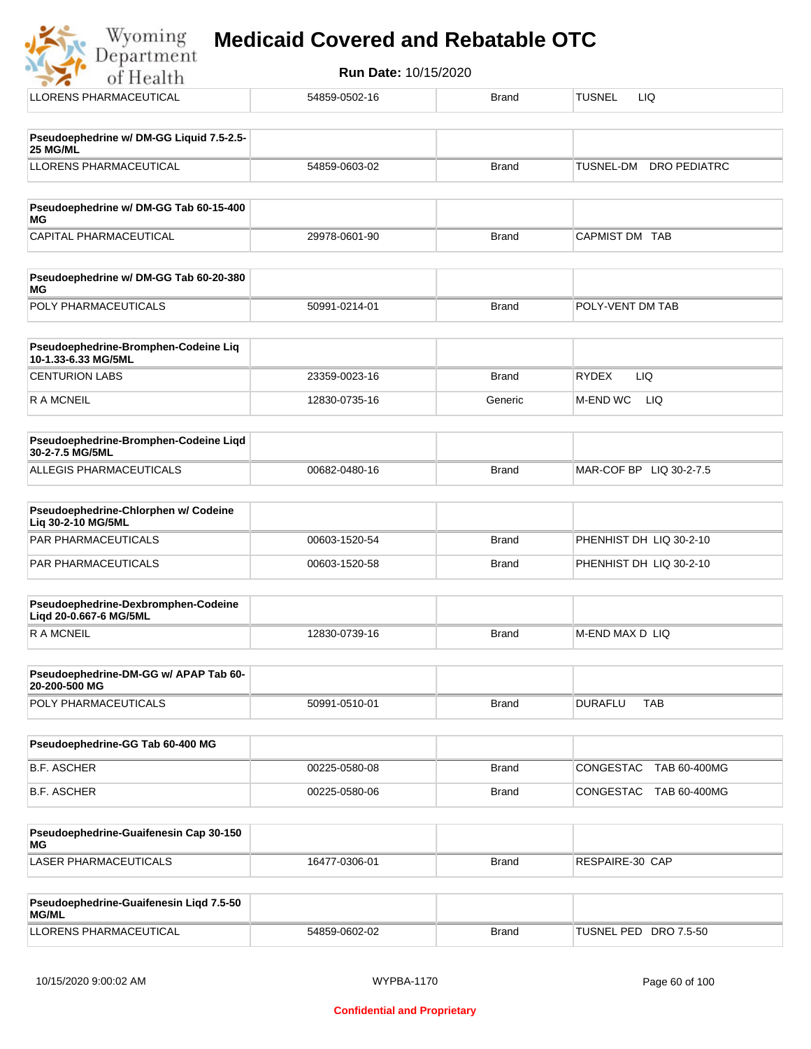| | | | |
|---|---|---|---|
| LLORENS PHARMACEUTICAL | 54859-0502-16 | Brand | TUSNEL LIQ |

| **Pseudoephedrine w/ DM-GG Liquid 7.5-2.5-25 MG/ML** | | | |
|---|---|---|---|
| LLORENS PHARMACEUTICAL | 54859-0603-02 | Brand | TUSNEL-DM DRO PEDIATRC |

| **Pseudoephedrine w/ DM-GG Tab 60-15-400 MG** | | | |
|---|---|---|---|
| CAPITAL PHARMACEUTICAL | 29978-0601-90 | Brand | CAPMIST DM TAB |

| **Pseudoephedrine w/ DM-GG Tab 60-20-380 MG** | | | |
|---|---|---|---|
| POLY PHARMACEUTICALS | 50991-0214-01 | Brand | POLY-VENT DM TAB |

| **Pseudoephedrine-Bromphen-Codeine Liq 10-1.33-6.33 MG/5ML** | | | |
|---|---|---|---|
| CENTURION LABS | 23359-0023-16 | Brand | RYDEX LIQ |
| R A MCNEIL | 12830-0735-16 | Generic | M-END WC LIQ |

| **Pseudoephedrine-Bromphen-Codeine Liqd 30-2-7.5 MG/5ML** | | | |
|---|---|---|---|
| ALLEGIS PHARMACEUTICALS | 00682-0480-16 | Brand | MAR-COF BP LIQ 30-2-7.5 |

| **Pseudoephedrine-Chlorphen w/ Codeine Liq 30-2-10 MG/5ML** | | | |
|---|---|---|---|
| PAR PHARMACEUTICALS | 00603-1520-54 | Brand | PHENHIST DH LIQ 30-2-10 |
| PAR PHARMACEUTICALS | 00603-1520-58 | Brand | PHENHIST DH LIQ 30-2-10 |

| **Pseudoephedrine-Dexbromphen-Codeine Liqd 20-0.667-6 MG/5ML** | | | |
|---|---|---|---|
| R A MCNEIL | 12830-0739-16 | Brand | M-END MAX D LIQ |

| **Pseudoephedrine-DM-GG w/ APAP Tab 60-20-200-500 MG** | | | |
|---|---|---|---|
| POLY PHARMACEUTICALS | 50991-0510-01 | Brand | DURAFLU TAB |

| **Pseudoephedrine-GG Tab 60-400 MG** | | | |
|---|---|---|---|
| B.F. ASCHER | 00225-0580-08 | Brand | CONGESTAC TAB 60-400MG |
| B.F. ASCHER | 00225-0580-06 | Brand | CONGESTAC TAB 60-400MG |

| **Pseudoephedrine-Guaifenesin Cap 30-150 MG** | | | |
|---|---|---|---|
| LASER PHARMACEUTICALS | 16477-0306-01 | Brand | RESPAIRE-30 CAP |

| **Pseudoephedrine-Guaifenesin Liqd 7.5-50 MG/ML** | | | |
|---|---|---|---|
| LLORENS PHARMACEUTICAL | 54859-0602-02 | Brand | TUSNEL PED DRO 7.5-50 |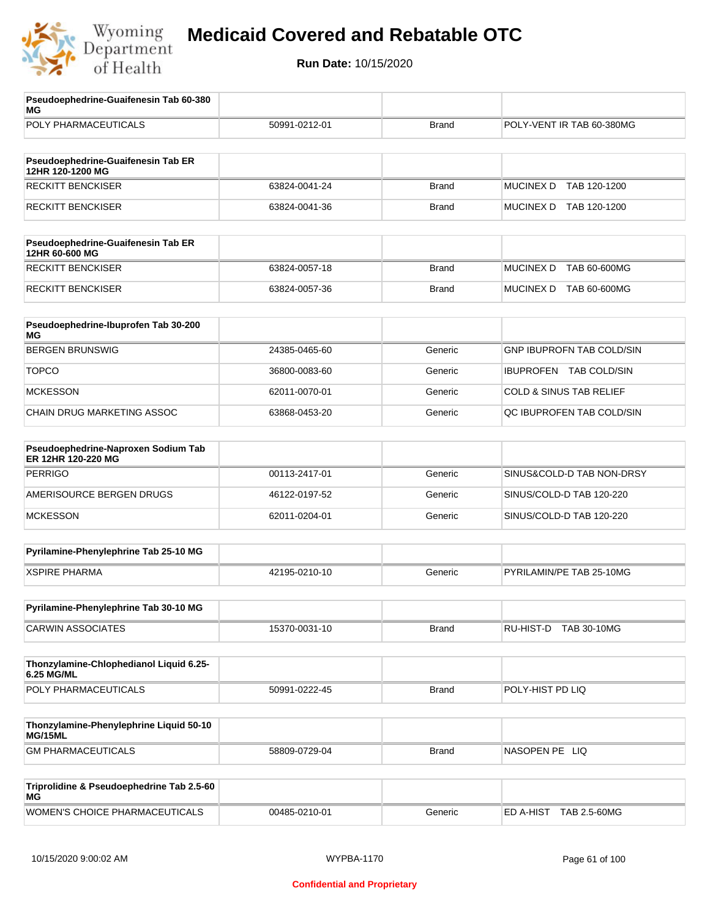| Pseudoephedrine-Guaifenesin Tab 60-380 MG | | | |
|---|---|---|---|
| POLY PHARMACEUTICALS | 50991-0212-01 | Brand | POLY-VENT IR TAB 60-380MG |

| Pseudoephedrine-Guaifenesin Tab ER 12HR 120-1200 MG | | | |
|---|---|---|---|
| RECKITT BENCKISER | 63824-0041-24 | Brand | MUCINEX D TAB 120-1200 |
| RECKITT BENCKISER | 63824-0041-36 | Brand | MUCINEX D TAB 120-1200 |

| Pseudoephedrine-Guaifenesin Tab ER 12HR 60-600 MG | | | |
|---|---|---|---|
| RECKITT BENCKISER | 63824-0057-18 | Brand | MUCINEX D TAB 60-600MG |
| RECKITT BENCKISER | 63824-0057-36 | Brand | MUCINEX D TAB 60-600MG |

| Pseudoephedrine-Ibuprofen Tab 30-200 MG | | | |
|---|---|---|---|
| BERGEN BRUNSWIG | 24385-0465-60 | Generic | GNP IBUPROFN TAB COLD/SIN |
| TOPCO | 36800-0083-60 | Generic | IBUPROFEN TAB COLD/SIN |
| MCKESSON | 62011-0070-01 | Generic | COLD & SINUS TAB RELIEF |
| CHAIN DRUG MARKETING ASSOC | 63868-0453-20 | Generic | QC IBUPROFEN TAB COLD/SIN |

| Pseudoephedrine-Naproxen Sodium Tab ER 12HR 120-220 MG | | | |
|---|---|---|---|
| PERRIGO | 00113-2417-01 | Generic | SINUS&COLD-D TAB NON-DRSY |
| AMERISOURCE BERGEN DRUGS | 46122-0197-52 | Generic | SINUS/COLD-D TAB 120-220 |
| MCKESSON | 62011-0204-01 | Generic | SINUS/COLD-D TAB 120-220 |

| Pyrilamine-Phenylephrine Tab 25-10 MG | | | |
|---|---|---|---|
| XSPIRE PHARMA | 42195-0210-10 | Generic | PYRILAMIN/PE TAB 25-10MG |

| Pyrilamine-Phenylephrine Tab 30-10 MG | | | |
|---|---|---|---|
| CARWIN ASSOCIATES | 15370-0031-10 | Brand | RU-HIST-D TAB 30-10MG |

| Thonzylamine-Chlophedianol Liquid 6.25-6.25 MG/ML | | | |
|---|---|---|---|
| POLY PHARMACEUTICALS | 50991-0222-45 | Brand | POLY-HIST PD LIQ |

| Thonzylamine-Phenylephrine Liquid 50-10 MG/15ML | | | |
|---|---|---|---|
| GM PHARMACEUTICALS | 58809-0729-04 | Brand | NASOPEN PE LIQ |

| Triprolidine & Pseudoephedrine Tab 2.5-60 MG | | | |
|---|---|---|---|
| WOMEN'S CHOICE PHARMACEUTICALS | 00485-0210-01 | Generic | ED A-HIST TAB 2.5-60MG |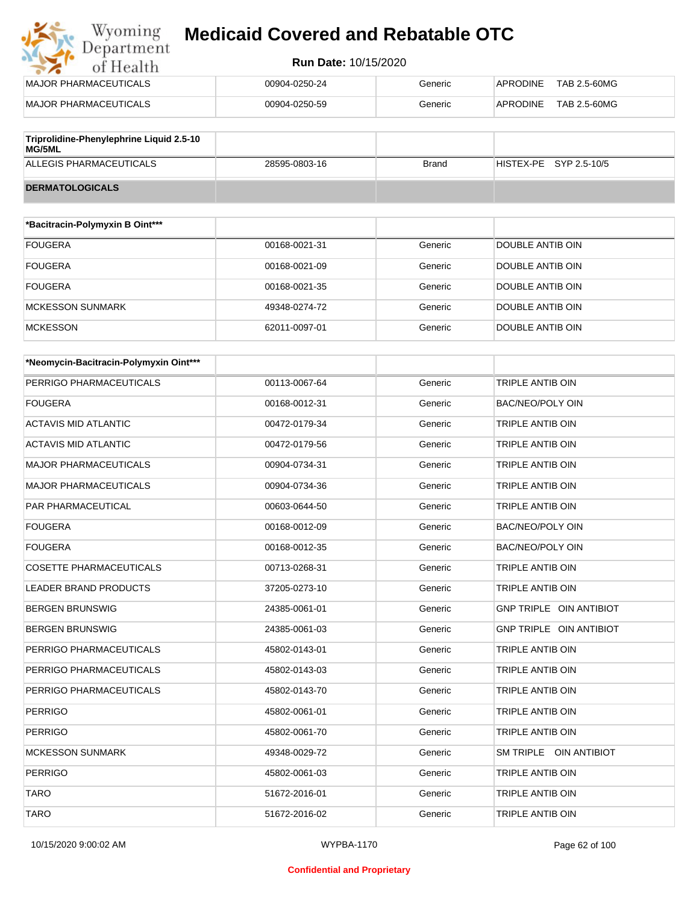| | | | |
|---|---|---|---|
| MAJOR PHARMACEUTICALS | 00904-0250-24 | Generic | APRODINE TAB 2.5-60MG |
| MAJOR PHARMACEUTICALS | 00904-0250-59 | Generic | APRODINE TAB 2.5-60MG |

| **Triprolidine-Phenylephrine Liquid 2.5-10 MG/5ML** | | | |
|---|---|---|---|
| ALLEGIS PHARMACEUTICALS | 28595-0803-16 | Brand | HISTEX-PE SYP 2.5-10/5 |
| **DERMATOLOGICALS** | | | |

| ***Bacitracin-Polymyxin B Oint***** | | | |
|---|---|---|---|
| FOUGERA | 00168-0021-31 | Generic | DOUBLE ANTIB OIN |
| FOUGERA | 00168-0021-09 | Generic | DOUBLE ANTIB OIN |
| FOUGERA | 00168-0021-35 | Generic | DOUBLE ANTIB OIN |
| MCKESSON SUNMARK | 49348-0274-72 | Generic | DOUBLE ANTIB OIN |
| MCKESSON | 62011-0097-01 | Generic | DOUBLE ANTIB OIN |

| ***Neomycin-Bacitracin-Polymyxin Oint***** | | | |
|---|---|---|---|
| PERRIGO PHARMACEUTICALS | 00113-0067-64 | Generic | TRIPLE ANTIB OIN |
| FOUGERA | 00168-0012-31 | Generic | BAC/NEO/POLY OIN |
| ACTAVIS MID ATLANTIC | 00472-0179-34 | Generic | TRIPLE ANTIB OIN |
| ACTAVIS MID ATLANTIC | 00472-0179-56 | Generic | TRIPLE ANTIB OIN |
| MAJOR PHARMACEUTICALS | 00904-0734-31 | Generic | TRIPLE ANTIB OIN |
| MAJOR PHARMACEUTICALS | 00904-0734-36 | Generic | TRIPLE ANTIB OIN |
| PAR PHARMACEUTICAL | 00603-0644-50 | Generic | TRIPLE ANTIB OIN |
| FOUGERA | 00168-0012-09 | Generic | BAC/NEO/POLY OIN |
| FOUGERA | 00168-0012-35 | Generic | BAC/NEO/POLY OIN |
| COSETTE PHARMACEUTICALS | 00713-0268-31 | Generic | TRIPLE ANTIB OIN |
| LEADER BRAND PRODUCTS | 37205-0273-10 | Generic | TRIPLE ANTIB OIN |
| BERGEN BRUNSWIG | 24385-0061-01 | Generic | GNP TRIPLE OIN ANTIBIOT |
| BERGEN BRUNSWIG | 24385-0061-03 | Generic | GNP TRIPLE OIN ANTIBIOT |
| PERRIGO PHARMACEUTICALS | 45802-0143-01 | Generic | TRIPLE ANTIB OIN |
| PERRIGO PHARMACEUTICALS | 45802-0143-03 | Generic | TRIPLE ANTIB OIN |
| PERRIGO PHARMACEUTICALS | 45802-0143-70 | Generic | TRIPLE ANTIB OIN |
| PERRIGO | 45802-0061-01 | Generic | TRIPLE ANTIB OIN |
| PERRIGO | 45802-0061-70 | Generic | TRIPLE ANTIB OIN |
| MCKESSON SUNMARK | 49348-0029-72 | Generic | SM TRIPLE OIN ANTIBIOT |
| PERRIGO | 45802-0061-03 | Generic | TRIPLE ANTIB OIN |
| TARO | 51672-2016-01 | Generic | TRIPLE ANTIB OIN |
| TARO | 51672-2016-02 | Generic | TRIPLE ANTIB OIN |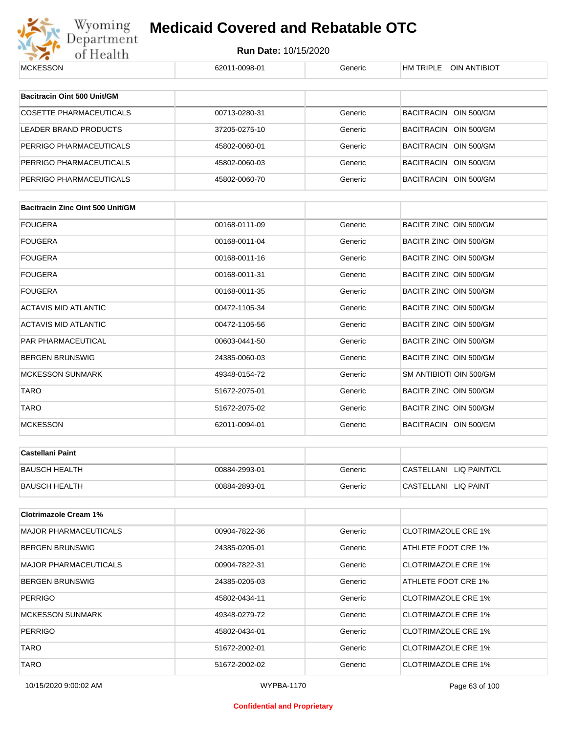| MCKESSON | 62011-0098-01 | Generic | HM TRIPLE OIN ANTIBIOT |
|---|---|---|---|

| Bacitracin Oint 500 Unit/GM | | | |
|---|---|---|---|
| COSETTE PHARMACEUTICALS | 00713-0280-31 | Generic | BACITRACIN OIN 500/GM |
| LEADER BRAND PRODUCTS | 37205-0275-10 | Generic | BACITRACIN OIN 500/GM |
| PERRIGO PHARMACEUTICALS | 45802-0060-01 | Generic | BACITRACIN OIN 500/GM |
| PERRIGO PHARMACEUTICALS | 45802-0060-03 | Generic | BACITRACIN OIN 500/GM |
| PERRIGO PHARMACEUTICALS | 45802-0060-70 | Generic | BACITRACIN OIN 500/GM |

| Bacitracin Zinc Oint 500 Unit/GM | | | |
|---|---|---|---|
| FOUGERA | 00168-0111-09 | Generic | BACITR ZINC OIN 500/GM |
| FOUGERA | 00168-0011-04 | Generic | BACITR ZINC OIN 500/GM |
| FOUGERA | 00168-0011-16 | Generic | BACITR ZINC OIN 500/GM |
| FOUGERA | 00168-0011-31 | Generic | BACITR ZINC OIN 500/GM |
| FOUGERA | 00168-0011-35 | Generic | BACITR ZINC OIN 500/GM |
| ACTAVIS MID ATLANTIC | 00472-1105-34 | Generic | BACITR ZINC OIN 500/GM |
| ACTAVIS MID ATLANTIC | 00472-1105-56 | Generic | BACITR ZINC OIN 500/GM |
| PAR PHARMACEUTICAL | 00603-0441-50 | Generic | BACITR ZINC OIN 500/GM |
| BERGEN BRUNSWIG | 24385-0060-03 | Generic | BACITR ZINC OIN 500/GM |
| MCKESSON SUNMARK | 49348-0154-72 | Generic | SM ANTIBIOTI OIN 500/GM |
| TARO | 51672-2075-01 | Generic | BACITR ZINC OIN 500/GM |
| TARO | 51672-2075-02 | Generic | BACITR ZINC OIN 500/GM |
| MCKESSON | 62011-0094-01 | Generic | BACITRACIN OIN 500/GM |

| Castellani Paint | | | |
|---|---|---|---|
| BAUSCH HEALTH | 00884-2993-01 | Generic | CASTELLANI LIQ PAINT/CL |
| BAUSCH HEALTH | 00884-2893-01 | Generic | CASTELLANI LIQ PAINT |

| Clotrimazole Cream 1% | | | |
|---|---|---|---|
| MAJOR PHARMACEUTICALS | 00904-7822-36 | Generic | CLOTRIMAZOLE CRE 1% |
| BERGEN BRUNSWIG | 24385-0205-01 | Generic | ATHLETE FOOT CRE 1% |
| MAJOR PHARMACEUTICALS | 00904-7822-31 | Generic | CLOTRIMAZOLE CRE 1% |
| BERGEN BRUNSWIG | 24385-0205-03 | Generic | ATHLETE FOOT CRE 1% |
| PERRIGO | 45802-0434-11 | Generic | CLOTRIMAZOLE CRE 1% |
| MCKESSON SUNMARK | 49348-0279-72 | Generic | CLOTRIMAZOLE CRE 1% |
| PERRIGO | 45802-0434-01 | Generic | CLOTRIMAZOLE CRE 1% |
| TARO | 51672-2002-01 | Generic | CLOTRIMAZOLE CRE 1% |
| TARO | 51672-2002-02 | Generic | CLOTRIMAZOLE CRE 1% |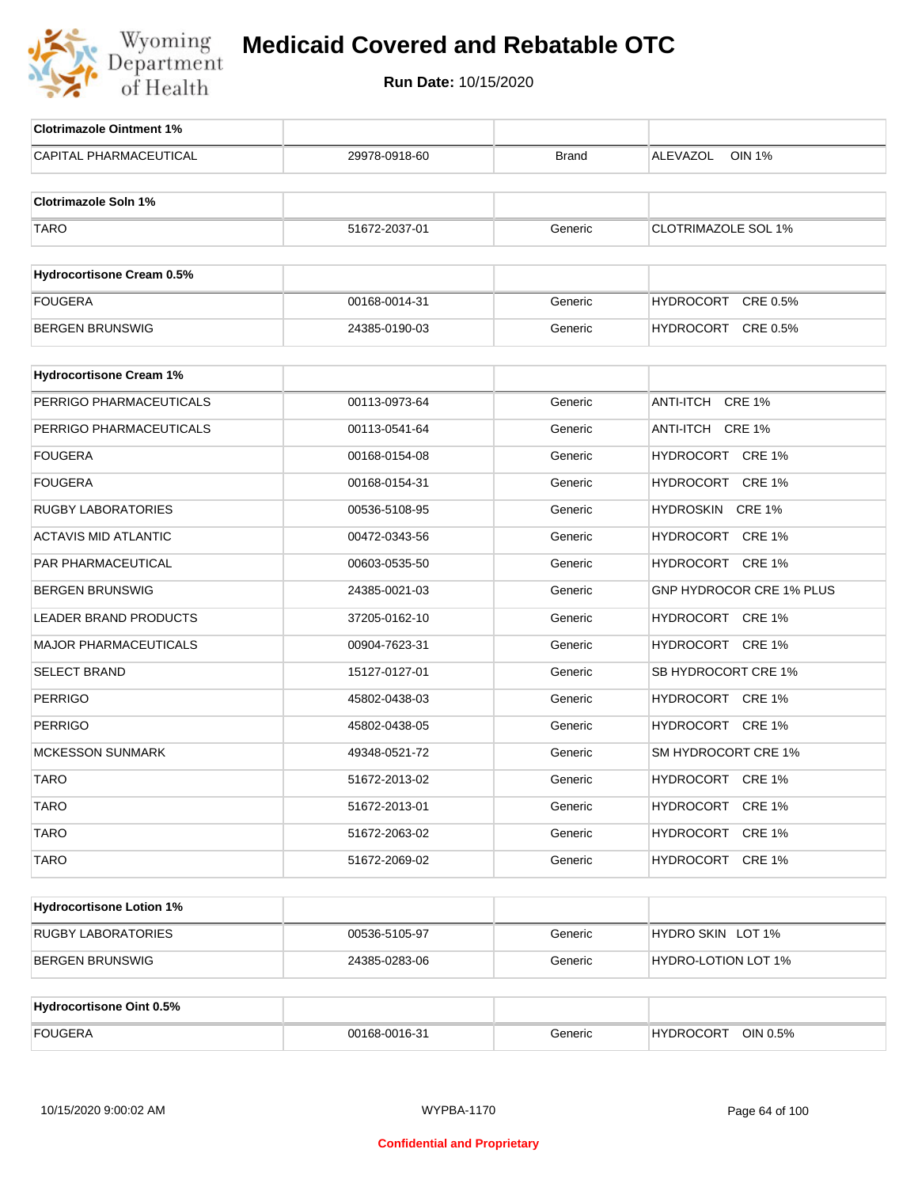# Medicaid Covered and Rebatable OTC

**Run Date:** 10/15/2020

| Clotrimazole Ointment 1% | | | |
|---|---|---|---|
| CAPITAL PHARMACEUTICAL | 29978-0918-60 | Brand | ALEVAZOL OIN 1% |

| Clotrimazole Soln 1% | | | |
|---|---|---|---|
| TARO | 51672-2037-01 | Generic | CLOTRIMAZOLE SOL 1% |

| Hydrocortisone Cream 0.5% | | | |
|---|---|---|---|
| FOUGERA | 00168-0014-31 | Generic | HYDROCORT CRE 0.5% |
| BERGEN BRUNSWIG | 24385-0190-03 | Generic | HYDROCORT CRE 0.5% |

| Hydrocortisone Cream 1% | | | |
|---|---|---|---|
| PERRIGO PHARMACEUTICALS | 00113-0973-64 | Generic | ANTI-ITCH CRE 1% |
| PERRIGO PHARMACEUTICALS | 00113-0541-64 | Generic | ANTI-ITCH CRE 1% |
| FOUGERA | 00168-0154-08 | Generic | HYDROCORT CRE 1% |
| FOUGERA | 00168-0154-31 | Generic | HYDROCORT CRE 1% |
| RUGBY LABORATORIES | 00536-5108-95 | Generic | HYDROSKIN CRE 1% |
| ACTAVIS MID ATLANTIC | 00472-0343-56 | Generic | HYDROCORT CRE 1% |
| PAR PHARMACEUTICAL | 00603-0535-50 | Generic | HYDROCORT CRE 1% |
| BERGEN BRUNSWIG | 24385-0021-03 | Generic | GNP HYDROCOR CRE 1% PLUS |
| LEADER BRAND PRODUCTS | 37205-0162-10 | Generic | HYDROCORT CRE 1% |
| MAJOR PHARMACEUTICALS | 00904-7623-31 | Generic | HYDROCORT CRE 1% |
| SELECT BRAND | 15127-0127-01 | Generic | SB HYDROCORT CRE 1% |
| PERRIGO | 45802-0438-03 | Generic | HYDROCORT CRE 1% |
| PERRIGO | 45802-0438-05 | Generic | HYDROCORT CRE 1% |
| MCKESSON SUNMARK | 49348-0521-72 | Generic | SM HYDROCORT CRE 1% |
| TARO | 51672-2013-02 | Generic | HYDROCORT CRE 1% |
| TARO | 51672-2013-01 | Generic | HYDROCORT CRE 1% |
| TARO | 51672-2063-02 | Generic | HYDROCORT CRE 1% |
| TARO | 51672-2069-02 | Generic | HYDROCORT CRE 1% |

| Hydrocortisone Lotion 1% | | | |
|---|---|---|---|
| RUGBY LABORATORIES | 00536-5105-97 | Generic | HYDRO SKIN LOT 1% |
| BERGEN BRUNSWIG | 24385-0283-06 | Generic | HYDRO-LOTION LOT 1% |

| Hydrocortisone Oint 0.5% | | | |
|---|---|---|---|
| FOUGERA | 00168-0016-31 | Generic | HYDROCORT OIN 0.5% |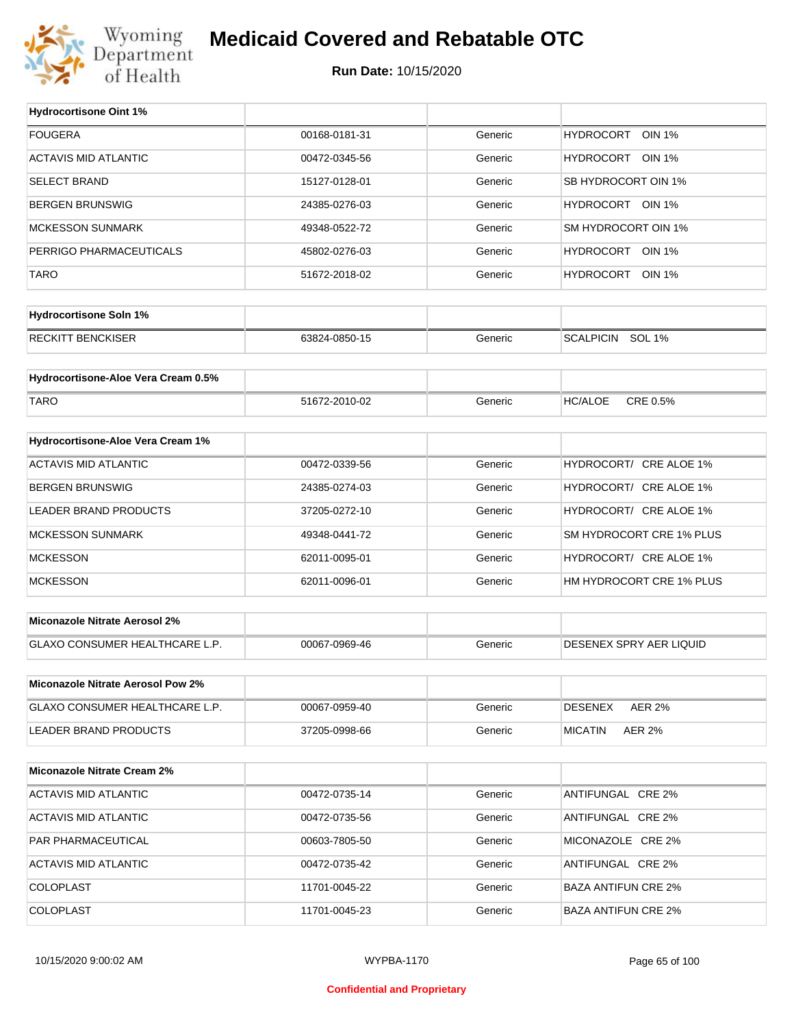| Hydrocortisone Oint 1% | | | |
|---|---|---|---|
| FOUGERA | 00168-0181-31 | Generic | HYDROCORT OIN 1% |
| ACTAVIS MID ATLANTIC | 00472-0345-56 | Generic | HYDROCORT OIN 1% |
| SELECT BRAND | 15127-0128-01 | Generic | SB HYDROCORT OIN 1% |
| BERGEN BRUNSWIG | 24385-0276-03 | Generic | HYDROCORT OIN 1% |
| MCKESSON SUNMARK | 49348-0522-72 | Generic | SM HYDROCORT OIN 1% |
| PERRIGO PHARMACEUTICALS | 45802-0276-03 | Generic | HYDROCORT OIN 1% |
| TARO | 51672-2018-02 | Generic | HYDROCORT OIN 1% |

| Hydrocortisone Soln 1% | | | |
|---|---|---|---|
| RECKITT BENCKISER | 63824-0850-15 | Generic | SCALPICIN SOL 1% |

| Hydrocortisone-Aloe Vera Cream 0.5% | | | |
|---|---|---|---|
| TARO | 51672-2010-02 | Generic | HC/ALOE CRE 0.5% |

| Hydrocortisone-Aloe Vera Cream 1% | | | |
|---|---|---|---|
| ACTAVIS MID ATLANTIC | 00472-0339-56 | Generic | HYDROCORT/ CRE ALOE 1% |
| BERGEN BRUNSWIG | 24385-0274-03 | Generic | HYDROCORT/ CRE ALOE 1% |
| LEADER BRAND PRODUCTS | 37205-0272-10 | Generic | HYDROCORT/ CRE ALOE 1% |
| MCKESSON SUNMARK | 49348-0441-72 | Generic | SM HYDROCORT CRE 1% PLUS |
| MCKESSON | 62011-0095-01 | Generic | HYDROCORT/ CRE ALOE 1% |
| MCKESSON | 62011-0096-01 | Generic | HM HYDROCORT CRE 1% PLUS |

| Miconazole Nitrate Aerosol 2% | | | |
|---|---|---|---|
| GLAXO CONSUMER HEALTHCARE L.P. | 00067-0969-46 | Generic | DESENEX SPRY AER LIQUID |

| Miconazole Nitrate Aerosol Pow 2% | | | |
|---|---|---|---|
| GLAXO CONSUMER HEALTHCARE L.P. | 00067-0959-40 | Generic | DESENEX AER 2% |
| LEADER BRAND PRODUCTS | 37205-0998-66 | Generic | MICATIN AER 2% |

| Miconazole Nitrate Cream 2% | | | |
|---|---|---|---|
| ACTAVIS MID ATLANTIC | 00472-0735-14 | Generic | ANTIFUNGAL CRE 2% |
| ACTAVIS MID ATLANTIC | 00472-0735-56 | Generic | ANTIFUNGAL CRE 2% |
| PAR PHARMACEUTICAL | 00603-7805-50 | Generic | MICONAZOLE CRE 2% |
| ACTAVIS MID ATLANTIC | 00472-0735-42 | Generic | ANTIFUNGAL CRE 2% |
| COLOPLAST | 11701-0045-22 | Generic | BAZA ANTIFUN CRE 2% |
| COLOPLAST | 11701-0045-23 | Generic | BAZA ANTIFUN CRE 2% |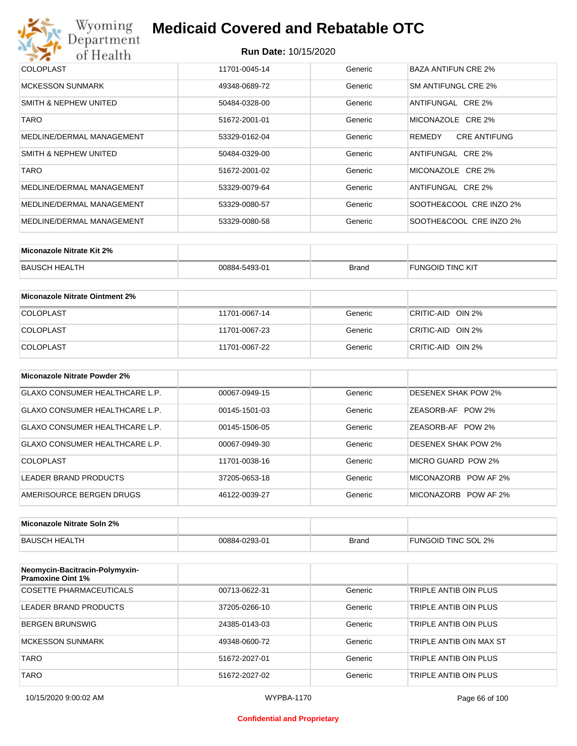| | | | |
|---|---|---|---|
| COLOPLAST | 11701-0045-14 | Generic | BAZA ANTIFUN CRE 2% |
| MCKESSON SUNMARK | 49348-0689-72 | Generic | SM ANTIFUNGL CRE 2% |
| SMITH & NEPHEW UNITED | 50484-0328-00 | Generic | ANTIFUNGAL CRE 2% |
| TARO | 51672-2001-01 | Generic | MICONAZOLE CRE 2% |
| MEDLINE/DERMAL MANAGEMENT | 53329-0162-04 | Generic | REMEDY CRE ANTIFUNG |
| SMITH & NEPHEW UNITED | 50484-0329-00 | Generic | ANTIFUNGAL CRE 2% |
| TARO | 51672-2001-02 | Generic | MICONAZOLE CRE 2% |
| MEDLINE/DERMAL MANAGEMENT | 53329-0079-64 | Generic | ANTIFUNGAL CRE 2% |
| MEDLINE/DERMAL MANAGEMENT | 53329-0080-57 | Generic | SOOTHE&COOL CRE INZO 2% |
| MEDLINE/DERMAL MANAGEMENT | 53329-0080-58 | Generic | SOOTHE&COOL CRE INZO 2% |

| **Miconazole Nitrate Kit 2%** | | | |
|---|---|---|---|
| BAUSCH HEALTH | 00884-5493-01 | Brand | FUNGOID TINC KIT |

| **Miconazole Nitrate Ointment 2%** | | | |
|---|---|---|---|
| COLOPLAST | 11701-0067-14 | Generic | CRITIC-AID OIN 2% |
| COLOPLAST | 11701-0067-23 | Generic | CRITIC-AID OIN 2% |
| COLOPLAST | 11701-0067-22 | Generic | CRITIC-AID OIN 2% |

| **Miconazole Nitrate Powder 2%** | | | |
|---|---|---|---|
| GLAXO CONSUMER HEALTHCARE L.P. | 00067-0949-15 | Generic | DESENEX SHAK POW 2% |
| GLAXO CONSUMER HEALTHCARE L.P. | 00145-1501-03 | Generic | ZEASORB-AF POW 2% |
| GLAXO CONSUMER HEALTHCARE L.P. | 00145-1506-05 | Generic | ZEASORB-AF POW 2% |
| GLAXO CONSUMER HEALTHCARE L.P. | 00067-0949-30 | Generic | DESENEX SHAK POW 2% |
| COLOPLAST | 11701-0038-16 | Generic | MICRO GUARD POW 2% |
| LEADER BRAND PRODUCTS | 37205-0653-18 | Generic | MICONAZORB POW AF 2% |
| AMERISOURCE BERGEN DRUGS | 46122-0039-27 | Generic | MICONAZORB POW AF 2% |

| **Miconazole Nitrate Soln 2%** | | | |
|---|---|---|---|
| BAUSCH HEALTH | 00884-0293-01 | Brand | FUNGOID TINC SOL 2% |

| **Neomycin-Bacitracin-Polymyxin-Pramoxine Oint 1%** | | | |
|---|---|---|---|
| COSETTE PHARMACEUTICALS | 00713-0622-31 | Generic | TRIPLE ANTIB OIN PLUS |
| LEADER BRAND PRODUCTS | 37205-0266-10 | Generic | TRIPLE ANTIB OIN PLUS |
| BERGEN BRUNSWIG | 24385-0143-03 | Generic | TRIPLE ANTIB OIN PLUS |
| MCKESSON SUNMARK | 49348-0600-72 | Generic | TRIPLE ANTIB OIN MAX ST |
| TARO | 51672-2027-01 | Generic | TRIPLE ANTIB OIN PLUS |
| TARO | 51672-2027-02 | Generic | TRIPLE ANTIB OIN PLUS |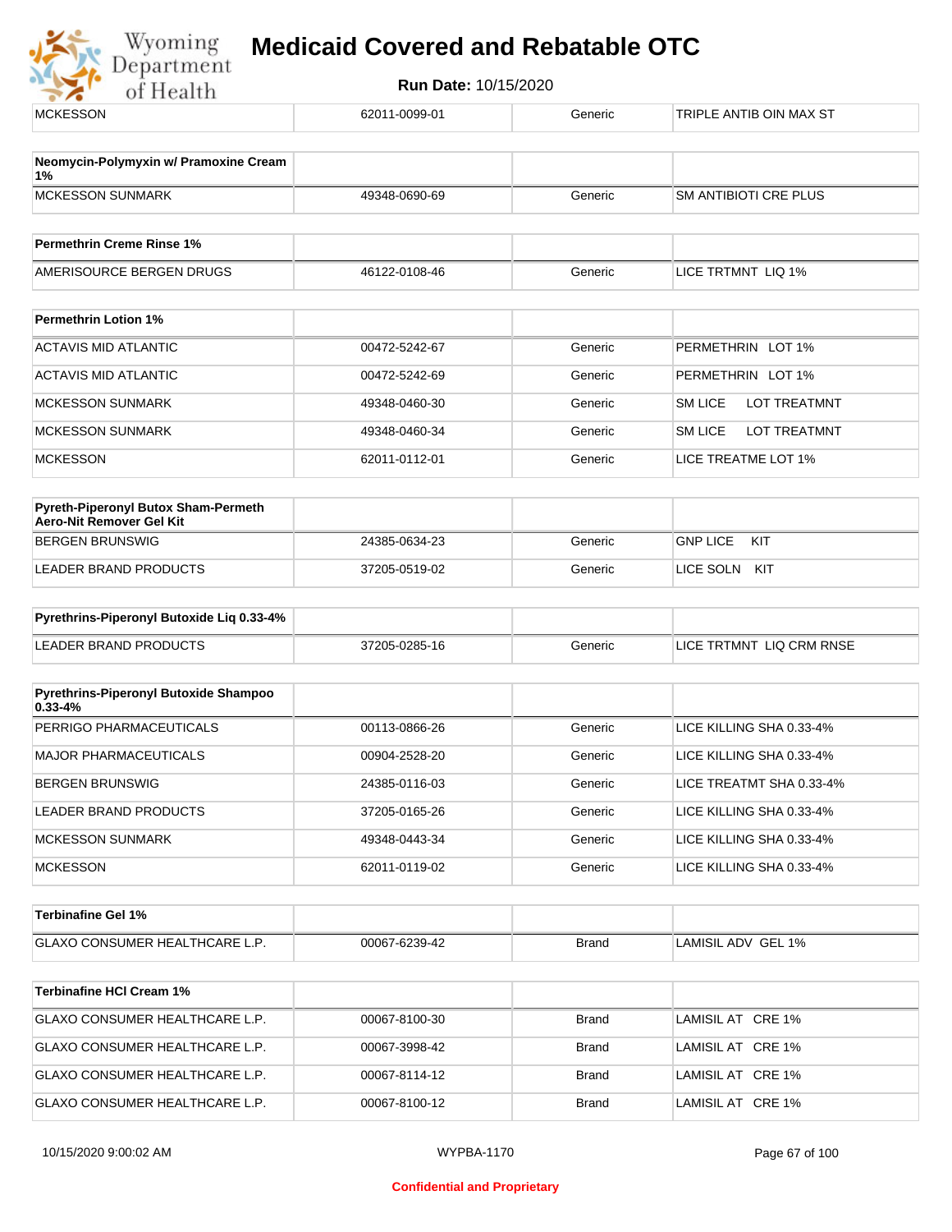| | | | |
|---|---|---|---|
| MCKESSON | 62011-0099-01 | Generic | TRIPLE ANTIB OIN MAX ST |

| **Neomycin-Polymyxin w/ Pramoxine Cream 1%** | | | |
|---|---|---|---|
| MCKESSON SUNMARK | 49348-0690-69 | Generic | SM ANTIBIOTI CRE PLUS |

| **Permethrin Creme Rinse 1%** | | | |
|---|---|---|---|
| AMERISOURCE BERGEN DRUGS | 46122-0108-46 | Generic | LICE TRTMNT LIQ 1% |

| **Permethrin Lotion 1%** | | | |
|---|---|---|---|
| ACTAVIS MID ATLANTIC | 00472-5242-67 | Generic | PERMETHRIN LOT 1% |
| ACTAVIS MID ATLANTIC | 00472-5242-69 | Generic | PERMETHRIN LOT 1% |
| MCKESSON SUNMARK | 49348-0460-30 | Generic | SM LICE LOT TREATMNT |
| MCKESSON SUNMARK | 49348-0460-34 | Generic | SM LICE LOT TREATMNT |
| MCKESSON | 62011-0112-01 | Generic | LICE TREATME LOT 1% |

| **Pyreth-Piperonyl Butox Sham-Permeth Aero-Nit Remover Gel Kit** | | | |
|---|---|---|---|
| BERGEN BRUNSWIG | 24385-0634-23 | Generic | GNP LICE KIT |
| LEADER BRAND PRODUCTS | 37205-0519-02 | Generic | LICE SOLN KIT |

| **Pyrethrins-Piperonyl Butoxide Liq 0.33-4%** | | | |
|---|---|---|---|
| LEADER BRAND PRODUCTS | 37205-0285-16 | Generic | LICE TRTMNT LIQ CRM RNSE |

| **Pyrethrins-Piperonyl Butoxide Shampoo 0.33-4%** | | | |
|---|---|---|---|
| PERRIGO PHARMACEUTICALS | 00113-0866-26 | Generic | LICE KILLING SHA 0.33-4% |
| MAJOR PHARMACEUTICALS | 00904-2528-20 | Generic | LICE KILLING SHA 0.33-4% |
| BERGEN BRUNSWIG | 24385-0116-03 | Generic | LICE TREATMT SHA 0.33-4% |
| LEADER BRAND PRODUCTS | 37205-0165-26 | Generic | LICE KILLING SHA 0.33-4% |
| MCKESSON SUNMARK | 49348-0443-34 | Generic | LICE KILLING SHA 0.33-4% |
| MCKESSON | 62011-0119-02 | Generic | LICE KILLING SHA 0.33-4% |

| **Terbinafine Gel 1%** | | | |
|---|---|---|---|
| GLAXO CONSUMER HEALTHCARE L.P. | 00067-6239-42 | Brand | LAMISIL ADV GEL 1% |

| **Terbinafine HCl Cream 1%** | | | |
|---|---|---|---|
| GLAXO CONSUMER HEALTHCARE L.P. | 00067-8100-30 | Brand | LAMISIL AT CRE 1% |
| GLAXO CONSUMER HEALTHCARE L.P. | 00067-3998-42 | Brand | LAMISIL AT CRE 1% |
| GLAXO CONSUMER HEALTHCARE L.P. | 00067-8114-12 | Brand | LAMISIL AT CRE 1% |
| GLAXO CONSUMER HEALTHCARE L.P. | 00067-8100-12 | Brand | LAMISIL AT CRE 1% |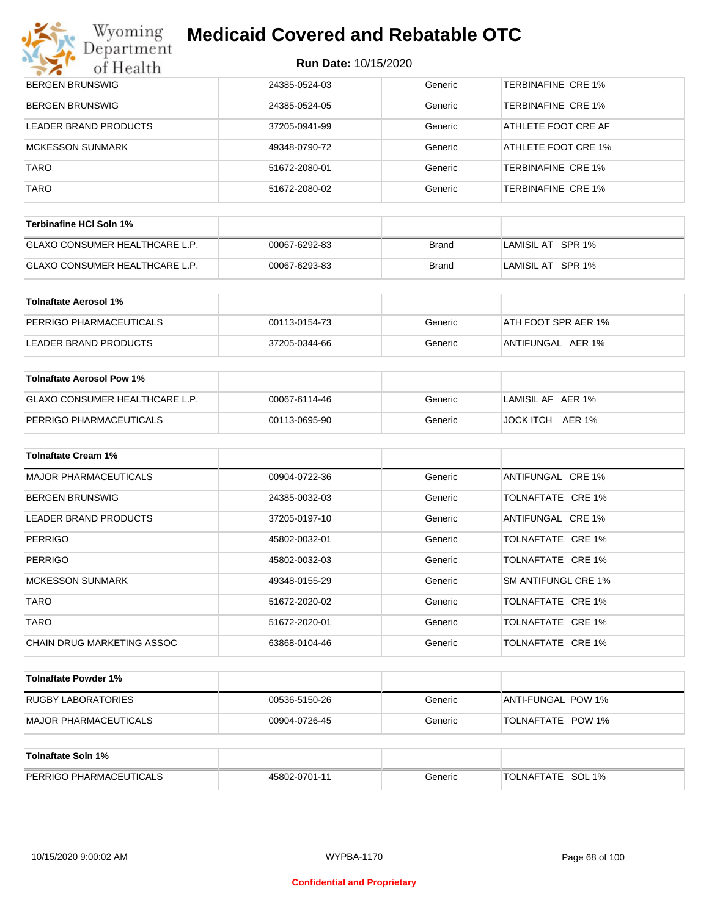| BERGEN BRUNSWIG | 24385-0524-03 | Generic | TERBINAFINE CRE 1% |
|---|---|---|---|
| BERGEN BRUNSWIG | 24385-0524-05 | Generic | TERBINAFINE CRE 1% |
| LEADER BRAND PRODUCTS | 37205-0941-99 | Generic | ATHLETE FOOT CRE AF |
| MCKESSON SUNMARK | 49348-0790-72 | Generic | ATHLETE FOOT CRE 1% |
| TARO | 51672-2080-01 | Generic | TERBINAFINE CRE 1% |
| TARO | 51672-2080-02 | Generic | TERBINAFINE CRE 1% |

| Terbinafine HCl Soln 1% | | | |
|---|---|---|---|
| GLAXO CONSUMER HEALTHCARE L.P. | 00067-6292-83 | Brand | LAMISIL AT SPR 1% |
| GLAXO CONSUMER HEALTHCARE L.P. | 00067-6293-83 | Brand | LAMISIL AT SPR 1% |

| Tolnaftate Aerosol 1% | | | |
|---|---|---|---|
| PERRIGO PHARMACEUTICALS | 00113-0154-73 | Generic | ATH FOOT SPR AER 1% |
| LEADER BRAND PRODUCTS | 37205-0344-66 | Generic | ANTIFUNGAL AER 1% |

| Tolnaftate Aerosol Pow 1% | | | |
|---|---|---|---|
| GLAXO CONSUMER HEALTHCARE L.P. | 00067-6114-46 | Generic | LAMISIL AF AER 1% |
| PERRIGO PHARMACEUTICALS | 00113-0695-90 | Generic | JOCK ITCH AER 1% |

| Tolnaftate Cream 1% | | | |
|---|---|---|---|
| MAJOR PHARMACEUTICALS | 00904-0722-36 | Generic | ANTIFUNGAL CRE 1% |
| BERGEN BRUNSWIG | 24385-0032-03 | Generic | TOLNAFTATE CRE 1% |
| LEADER BRAND PRODUCTS | 37205-0197-10 | Generic | ANTIFUNGAL CRE 1% |
| PERRIGO | 45802-0032-01 | Generic | TOLNAFTATE CRE 1% |
| PERRIGO | 45802-0032-03 | Generic | TOLNAFTATE CRE 1% |
| MCKESSON SUNMARK | 49348-0155-29 | Generic | SM ANTIFUNGL CRE 1% |
| TARO | 51672-2020-02 | Generic | TOLNAFTATE CRE 1% |
| TARO | 51672-2020-01 | Generic | TOLNAFTATE CRE 1% |
| CHAIN DRUG MARKETING ASSOC | 63868-0104-46 | Generic | TOLNAFTATE CRE 1% |

| Tolnaftate Powder 1% | | | |
|---|---|---|---|
| RUGBY LABORATORIES | 00536-5150-26 | Generic | ANTI-FUNGAL POW 1% |
| MAJOR PHARMACEUTICALS | 00904-0726-45 | Generic | TOLNAFTATE POW 1% |

| Tolnaftate Soln 1% | | | |
|---|---|---|---|
| PERRIGO PHARMACEUTICALS | 45802-0701-11 | Generic | TOLNAFTATE SOL 1% |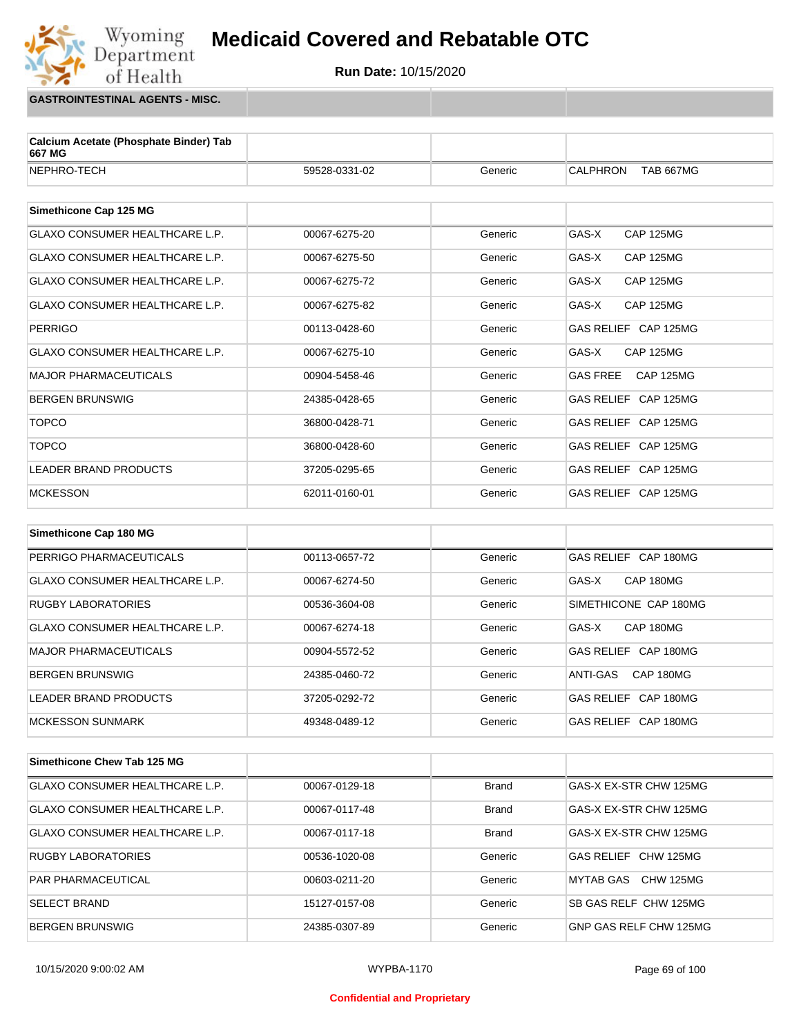# Medicaid Covered and Rebatable OTC

**Run Date:** 10/15/2020

**GASTROINTESTINAL AGENTS - MISC.**

| Calcium Acetate (Phosphate Binder) Tab 667 MG | | | |
|---|---|---|---|
| NEPHRO-TECH | 59528-0331-02 | Generic | CALPHRON TAB 667MG |

| Simethicone Cap 125 MG | | | |
|---|---|---|---|
| GLAXO CONSUMER HEALTHCARE L.P. | 00067-6275-20 | Generic | GAS-X CAP 125MG |
| GLAXO CONSUMER HEALTHCARE L.P. | 00067-6275-50 | Generic | GAS-X CAP 125MG |
| GLAXO CONSUMER HEALTHCARE L.P. | 00067-6275-72 | Generic | GAS-X CAP 125MG |
| GLAXO CONSUMER HEALTHCARE L.P. | 00067-6275-82 | Generic | GAS-X CAP 125MG |
| PERRIGO | 00113-0428-60 | Generic | GAS RELIEF CAP 125MG |
| GLAXO CONSUMER HEALTHCARE L.P. | 00067-6275-10 | Generic | GAS-X CAP 125MG |
| MAJOR PHARMACEUTICALS | 00904-5458-46 | Generic | GAS FREE CAP 125MG |
| BERGEN BRUNSWIG | 24385-0428-65 | Generic | GAS RELIEF CAP 125MG |
| TOPCO | 36800-0428-71 | Generic | GAS RELIEF CAP 125MG |
| TOPCO | 36800-0428-60 | Generic | GAS RELIEF CAP 125MG |
| LEADER BRAND PRODUCTS | 37205-0295-65 | Generic | GAS RELIEF CAP 125MG |
| MCKESSON | 62011-0160-01 | Generic | GAS RELIEF CAP 125MG |

| Simethicone Cap 180 MG | | | |
|---|---|---|---|
| PERRIGO PHARMACEUTICALS | 00113-0657-72 | Generic | GAS RELIEF CAP 180MG |
| GLAXO CONSUMER HEALTHCARE L.P. | 00067-6274-50 | Generic | GAS-X CAP 180MG |
| RUGBY LABORATORIES | 00536-3604-08 | Generic | SIMETHICONE CAP 180MG |
| GLAXO CONSUMER HEALTHCARE L.P. | 00067-6274-18 | Generic | GAS-X CAP 180MG |
| MAJOR PHARMACEUTICALS | 00904-5572-52 | Generic | GAS RELIEF CAP 180MG |
| BERGEN BRUNSWIG | 24385-0460-72 | Generic | ANTI-GAS CAP 180MG |
| LEADER BRAND PRODUCTS | 37205-0292-72 | Generic | GAS RELIEF CAP 180MG |
| MCKESSON SUNMARK | 49348-0489-12 | Generic | GAS RELIEF CAP 180MG |

| Simethicone Chew Tab 125 MG | | | |
|---|---|---|---|
| GLAXO CONSUMER HEALTHCARE L.P. | 00067-0129-18 | Brand | GAS-X EX-STR CHW 125MG |
| GLAXO CONSUMER HEALTHCARE L.P. | 00067-0117-48 | Brand | GAS-X EX-STR CHW 125MG |
| GLAXO CONSUMER HEALTHCARE L.P. | 00067-0117-18 | Brand | GAS-X EX-STR CHW 125MG |
| RUGBY LABORATORIES | 00536-1020-08 | Generic | GAS RELIEF CHW 125MG |
| PAR PHARMACEUTICAL | 00603-0211-20 | Generic | MYTAB GAS CHW 125MG |
| SELECT BRAND | 15127-0157-08 | Generic | SB GAS RELF CHW 125MG |
| BERGEN BRUNSWIG | 24385-0307-89 | Generic | GNP GAS RELF CHW 125MG |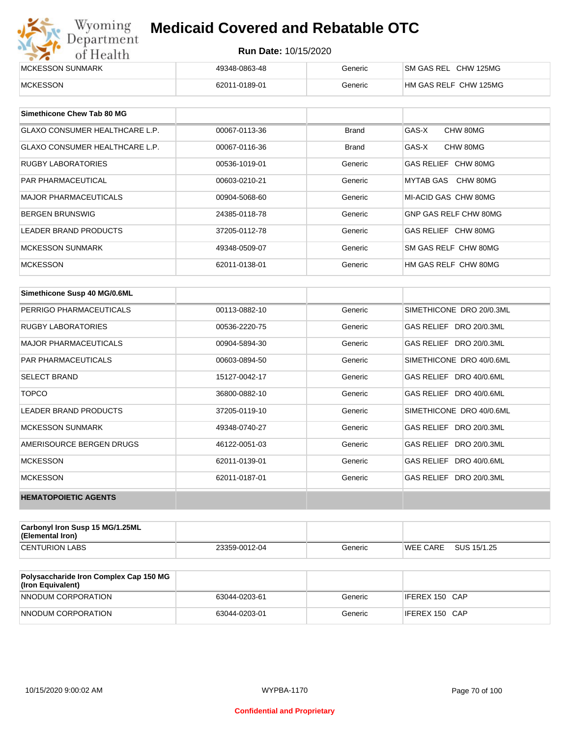| | | | |
|---|---|---|---|
| MCKESSON SUNMARK | 49348-0863-48 | Generic | SM GAS REL CHW 125MG |
| MCKESSON | 62011-0189-01 | Generic | HM GAS RELF CHW 125MG |

| Simethicone Chew Tab 80 MG | | | |
|---|---|---|---|
| GLAXO CONSUMER HEALTHCARE L.P. | 00067-0113-36 | Brand | GAS-X CHW 80MG |
| GLAXO CONSUMER HEALTHCARE L.P. | 00067-0116-36 | Brand | GAS-X CHW 80MG |
| RUGBY LABORATORIES | 00536-1019-01 | Generic | GAS RELIEF CHW 80MG |
| PAR PHARMACEUTICAL | 00603-0210-21 | Generic | MYTAB GAS CHW 80MG |
| MAJOR PHARMACEUTICALS | 00904-5068-60 | Generic | MI-ACID GAS CHW 80MG |
| BERGEN BRUNSWIG | 24385-0118-78 | Generic | GNP GAS RELF CHW 80MG |
| LEADER BRAND PRODUCTS | 37205-0112-78 | Generic | GAS RELIEF CHW 80MG |
| MCKESSON SUNMARK | 49348-0509-07 | Generic | SM GAS RELF CHW 80MG |
| MCKESSON | 62011-0138-01 | Generic | HM GAS RELF CHW 80MG |

| Simethicone Susp 40 MG/0.6ML | | | |
|---|---|---|---|
| PERRIGO PHARMACEUTICALS | 00113-0882-10 | Generic | SIMETHICONE DRO 20/0.3ML |
| RUGBY LABORATORIES | 00536-2220-75 | Generic | GAS RELIEF DRO 20/0.3ML |
| MAJOR PHARMACEUTICALS | 00904-5894-30 | Generic | GAS RELIEF DRO 20/0.3ML |
| PAR PHARMACEUTICALS | 00603-0894-50 | Generic | SIMETHICONE DRO 40/0.6ML |
| SELECT BRAND | 15127-0042-17 | Generic | GAS RELIEF DRO 40/0.6ML |
| TOPCO | 36800-0882-10 | Generic | GAS RELIEF DRO 40/0.6ML |
| LEADER BRAND PRODUCTS | 37205-0119-10 | Generic | SIMETHICONE DRO 40/0.6ML |
| MCKESSON SUNMARK | 49348-0740-27 | Generic | GAS RELIEF DRO 20/0.3ML |
| AMERISOURCE BERGEN DRUGS | 46122-0051-03 | Generic | GAS RELIEF DRO 20/0.3ML |
| MCKESSON | 62011-0139-01 | Generic | GAS RELIEF DRO 40/0.6ML |
| MCKESSON | 62011-0187-01 | Generic | GAS RELIEF DRO 20/0.3ML |

**HEMATOPOIETIC AGENTS**

| Carbonyl Iron Susp 15 MG/1.25ML (Elemental Iron) | | | |
|---|---|---|---|
| CENTURION LABS | 23359-0012-04 | Generic | WEE CARE SUS 15/1.25 |

| Polysaccharide Iron Complex Cap 150 MG (Iron Equivalent) | | | |
|---|---|---|---|
| NNODUM CORPORATION | 63044-0203-61 | Generic | IFEREX 150 CAP |
| NNODUM CORPORATION | 63044-0203-01 | Generic | IFEREX 150 CAP |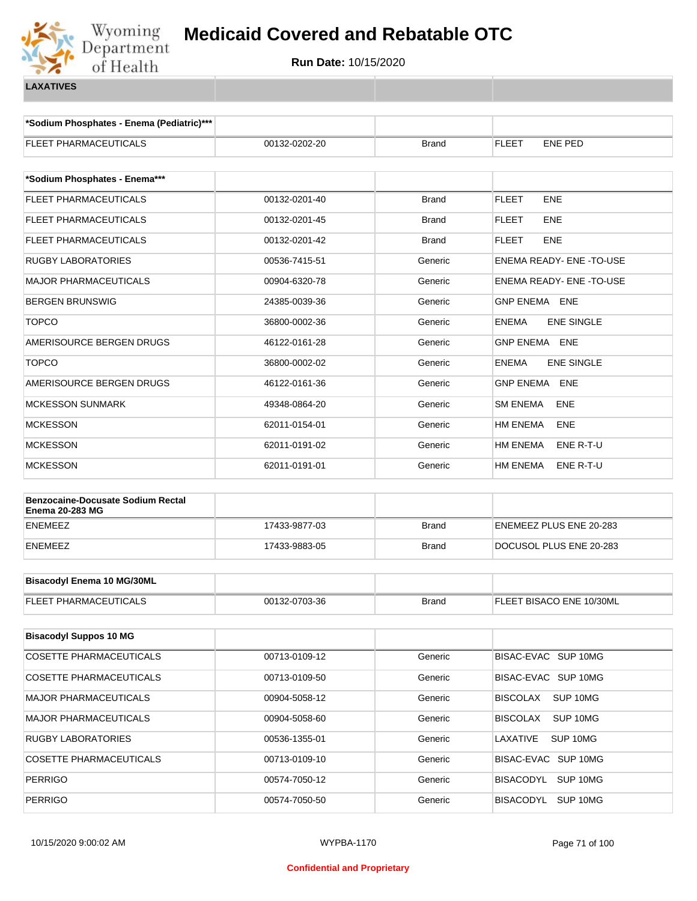# Medicaid Covered and Rebatable OTC

**Run Date:** 10/15/2020

**LAXATIVES**

| *Sodium Phosphates - Enema (Pediatric)*** | | | |
|---|---|---|---|
| FLEET PHARMACEUTICALS | 00132-0202-20 | Brand | FLEET ENE PED |

| *Sodium Phosphates - Enema*** | | | |
|---|---|---|---|
| FLEET PHARMACEUTICALS | 00132-0201-40 | Brand | FLEET ENE |
| FLEET PHARMACEUTICALS | 00132-0201-45 | Brand | FLEET ENE |
| FLEET PHARMACEUTICALS | 00132-0201-42 | Brand | FLEET ENE |
| RUGBY LABORATORIES | 00536-7415-51 | Generic | ENEMA READY- ENE -TO-USE |
| MAJOR PHARMACEUTICALS | 00904-6320-78 | Generic | ENEMA READY- ENE -TO-USE |
| BERGEN BRUNSWIG | 24385-0039-36 | Generic | GNP ENEMA ENE |
| TOPCO | 36800-0002-36 | Generic | ENEMA ENE SINGLE |
| AMERISOURCE BERGEN DRUGS | 46122-0161-28 | Generic | GNP ENEMA ENE |
| TOPCO | 36800-0002-02 | Generic | ENEMA ENE SINGLE |
| AMERISOURCE BERGEN DRUGS | 46122-0161-36 | Generic | GNP ENEMA ENE |
| MCKESSON SUNMARK | 49348-0864-20 | Generic | SM ENEMA ENE |
| MCKESSON | 62011-0154-01 | Generic | HM ENEMA ENE |
| MCKESSON | 62011-0191-02 | Generic | HM ENEMA ENE R-T-U |
| MCKESSON | 62011-0191-01 | Generic | HM ENEMA ENE R-T-U |

| Benzocaine-Docusate Sodium Rectal Enema 20-283 MG | | | |
|---|---|---|---|
| ENEMEEZ | 17433-9877-03 | Brand | ENEMEEZ PLUS ENE 20-283 |
| ENEMEEZ | 17433-9883-05 | Brand | DOCUSOL PLUS ENE 20-283 |

| Bisacodyl Enema 10 MG/30ML | | | |
|---|---|---|---|
| FLEET PHARMACEUTICALS | 00132-0703-36 | Brand | FLEET BISACO ENE 10/30ML |

| Bisacodyl Suppos 10 MG | | | |
|---|---|---|---|
| COSETTE PHARMACEUTICALS | 00713-0109-12 | Generic | BISAC-EVAC SUP 10MG |
| COSETTE PHARMACEUTICALS | 00713-0109-50 | Generic | BISAC-EVAC SUP 10MG |
| MAJOR PHARMACEUTICALS | 00904-5058-12 | Generic | BISCOLAX SUP 10MG |
| MAJOR PHARMACEUTICALS | 00904-5058-60 | Generic | BISCOLAX SUP 10MG |
| RUGBY LABORATORIES | 00536-1355-01 | Generic | LAXATIVE SUP 10MG |
| COSETTE PHARMACEUTICALS | 00713-0109-10 | Generic | BISAC-EVAC SUP 10MG |
| PERRIGO | 00574-7050-12 | Generic | BISACODYL SUP 10MG |
| PERRIGO | 00574-7050-50 | Generic | BISACODYL SUP 10MG |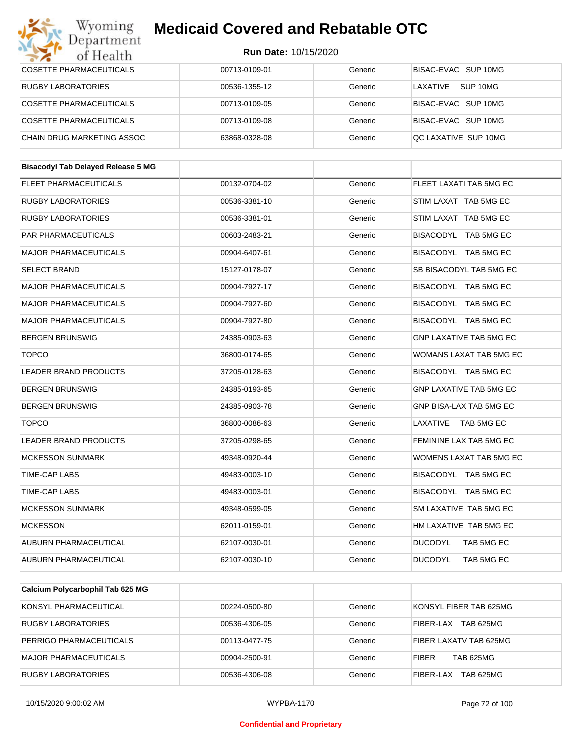| | | | |
|---|---|---|---|
| COSETTE PHARMACEUTICALS | 00713-0109-01 | Generic | BISAC-EVAC SUP 10MG |
| RUGBY LABORATORIES | 00536-1355-12 | Generic | LAXATIVE SUP 10MG |
| COSETTE PHARMACEUTICALS | 00713-0109-05 | Generic | BISAC-EVAC SUP 10MG |
| COSETTE PHARMACEUTICALS | 00713-0109-08 | Generic | BISAC-EVAC SUP 10MG |
| CHAIN DRUG MARKETING ASSOC | 63868-0328-08 | Generic | QC LAXATIVE SUP 10MG |

| **Bisacodyl Tab Delayed Release 5 MG** | | | |
|---|---|---|---|
| FLEET PHARMACEUTICALS | 00132-0704-02 | Generic | FLEET LAXATI TAB 5MG EC |
| RUGBY LABORATORIES | 00536-3381-10 | Generic | STIM LAXAT TAB 5MG EC |
| RUGBY LABORATORIES | 00536-3381-01 | Generic | STIM LAXAT TAB 5MG EC |
| PAR PHARMACEUTICALS | 00603-2483-21 | Generic | BISACODYL TAB 5MG EC |
| MAJOR PHARMACEUTICALS | 00904-6407-61 | Generic | BISACODYL TAB 5MG EC |
| SELECT BRAND | 15127-0178-07 | Generic | SB BISACODYL TAB 5MG EC |
| MAJOR PHARMACEUTICALS | 00904-7927-17 | Generic | BISACODYL TAB 5MG EC |
| MAJOR PHARMACEUTICALS | 00904-7927-60 | Generic | BISACODYL TAB 5MG EC |
| MAJOR PHARMACEUTICALS | 00904-7927-80 | Generic | BISACODYL TAB 5MG EC |
| BERGEN BRUNSWIG | 24385-0903-63 | Generic | GNP LAXATIVE TAB 5MG EC |
| TOPCO | 36800-0174-65 | Generic | WOMANS LAXAT TAB 5MG EC |
| LEADER BRAND PRODUCTS | 37205-0128-63 | Generic | BISACODYL TAB 5MG EC |
| BERGEN BRUNSWIG | 24385-0193-65 | Generic | GNP LAXATIVE TAB 5MG EC |
| BERGEN BRUNSWIG | 24385-0903-78 | Generic | GNP BISA-LAX TAB 5MG EC |
| TOPCO | 36800-0086-63 | Generic | LAXATIVE TAB 5MG EC |
| LEADER BRAND PRODUCTS | 37205-0298-65 | Generic | FEMININE LAX TAB 5MG EC |
| MCKESSON SUNMARK | 49348-0920-44 | Generic | WOMENS LAXAT TAB 5MG EC |
| TIME-CAP LABS | 49483-0003-10 | Generic | BISACODYL TAB 5MG EC |
| TIME-CAP LABS | 49483-0003-01 | Generic | BISACODYL TAB 5MG EC |
| MCKESSON SUNMARK | 49348-0599-05 | Generic | SM LAXATIVE TAB 5MG EC |
| MCKESSON | 62011-0159-01 | Generic | HM LAXATIVE TAB 5MG EC |
| AUBURN PHARMACEUTICAL | 62107-0030-01 | Generic | DUCODYL TAB 5MG EC |
| AUBURN PHARMACEUTICAL | 62107-0030-10 | Generic | DUCODYL TAB 5MG EC |

| **Calcium Polycarbophil Tab 625 MG** | | | |
|---|---|---|---|
| KONSYL PHARMACEUTICAL | 00224-0500-80 | Generic | KONSYL FIBER TAB 625MG |
| RUGBY LABORATORIES | 00536-4306-05 | Generic | FIBER-LAX TAB 625MG |
| PERRIGO PHARMACEUTICALS | 00113-0477-75 | Generic | FIBER LAXATV TAB 625MG |
| MAJOR PHARMACEUTICALS | 00904-2500-91 | Generic | FIBER TAB 625MG |
| RUGBY LABORATORIES | 00536-4306-08 | Generic | FIBER-LAX TAB 625MG |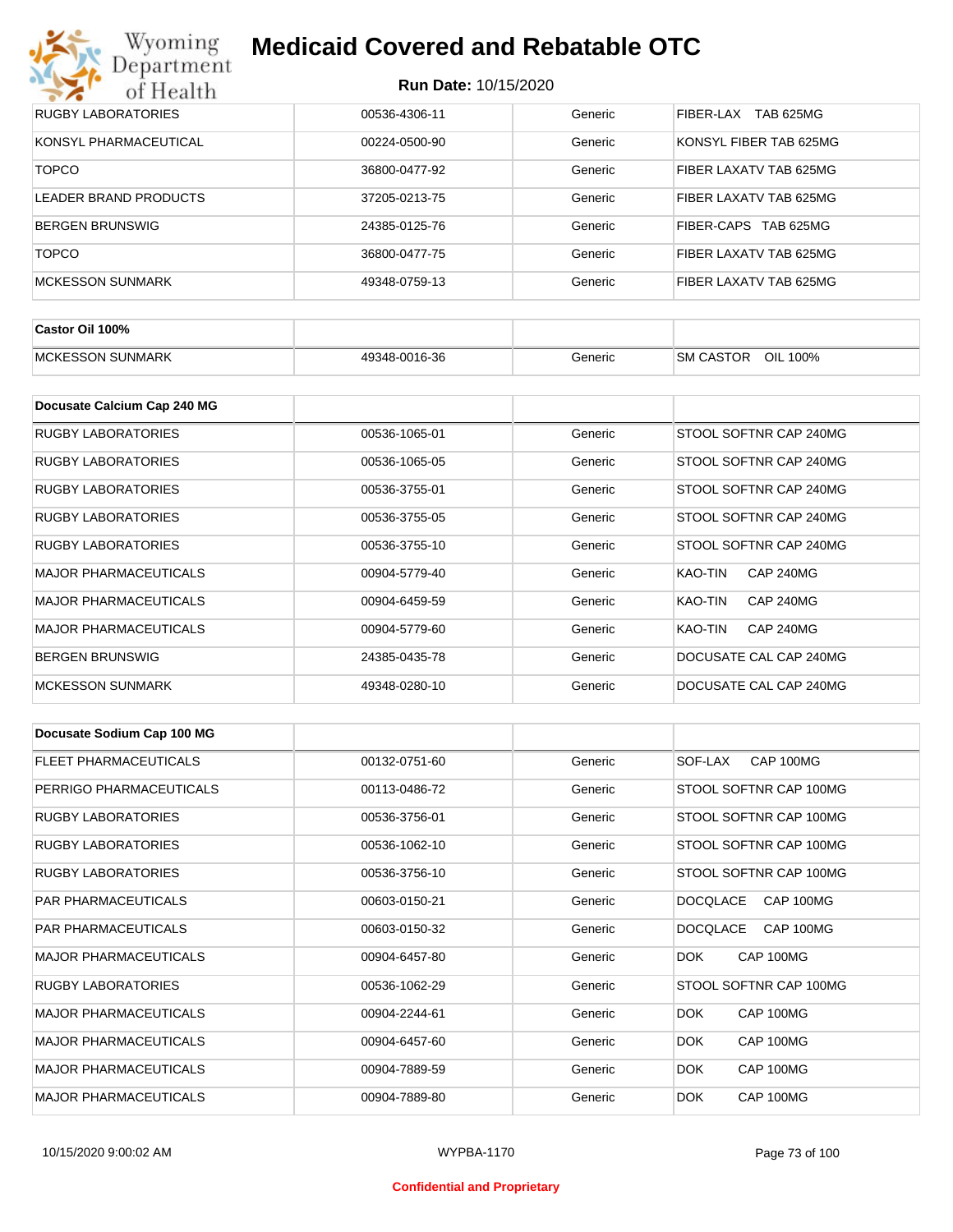| RUGBY LABORATORIES | 00536-4306-11 | Generic | FIBER-LAX TAB 625MG |
|---|---|---|---|
| KONSYL PHARMACEUTICAL | 00224-0500-90 | Generic | KONSYL FIBER TAB 625MG |
| TOPCO | 36800-0477-92 | Generic | FIBER LAXATV TAB 625MG |
| LEADER BRAND PRODUCTS | 37205-0213-75 | Generic | FIBER LAXATV TAB 625MG |
| BERGEN BRUNSWIG | 24385-0125-76 | Generic | FIBER-CAPS TAB 625MG |
| TOPCO | 36800-0477-75 | Generic | FIBER LAXATV TAB 625MG |
| MCKESSON SUNMARK | 49348-0759-13 | Generic | FIBER LAXATV TAB 625MG |

| Castor Oil 100% | | | |
|---|---|---|---|
| MCKESSON SUNMARK | 49348-0016-36 | Generic | SM CASTOR OIL 100% |

| Docusate Calcium Cap 240 MG | | | |
|---|---|---|---|
| RUGBY LABORATORIES | 00536-1065-01 | Generic | STOOL SOFTNR CAP 240MG |
| RUGBY LABORATORIES | 00536-1065-05 | Generic | STOOL SOFTNR CAP 240MG |
| RUGBY LABORATORIES | 00536-3755-01 | Generic | STOOL SOFTNR CAP 240MG |
| RUGBY LABORATORIES | 00536-3755-05 | Generic | STOOL SOFTNR CAP 240MG |
| RUGBY LABORATORIES | 00536-3755-10 | Generic | STOOL SOFTNR CAP 240MG |
| MAJOR PHARMACEUTICALS | 00904-5779-40 | Generic | KAO-TIN CAP 240MG |
| MAJOR PHARMACEUTICALS | 00904-6459-59 | Generic | KAO-TIN CAP 240MG |
| MAJOR PHARMACEUTICALS | 00904-5779-60 | Generic | KAO-TIN CAP 240MG |
| BERGEN BRUNSWIG | 24385-0435-78 | Generic | DOCUSATE CAL CAP 240MG |
| MCKESSON SUNMARK | 49348-0280-10 | Generic | DOCUSATE CAL CAP 240MG |

| Docusate Sodium Cap 100 MG | | | |
|---|---|---|---|
| FLEET PHARMACEUTICALS | 00132-0751-60 | Generic | SOF-LAX CAP 100MG |
| PERRIGO PHARMACEUTICALS | 00113-0486-72 | Generic | STOOL SOFTNR CAP 100MG |
| RUGBY LABORATORIES | 00536-3756-01 | Generic | STOOL SOFTNR CAP 100MG |
| RUGBY LABORATORIES | 00536-1062-10 | Generic | STOOL SOFTNR CAP 100MG |
| RUGBY LABORATORIES | 00536-3756-10 | Generic | STOOL SOFTNR CAP 100MG |
| PAR PHARMACEUTICALS | 00603-0150-21 | Generic | DOCQLACE CAP 100MG |
| PAR PHARMACEUTICALS | 00603-0150-32 | Generic | DOCQLACE CAP 100MG |
| MAJOR PHARMACEUTICALS | 00904-6457-80 | Generic | DOK CAP 100MG |
| RUGBY LABORATORIES | 00536-1062-29 | Generic | STOOL SOFTNR CAP 100MG |
| MAJOR PHARMACEUTICALS | 00904-2244-61 | Generic | DOK CAP 100MG |
| MAJOR PHARMACEUTICALS | 00904-6457-60 | Generic | DOK CAP 100MG |
| MAJOR PHARMACEUTICALS | 00904-7889-59 | Generic | DOK CAP 100MG |
| MAJOR PHARMACEUTICALS | 00904-7889-80 | Generic | DOK CAP 100MG |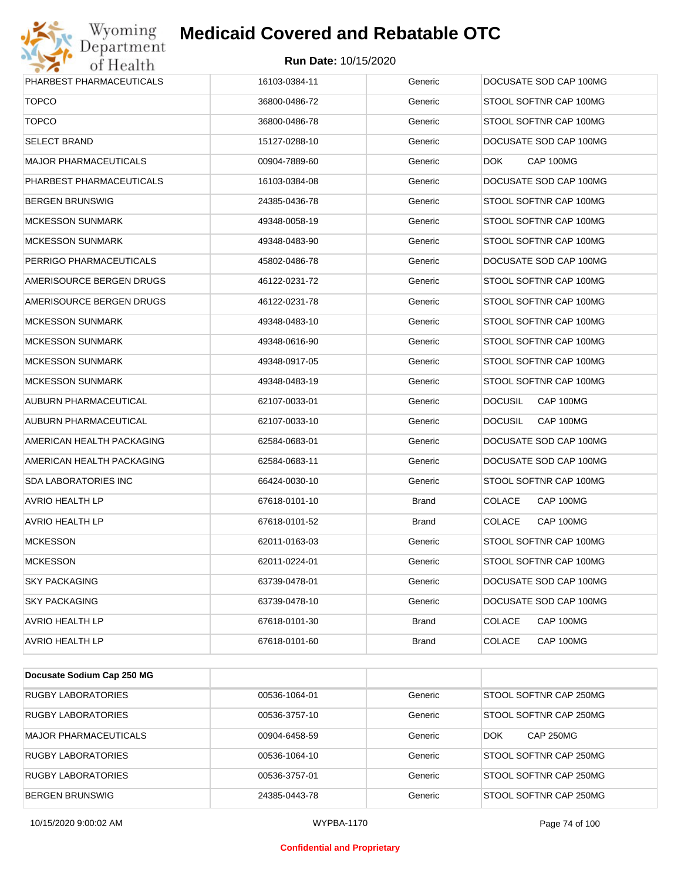| | | | |
|---|---|---|---|
| PHARBEST PHARMACEUTICALS | 16103-0384-11 | Generic | DOCUSATE SOD CAP 100MG |
| TOPCO | 36800-0486-72 | Generic | STOOL SOFTNR CAP 100MG |
| TOPCO | 36800-0486-78 | Generic | STOOL SOFTNR CAP 100MG |
| SELECT BRAND | 15127-0288-10 | Generic | DOCUSATE SOD CAP 100MG |
| MAJOR PHARMACEUTICALS | 00904-7889-60 | Generic | DOK CAP 100MG |
| PHARBEST PHARMACEUTICALS | 16103-0384-08 | Generic | DOCUSATE SOD CAP 100MG |
| BERGEN BRUNSWIG | 24385-0436-78 | Generic | STOOL SOFTNR CAP 100MG |
| MCKESSON SUNMARK | 49348-0058-19 | Generic | STOOL SOFTNR CAP 100MG |
| MCKESSON SUNMARK | 49348-0483-90 | Generic | STOOL SOFTNR CAP 100MG |
| PERRIGO PHARMACEUTICALS | 45802-0486-78 | Generic | DOCUSATE SOD CAP 100MG |
| AMERISOURCE BERGEN DRUGS | 46122-0231-72 | Generic | STOOL SOFTNR CAP 100MG |
| AMERISOURCE BERGEN DRUGS | 46122-0231-78 | Generic | STOOL SOFTNR CAP 100MG |
| MCKESSON SUNMARK | 49348-0483-10 | Generic | STOOL SOFTNR CAP 100MG |
| MCKESSON SUNMARK | 49348-0616-90 | Generic | STOOL SOFTNR CAP 100MG |
| MCKESSON SUNMARK | 49348-0917-05 | Generic | STOOL SOFTNR CAP 100MG |
| MCKESSON SUNMARK | 49348-0483-19 | Generic | STOOL SOFTNR CAP 100MG |
| AUBURN PHARMACEUTICAL | 62107-0033-01 | Generic | DOCUSIL CAP 100MG |
| AUBURN PHARMACEUTICAL | 62107-0033-10 | Generic | DOCUSIL CAP 100MG |
| AMERICAN HEALTH PACKAGING | 62584-0683-01 | Generic | DOCUSATE SOD CAP 100MG |
| AMERICAN HEALTH PACKAGING | 62584-0683-11 | Generic | DOCUSATE SOD CAP 100MG |
| SDA LABORATORIES INC | 66424-0030-10 | Generic | STOOL SOFTNR CAP 100MG |
| AVRIO HEALTH LP | 67618-0101-10 | Brand | COLACE CAP 100MG |
| AVRIO HEALTH LP | 67618-0101-52 | Brand | COLACE CAP 100MG |
| MCKESSON | 62011-0163-03 | Generic | STOOL SOFTNR CAP 100MG |
| MCKESSON | 62011-0224-01 | Generic | STOOL SOFTNR CAP 100MG |
| SKY PACKAGING | 63739-0478-01 | Generic | DOCUSATE SOD CAP 100MG |
| SKY PACKAGING | 63739-0478-10 | Generic | DOCUSATE SOD CAP 100MG |
| AVRIO HEALTH LP | 67618-0101-30 | Brand | COLACE CAP 100MG |
| AVRIO HEALTH LP | 67618-0101-60 | Brand | COLACE CAP 100MG |

| **Docusate Sodium Cap 250 MG** | | | |
|---|---|---|---|
| RUGBY LABORATORIES | 00536-1064-01 | Generic | STOOL SOFTNR CAP 250MG |
| RUGBY LABORATORIES | 00536-3757-10 | Generic | STOOL SOFTNR CAP 250MG |
| MAJOR PHARMACEUTICALS | 00904-6458-59 | Generic | DOK CAP 250MG |
| RUGBY LABORATORIES | 00536-1064-10 | Generic | STOOL SOFTNR CAP 250MG |
| RUGBY LABORATORIES | 00536-3757-01 | Generic | STOOL SOFTNR CAP 250MG |
| BERGEN BRUNSWIG | 24385-0443-78 | Generic | STOOL SOFTNR CAP 250MG |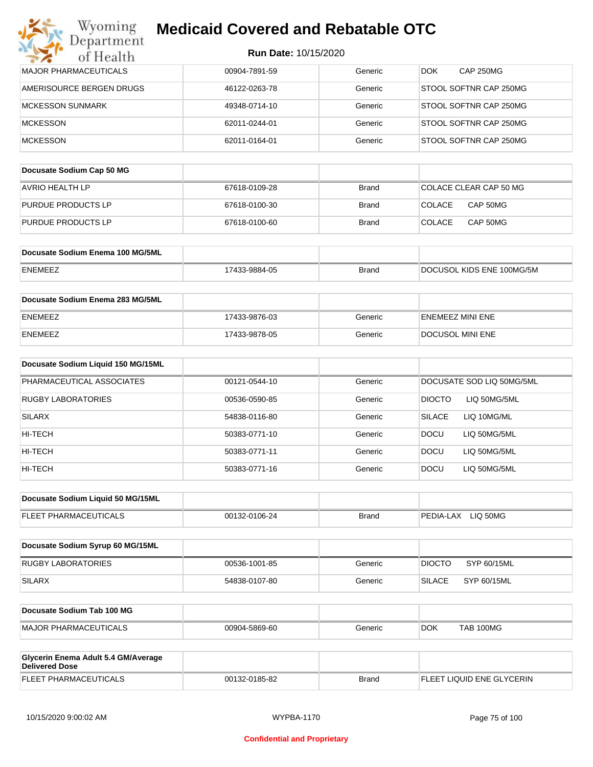# Medicaid Covered and Rebatable OTC

**Run Date:** 10/15/2020

| | | | |
|---|---|---|---|
| MAJOR PHARMACEUTICALS | 00904-7891-59 | Generic | DOK CAP 250MG |
| AMERISOURCE BERGEN DRUGS | 46122-0263-78 | Generic | STOOL SOFTNR CAP 250MG |
| MCKESSON SUNMARK | 49348-0714-10 | Generic | STOOL SOFTNR CAP 250MG |
| MCKESSON | 62011-0244-01 | Generic | STOOL SOFTNR CAP 250MG |
| MCKESSON | 62011-0164-01 | Generic | STOOL SOFTNR CAP 250MG |

| **Docusate Sodium Cap 50 MG** | | | |
|---|---|---|---|
| AVRIO HEALTH LP | 67618-0109-28 | Brand | COLACE CLEAR CAP 50 MG |
| PURDUE PRODUCTS LP | 67618-0100-30 | Brand | COLACE CAP 50MG |
| PURDUE PRODUCTS LP | 67618-0100-60 | Brand | COLACE CAP 50MG |

| **Docusate Sodium Enema 100 MG/5ML** | | | |
|---|---|---|---|
| ENEMEEZ | 17433-9884-05 | Brand | DOCUSOL KIDS ENE 100MG/5M |

| **Docusate Sodium Enema 283 MG/5ML** | | | |
|---|---|---|---|
| ENEMEEZ | 17433-9876-03 | Generic | ENEMEEZ MINI ENE |
| ENEMEEZ | 17433-9878-05 | Generic | DOCUSOL MINI ENE |

| **Docusate Sodium Liquid 150 MG/15ML** | | | |
|---|---|---|---|
| PHARMACEUTICAL ASSOCIATES | 00121-0544-10 | Generic | DOCUSATE SOD LIQ 50MG/5ML |
| RUGBY LABORATORIES | 00536-0590-85 | Generic | DIOCTO LIQ 50MG/5ML |
| SILARX | 54838-0116-80 | Generic | SILACE LIQ 10MG/ML |
| HI-TECH | 50383-0771-10 | Generic | DOCU LIQ 50MG/5ML |
| HI-TECH | 50383-0771-11 | Generic | DOCU LIQ 50MG/5ML |
| HI-TECH | 50383-0771-16 | Generic | DOCU LIQ 50MG/5ML |

| **Docusate Sodium Liquid 50 MG/15ML** | | | |
|---|---|---|---|
| FLEET PHARMACEUTICALS | 00132-0106-24 | Brand | PEDIA-LAX LIQ 50MG |

| **Docusate Sodium Syrup 60 MG/15ML** | | | |
|---|---|---|---|
| RUGBY LABORATORIES | 00536-1001-85 | Generic | DIOCTO SYP 60/15ML |
| SILARX | 54838-0107-80 | Generic | SILACE SYP 60/15ML |

| **Docusate Sodium Tab 100 MG** | | | |
|---|---|---|---|
| MAJOR PHARMACEUTICALS | 00904-5869-60 | Generic | DOK TAB 100MG |

| **Glycerin Enema Adult 5.4 GM/Average Delivered Dose** | | | |
|---|---|---|---|
| FLEET PHARMACEUTICALS | 00132-0185-82 | Brand | FLEET LIQUID ENE GLYCERIN |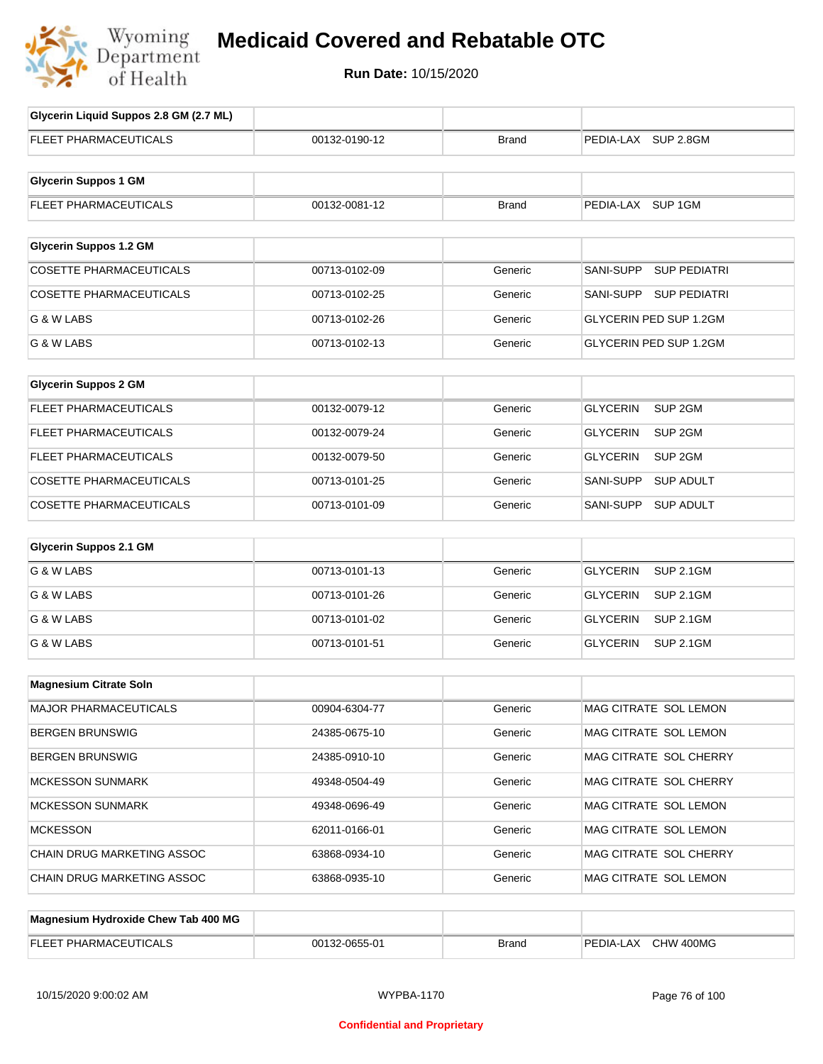# Medicaid Covered and Rebatable OTC

**Run Date:** 10/15/2020

| Glycerin Liquid Suppos 2.8 GM (2.7 ML) | | | |
|---|---|---|---|
| FLEET PHARMACEUTICALS | 00132-0190-12 | Brand | PEDIA-LAX SUP 2.8GM |

| Glycerin Suppos 1 GM | | | |
|---|---|---|---|
| FLEET PHARMACEUTICALS | 00132-0081-12 | Brand | PEDIA-LAX SUP 1GM |

| Glycerin Suppos 1.2 GM | | | |
|---|---|---|---|
| COSETTE PHARMACEUTICALS | 00713-0102-09 | Generic | SANI-SUPP SUP PEDIATRI |
| COSETTE PHARMACEUTICALS | 00713-0102-25 | Generic | SANI-SUPP SUP PEDIATRI |
| G & W LABS | 00713-0102-26 | Generic | GLYCERIN PED SUP 1.2GM |
| G & W LABS | 00713-0102-13 | Generic | GLYCERIN PED SUP 1.2GM |

| Glycerin Suppos 2 GM | | | |
|---|---|---|---|
| FLEET PHARMACEUTICALS | 00132-0079-12 | Generic | GLYCERIN SUP 2GM |
| FLEET PHARMACEUTICALS | 00132-0079-24 | Generic | GLYCERIN SUP 2GM |
| FLEET PHARMACEUTICALS | 00132-0079-50 | Generic | GLYCERIN SUP 2GM |
| COSETTE PHARMACEUTICALS | 00713-0101-25 | Generic | SANI-SUPP SUP ADULT |
| COSETTE PHARMACEUTICALS | 00713-0101-09 | Generic | SANI-SUPP SUP ADULT |

| Glycerin Suppos 2.1 GM | | | |
|---|---|---|---|
| G & W LABS | 00713-0101-13 | Generic | GLYCERIN SUP 2.1GM |
| G & W LABS | 00713-0101-26 | Generic | GLYCERIN SUP 2.1GM |
| G & W LABS | 00713-0101-02 | Generic | GLYCERIN SUP 2.1GM |
| G & W LABS | 00713-0101-51 | Generic | GLYCERIN SUP 2.1GM |

| Magnesium Citrate Soln | | | |
|---|---|---|---|
| MAJOR PHARMACEUTICALS | 00904-6304-77 | Generic | MAG CITRATE SOL LEMON |
| BERGEN BRUNSWIG | 24385-0675-10 | Generic | MAG CITRATE SOL LEMON |
| BERGEN BRUNSWIG | 24385-0910-10 | Generic | MAG CITRATE SOL CHERRY |
| MCKESSON SUNMARK | 49348-0504-49 | Generic | MAG CITRATE SOL CHERRY |
| MCKESSON SUNMARK | 49348-0696-49 | Generic | MAG CITRATE SOL LEMON |
| MCKESSON | 62011-0166-01 | Generic | MAG CITRATE SOL LEMON |
| CHAIN DRUG MARKETING ASSOC | 63868-0934-10 | Generic | MAG CITRATE SOL CHERRY |
| CHAIN DRUG MARKETING ASSOC | 63868-0935-10 | Generic | MAG CITRATE SOL LEMON |

| Magnesium Hydroxide Chew Tab 400 MG | | | |
|---|---|---|---|
| FLEET PHARMACEUTICALS | 00132-0655-01 | Brand | PEDIA-LAX CHW 400MG |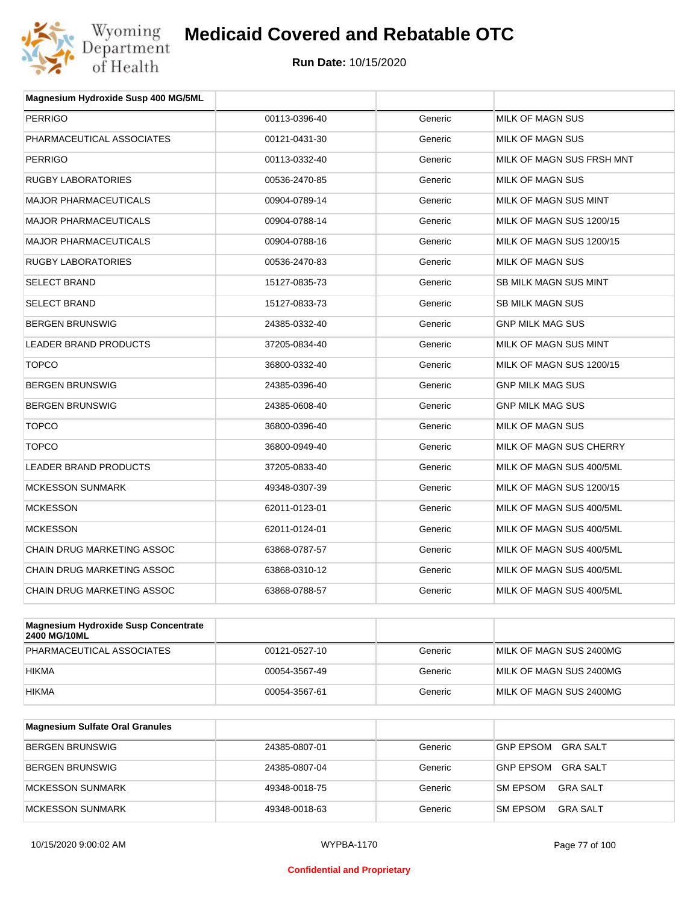| Magnesium Hydroxide Susp 400 MG/5ML | | | |
|---|---|---|---|
| PERRIGO | 00113-0396-40 | Generic | MILK OF MAGN SUS |
| PHARMACEUTICAL ASSOCIATES | 00121-0431-30 | Generic | MILK OF MAGN SUS |
| PERRIGO | 00113-0332-40 | Generic | MILK OF MAGN SUS FRSH MNT |
| RUGBY LABORATORIES | 00536-2470-85 | Generic | MILK OF MAGN SUS |
| MAJOR PHARMACEUTICALS | 00904-0789-14 | Generic | MILK OF MAGN SUS MINT |
| MAJOR PHARMACEUTICALS | 00904-0788-14 | Generic | MILK OF MAGN SUS 1200/15 |
| MAJOR PHARMACEUTICALS | 00904-0788-16 | Generic | MILK OF MAGN SUS 1200/15 |
| RUGBY LABORATORIES | 00536-2470-83 | Generic | MILK OF MAGN SUS |
| SELECT BRAND | 15127-0835-73 | Generic | SB MILK MAGN SUS MINT |
| SELECT BRAND | 15127-0833-73 | Generic | SB MILK MAGN SUS |
| BERGEN BRUNSWIG | 24385-0332-40 | Generic | GNP MILK MAG SUS |
| LEADER BRAND PRODUCTS | 37205-0834-40 | Generic | MILK OF MAGN SUS MINT |
| TOPCO | 36800-0332-40 | Generic | MILK OF MAGN SUS 1200/15 |
| BERGEN BRUNSWIG | 24385-0396-40 | Generic | GNP MILK MAG SUS |
| BERGEN BRUNSWIG | 24385-0608-40 | Generic | GNP MILK MAG SUS |
| TOPCO | 36800-0396-40 | Generic | MILK OF MAGN SUS |
| TOPCO | 36800-0949-40 | Generic | MILK OF MAGN SUS CHERRY |
| LEADER BRAND PRODUCTS | 37205-0833-40 | Generic | MILK OF MAGN SUS 400/5ML |
| MCKESSON SUNMARK | 49348-0307-39 | Generic | MILK OF MAGN SUS 1200/15 |
| MCKESSON | 62011-0123-01 | Generic | MILK OF MAGN SUS 400/5ML |
| MCKESSON | 62011-0124-01 | Generic | MILK OF MAGN SUS 400/5ML |
| CHAIN DRUG MARKETING ASSOC | 63868-0787-57 | Generic | MILK OF MAGN SUS 400/5ML |
| CHAIN DRUG MARKETING ASSOC | 63868-0310-12 | Generic | MILK OF MAGN SUS 400/5ML |
| CHAIN DRUG MARKETING ASSOC | 63868-0788-57 | Generic | MILK OF MAGN SUS 400/5ML |

| Magnesium Hydroxide Susp Concentrate 2400 MG/10ML | | | |
|---|---|---|---|
| PHARMACEUTICAL ASSOCIATES | 00121-0527-10 | Generic | MILK OF MAGN SUS 2400MG |
| HIKMA | 00054-3567-49 | Generic | MILK OF MAGN SUS 2400MG |
| HIKMA | 00054-3567-61 | Generic | MILK OF MAGN SUS 2400MG |

| Magnesium Sulfate Oral Granules | | | |
|---|---|---|---|
| BERGEN BRUNSWIG | 24385-0807-01 | Generic | GNP EPSOM GRA SALT |
| BERGEN BRUNSWIG | 24385-0807-04 | Generic | GNP EPSOM GRA SALT |
| MCKESSON SUNMARK | 49348-0018-75 | Generic | SM EPSOM GRA SALT |
| MCKESSON SUNMARK | 49348-0018-63 | Generic | SM EPSOM GRA SALT |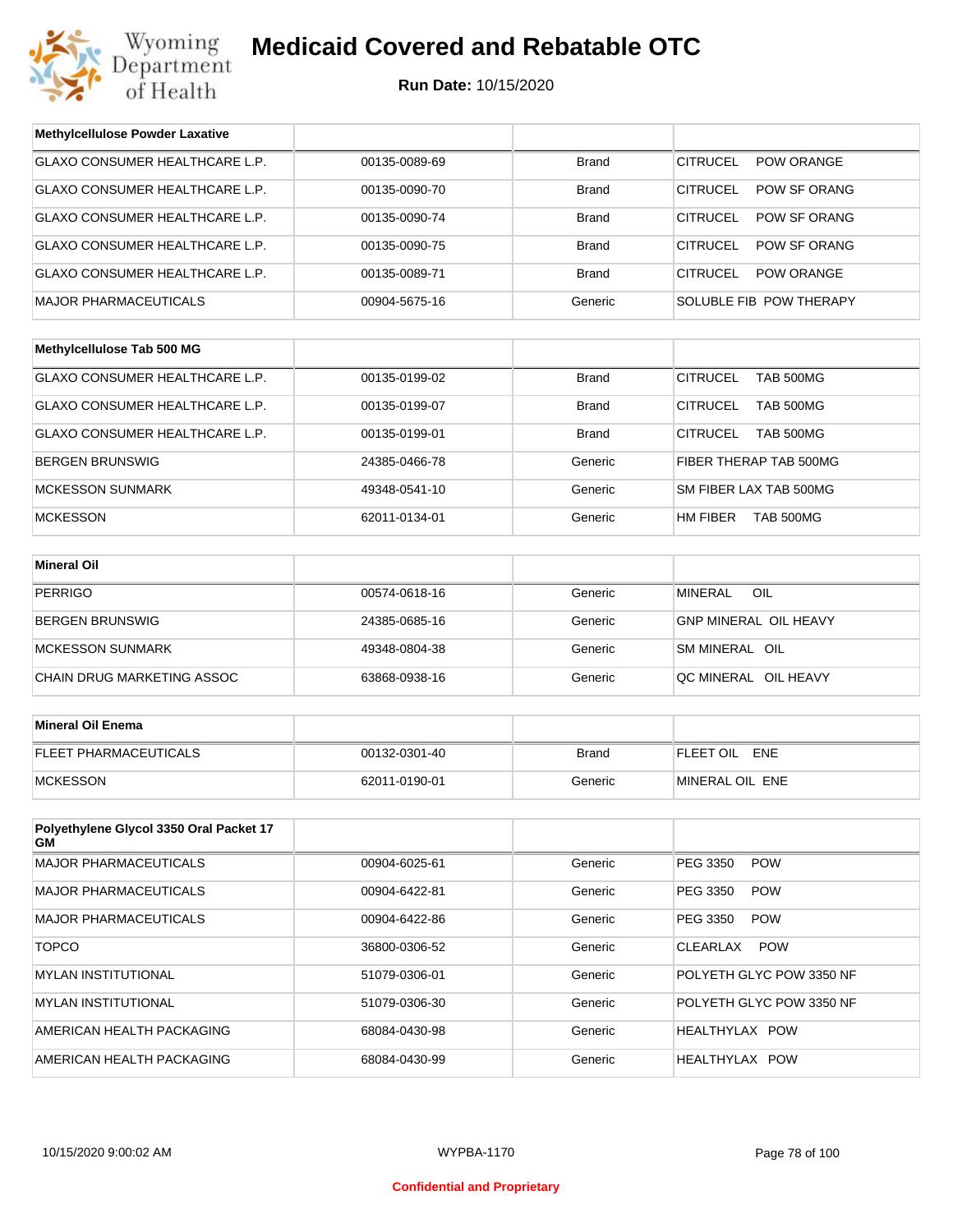# Medicaid Covered and Rebatable OTC

**Run Date:** 10/15/2020

| Methylcellulose Powder Laxative | | | |
|---|---|---|---|
| GLAXO CONSUMER HEALTHCARE L.P. | 00135-0089-69 | Brand | CITRUCEL POW ORANGE |
| GLAXO CONSUMER HEALTHCARE L.P. | 00135-0090-70 | Brand | CITRUCEL POW SF ORANG |
| GLAXO CONSUMER HEALTHCARE L.P. | 00135-0090-74 | Brand | CITRUCEL POW SF ORANG |
| GLAXO CONSUMER HEALTHCARE L.P. | 00135-0090-75 | Brand | CITRUCEL POW SF ORANG |
| GLAXO CONSUMER HEALTHCARE L.P. | 00135-0089-71 | Brand | CITRUCEL POW ORANGE |
| MAJOR PHARMACEUTICALS | 00904-5675-16 | Generic | SOLUBLE FIB POW THERAPY |

| Methylcellulose Tab 500 MG | | | |
|---|---|---|---|
| GLAXO CONSUMER HEALTHCARE L.P. | 00135-0199-02 | Brand | CITRUCEL TAB 500MG |
| GLAXO CONSUMER HEALTHCARE L.P. | 00135-0199-07 | Brand | CITRUCEL TAB 500MG |
| GLAXO CONSUMER HEALTHCARE L.P. | 00135-0199-01 | Brand | CITRUCEL TAB 500MG |
| BERGEN BRUNSWIG | 24385-0466-78 | Generic | FIBER THERAP TAB 500MG |
| MCKESSON SUNMARK | 49348-0541-10 | Generic | SM FIBER LAX TAB 500MG |
| MCKESSON | 62011-0134-01 | Generic | HM FIBER TAB 500MG |

| Mineral Oil | | | |
|---|---|---|---|
| PERRIGO | 00574-0618-16 | Generic | MINERAL OIL |
| BERGEN BRUNSWIG | 24385-0685-16 | Generic | GNP MINERAL OIL HEAVY |
| MCKESSON SUNMARK | 49348-0804-38 | Generic | SM MINERAL OIL |
| CHAIN DRUG MARKETING ASSOC | 63868-0938-16 | Generic | QC MINERAL OIL HEAVY |

| Mineral Oil Enema | | | |
|---|---|---|---|
| FLEET PHARMACEUTICALS | 00132-0301-40 | Brand | FLEET OIL ENE |
| MCKESSON | 62011-0190-01 | Generic | MINERAL OIL ENE |

| Polyethylene Glycol 3350 Oral Packet 17 GM | | | |
|---|---|---|---|
| MAJOR PHARMACEUTICALS | 00904-6025-61 | Generic | PEG 3350 POW |
| MAJOR PHARMACEUTICALS | 00904-6422-81 | Generic | PEG 3350 POW |
| MAJOR PHARMACEUTICALS | 00904-6422-86 | Generic | PEG 3350 POW |
| TOPCO | 36800-0306-52 | Generic | CLEARLAX POW |
| MYLAN INSTITUTIONAL | 51079-0306-01 | Generic | POLYETH GLYC POW 3350 NF |
| MYLAN INSTITUTIONAL | 51079-0306-30 | Generic | POLYETH GLYC POW 3350 NF |
| AMERICAN HEALTH PACKAGING | 68084-0430-98 | Generic | HEALTHYLAX POW |
| AMERICAN HEALTH PACKAGING | 68084-0430-99 | Generic | HEALTHYLAX POW |

Confidential and Proprietary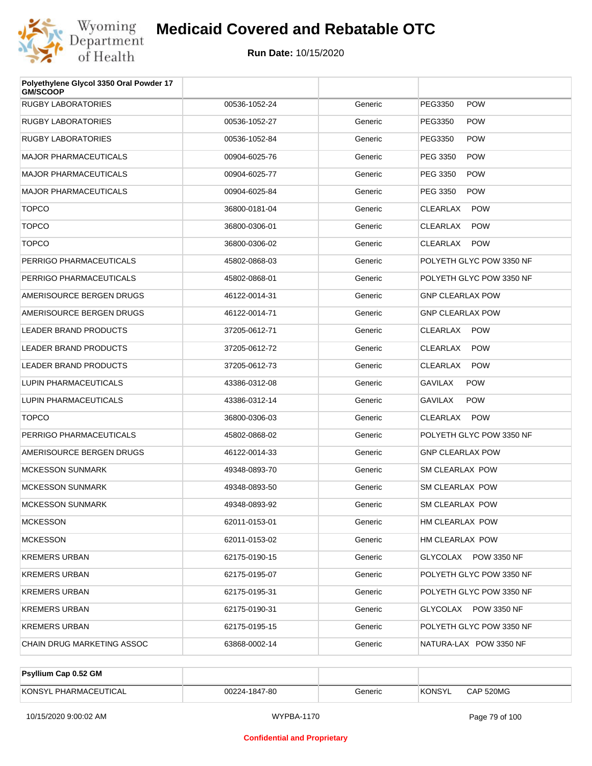# Medicaid Covered and Rebatable OTC

**Run Date:** 10/15/2020

| Polyethylene Glycol 3350 Oral Powder 17 GM/SCOOP | | | |
|---|---|---|---|
| RUGBY LABORATORIES | 00536-1052-24 | Generic | PEG3350 POW |
| RUGBY LABORATORIES | 00536-1052-27 | Generic | PEG3350 POW |
| RUGBY LABORATORIES | 00536-1052-84 | Generic | PEG3350 POW |
| MAJOR PHARMACEUTICALS | 00904-6025-76 | Generic | PEG 3350 POW |
| MAJOR PHARMACEUTICALS | 00904-6025-77 | Generic | PEG 3350 POW |
| MAJOR PHARMACEUTICALS | 00904-6025-84 | Generic | PEG 3350 POW |
| TOPCO | 36800-0181-04 | Generic | CLEARLAX POW |
| TOPCO | 36800-0306-01 | Generic | CLEARLAX POW |
| TOPCO | 36800-0306-02 | Generic | CLEARLAX POW |
| PERRIGO PHARMACEUTICALS | 45802-0868-03 | Generic | POLYETH GLYC POW 3350 NF |
| PERRIGO PHARMACEUTICALS | 45802-0868-01 | Generic | POLYETH GLYC POW 3350 NF |
| AMERISOURCE BERGEN DRUGS | 46122-0014-31 | Generic | GNP CLEARLAX POW |
| AMERISOURCE BERGEN DRUGS | 46122-0014-71 | Generic | GNP CLEARLAX POW |
| LEADER BRAND PRODUCTS | 37205-0612-71 | Generic | CLEARLAX POW |
| LEADER BRAND PRODUCTS | 37205-0612-72 | Generic | CLEARLAX POW |
| LEADER BRAND PRODUCTS | 37205-0612-73 | Generic | CLEARLAX POW |
| LUPIN PHARMACEUTICALS | 43386-0312-08 | Generic | GAVILAX POW |
| LUPIN PHARMACEUTICALS | 43386-0312-14 | Generic | GAVILAX POW |
| TOPCO | 36800-0306-03 | Generic | CLEARLAX POW |
| PERRIGO PHARMACEUTICALS | 45802-0868-02 | Generic | POLYETH GLYC POW 3350 NF |
| AMERISOURCE BERGEN DRUGS | 46122-0014-33 | Generic | GNP CLEARLAX POW |
| MCKESSON SUNMARK | 49348-0893-70 | Generic | SM CLEARLAX POW |
| MCKESSON SUNMARK | 49348-0893-50 | Generic | SM CLEARLAX POW |
| MCKESSON SUNMARK | 49348-0893-92 | Generic | SM CLEARLAX POW |
| MCKESSON | 62011-0153-01 | Generic | HM CLEARLAX POW |
| MCKESSON | 62011-0153-02 | Generic | HM CLEARLAX POW |
| KREMERS URBAN | 62175-0190-15 | Generic | GLYCOLAX POW 3350 NF |
| KREMERS URBAN | 62175-0195-07 | Generic | POLYETH GLYC POW 3350 NF |
| KREMERS URBAN | 62175-0195-31 | Generic | POLYETH GLYC POW 3350 NF |
| KREMERS URBAN | 62175-0190-31 | Generic | GLYCOLAX POW 3350 NF |
| KREMERS URBAN | 62175-0195-15 | Generic | POLYETH GLYC POW 3350 NF |
| CHAIN DRUG MARKETING ASSOC | 63868-0002-14 | Generic | NATURA-LAX POW 3350 NF |

| Psyllium Cap 0.52 GM | | | |
|---|---|---|---|
| KONSYL PHARMACEUTICAL | 00224-1847-80 | Generic | KONSYL CAP 520MG |

10/15/2020 9:00:02 AM WYPBA-1170

Confidential and Proprietary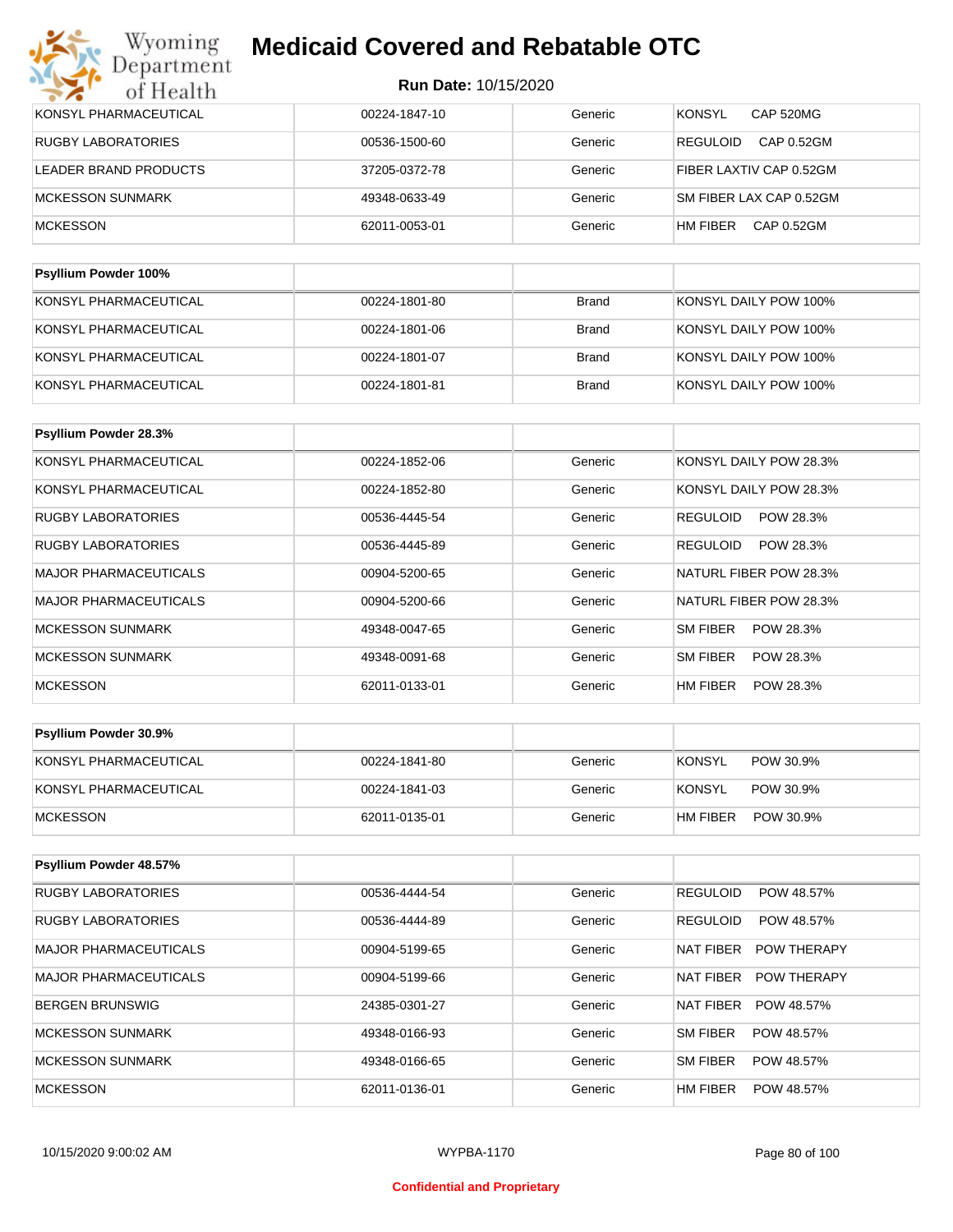# Medicaid Covered and Rebatable OTC

**Run Date:** 10/15/2020

| | | | |
|---|---|---|---|
| KONSYL PHARMACEUTICAL | 00224-1847-10 | Generic | KONSYL CAP 520MG |
| RUGBY LABORATORIES | 00536-1500-60 | Generic | REGULOID CAP 0.52GM |
| LEADER BRAND PRODUCTS | 37205-0372-78 | Generic | FIBER LAXTIV CAP 0.52GM |
| MCKESSON SUNMARK | 49348-0633-49 | Generic | SM FIBER LAX CAP 0.52GM |
| MCKESSON | 62011-0053-01 | Generic | HM FIBER CAP 0.52GM |

| **Psyllium Powder 100%** | | | |
|---|---|---|---|
| KONSYL PHARMACEUTICAL | 00224-1801-80 | Brand | KONSYL DAILY POW 100% |
| KONSYL PHARMACEUTICAL | 00224-1801-06 | Brand | KONSYL DAILY POW 100% |
| KONSYL PHARMACEUTICAL | 00224-1801-07 | Brand | KONSYL DAILY POW 100% |
| KONSYL PHARMACEUTICAL | 00224-1801-81 | Brand | KONSYL DAILY POW 100% |

| **Psyllium Powder 28.3%** | | | |
|---|---|---|---|
| KONSYL PHARMACEUTICAL | 00224-1852-06 | Generic | KONSYL DAILY POW 28.3% |
| KONSYL PHARMACEUTICAL | 00224-1852-80 | Generic | KONSYL DAILY POW 28.3% |
| RUGBY LABORATORIES | 00536-4445-54 | Generic | REGULOID POW 28.3% |
| RUGBY LABORATORIES | 00536-4445-89 | Generic | REGULOID POW 28.3% |
| MAJOR PHARMACEUTICALS | 00904-5200-65 | Generic | NATURL FIBER POW 28.3% |
| MAJOR PHARMACEUTICALS | 00904-5200-66 | Generic | NATURL FIBER POW 28.3% |
| MCKESSON SUNMARK | 49348-0047-65 | Generic | SM FIBER POW 28.3% |
| MCKESSON SUNMARK | 49348-0091-68 | Generic | SM FIBER POW 28.3% |
| MCKESSON | 62011-0133-01 | Generic | HM FIBER POW 28.3% |

| **Psyllium Powder 30.9%** | | | |
|---|---|---|---|
| KONSYL PHARMACEUTICAL | 00224-1841-80 | Generic | KONSYL POW 30.9% |
| KONSYL PHARMACEUTICAL | 00224-1841-03 | Generic | KONSYL POW 30.9% |
| MCKESSON | 62011-0135-01 | Generic | HM FIBER POW 30.9% |

| **Psyllium Powder 48.57%** | | | |
|---|---|---|---|
| RUGBY LABORATORIES | 00536-4444-54 | Generic | REGULOID POW 48.57% |
| RUGBY LABORATORIES | 00536-4444-89 | Generic | REGULOID POW 48.57% |
| MAJOR PHARMACEUTICALS | 00904-5199-65 | Generic | NAT FIBER POW THERAPY |
| MAJOR PHARMACEUTICALS | 00904-5199-66 | Generic | NAT FIBER POW THERAPY |
| BERGEN BRUNSWIG | 24385-0301-27 | Generic | NAT FIBER POW 48.57% |
| MCKESSON SUNMARK | 49348-0166-93 | Generic | SM FIBER POW 48.57% |
| MCKESSON SUNMARK | 49348-0166-65 | Generic | SM FIBER POW 48.57% |
| MCKESSON | 62011-0136-01 | Generic | HM FIBER POW 48.57% |

Confidential and Proprietary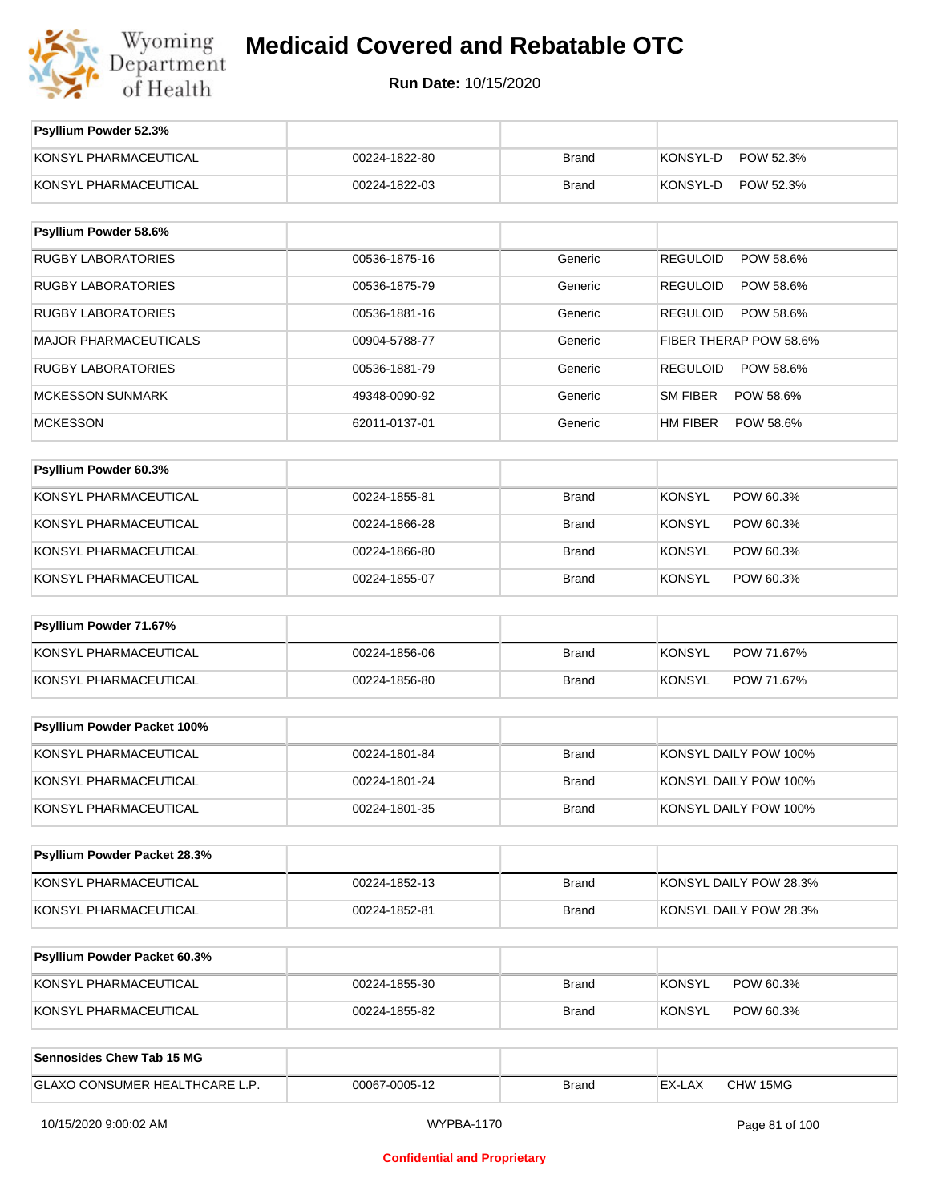# Medicaid Covered and Rebatable OTC

**Run Date:** 10/15/2020

| Psyllium Powder 52.3% | | | |
|---|---|---|---|
| KONSYL PHARMACEUTICAL | 00224-1822-80 | Brand | KONSYL-D POW 52.3% |
| KONSYL PHARMACEUTICAL | 00224-1822-03 | Brand | KONSYL-D POW 52.3% |

| Psyllium Powder 58.6% | | | |
|---|---|---|---|
| RUGBY LABORATORIES | 00536-1875-16 | Generic | REGULOID POW 58.6% |
| RUGBY LABORATORIES | 00536-1875-79 | Generic | REGULOID POW 58.6% |
| RUGBY LABORATORIES | 00536-1881-16 | Generic | REGULOID POW 58.6% |
| MAJOR PHARMACEUTICALS | 00904-5788-77 | Generic | FIBER THERAP POW 58.6% |
| RUGBY LABORATORIES | 00536-1881-79 | Generic | REGULOID POW 58.6% |
| MCKESSON SUNMARK | 49348-0090-92 | Generic | SM FIBER POW 58.6% |
| MCKESSON | 62011-0137-01 | Generic | HM FIBER POW 58.6% |

| Psyllium Powder 60.3% | | | |
|---|---|---|---|
| KONSYL PHARMACEUTICAL | 00224-1855-81 | Brand | KONSYL POW 60.3% |
| KONSYL PHARMACEUTICAL | 00224-1866-28 | Brand | KONSYL POW 60.3% |
| KONSYL PHARMACEUTICAL | 00224-1866-80 | Brand | KONSYL POW 60.3% |
| KONSYL PHARMACEUTICAL | 00224-1855-07 | Brand | KONSYL POW 60.3% |

| Psyllium Powder 71.67% | | | |
|---|---|---|---|
| KONSYL PHARMACEUTICAL | 00224-1856-06 | Brand | KONSYL POW 71.67% |
| KONSYL PHARMACEUTICAL | 00224-1856-80 | Brand | KONSYL POW 71.67% |

| Psyllium Powder Packet 100% | | | |
|---|---|---|---|
| KONSYL PHARMACEUTICAL | 00224-1801-84 | Brand | KONSYL DAILY POW 100% |
| KONSYL PHARMACEUTICAL | 00224-1801-24 | Brand | KONSYL DAILY POW 100% |
| KONSYL PHARMACEUTICAL | 00224-1801-35 | Brand | KONSYL DAILY POW 100% |

| Psyllium Powder Packet 28.3% | | | |
|---|---|---|---|
| KONSYL PHARMACEUTICAL | 00224-1852-13 | Brand | KONSYL DAILY POW 28.3% |
| KONSYL PHARMACEUTICAL | 00224-1852-81 | Brand | KONSYL DAILY POW 28.3% |

| Psyllium Powder Packet 60.3% | | | |
|---|---|---|---|
| KONSYL PHARMACEUTICAL | 00224-1855-30 | Brand | KONSYL POW 60.3% |
| KONSYL PHARMACEUTICAL | 00224-1855-82 | Brand | KONSYL POW 60.3% |

| Sennosides Chew Tab 15 MG | | | |
|---|---|---|---|
| GLAXO CONSUMER HEALTHCARE L.P. | 00067-0005-12 | Brand | EX-LAX CHW 15MG |

10/15/2020 9:00:02 AM WYPBA-1170

Confidential and Proprietary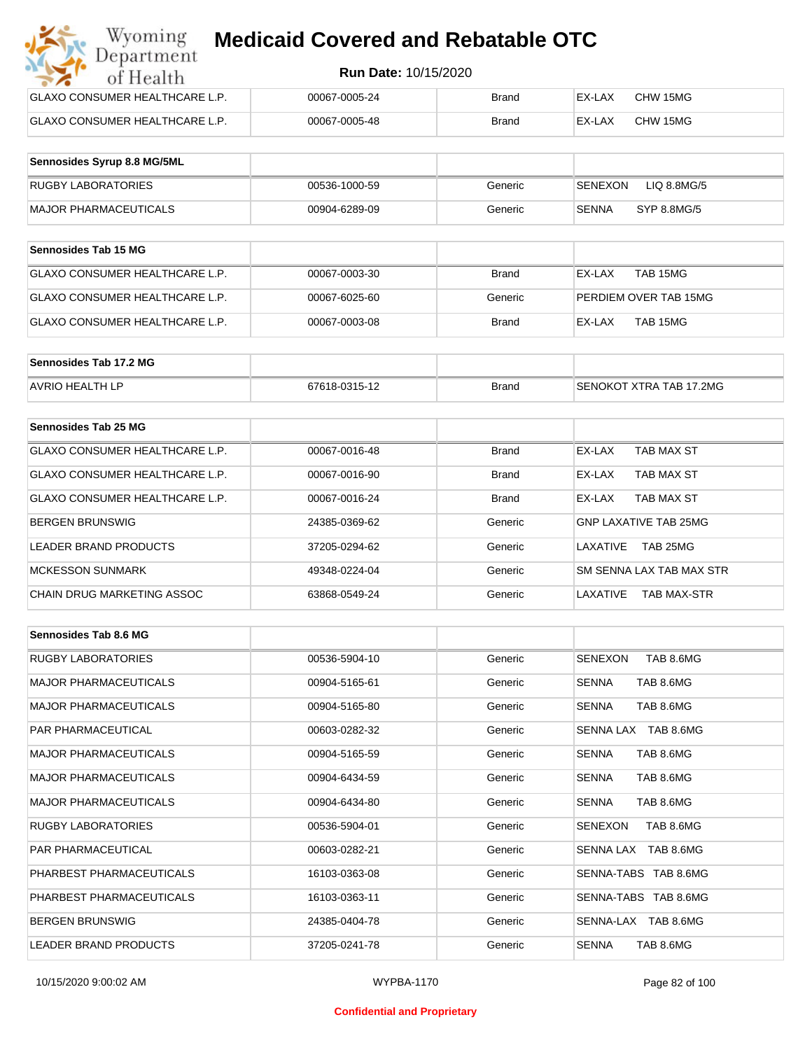| | | | |
|---|---|---|---|
| GLAXO CONSUMER HEALTHCARE L.P. | 00067-0005-24 | Brand | EX-LAX CHW 15MG |
| GLAXO CONSUMER HEALTHCARE L.P. | 00067-0005-48 | Brand | EX-LAX CHW 15MG |

| Sennosides Syrup 8.8 MG/5ML | | | |
|---|---|---|---|
| RUGBY LABORATORIES | 00536-1000-59 | Generic | SENEXON LIQ 8.8MG/5 |
| MAJOR PHARMACEUTICALS | 00904-6289-09 | Generic | SENNA SYP 8.8MG/5 |

| Sennosides Tab 15 MG | | | |
|---|---|---|---|
| GLAXO CONSUMER HEALTHCARE L.P. | 00067-0003-30 | Brand | EX-LAX TAB 15MG |
| GLAXO CONSUMER HEALTHCARE L.P. | 00067-6025-60 | Generic | PERDIEM OVER TAB 15MG |
| GLAXO CONSUMER HEALTHCARE L.P. | 00067-0003-08 | Brand | EX-LAX TAB 15MG |

| Sennosides Tab 17.2 MG | | | |
|---|---|---|---|
| AVRIO HEALTH LP | 67618-0315-12 | Brand | SENOKOT XTRA TAB 17.2MG |

| Sennosides Tab 25 MG | | | |
|---|---|---|---|
| GLAXO CONSUMER HEALTHCARE L.P. | 00067-0016-48 | Brand | EX-LAX TAB MAX ST |
| GLAXO CONSUMER HEALTHCARE L.P. | 00067-0016-90 | Brand | EX-LAX TAB MAX ST |
| GLAXO CONSUMER HEALTHCARE L.P. | 00067-0016-24 | Brand | EX-LAX TAB MAX ST |
| BERGEN BRUNSWIG | 24385-0369-62 | Generic | GNP LAXATIVE TAB 25MG |
| LEADER BRAND PRODUCTS | 37205-0294-62 | Generic | LAXATIVE TAB 25MG |
| MCKESSON SUNMARK | 49348-0224-04 | Generic | SM SENNA LAX TAB MAX STR |
| CHAIN DRUG MARKETING ASSOC | 63868-0549-24 | Generic | LAXATIVE TAB MAX-STR |

| Sennosides Tab 8.6 MG | | | |
|---|---|---|---|
| RUGBY LABORATORIES | 00536-5904-10 | Generic | SENEXON TAB 8.6MG |
| MAJOR PHARMACEUTICALS | 00904-5165-61 | Generic | SENNA TAB 8.6MG |
| MAJOR PHARMACEUTICALS | 00904-5165-80 | Generic | SENNA TAB 8.6MG |
| PAR PHARMACEUTICAL | 00603-0282-32 | Generic | SENNA LAX TAB 8.6MG |
| MAJOR PHARMACEUTICALS | 00904-5165-59 | Generic | SENNA TAB 8.6MG |
| MAJOR PHARMACEUTICALS | 00904-6434-59 | Generic | SENNA TAB 8.6MG |
| MAJOR PHARMACEUTICALS | 00904-6434-80 | Generic | SENNA TAB 8.6MG |
| RUGBY LABORATORIES | 00536-5904-01 | Generic | SENEXON TAB 8.6MG |
| PAR PHARMACEUTICAL | 00603-0282-21 | Generic | SENNA LAX TAB 8.6MG |
| PHARBEST PHARMACEUTICALS | 16103-0363-08 | Generic | SENNA-TABS TAB 8.6MG |
| PHARBEST PHARMACEUTICALS | 16103-0363-11 | Generic | SENNA-TABS TAB 8.6MG |
| BERGEN BRUNSWIG | 24385-0404-78 | Generic | SENNA-LAX TAB 8.6MG |
| LEADER BRAND PRODUCTS | 37205-0241-78 | Generic | SENNA TAB 8.6MG |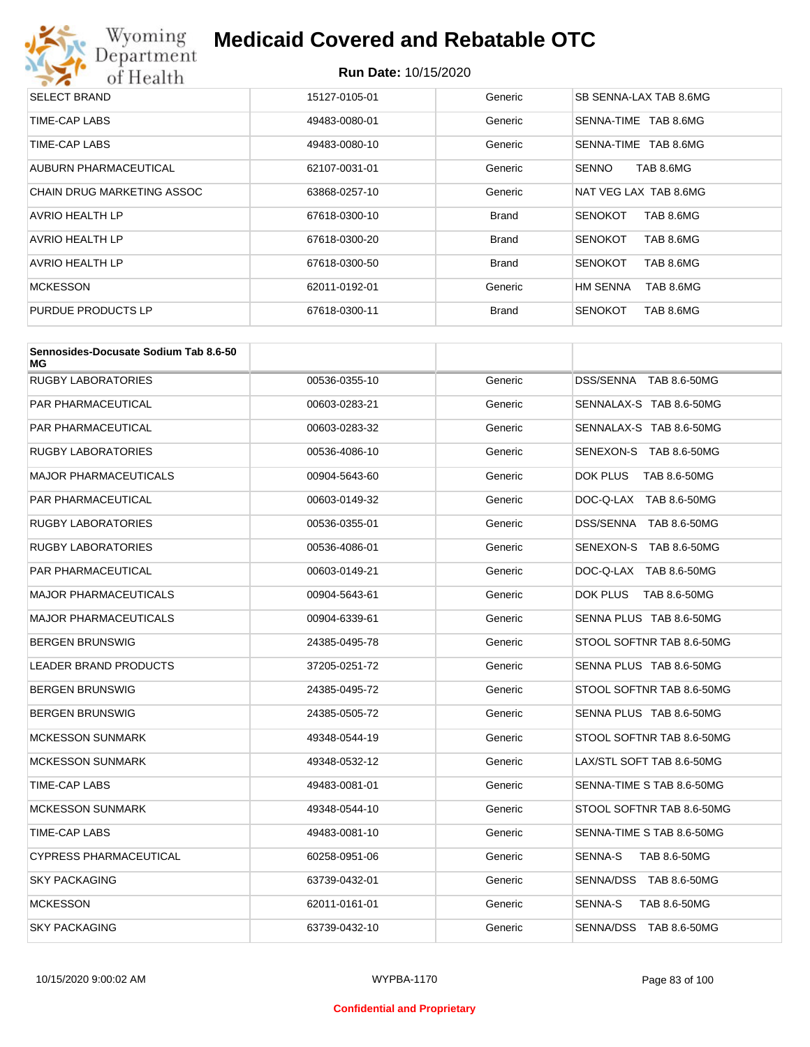| | | | |
|---|---|---|---|
| SELECT BRAND | 15127-0105-01 | Generic | SB SENNA-LAX TAB 8.6MG |
| TIME-CAP LABS | 49483-0080-01 | Generic | SENNA-TIME TAB 8.6MG |
| TIME-CAP LABS | 49483-0080-10 | Generic | SENNA-TIME TAB 8.6MG |
| AUBURN PHARMACEUTICAL | 62107-0031-01 | Generic | SENNO TAB 8.6MG |
| CHAIN DRUG MARKETING ASSOC | 63868-0257-10 | Generic | NAT VEG LAX TAB 8.6MG |
| AVRIO HEALTH LP | 67618-0300-10 | Brand | SENOKOT TAB 8.6MG |
| AVRIO HEALTH LP | 67618-0300-20 | Brand | SENOKOT TAB 8.6MG |
| AVRIO HEALTH LP | 67618-0300-50 | Brand | SENOKOT TAB 8.6MG |
| MCKESSON | 62011-0192-01 | Generic | HM SENNA TAB 8.6MG |
| PURDUE PRODUCTS LP | 67618-0300-11 | Brand | SENOKOT TAB 8.6MG |

| **Sennosides-Docusate Sodium Tab 8.6-50 MG** | | | |
|---|---|---|---|
| RUGBY LABORATORIES | 00536-0355-10 | Generic | DSS/SENNA TAB 8.6-50MG |
| PAR PHARMACEUTICAL | 00603-0283-21 | Generic | SENNALAX-S TAB 8.6-50MG |
| PAR PHARMACEUTICAL | 00603-0283-32 | Generic | SENNALAX-S TAB 8.6-50MG |
| RUGBY LABORATORIES | 00536-4086-10 | Generic | SENEXON-S TAB 8.6-50MG |
| MAJOR PHARMACEUTICALS | 00904-5643-60 | Generic | DOK PLUS TAB 8.6-50MG |
| PAR PHARMACEUTICAL | 00603-0149-32 | Generic | DOC-Q-LAX TAB 8.6-50MG |
| RUGBY LABORATORIES | 00536-0355-01 | Generic | DSS/SENNA TAB 8.6-50MG |
| RUGBY LABORATORIES | 00536-4086-01 | Generic | SENEXON-S TAB 8.6-50MG |
| PAR PHARMACEUTICAL | 00603-0149-21 | Generic | DOC-Q-LAX TAB 8.6-50MG |
| MAJOR PHARMACEUTICALS | 00904-5643-61 | Generic | DOK PLUS TAB 8.6-50MG |
| MAJOR PHARMACEUTICALS | 00904-6339-61 | Generic | SENNA PLUS TAB 8.6-50MG |
| BERGEN BRUNSWIG | 24385-0495-78 | Generic | STOOL SOFTNR TAB 8.6-50MG |
| LEADER BRAND PRODUCTS | 37205-0251-72 | Generic | SENNA PLUS TAB 8.6-50MG |
| BERGEN BRUNSWIG | 24385-0495-72 | Generic | STOOL SOFTNR TAB 8.6-50MG |
| BERGEN BRUNSWIG | 24385-0505-72 | Generic | SENNA PLUS TAB 8.6-50MG |
| MCKESSON SUNMARK | 49348-0544-19 | Generic | STOOL SOFTNR TAB 8.6-50MG |
| MCKESSON SUNMARK | 49348-0532-12 | Generic | LAX/STL SOFT TAB 8.6-50MG |
| TIME-CAP LABS | 49483-0081-01 | Generic | SENNA-TIME S TAB 8.6-50MG |
| MCKESSON SUNMARK | 49348-0544-10 | Generic | STOOL SOFTNR TAB 8.6-50MG |
| TIME-CAP LABS | 49483-0081-10 | Generic | SENNA-TIME S TAB 8.6-50MG |
| CYPRESS PHARMACEUTICAL | 60258-0951-06 | Generic | SENNA-S TAB 8.6-50MG |
| SKY PACKAGING | 63739-0432-01 | Generic | SENNA/DSS TAB 8.6-50MG |
| MCKESSON | 62011-0161-01 | Generic | SENNA-S TAB 8.6-50MG |
| SKY PACKAGING | 63739-0432-10 | Generic | SENNA/DSS TAB 8.6-50MG |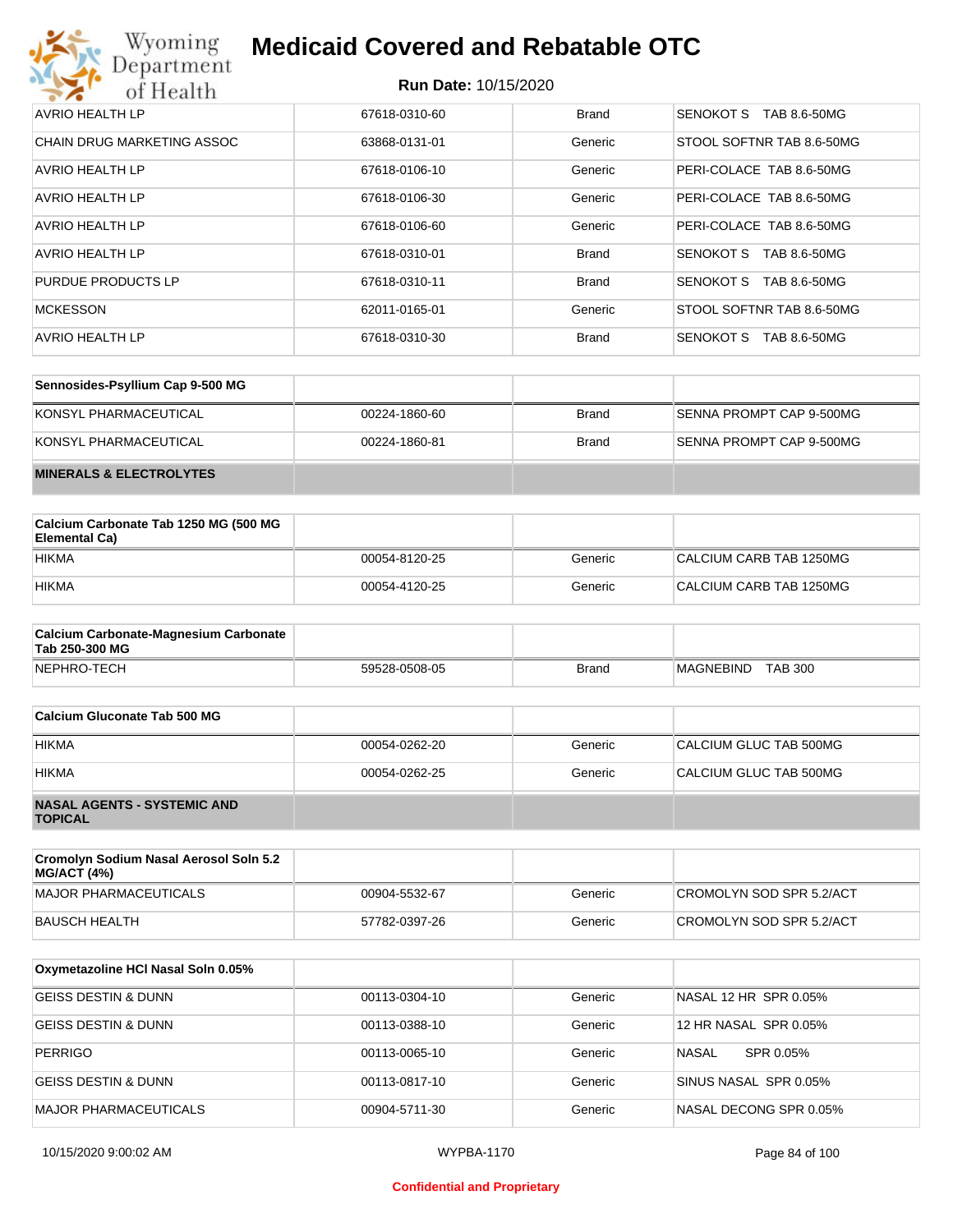| | | | |
|---|---|---|---|
| AVRIO HEALTH LP | 67618-0310-60 | Brand | SENOKOT S TAB 8.6-50MG |
| CHAIN DRUG MARKETING ASSOC | 63868-0131-01 | Generic | STOOL SOFTNR TAB 8.6-50MG |
| AVRIO HEALTH LP | 67618-0106-10 | Generic | PERI-COLACE TAB 8.6-50MG |
| AVRIO HEALTH LP | 67618-0106-30 | Generic | PERI-COLACE TAB 8.6-50MG |
| AVRIO HEALTH LP | 67618-0106-60 | Generic | PERI-COLACE TAB 8.6-50MG |
| AVRIO HEALTH LP | 67618-0310-01 | Brand | SENOKOT S TAB 8.6-50MG |
| PURDUE PRODUCTS LP | 67618-0310-11 | Brand | SENOKOT S TAB 8.6-50MG |
| MCKESSON | 62011-0165-01 | Generic | STOOL SOFTNR TAB 8.6-50MG |
| AVRIO HEALTH LP | 67618-0310-30 | Brand | SENOKOT S TAB 8.6-50MG |

| Sennosides-Psyllium Cap 9-500 MG | | | |
|---|---|---|---|
| KONSYL PHARMACEUTICAL | 00224-1860-60 | Brand | SENNA PROMPT CAP 9-500MG |
| KONSYL PHARMACEUTICAL | 00224-1860-81 | Brand | SENNA PROMPT CAP 9-500MG |

## MINERALS & ELECTROLYTES

| Calcium Carbonate Tab 1250 MG (500 MG Elemental Ca) | | | |
|---|---|---|---|
| HIKMA | 00054-8120-25 | Generic | CALCIUM CARB TAB 1250MG |
| HIKMA | 00054-4120-25 | Generic | CALCIUM CARB TAB 1250MG |

| Calcium Carbonate-Magnesium Carbonate Tab 250-300 MG | | | |
|---|---|---|---|
| NEPHRO-TECH | 59528-0508-05 | Brand | MAGNEBIND TAB 300 |

| Calcium Gluconate Tab 500 MG | | | |
|---|---|---|---|
| HIKMA | 00054-0262-20 | Generic | CALCIUM GLUC TAB 500MG |
| HIKMA | 00054-0262-25 | Generic | CALCIUM GLUC TAB 500MG |

## NASAL AGENTS - SYSTEMIC AND TOPICAL

| Cromolyn Sodium Nasal Aerosol Soln 5.2 MG/ACT (4%) | | | |
|---|---|---|---|
| MAJOR PHARMACEUTICALS | 00904-5532-67 | Generic | CROMOLYN SOD SPR 5.2/ACT |
| BAUSCH HEALTH | 57782-0397-26 | Generic | CROMOLYN SOD SPR 5.2/ACT |

| Oxymetazoline HCl Nasal Soln 0.05% | | | |
|---|---|---|---|
| GEISS DESTIN & DUNN | 00113-0304-10 | Generic | NASAL 12 HR SPR 0.05% |
| GEISS DESTIN & DUNN | 00113-0388-10 | Generic | 12 HR NASAL SPR 0.05% |
| PERRIGO | 00113-0065-10 | Generic | NASAL SPR 0.05% |
| GEISS DESTIN & DUNN | 00113-0817-10 | Generic | SINUS NASAL SPR 0.05% |
| MAJOR PHARMACEUTICALS | 00904-5711-30 | Generic | NASAL DECONG SPR 0.05% |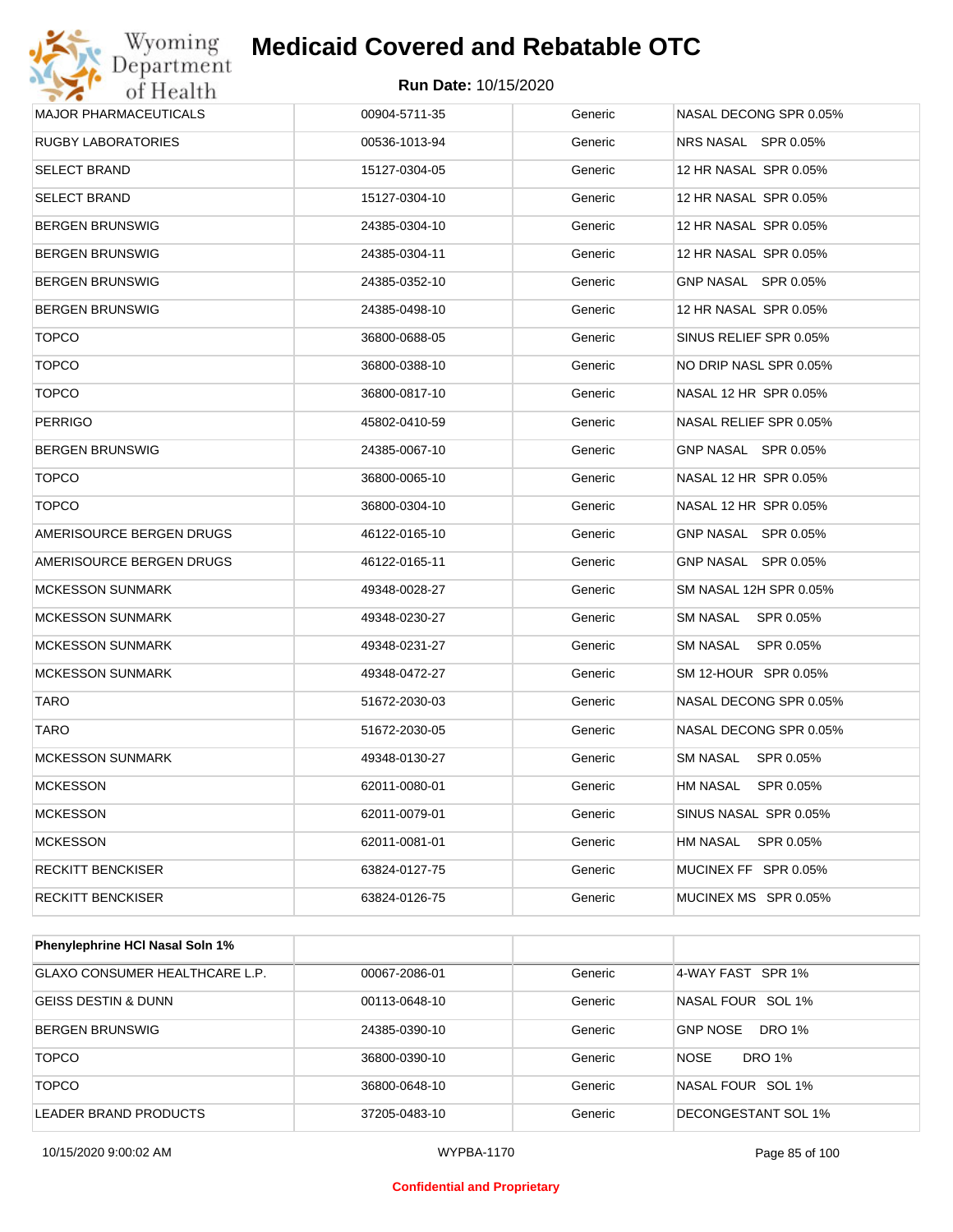| | | | |
|---|---|---|---|
| MAJOR PHARMACEUTICALS | 00904-5711-35 | Generic | NASAL DECONG SPR 0.05% |
| RUGBY LABORATORIES | 00536-1013-94 | Generic | NRS NASAL SPR 0.05% |
| SELECT BRAND | 15127-0304-05 | Generic | 12 HR NASAL SPR 0.05% |
| SELECT BRAND | 15127-0304-10 | Generic | 12 HR NASAL SPR 0.05% |
| BERGEN BRUNSWIG | 24385-0304-10 | Generic | 12 HR NASAL SPR 0.05% |
| BERGEN BRUNSWIG | 24385-0304-11 | Generic | 12 HR NASAL SPR 0.05% |
| BERGEN BRUNSWIG | 24385-0352-10 | Generic | GNP NASAL SPR 0.05% |
| BERGEN BRUNSWIG | 24385-0498-10 | Generic | 12 HR NASAL SPR 0.05% |
| TOPCO | 36800-0688-05 | Generic | SINUS RELIEF SPR 0.05% |
| TOPCO | 36800-0388-10 | Generic | NO DRIP NASL SPR 0.05% |
| TOPCO | 36800-0817-10 | Generic | NASAL 12 HR SPR 0.05% |
| PERRIGO | 45802-0410-59 | Generic | NASAL RELIEF SPR 0.05% |
| BERGEN BRUNSWIG | 24385-0067-10 | Generic | GNP NASAL SPR 0.05% |
| TOPCO | 36800-0065-10 | Generic | NASAL 12 HR SPR 0.05% |
| TOPCO | 36800-0304-10 | Generic | NASAL 12 HR SPR 0.05% |
| AMERISOURCE BERGEN DRUGS | 46122-0165-10 | Generic | GNP NASAL SPR 0.05% |
| AMERISOURCE BERGEN DRUGS | 46122-0165-11 | Generic | GNP NASAL SPR 0.05% |
| MCKESSON SUNMARK | 49348-0028-27 | Generic | SM NASAL 12H SPR 0.05% |
| MCKESSON SUNMARK | 49348-0230-27 | Generic | SM NASAL SPR 0.05% |
| MCKESSON SUNMARK | 49348-0231-27 | Generic | SM NASAL SPR 0.05% |
| MCKESSON SUNMARK | 49348-0472-27 | Generic | SM 12-HOUR SPR 0.05% |
| TARO | 51672-2030-03 | Generic | NASAL DECONG SPR 0.05% |
| TARO | 51672-2030-05 | Generic | NASAL DECONG SPR 0.05% |
| MCKESSON SUNMARK | 49348-0130-27 | Generic | SM NASAL SPR 0.05% |
| MCKESSON | 62011-0080-01 | Generic | HM NASAL SPR 0.05% |
| MCKESSON | 62011-0079-01 | Generic | SINUS NASAL SPR 0.05% |
| MCKESSON | 62011-0081-01 | Generic | HM NASAL SPR 0.05% |
| RECKITT BENCKISER | 63824-0127-75 | Generic | MUCINEX FF SPR 0.05% |
| RECKITT BENCKISER | 63824-0126-75 | Generic | MUCINEX MS SPR 0.05% |

| **Phenylephrine HCl Nasal Soln 1%** | | | |
|---|---|---|---|
| GLAXO CONSUMER HEALTHCARE L.P. | 00067-2086-01 | Generic | 4-WAY FAST SPR 1% |
| GEISS DESTIN & DUNN | 00113-0648-10 | Generic | NASAL FOUR SOL 1% |
| BERGEN BRUNSWIG | 24385-0390-10 | Generic | GNP NOSE DRO 1% |
| TOPCO | 36800-0390-10 | Generic | NOSE DRO 1% |
| TOPCO | 36800-0648-10 | Generic | NASAL FOUR SOL 1% |
| LEADER BRAND PRODUCTS | 37205-0483-10 | Generic | DECONGESTANT SOL 1% |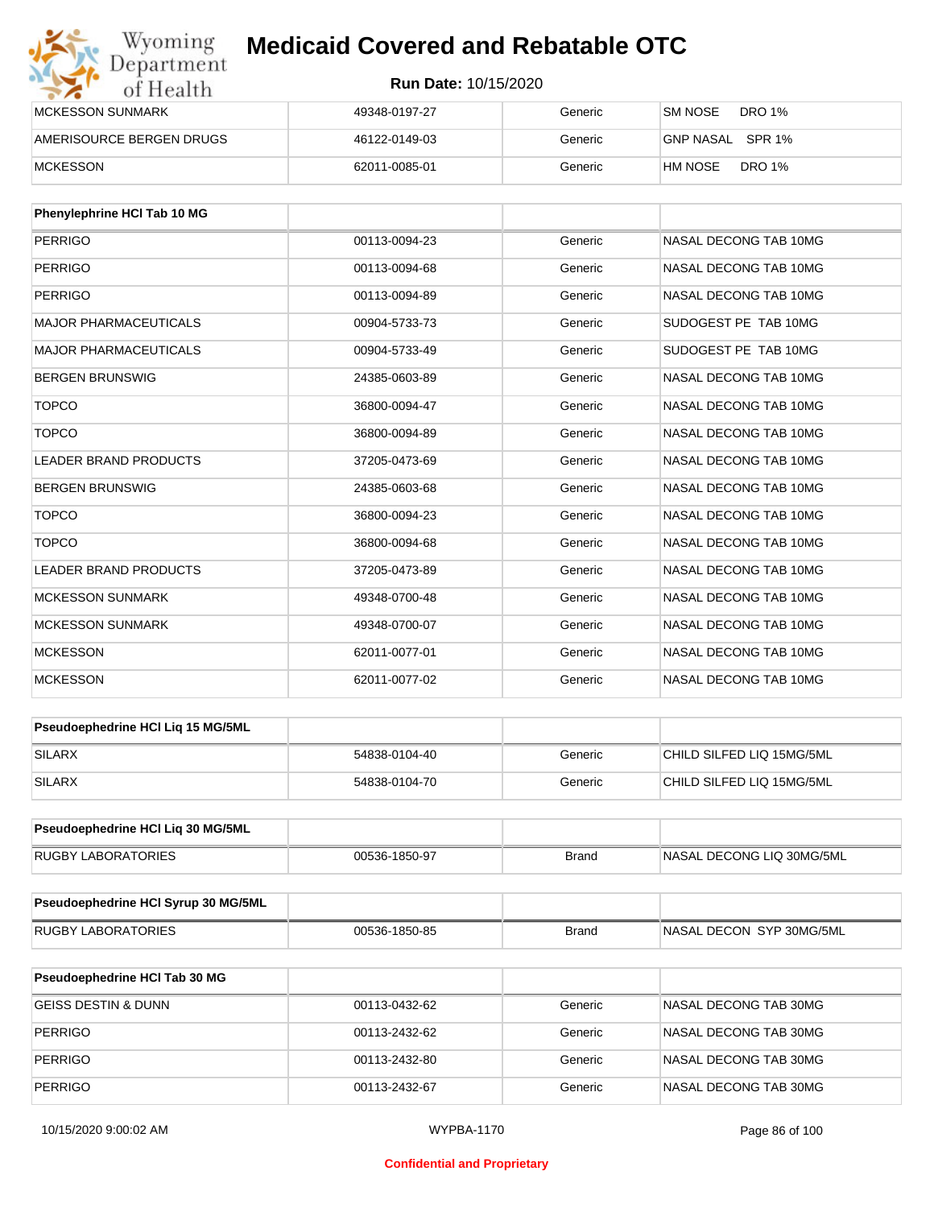| | | | |
|---|---|---|---|
| MCKESSON SUNMARK | 49348-0197-27 | Generic | SM NOSE DRO 1% |
| AMERISOURCE BERGEN DRUGS | 46122-0149-03 | Generic | GNP NASAL SPR 1% |
| MCKESSON | 62011-0085-01 | Generic | HM NOSE DRO 1% |

| Phenylephrine HCl Tab 10 MG | | | |
|---|---|---|---|
| PERRIGO | 00113-0094-23 | Generic | NASAL DECONG TAB 10MG |
| PERRIGO | 00113-0094-68 | Generic | NASAL DECONG TAB 10MG |
| PERRIGO | 00113-0094-89 | Generic | NASAL DECONG TAB 10MG |
| MAJOR PHARMACEUTICALS | 00904-5733-73 | Generic | SUDOGEST PE TAB 10MG |
| MAJOR PHARMACEUTICALS | 00904-5733-49 | Generic | SUDOGEST PE TAB 10MG |
| BERGEN BRUNSWIG | 24385-0603-89 | Generic | NASAL DECONG TAB 10MG |
| TOPCO | 36800-0094-47 | Generic | NASAL DECONG TAB 10MG |
| TOPCO | 36800-0094-89 | Generic | NASAL DECONG TAB 10MG |
| LEADER BRAND PRODUCTS | 37205-0473-69 | Generic | NASAL DECONG TAB 10MG |
| BERGEN BRUNSWIG | 24385-0603-68 | Generic | NASAL DECONG TAB 10MG |
| TOPCO | 36800-0094-23 | Generic | NASAL DECONG TAB 10MG |
| TOPCO | 36800-0094-68 | Generic | NASAL DECONG TAB 10MG |
| LEADER BRAND PRODUCTS | 37205-0473-89 | Generic | NASAL DECONG TAB 10MG |
| MCKESSON SUNMARK | 49348-0700-48 | Generic | NASAL DECONG TAB 10MG |
| MCKESSON SUNMARK | 49348-0700-07 | Generic | NASAL DECONG TAB 10MG |
| MCKESSON | 62011-0077-01 | Generic | NASAL DECONG TAB 10MG |
| MCKESSON | 62011-0077-02 | Generic | NASAL DECONG TAB 10MG |

| Pseudoephedrine HCl Liq 15 MG/5ML | | | |
|---|---|---|---|
| SILARX | 54838-0104-40 | Generic | CHILD SILFED LIQ 15MG/5ML |
| SILARX | 54838-0104-70 | Generic | CHILD SILFED LIQ 15MG/5ML |

| Pseudoephedrine HCl Liq 30 MG/5ML | | | |
|---|---|---|---|
| RUGBY LABORATORIES | 00536-1850-97 | Brand | NASAL DECONG LIQ 30MG/5ML |

| Pseudoephedrine HCl Syrup 30 MG/5ML | | | |
|---|---|---|---|
| RUGBY LABORATORIES | 00536-1850-85 | Brand | NASAL DECON SYP 30MG/5ML |

| Pseudoephedrine HCl Tab 30 MG | | | |
|---|---|---|---|
| GEISS DESTIN & DUNN | 00113-0432-62 | Generic | NASAL DECONG TAB 30MG |
| PERRIGO | 00113-2432-62 | Generic | NASAL DECONG TAB 30MG |
| PERRIGO | 00113-2432-80 | Generic | NASAL DECONG TAB 30MG |
| PERRIGO | 00113-2432-67 | Generic | NASAL DECONG TAB 30MG |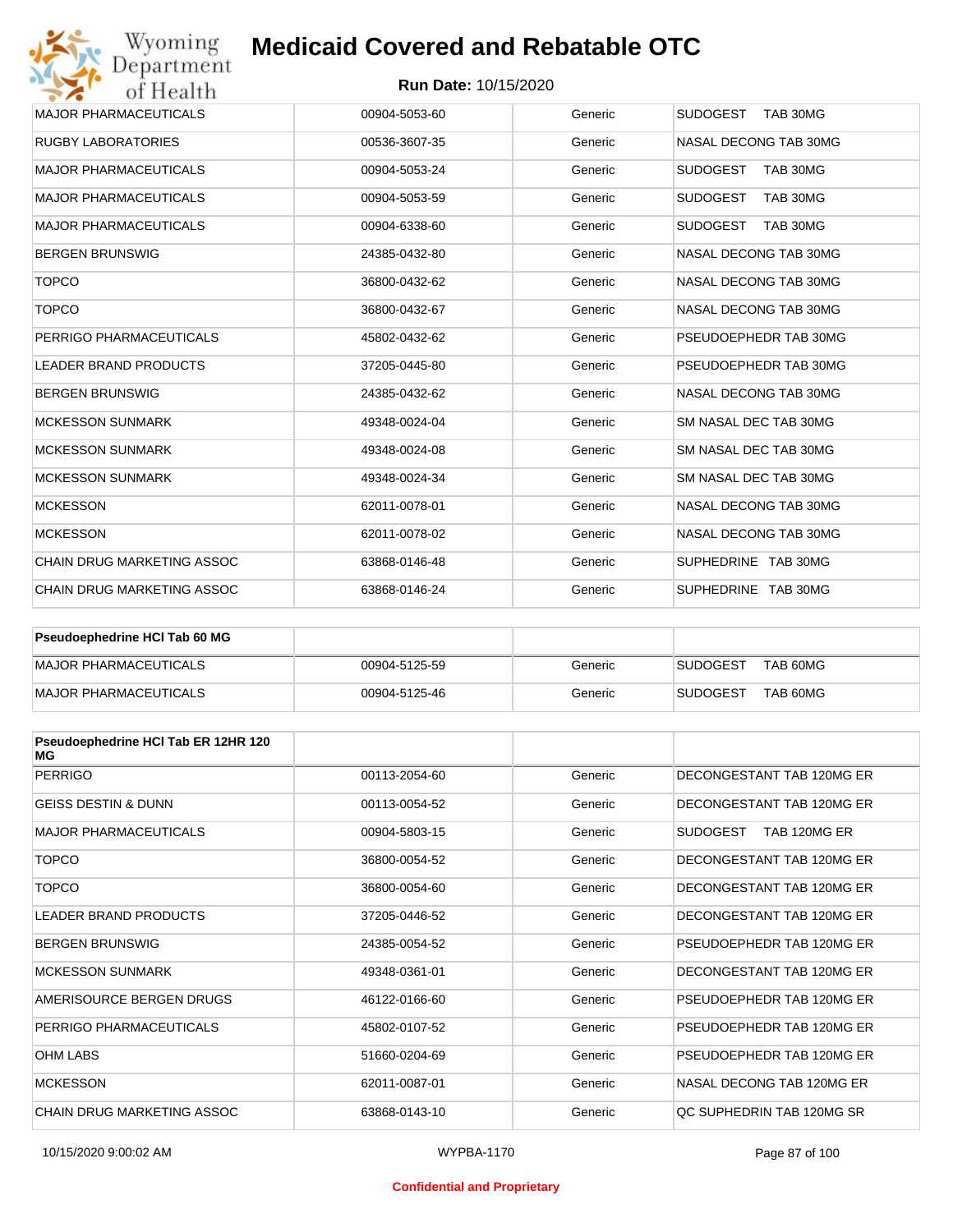| | | | |
|---|---|---|---|
| MAJOR PHARMACEUTICALS | 00904-5053-60 | Generic | SUDOGEST TAB 30MG |
| RUGBY LABORATORIES | 00536-3607-35 | Generic | NASAL DECONG TAB 30MG |
| MAJOR PHARMACEUTICALS | 00904-5053-24 | Generic | SUDOGEST TAB 30MG |
| MAJOR PHARMACEUTICALS | 00904-5053-59 | Generic | SUDOGEST TAB 30MG |
| MAJOR PHARMACEUTICALS | 00904-6338-60 | Generic | SUDOGEST TAB 30MG |
| BERGEN BRUNSWIG | 24385-0432-80 | Generic | NASAL DECONG TAB 30MG |
| TOPCO | 36800-0432-62 | Generic | NASAL DECONG TAB 30MG |
| TOPCO | 36800-0432-67 | Generic | NASAL DECONG TAB 30MG |
| PERRIGO PHARMACEUTICALS | 45802-0432-62 | Generic | PSEUDOEPHEDR TAB 30MG |
| LEADER BRAND PRODUCTS | 37205-0445-80 | Generic | PSEUDOEPHEDR TAB 30MG |
| BERGEN BRUNSWIG | 24385-0432-62 | Generic | NASAL DECONG TAB 30MG |
| MCKESSON SUNMARK | 49348-0024-04 | Generic | SM NASAL DEC TAB 30MG |
| MCKESSON SUNMARK | 49348-0024-08 | Generic | SM NASAL DEC TAB 30MG |
| MCKESSON SUNMARK | 49348-0024-34 | Generic | SM NASAL DEC TAB 30MG |
| MCKESSON | 62011-0078-01 | Generic | NASAL DECONG TAB 30MG |
| MCKESSON | 62011-0078-02 | Generic | NASAL DECONG TAB 30MG |
| CHAIN DRUG MARKETING ASSOC | 63868-0146-48 | Generic | SUPHEDRINE TAB 30MG |
| CHAIN DRUG MARKETING ASSOC | 63868-0146-24 | Generic | SUPHEDRINE TAB 30MG |

| **Pseudoephedrine HCl Tab 60 MG** | | | |
|---|---|---|---|
| MAJOR PHARMACEUTICALS | 00904-5125-59 | Generic | SUDOGEST TAB 60MG |
| MAJOR PHARMACEUTICALS | 00904-5125-46 | Generic | SUDOGEST TAB 60MG |

| **Pseudoephedrine HCl Tab ER 12HR 120 MG** | | | |
|---|---|---|---|
| PERRIGO | 00113-2054-60 | Generic | DECONGESTANT TAB 120MG ER |
| GEISS DESTIN & DUNN | 00113-0054-52 | Generic | DECONGESTANT TAB 120MG ER |
| MAJOR PHARMACEUTICALS | 00904-5803-15 | Generic | SUDOGEST TAB 120MG ER |
| TOPCO | 36800-0054-52 | Generic | DECONGESTANT TAB 120MG ER |
| TOPCO | 36800-0054-60 | Generic | DECONGESTANT TAB 120MG ER |
| LEADER BRAND PRODUCTS | 37205-0446-52 | Generic | DECONGESTANT TAB 120MG ER |
| BERGEN BRUNSWIG | 24385-0054-52 | Generic | PSEUDOEPHEDR TAB 120MG ER |
| MCKESSON SUNMARK | 49348-0361-01 | Generic | DECONGESTANT TAB 120MG ER |
| AMERISOURCE BERGEN DRUGS | 46122-0166-60 | Generic | PSEUDOEPHEDR TAB 120MG ER |
| PERRIGO PHARMACEUTICALS | 45802-0107-52 | Generic | PSEUDOEPHEDR TAB 120MG ER |
| OHM LABS | 51660-0204-69 | Generic | PSEUDOEPHEDR TAB 120MG ER |
| MCKESSON | 62011-0087-01 | Generic | NASAL DECONG TAB 120MG ER |
| CHAIN DRUG MARKETING ASSOC | 63868-0143-10 | Generic | QC SUPHEDRIN TAB 120MG SR |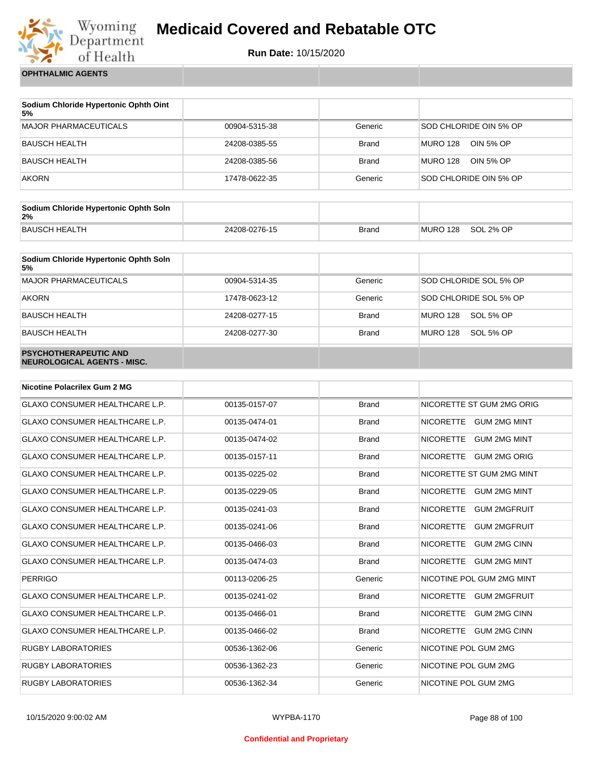# Medicaid Covered and Rebatable OTC

**Run Date:** 10/15/2020

| OPHTHALMIC AGENTS | | | |
|---|---|---|---|

| Sodium Chloride Hypertonic Ophth Oint 5% | | | |
|---|---|---|---|
| MAJOR PHARMACEUTICALS | 00904-5315-38 | Generic | SOD CHLORIDE OIN 5% OP |
| BAUSCH HEALTH | 24208-0385-55 | Brand | MURO 128 OIN 5% OP |
| BAUSCH HEALTH | 24208-0385-56 | Brand | MURO 128 OIN 5% OP |
| AKORN | 17478-0622-35 | Generic | SOD CHLORIDE OIN 5% OP |

| Sodium Chloride Hypertonic Ophth Soln 2% | | | |
|---|---|---|---|
| BAUSCH HEALTH | 24208-0276-15 | Brand | MURO 128 SOL 2% OP |

| Sodium Chloride Hypertonic Ophth Soln 5% | | | |
|---|---|---|---|
| MAJOR PHARMACEUTICALS | 00904-5314-35 | Generic | SOD CHLORIDE SOL 5% OP |
| AKORN | 17478-0623-12 | Generic | SOD CHLORIDE SOL 5% OP |
| BAUSCH HEALTH | 24208-0277-15 | Brand | MURO 128 SOL 5% OP |
| BAUSCH HEALTH | 24208-0277-30 | Brand | MURO 128 SOL 5% OP |

| PSYCHOTHERAPEUTIC AND NEUROLOGICAL AGENTS - MISC. | | | |
|---|---|---|---|

| Nicotine Polacrilex Gum 2 MG | | | |
|---|---|---|---|
| GLAXO CONSUMER HEALTHCARE L.P. | 00135-0157-07 | Brand | NICORETTE ST GUM 2MG ORIG |
| GLAXO CONSUMER HEALTHCARE L.P. | 00135-0474-01 | Brand | NICORETTE GUM 2MG MINT |
| GLAXO CONSUMER HEALTHCARE L.P. | 00135-0474-02 | Brand | NICORETTE GUM 2MG MINT |
| GLAXO CONSUMER HEALTHCARE L.P. | 00135-0157-11 | Brand | NICORETTE GUM 2MG ORIG |
| GLAXO CONSUMER HEALTHCARE L.P. | 00135-0225-02 | Brand | NICORETTE ST GUM 2MG MINT |
| GLAXO CONSUMER HEALTHCARE L.P. | 00135-0229-05 | Brand | NICORETTE GUM 2MG MINT |
| GLAXO CONSUMER HEALTHCARE L.P. | 00135-0241-03 | Brand | NICORETTE GUM 2MGFRUIT |
| GLAXO CONSUMER HEALTHCARE L.P. | 00135-0241-06 | Brand | NICORETTE GUM 2MGFRUIT |
| GLAXO CONSUMER HEALTHCARE L.P. | 00135-0466-03 | Brand | NICORETTE GUM 2MG CINN |
| GLAXO CONSUMER HEALTHCARE L.P. | 00135-0474-03 | Brand | NICORETTE GUM 2MG MINT |
| PERRIGO | 00113-0206-25 | Generic | NICOTINE POL GUM 2MG MINT |
| GLAXO CONSUMER HEALTHCARE L.P. | 00135-0241-02 | Brand | NICORETTE GUM 2MGFRUIT |
| GLAXO CONSUMER HEALTHCARE L.P. | 00135-0466-01 | Brand | NICORETTE GUM 2MG CINN |
| GLAXO CONSUMER HEALTHCARE L.P. | 00135-0466-02 | Brand | NICORETTE GUM 2MG CINN |
| RUGBY LABORATORIES | 00536-1362-06 | Generic | NICOTINE POL GUM 2MG |
| RUGBY LABORATORIES | 00536-1362-23 | Generic | NICOTINE POL GUM 2MG |
| RUGBY LABORATORIES | 00536-1362-34 | Generic | NICOTINE POL GUM 2MG |

Confidential and Proprietary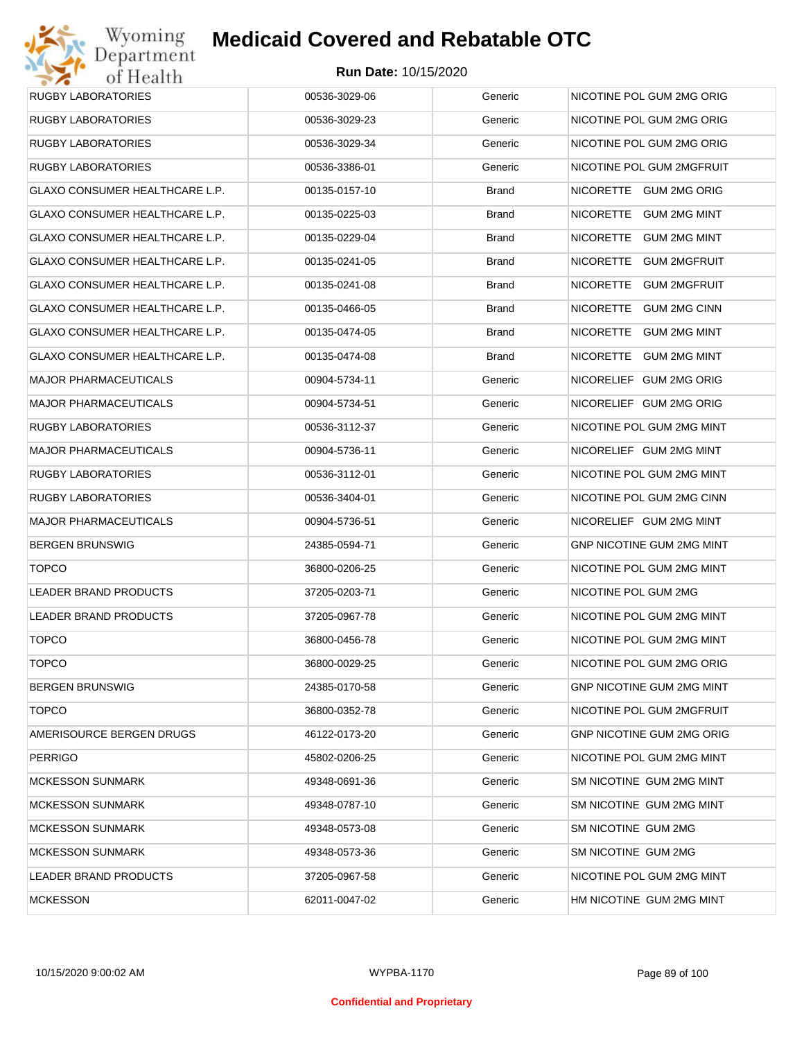# Medicaid Covered and Rebatable OTC

**Run Date:** 10/15/2020

| | | | |
|---|---|---|---|
| RUGBY LABORATORIES | 00536-3029-06 | Generic | NICOTINE POL GUM 2MG ORIG |
| RUGBY LABORATORIES | 00536-3029-23 | Generic | NICOTINE POL GUM 2MG ORIG |
| RUGBY LABORATORIES | 00536-3029-34 | Generic | NICOTINE POL GUM 2MG ORIG |
| RUGBY LABORATORIES | 00536-3386-01 | Generic | NICOTINE POL GUM 2MGFRUIT |
| GLAXO CONSUMER HEALTHCARE L.P. | 00135-0157-10 | Brand | NICORETTE GUM 2MG ORIG |
| GLAXO CONSUMER HEALTHCARE L.P. | 00135-0225-03 | Brand | NICORETTE GUM 2MG MINT |
| GLAXO CONSUMER HEALTHCARE L.P. | 00135-0229-04 | Brand | NICORETTE GUM 2MG MINT |
| GLAXO CONSUMER HEALTHCARE L.P. | 00135-0241-05 | Brand | NICORETTE GUM 2MGFRUIT |
| GLAXO CONSUMER HEALTHCARE L.P. | 00135-0241-08 | Brand | NICORETTE GUM 2MGFRUIT |
| GLAXO CONSUMER HEALTHCARE L.P. | 00135-0466-05 | Brand | NICORETTE GUM 2MG CINN |
| GLAXO CONSUMER HEALTHCARE L.P. | 00135-0474-05 | Brand | NICORETTE GUM 2MG MINT |
| GLAXO CONSUMER HEALTHCARE L.P. | 00135-0474-08 | Brand | NICORETTE GUM 2MG MINT |
| MAJOR PHARMACEUTICALS | 00904-5734-11 | Generic | NICORELIEF GUM 2MG ORIG |
| MAJOR PHARMACEUTICALS | 00904-5734-51 | Generic | NICORELIEF GUM 2MG ORIG |
| RUGBY LABORATORIES | 00536-3112-37 | Generic | NICOTINE POL GUM 2MG MINT |
| MAJOR PHARMACEUTICALS | 00904-5736-11 | Generic | NICORELIEF GUM 2MG MINT |
| RUGBY LABORATORIES | 00536-3112-01 | Generic | NICOTINE POL GUM 2MG MINT |
| RUGBY LABORATORIES | 00536-3404-01 | Generic | NICOTINE POL GUM 2MG CINN |
| MAJOR PHARMACEUTICALS | 00904-5736-51 | Generic | NICORELIEF GUM 2MG MINT |
| BERGEN BRUNSWIG | 24385-0594-71 | Generic | GNP NICOTINE GUM 2MG MINT |
| TOPCO | 36800-0206-25 | Generic | NICOTINE POL GUM 2MG MINT |
| LEADER BRAND PRODUCTS | 37205-0203-71 | Generic | NICOTINE POL GUM 2MG |
| LEADER BRAND PRODUCTS | 37205-0967-78 | Generic | NICOTINE POL GUM 2MG MINT |
| TOPCO | 36800-0456-78 | Generic | NICOTINE POL GUM 2MG MINT |
| TOPCO | 36800-0029-25 | Generic | NICOTINE POL GUM 2MG ORIG |
| BERGEN BRUNSWIG | 24385-0170-58 | Generic | GNP NICOTINE GUM 2MG MINT |
| TOPCO | 36800-0352-78 | Generic | NICOTINE POL GUM 2MGFRUIT |
| AMERISOURCE BERGEN DRUGS | 46122-0173-20 | Generic | GNP NICOTINE GUM 2MG ORIG |
| PERRIGO | 45802-0206-25 | Generic | NICOTINE POL GUM 2MG MINT |
| MCKESSON SUNMARK | 49348-0691-36 | Generic | SM NICOTINE GUM 2MG MINT |
| MCKESSON SUNMARK | 49348-0787-10 | Generic | SM NICOTINE GUM 2MG MINT |
| MCKESSON SUNMARK | 49348-0573-08 | Generic | SM NICOTINE GUM 2MG |
| MCKESSON SUNMARK | 49348-0573-36 | Generic | SM NICOTINE GUM 2MG |
| LEADER BRAND PRODUCTS | 37205-0967-58 | Generic | NICOTINE POL GUM 2MG MINT |
| MCKESSON | 62011-0047-02 | Generic | HM NICOTINE GUM 2MG MINT |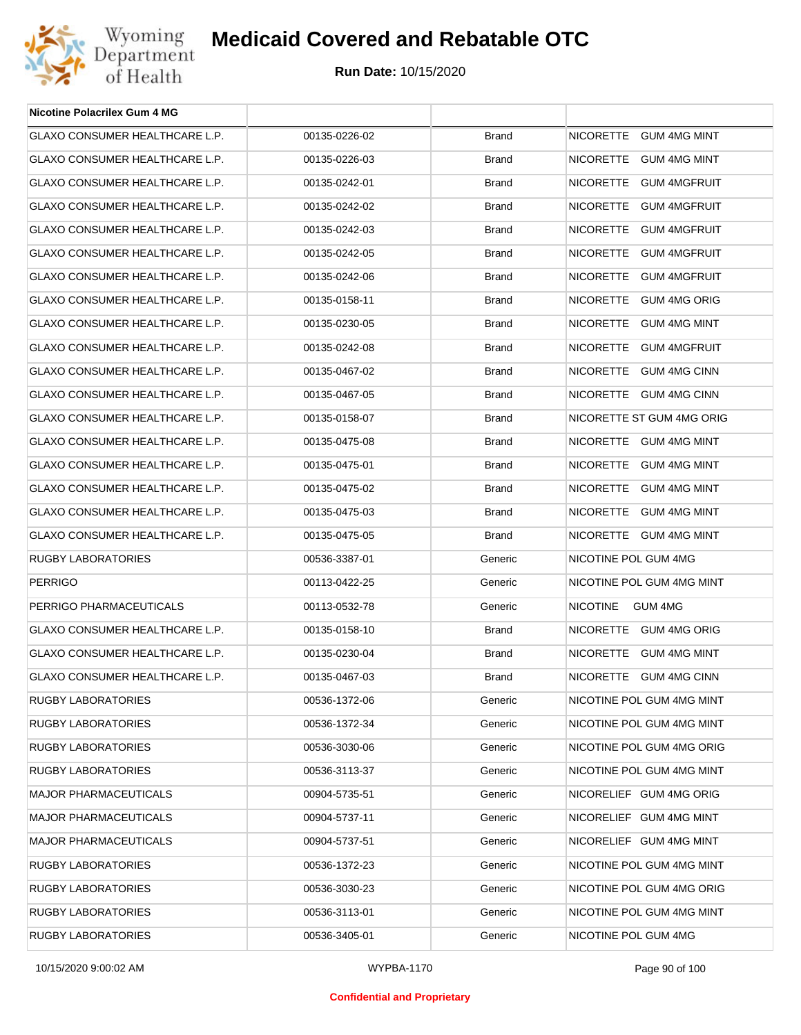# Medicaid Covered and Rebatable OTC

**Run Date:** 10/15/2020

| Nicotine Polacrilex Gum 4 MG | | | |
|---|---|---|---|
| GLAXO CONSUMER HEALTHCARE L.P. | 00135-0226-02 | Brand | NICORETTE GUM 4MG MINT |
| GLAXO CONSUMER HEALTHCARE L.P. | 00135-0226-03 | Brand | NICORETTE GUM 4MG MINT |
| GLAXO CONSUMER HEALTHCARE L.P. | 00135-0242-01 | Brand | NICORETTE GUM 4MGFRUIT |
| GLAXO CONSUMER HEALTHCARE L.P. | 00135-0242-02 | Brand | NICORETTE GUM 4MGFRUIT |
| GLAXO CONSUMER HEALTHCARE L.P. | 00135-0242-03 | Brand | NICORETTE GUM 4MGFRUIT |
| GLAXO CONSUMER HEALTHCARE L.P. | 00135-0242-05 | Brand | NICORETTE GUM 4MGFRUIT |
| GLAXO CONSUMER HEALTHCARE L.P. | 00135-0242-06 | Brand | NICORETTE GUM 4MGFRUIT |
| GLAXO CONSUMER HEALTHCARE L.P. | 00135-0158-11 | Brand | NICORETTE GUM 4MG ORIG |
| GLAXO CONSUMER HEALTHCARE L.P. | 00135-0230-05 | Brand | NICORETTE GUM 4MG MINT |
| GLAXO CONSUMER HEALTHCARE L.P. | 00135-0242-08 | Brand | NICORETTE GUM 4MGFRUIT |
| GLAXO CONSUMER HEALTHCARE L.P. | 00135-0467-02 | Brand | NICORETTE GUM 4MG CINN |
| GLAXO CONSUMER HEALTHCARE L.P. | 00135-0467-05 | Brand | NICORETTE GUM 4MG CINN |
| GLAXO CONSUMER HEALTHCARE L.P. | 00135-0158-07 | Brand | NICORETTE ST GUM 4MG ORIG |
| GLAXO CONSUMER HEALTHCARE L.P. | 00135-0475-08 | Brand | NICORETTE GUM 4MG MINT |
| GLAXO CONSUMER HEALTHCARE L.P. | 00135-0475-01 | Brand | NICORETTE GUM 4MG MINT |
| GLAXO CONSUMER HEALTHCARE L.P. | 00135-0475-02 | Brand | NICORETTE GUM 4MG MINT |
| GLAXO CONSUMER HEALTHCARE L.P. | 00135-0475-03 | Brand | NICORETTE GUM 4MG MINT |
| GLAXO CONSUMER HEALTHCARE L.P. | 00135-0475-05 | Brand | NICORETTE GUM 4MG MINT |
| RUGBY LABORATORIES | 00536-3387-01 | Generic | NICOTINE POL GUM 4MG |
| PERRIGO | 00113-0422-25 | Generic | NICOTINE POL GUM 4MG MINT |
| PERRIGO PHARMACEUTICALS | 00113-0532-78 | Generic | NICOTINE GUM 4MG |
| GLAXO CONSUMER HEALTHCARE L.P. | 00135-0158-10 | Brand | NICORETTE GUM 4MG ORIG |
| GLAXO CONSUMER HEALTHCARE L.P. | 00135-0230-04 | Brand | NICORETTE GUM 4MG MINT |
| GLAXO CONSUMER HEALTHCARE L.P. | 00135-0467-03 | Brand | NICORETTE GUM 4MG CINN |
| RUGBY LABORATORIES | 00536-1372-06 | Generic | NICOTINE POL GUM 4MG MINT |
| RUGBY LABORATORIES | 00536-1372-34 | Generic | NICOTINE POL GUM 4MG MINT |
| RUGBY LABORATORIES | 00536-3030-06 | Generic | NICOTINE POL GUM 4MG ORIG |
| RUGBY LABORATORIES | 00536-3113-37 | Generic | NICOTINE POL GUM 4MG MINT |
| MAJOR PHARMACEUTICALS | 00904-5735-51 | Generic | NICORELIEF GUM 4MG ORIG |
| MAJOR PHARMACEUTICALS | 00904-5737-11 | Generic | NICORELIEF GUM 4MG MINT |
| MAJOR PHARMACEUTICALS | 00904-5737-51 | Generic | NICORELIEF GUM 4MG MINT |
| RUGBY LABORATORIES | 00536-1372-23 | Generic | NICOTINE POL GUM 4MG MINT |
| RUGBY LABORATORIES | 00536-3030-23 | Generic | NICOTINE POL GUM 4MG ORIG |
| RUGBY LABORATORIES | 00536-3113-01 | Generic | NICOTINE POL GUM 4MG MINT |
| RUGBY LABORATORIES | 00536-3405-01 | Generic | NICOTINE POL GUM 4MG |

10/15/2020 9:00:02 AM WYPBA-1170

**Confidential and Proprietary**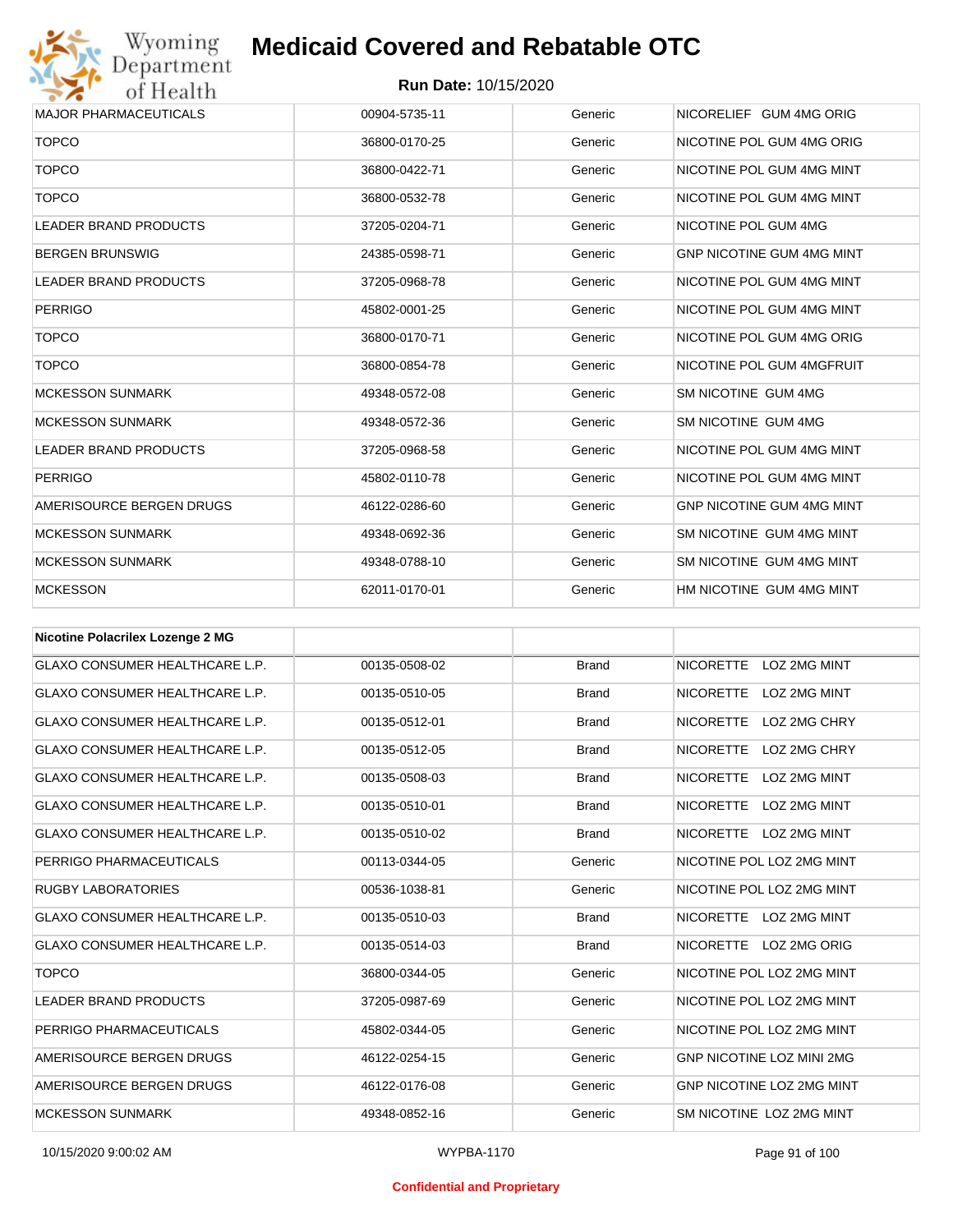| | | | |
|---|---|---|---|
| MAJOR PHARMACEUTICALS | 00904-5735-11 | Generic | NICORELIEF GUM 4MG ORIG |
| TOPCO | 36800-0170-25 | Generic | NICOTINE POL GUM 4MG ORIG |
| TOPCO | 36800-0422-71 | Generic | NICOTINE POL GUM 4MG MINT |
| TOPCO | 36800-0532-78 | Generic | NICOTINE POL GUM 4MG MINT |
| LEADER BRAND PRODUCTS | 37205-0204-71 | Generic | NICOTINE POL GUM 4MG |
| BERGEN BRUNSWIG | 24385-0598-71 | Generic | GNP NICOTINE GUM 4MG MINT |
| LEADER BRAND PRODUCTS | 37205-0968-78 | Generic | NICOTINE POL GUM 4MG MINT |
| PERRIGO | 45802-0001-25 | Generic | NICOTINE POL GUM 4MG MINT |
| TOPCO | 36800-0170-71 | Generic | NICOTINE POL GUM 4MG ORIG |
| TOPCO | 36800-0854-78 | Generic | NICOTINE POL GUM 4MGFRUIT |
| MCKESSON SUNMARK | 49348-0572-08 | Generic | SM NICOTINE GUM 4MG |
| MCKESSON SUNMARK | 49348-0572-36 | Generic | SM NICOTINE GUM 4MG |
| LEADER BRAND PRODUCTS | 37205-0968-58 | Generic | NICOTINE POL GUM 4MG MINT |
| PERRIGO | 45802-0110-78 | Generic | NICOTINE POL GUM 4MG MINT |
| AMERISOURCE BERGEN DRUGS | 46122-0286-60 | Generic | GNP NICOTINE GUM 4MG MINT |
| MCKESSON SUNMARK | 49348-0692-36 | Generic | SM NICOTINE GUM 4MG MINT |
| MCKESSON SUNMARK | 49348-0788-10 | Generic | SM NICOTINE GUM 4MG MINT |
| MCKESSON | 62011-0170-01 | Generic | HM NICOTINE GUM 4MG MINT |

| **Nicotine Polacrilex Lozenge 2 MG** | | | |
|---|---|---|---|
| GLAXO CONSUMER HEALTHCARE L.P. | 00135-0508-02 | Brand | NICORETTE LOZ 2MG MINT |
| GLAXO CONSUMER HEALTHCARE L.P. | 00135-0510-05 | Brand | NICORETTE LOZ 2MG MINT |
| GLAXO CONSUMER HEALTHCARE L.P. | 00135-0512-01 | Brand | NICORETTE LOZ 2MG CHRY |
| GLAXO CONSUMER HEALTHCARE L.P. | 00135-0512-05 | Brand | NICORETTE LOZ 2MG CHRY |
| GLAXO CONSUMER HEALTHCARE L.P. | 00135-0508-03 | Brand | NICORETTE LOZ 2MG MINT |
| GLAXO CONSUMER HEALTHCARE L.P. | 00135-0510-01 | Brand | NICORETTE LOZ 2MG MINT |
| GLAXO CONSUMER HEALTHCARE L.P. | 00135-0510-02 | Brand | NICORETTE LOZ 2MG MINT |
| PERRIGO PHARMACEUTICALS | 00113-0344-05 | Generic | NICOTINE POL LOZ 2MG MINT |
| RUGBY LABORATORIES | 00536-1038-81 | Generic | NICOTINE POL LOZ 2MG MINT |
| GLAXO CONSUMER HEALTHCARE L.P. | 00135-0510-03 | Brand | NICORETTE LOZ 2MG MINT |
| GLAXO CONSUMER HEALTHCARE L.P. | 00135-0514-03 | Brand | NICORETTE LOZ 2MG ORIG |
| TOPCO | 36800-0344-05 | Generic | NICOTINE POL LOZ 2MG MINT |
| LEADER BRAND PRODUCTS | 37205-0987-69 | Generic | NICOTINE POL LOZ 2MG MINT |
| PERRIGO PHARMACEUTICALS | 45802-0344-05 | Generic | NICOTINE POL LOZ 2MG MINT |
| AMERISOURCE BERGEN DRUGS | 46122-0254-15 | Generic | GNP NICOTINE LOZ MINI 2MG |
| AMERISOURCE BERGEN DRUGS | 46122-0176-08 | Generic | GNP NICOTINE LOZ 2MG MINT |
| MCKESSON SUNMARK | 49348-0852-16 | Generic | SM NICOTINE LOZ 2MG MINT |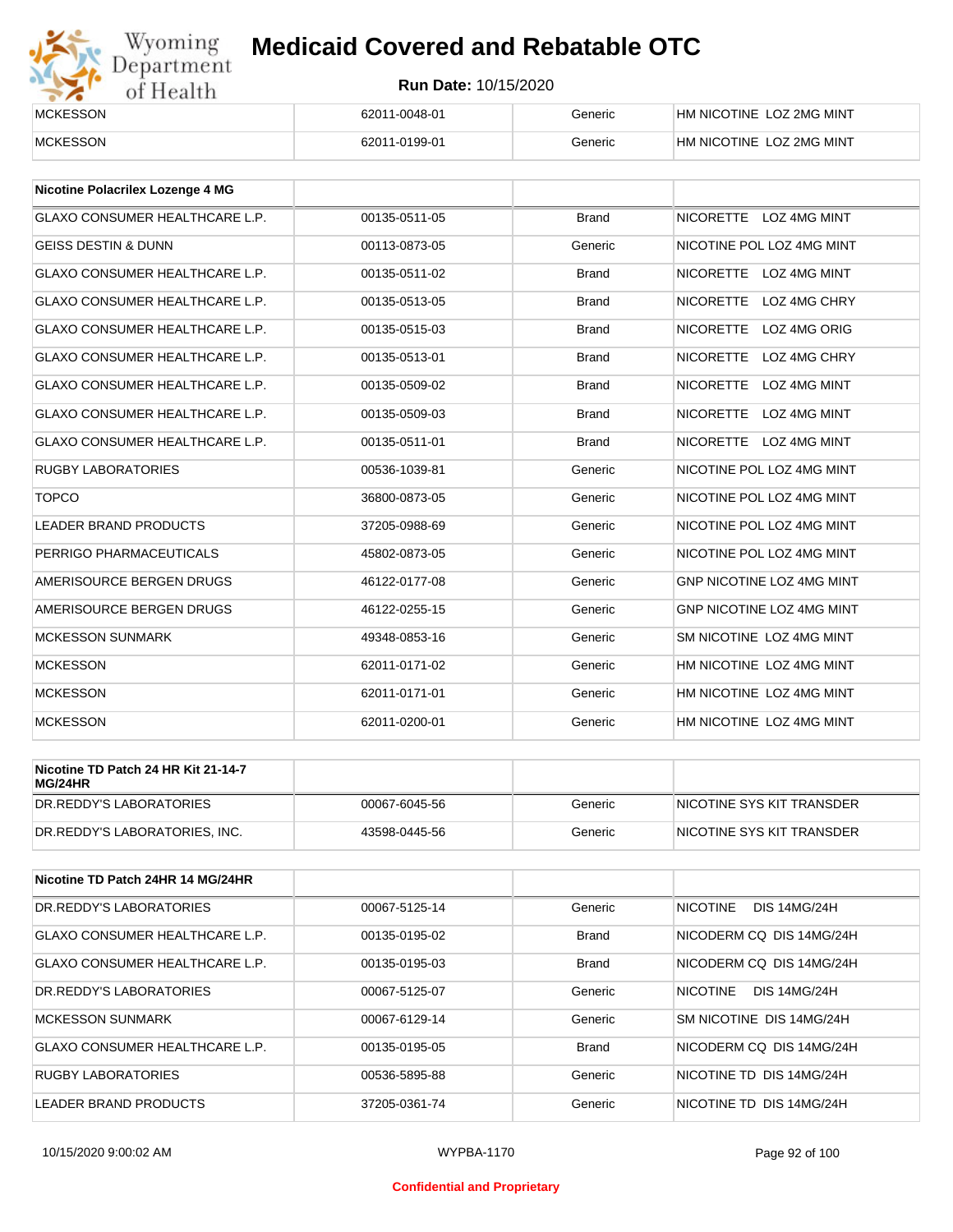| MCKESSON | 62011-0048-01 | Generic | HM NICOTINE LOZ 2MG MINT |
|---|---|---|---|
| MCKESSON | 62011-0199-01 | Generic | HM NICOTINE LOZ 2MG MINT |

| Nicotine Polacrilex Lozenge 4 MG | | | |
|---|---|---|---|
| GLAXO CONSUMER HEALTHCARE L.P. | 00135-0511-05 | Brand | NICORETTE LOZ 4MG MINT |
| GEISS DESTIN & DUNN | 00113-0873-05 | Generic | NICOTINE POL LOZ 4MG MINT |
| GLAXO CONSUMER HEALTHCARE L.P. | 00135-0511-02 | Brand | NICORETTE LOZ 4MG MINT |
| GLAXO CONSUMER HEALTHCARE L.P. | 00135-0513-05 | Brand | NICORETTE LOZ 4MG CHRY |
| GLAXO CONSUMER HEALTHCARE L.P. | 00135-0515-03 | Brand | NICORETTE LOZ 4MG ORIG |
| GLAXO CONSUMER HEALTHCARE L.P. | 00135-0513-01 | Brand | NICORETTE LOZ 4MG CHRY |
| GLAXO CONSUMER HEALTHCARE L.P. | 00135-0509-02 | Brand | NICORETTE LOZ 4MG MINT |
| GLAXO CONSUMER HEALTHCARE L.P. | 00135-0509-03 | Brand | NICORETTE LOZ 4MG MINT |
| GLAXO CONSUMER HEALTHCARE L.P. | 00135-0511-01 | Brand | NICORETTE LOZ 4MG MINT |
| RUGBY LABORATORIES | 00536-1039-81 | Generic | NICOTINE POL LOZ 4MG MINT |
| TOPCO | 36800-0873-05 | Generic | NICOTINE POL LOZ 4MG MINT |
| LEADER BRAND PRODUCTS | 37205-0988-69 | Generic | NICOTINE POL LOZ 4MG MINT |
| PERRIGO PHARMACEUTICALS | 45802-0873-05 | Generic | NICOTINE POL LOZ 4MG MINT |
| AMERISOURCE BERGEN DRUGS | 46122-0177-08 | Generic | GNP NICOTINE LOZ 4MG MINT |
| AMERISOURCE BERGEN DRUGS | 46122-0255-15 | Generic | GNP NICOTINE LOZ 4MG MINT |
| MCKESSON SUNMARK | 49348-0853-16 | Generic | SM NICOTINE LOZ 4MG MINT |
| MCKESSON | 62011-0171-02 | Generic | HM NICOTINE LOZ 4MG MINT |
| MCKESSON | 62011-0171-01 | Generic | HM NICOTINE LOZ 4MG MINT |
| MCKESSON | 62011-0200-01 | Generic | HM NICOTINE LOZ 4MG MINT |

| Nicotine TD Patch 24 HR Kit 21-14-7 MG/24HR | | | |
|---|---|---|---|
| DR.REDDY'S LABORATORIES | 00067-6045-56 | Generic | NICOTINE SYS KIT TRANSDER |
| DR.REDDY'S LABORATORIES, INC. | 43598-0445-56 | Generic | NICOTINE SYS KIT TRANSDER |

| Nicotine TD Patch 24HR 14 MG/24HR | | | |
|---|---|---|---|
| DR.REDDY'S LABORATORIES | 00067-5125-14 | Generic | NICOTINE DIS 14MG/24H |
| GLAXO CONSUMER HEALTHCARE L.P. | 00135-0195-02 | Brand | NICODERM CQ DIS 14MG/24H |
| GLAXO CONSUMER HEALTHCARE L.P. | 00135-0195-03 | Brand | NICODERM CQ DIS 14MG/24H |
| DR.REDDY'S LABORATORIES | 00067-5125-07 | Generic | NICOTINE DIS 14MG/24H |
| MCKESSON SUNMARK | 00067-6129-14 | Generic | SM NICOTINE DIS 14MG/24H |
| GLAXO CONSUMER HEALTHCARE L.P. | 00135-0195-05 | Brand | NICODERM CQ DIS 14MG/24H |
| RUGBY LABORATORIES | 00536-5895-88 | Generic | NICOTINE TD DIS 14MG/24H |
| LEADER BRAND PRODUCTS | 37205-0361-74 | Generic | NICOTINE TD DIS 14MG/24H |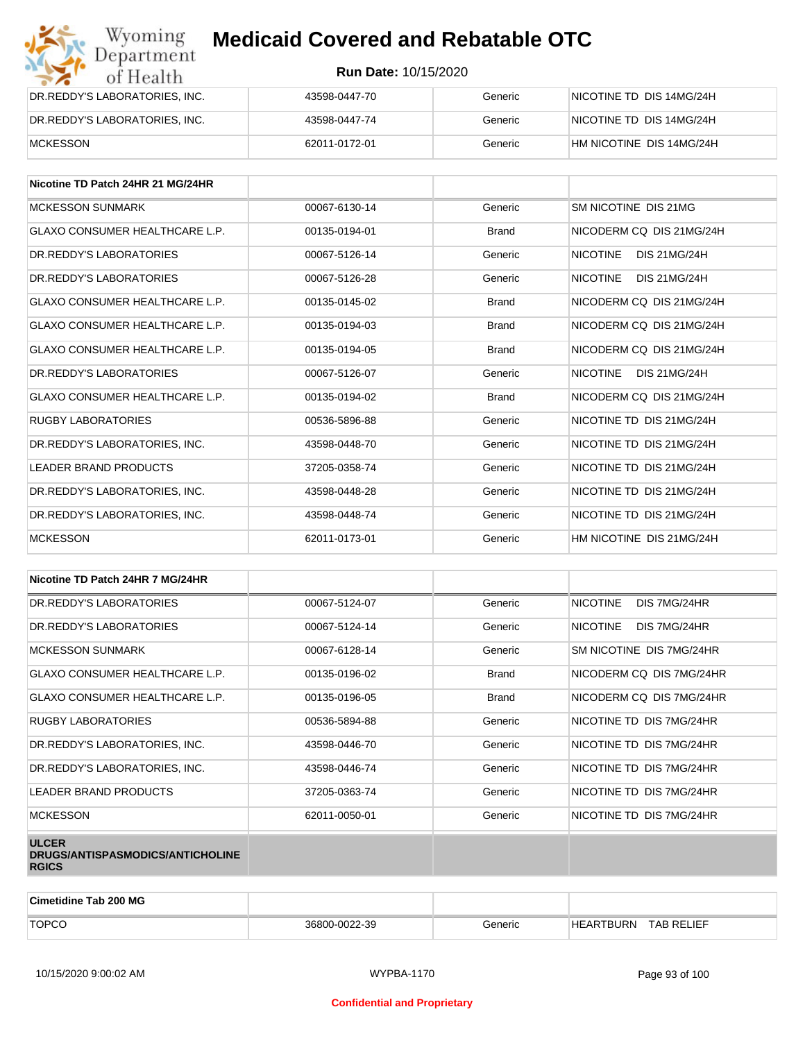| DR.REDDY'S LABORATORIES, INC. | 43598-0447-70 | Generic | NICOTINE TD DIS 14MG/24H |
|---|---|---|---|
| DR.REDDY'S LABORATORIES, INC. | 43598-0447-74 | Generic | NICOTINE TD DIS 14MG/24H |
| MCKESSON | 62011-0172-01 | Generic | HM NICOTINE DIS 14MG/24H |

| Nicotine TD Patch 24HR 21 MG/24HR | | | |
|---|---|---|---|
| MCKESSON SUNMARK | 00067-6130-14 | Generic | SM NICOTINE DIS 21MG |
| GLAXO CONSUMER HEALTHCARE L.P. | 00135-0194-01 | Brand | NICODERM CQ DIS 21MG/24H |
| DR.REDDY'S LABORATORIES | 00067-5126-14 | Generic | NICOTINE DIS 21MG/24H |
| DR.REDDY'S LABORATORIES | 00067-5126-28 | Generic | NICOTINE DIS 21MG/24H |
| GLAXO CONSUMER HEALTHCARE L.P. | 00135-0145-02 | Brand | NICODERM CQ DIS 21MG/24H |
| GLAXO CONSUMER HEALTHCARE L.P. | 00135-0194-03 | Brand | NICODERM CQ DIS 21MG/24H |
| GLAXO CONSUMER HEALTHCARE L.P. | 00135-0194-05 | Brand | NICODERM CQ DIS 21MG/24H |
| DR.REDDY'S LABORATORIES | 00067-5126-07 | Generic | NICOTINE DIS 21MG/24H |
| GLAXO CONSUMER HEALTHCARE L.P. | 00135-0194-02 | Brand | NICODERM CQ DIS 21MG/24H |
| RUGBY LABORATORIES | 00536-5896-88 | Generic | NICOTINE TD DIS 21MG/24H |
| DR.REDDY'S LABORATORIES, INC. | 43598-0448-70 | Generic | NICOTINE TD DIS 21MG/24H |
| LEADER BRAND PRODUCTS | 37205-0358-74 | Generic | NICOTINE TD DIS 21MG/24H |
| DR.REDDY'S LABORATORIES, INC. | 43598-0448-28 | Generic | NICOTINE TD DIS 21MG/24H |
| DR.REDDY'S LABORATORIES, INC. | 43598-0448-74 | Generic | NICOTINE TD DIS 21MG/24H |
| MCKESSON | 62011-0173-01 | Generic | HM NICOTINE DIS 21MG/24H |

| Nicotine TD Patch 24HR 7 MG/24HR | | | |
|---|---|---|---|
| DR.REDDY'S LABORATORIES | 00067-5124-07 | Generic | NICOTINE DIS 7MG/24HR |
| DR.REDDY'S LABORATORIES | 00067-5124-14 | Generic | NICOTINE DIS 7MG/24HR |
| MCKESSON SUNMARK | 00067-6128-14 | Generic | SM NICOTINE DIS 7MG/24HR |
| GLAXO CONSUMER HEALTHCARE L.P. | 00135-0196-02 | Brand | NICODERM CQ DIS 7MG/24HR |
| GLAXO CONSUMER HEALTHCARE L.P. | 00135-0196-05 | Brand | NICODERM CQ DIS 7MG/24HR |
| RUGBY LABORATORIES | 00536-5894-88 | Generic | NICOTINE TD DIS 7MG/24HR |
| DR.REDDY'S LABORATORIES, INC. | 43598-0446-70 | Generic | NICOTINE TD DIS 7MG/24HR |
| DR.REDDY'S LABORATORIES, INC. | 43598-0446-74 | Generic | NICOTINE TD DIS 7MG/24HR |
| LEADER BRAND PRODUCTS | 37205-0363-74 | Generic | NICOTINE TD DIS 7MG/24HR |
| MCKESSON | 62011-0050-01 | Generic | NICOTINE TD DIS 7MG/24HR |

**ULCER DRUGS/ANTISPASMODICS/ANTICHOLINERGICS**

| Cimetidine Tab 200 MG | | | |
|---|---|---|---|
| TOPCO | 36800-0022-39 | Generic | HEARTBURN TAB RELIEF |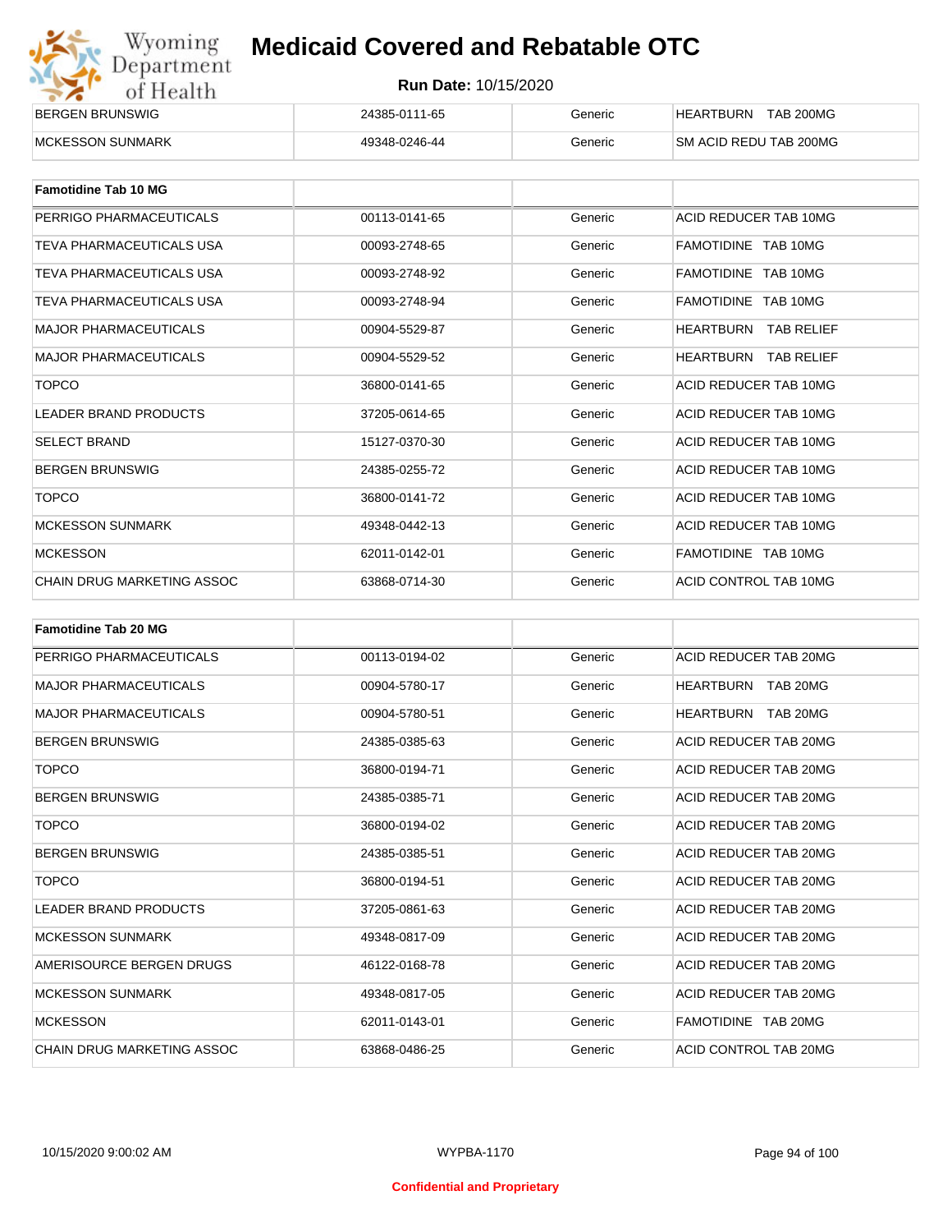| | | | |
|---|---|---|---|
| BERGEN BRUNSWIG | 24385-0111-65 | Generic | HEARTBURN TAB 200MG |
| MCKESSON SUNMARK | 49348-0246-44 | Generic | SM ACID REDU TAB 200MG |

| **Famotidine Tab 10 MG** | | | |
|---|---|---|---|
| PERRIGO PHARMACEUTICALS | 00113-0141-65 | Generic | ACID REDUCER TAB 10MG |
| TEVA PHARMACEUTICALS USA | 00093-2748-65 | Generic | FAMOTIDINE TAB 10MG |
| TEVA PHARMACEUTICALS USA | 00093-2748-92 | Generic | FAMOTIDINE TAB 10MG |
| TEVA PHARMACEUTICALS USA | 00093-2748-94 | Generic | FAMOTIDINE TAB 10MG |
| MAJOR PHARMACEUTICALS | 00904-5529-87 | Generic | HEARTBURN TAB RELIEF |
| MAJOR PHARMACEUTICALS | 00904-5529-52 | Generic | HEARTBURN TAB RELIEF |
| TOPCO | 36800-0141-65 | Generic | ACID REDUCER TAB 10MG |
| LEADER BRAND PRODUCTS | 37205-0614-65 | Generic | ACID REDUCER TAB 10MG |
| SELECT BRAND | 15127-0370-30 | Generic | ACID REDUCER TAB 10MG |
| BERGEN BRUNSWIG | 24385-0255-72 | Generic | ACID REDUCER TAB 10MG |
| TOPCO | 36800-0141-72 | Generic | ACID REDUCER TAB 10MG |
| MCKESSON SUNMARK | 49348-0442-13 | Generic | ACID REDUCER TAB 10MG |
| MCKESSON | 62011-0142-01 | Generic | FAMOTIDINE TAB 10MG |
| CHAIN DRUG MARKETING ASSOC | 63868-0714-30 | Generic | ACID CONTROL TAB 10MG |

| **Famotidine Tab 20 MG** | | | |
|---|---|---|---|
| PERRIGO PHARMACEUTICALS | 00113-0194-02 | Generic | ACID REDUCER TAB 20MG |
| MAJOR PHARMACEUTICALS | 00904-5780-17 | Generic | HEARTBURN TAB 20MG |
| MAJOR PHARMACEUTICALS | 00904-5780-51 | Generic | HEARTBURN TAB 20MG |
| BERGEN BRUNSWIG | 24385-0385-63 | Generic | ACID REDUCER TAB 20MG |
| TOPCO | 36800-0194-71 | Generic | ACID REDUCER TAB 20MG |
| BERGEN BRUNSWIG | 24385-0385-71 | Generic | ACID REDUCER TAB 20MG |
| TOPCO | 36800-0194-02 | Generic | ACID REDUCER TAB 20MG |
| BERGEN BRUNSWIG | 24385-0385-51 | Generic | ACID REDUCER TAB 20MG |
| TOPCO | 36800-0194-51 | Generic | ACID REDUCER TAB 20MG |
| LEADER BRAND PRODUCTS | 37205-0861-63 | Generic | ACID REDUCER TAB 20MG |
| MCKESSON SUNMARK | 49348-0817-09 | Generic | ACID REDUCER TAB 20MG |
| AMERISOURCE BERGEN DRUGS | 46122-0168-78 | Generic | ACID REDUCER TAB 20MG |
| MCKESSON SUNMARK | 49348-0817-05 | Generic | ACID REDUCER TAB 20MG |
| MCKESSON | 62011-0143-01 | Generic | FAMOTIDINE TAB 20MG |
| CHAIN DRUG MARKETING ASSOC | 63868-0486-25 | Generic | ACID CONTROL TAB 20MG |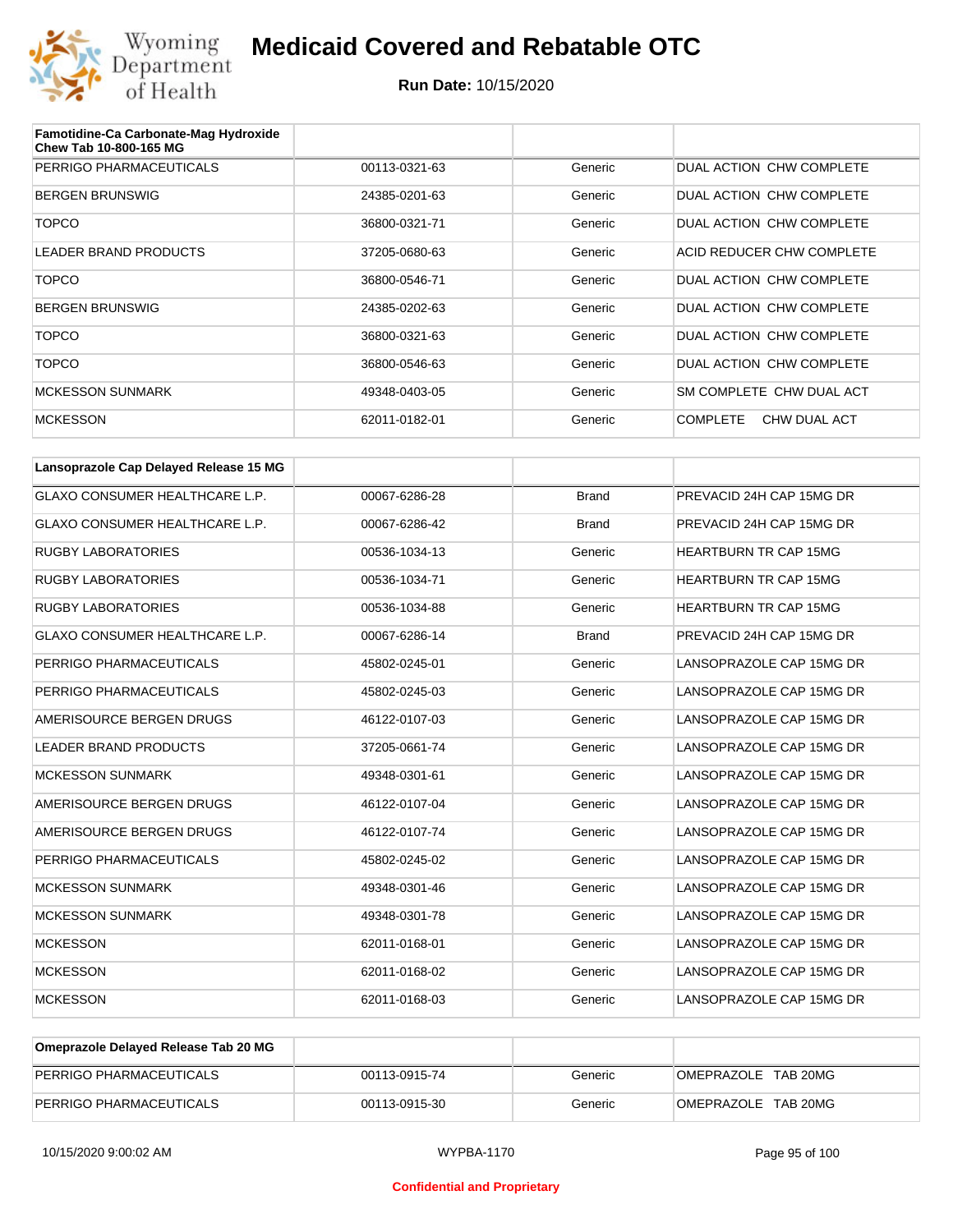| Famotidine-Ca Carbonate-Mag Hydroxide Chew Tab 10-800-165 MG | | | |
|---|---|---|---|
| PERRIGO PHARMACEUTICALS | 00113-0321-63 | Generic | DUAL ACTION CHW COMPLETE |
| BERGEN BRUNSWIG | 24385-0201-63 | Generic | DUAL ACTION CHW COMPLETE |
| TOPCO | 36800-0321-71 | Generic | DUAL ACTION CHW COMPLETE |
| LEADER BRAND PRODUCTS | 37205-0680-63 | Generic | ACID REDUCER CHW COMPLETE |
| TOPCO | 36800-0546-71 | Generic | DUAL ACTION CHW COMPLETE |
| BERGEN BRUNSWIG | 24385-0202-63 | Generic | DUAL ACTION CHW COMPLETE |
| TOPCO | 36800-0321-63 | Generic | DUAL ACTION CHW COMPLETE |
| TOPCO | 36800-0546-63 | Generic | DUAL ACTION CHW COMPLETE |
| MCKESSON SUNMARK | 49348-0403-05 | Generic | SM COMPLETE CHW DUAL ACT |
| MCKESSON | 62011-0182-01 | Generic | COMPLETE CHW DUAL ACT |

| Lansoprazole Cap Delayed Release 15 MG | | | |
|---|---|---|---|
| GLAXO CONSUMER HEALTHCARE L.P. | 00067-6286-28 | Brand | PREVACID 24H CAP 15MG DR |
| GLAXO CONSUMER HEALTHCARE L.P. | 00067-6286-42 | Brand | PREVACID 24H CAP 15MG DR |
| RUGBY LABORATORIES | 00536-1034-13 | Generic | HEARTBURN TR CAP 15MG |
| RUGBY LABORATORIES | 00536-1034-71 | Generic | HEARTBURN TR CAP 15MG |
| RUGBY LABORATORIES | 00536-1034-88 | Generic | HEARTBURN TR CAP 15MG |
| GLAXO CONSUMER HEALTHCARE L.P. | 00067-6286-14 | Brand | PREVACID 24H CAP 15MG DR |
| PERRIGO PHARMACEUTICALS | 45802-0245-01 | Generic | LANSOPRAZOLE CAP 15MG DR |
| PERRIGO PHARMACEUTICALS | 45802-0245-03 | Generic | LANSOPRAZOLE CAP 15MG DR |
| AMERISOURCE BERGEN DRUGS | 46122-0107-03 | Generic | LANSOPRAZOLE CAP 15MG DR |
| LEADER BRAND PRODUCTS | 37205-0661-74 | Generic | LANSOPRAZOLE CAP 15MG DR |
| MCKESSON SUNMARK | 49348-0301-61 | Generic | LANSOPRAZOLE CAP 15MG DR |
| AMERISOURCE BERGEN DRUGS | 46122-0107-04 | Generic | LANSOPRAZOLE CAP 15MG DR |
| AMERISOURCE BERGEN DRUGS | 46122-0107-74 | Generic | LANSOPRAZOLE CAP 15MG DR |
| PERRIGO PHARMACEUTICALS | 45802-0245-02 | Generic | LANSOPRAZOLE CAP 15MG DR |
| MCKESSON SUNMARK | 49348-0301-46 | Generic | LANSOPRAZOLE CAP 15MG DR |
| MCKESSON SUNMARK | 49348-0301-78 | Generic | LANSOPRAZOLE CAP 15MG DR |
| MCKESSON | 62011-0168-01 | Generic | LANSOPRAZOLE CAP 15MG DR |
| MCKESSON | 62011-0168-02 | Generic | LANSOPRAZOLE CAP 15MG DR |
| MCKESSON | 62011-0168-03 | Generic | LANSOPRAZOLE CAP 15MG DR |

| Omeprazole Delayed Release Tab 20 MG | | | |
|---|---|---|---|
| PERRIGO PHARMACEUTICALS | 00113-0915-74 | Generic | OMEPRAZOLE TAB 20MG |
| PERRIGO PHARMACEUTICALS | 00113-0915-30 | Generic | OMEPRAZOLE TAB 20MG |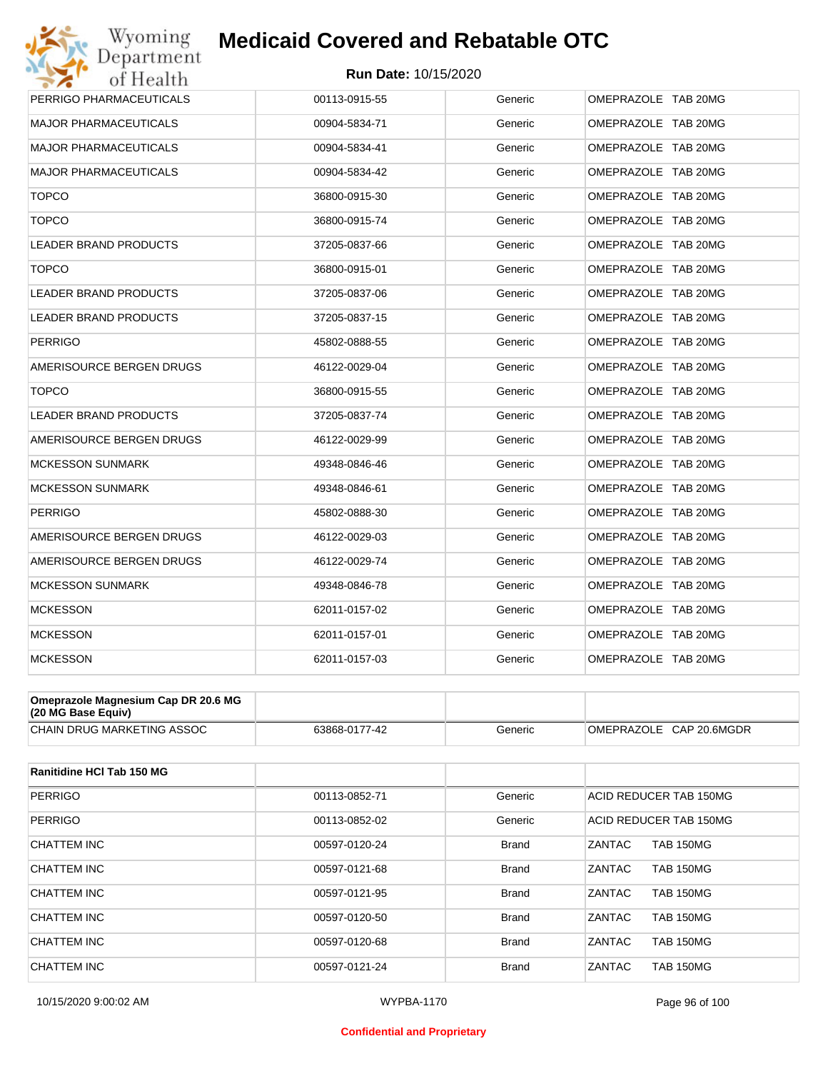| | | | |
|---|---|---|---|
| PERRIGO PHARMACEUTICALS | 00113-0915-55 | Generic | OMEPRAZOLE TAB 20MG |
| MAJOR PHARMACEUTICALS | 00904-5834-71 | Generic | OMEPRAZOLE TAB 20MG |
| MAJOR PHARMACEUTICALS | 00904-5834-41 | Generic | OMEPRAZOLE TAB 20MG |
| MAJOR PHARMACEUTICALS | 00904-5834-42 | Generic | OMEPRAZOLE TAB 20MG |
| TOPCO | 36800-0915-30 | Generic | OMEPRAZOLE TAB 20MG |
| TOPCO | 36800-0915-74 | Generic | OMEPRAZOLE TAB 20MG |
| LEADER BRAND PRODUCTS | 37205-0837-66 | Generic | OMEPRAZOLE TAB 20MG |
| TOPCO | 36800-0915-01 | Generic | OMEPRAZOLE TAB 20MG |
| LEADER BRAND PRODUCTS | 37205-0837-06 | Generic | OMEPRAZOLE TAB 20MG |
| LEADER BRAND PRODUCTS | 37205-0837-15 | Generic | OMEPRAZOLE TAB 20MG |
| PERRIGO | 45802-0888-55 | Generic | OMEPRAZOLE TAB 20MG |
| AMERISOURCE BERGEN DRUGS | 46122-0029-04 | Generic | OMEPRAZOLE TAB 20MG |
| TOPCO | 36800-0915-55 | Generic | OMEPRAZOLE TAB 20MG |
| LEADER BRAND PRODUCTS | 37205-0837-74 | Generic | OMEPRAZOLE TAB 20MG |
| AMERISOURCE BERGEN DRUGS | 46122-0029-99 | Generic | OMEPRAZOLE TAB 20MG |
| MCKESSON SUNMARK | 49348-0846-46 | Generic | OMEPRAZOLE TAB 20MG |
| MCKESSON SUNMARK | 49348-0846-61 | Generic | OMEPRAZOLE TAB 20MG |
| PERRIGO | 45802-0888-30 | Generic | OMEPRAZOLE TAB 20MG |
| AMERISOURCE BERGEN DRUGS | 46122-0029-03 | Generic | OMEPRAZOLE TAB 20MG |
| AMERISOURCE BERGEN DRUGS | 46122-0029-74 | Generic | OMEPRAZOLE TAB 20MG |
| MCKESSON SUNMARK | 49348-0846-78 | Generic | OMEPRAZOLE TAB 20MG |
| MCKESSON | 62011-0157-02 | Generic | OMEPRAZOLE TAB 20MG |
| MCKESSON | 62011-0157-01 | Generic | OMEPRAZOLE TAB 20MG |
| MCKESSON | 62011-0157-03 | Generic | OMEPRAZOLE TAB 20MG |

| **Omeprazole Magnesium Cap DR 20.6 MG (20 MG Base Equiv)** | | | |
|---|---|---|---|
| CHAIN DRUG MARKETING ASSOC | 63868-0177-42 | Generic | OMEPRAZOLE CAP 20.6MGDR |

| **Ranitidine HCl Tab 150 MG** | | | |
|---|---|---|---|
| PERRIGO | 00113-0852-71 | Generic | ACID REDUCER TAB 150MG |
| PERRIGO | 00113-0852-02 | Generic | ACID REDUCER TAB 150MG |
| CHATTEM INC | 00597-0120-24 | Brand | ZANTAC TAB 150MG |
| CHATTEM INC | 00597-0121-68 | Brand | ZANTAC TAB 150MG |
| CHATTEM INC | 00597-0121-95 | Brand | ZANTAC TAB 150MG |
| CHATTEM INC | 00597-0120-50 | Brand | ZANTAC TAB 150MG |
| CHATTEM INC | 00597-0120-68 | Brand | ZANTAC TAB 150MG |
| CHATTEM INC | 00597-0121-24 | Brand | ZANTAC TAB 150MG |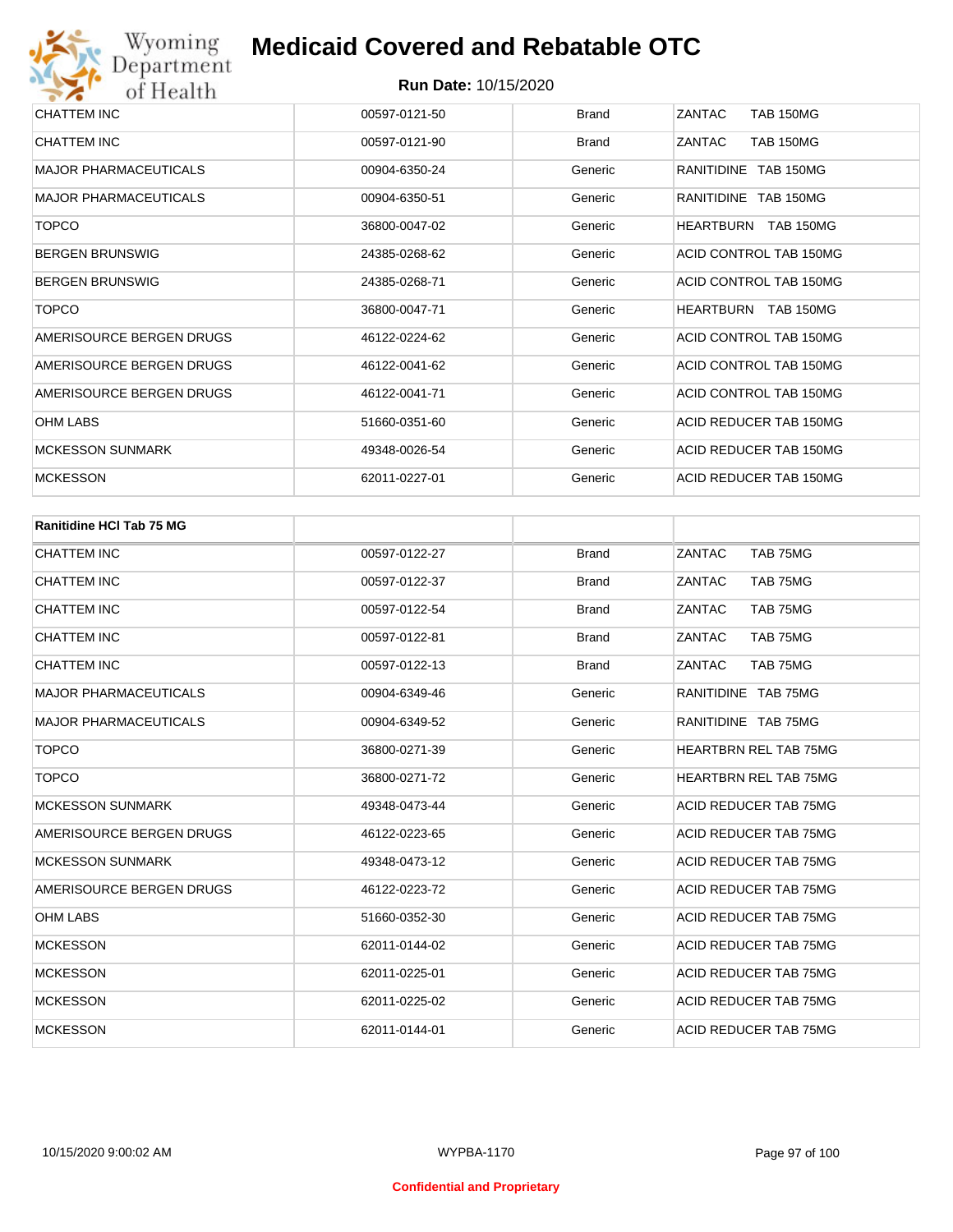| | | | |
|---|---|---|---|
| CHATTEM INC | 00597-0121-50 | Brand | ZANTAC TAB 150MG |
| CHATTEM INC | 00597-0121-90 | Brand | ZANTAC TAB 150MG |
| MAJOR PHARMACEUTICALS | 00904-6350-24 | Generic | RANITIDINE TAB 150MG |
| MAJOR PHARMACEUTICALS | 00904-6350-51 | Generic | RANITIDINE TAB 150MG |
| TOPCO | 36800-0047-02 | Generic | HEARTBURN TAB 150MG |
| BERGEN BRUNSWIG | 24385-0268-62 | Generic | ACID CONTROL TAB 150MG |
| BERGEN BRUNSWIG | 24385-0268-71 | Generic | ACID CONTROL TAB 150MG |
| TOPCO | 36800-0047-71 | Generic | HEARTBURN TAB 150MG |
| AMERISOURCE BERGEN DRUGS | 46122-0224-62 | Generic | ACID CONTROL TAB 150MG |
| AMERISOURCE BERGEN DRUGS | 46122-0041-62 | Generic | ACID CONTROL TAB 150MG |
| AMERISOURCE BERGEN DRUGS | 46122-0041-71 | Generic | ACID CONTROL TAB 150MG |
| OHM LABS | 51660-0351-60 | Generic | ACID REDUCER TAB 150MG |
| MCKESSON SUNMARK | 49348-0026-54 | Generic | ACID REDUCER TAB 150MG |
| MCKESSON | 62011-0227-01 | Generic | ACID REDUCER TAB 150MG |

| **Ranitidine HCl Tab 75 MG** | | | |
|---|---|---|---|
| CHATTEM INC | 00597-0122-27 | Brand | ZANTAC TAB 75MG |
| CHATTEM INC | 00597-0122-37 | Brand | ZANTAC TAB 75MG |
| CHATTEM INC | 00597-0122-54 | Brand | ZANTAC TAB 75MG |
| CHATTEM INC | 00597-0122-81 | Brand | ZANTAC TAB 75MG |
| CHATTEM INC | 00597-0122-13 | Brand | ZANTAC TAB 75MG |
| MAJOR PHARMACEUTICALS | 00904-6349-46 | Generic | RANITIDINE TAB 75MG |
| MAJOR PHARMACEUTICALS | 00904-6349-52 | Generic | RANITIDINE TAB 75MG |
| TOPCO | 36800-0271-39 | Generic | HEARTBRN REL TAB 75MG |
| TOPCO | 36800-0271-72 | Generic | HEARTBRN REL TAB 75MG |
| MCKESSON SUNMARK | 49348-0473-44 | Generic | ACID REDUCER TAB 75MG |
| AMERISOURCE BERGEN DRUGS | 46122-0223-65 | Generic | ACID REDUCER TAB 75MG |
| MCKESSON SUNMARK | 49348-0473-12 | Generic | ACID REDUCER TAB 75MG |
| AMERISOURCE BERGEN DRUGS | 46122-0223-72 | Generic | ACID REDUCER TAB 75MG |
| OHM LABS | 51660-0352-30 | Generic | ACID REDUCER TAB 75MG |
| MCKESSON | 62011-0144-02 | Generic | ACID REDUCER TAB 75MG |
| MCKESSON | 62011-0225-01 | Generic | ACID REDUCER TAB 75MG |
| MCKESSON | 62011-0225-02 | Generic | ACID REDUCER TAB 75MG |
| MCKESSON | 62011-0144-01 | Generic | ACID REDUCER TAB 75MG |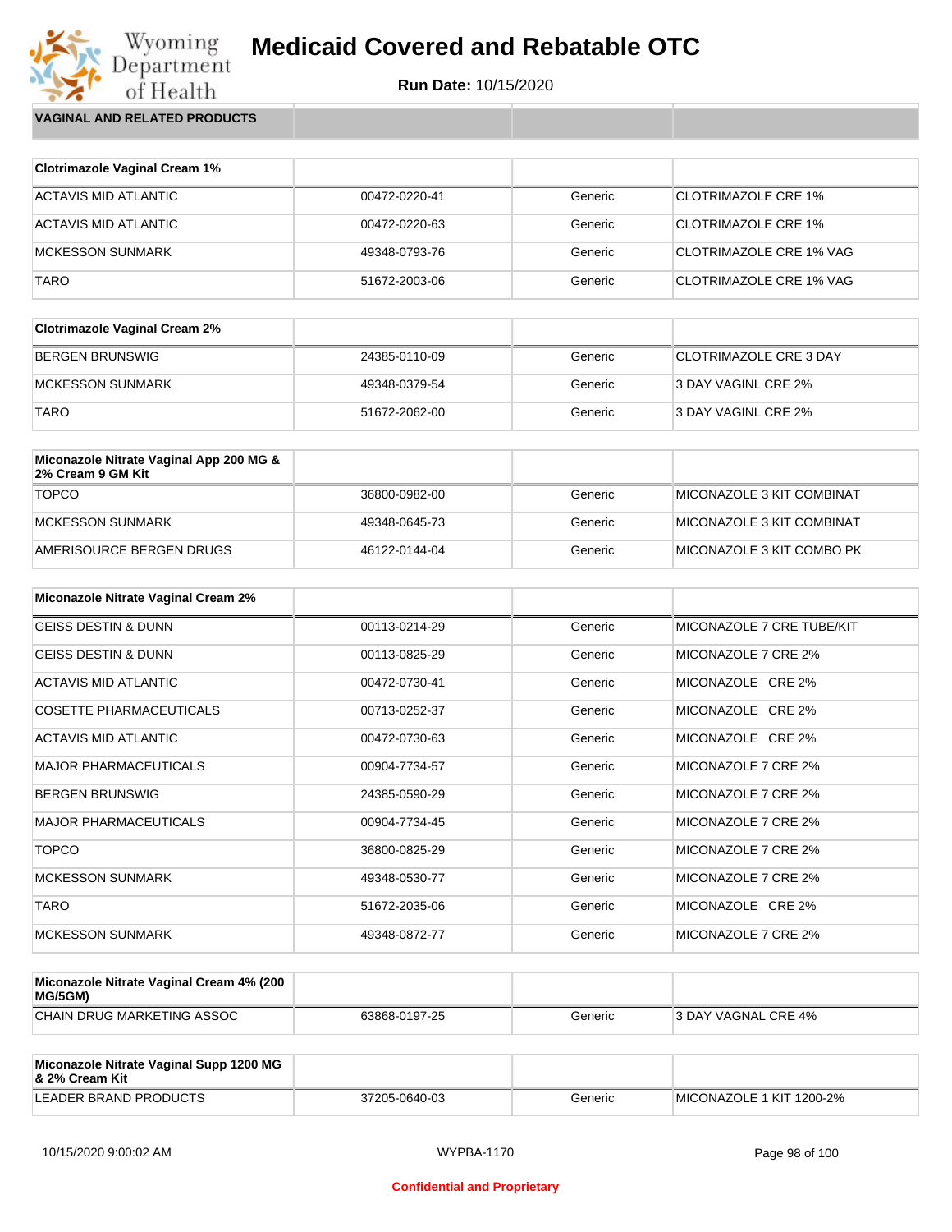# Medicaid Covered and Rebatable OTC

**Run Date:** 10/15/2020

## VAGINAL AND RELATED PRODUCTS

| Clotrimazole Vaginal Cream 1% | | | |
|---|---|---|---|
| ACTAVIS MID ATLANTIC | 00472-0220-41 | Generic | CLOTRIMAZOLE CRE 1% |
| ACTAVIS MID ATLANTIC | 00472-0220-63 | Generic | CLOTRIMAZOLE CRE 1% |
| MCKESSON SUNMARK | 49348-0793-76 | Generic | CLOTRIMAZOLE CRE 1% VAG |
| TARO | 51672-2003-06 | Generic | CLOTRIMAZOLE CRE 1% VAG |

| Clotrimazole Vaginal Cream 2% | | | |
|---|---|---|---|
| BERGEN BRUNSWIG | 24385-0110-09 | Generic | CLOTRIMAZOLE CRE 3 DAY |
| MCKESSON SUNMARK | 49348-0379-54 | Generic | 3 DAY VAGINL CRE 2% |
| TARO | 51672-2062-00 | Generic | 3 DAY VAGINL CRE 2% |

| Miconazole Nitrate Vaginal App 200 MG & 2% Cream 9 GM Kit | | | |
|---|---|---|---|
| TOPCO | 36800-0982-00 | Generic | MICONAZOLE 3 KIT COMBINAT |
| MCKESSON SUNMARK | 49348-0645-73 | Generic | MICONAZOLE 3 KIT COMBINAT |
| AMERISOURCE BERGEN DRUGS | 46122-0144-04 | Generic | MICONAZOLE 3 KIT COMBO PK |

| Miconazole Nitrate Vaginal Cream 2% | | | |
|---|---|---|---|
| GEISS DESTIN & DUNN | 00113-0214-29 | Generic | MICONAZOLE 7 CRE TUBE/KIT |
| GEISS DESTIN & DUNN | 00113-0825-29 | Generic | MICONAZOLE 7 CRE 2% |
| ACTAVIS MID ATLANTIC | 00472-0730-41 | Generic | MICONAZOLE CRE 2% |
| COSETTE PHARMACEUTICALS | 00713-0252-37 | Generic | MICONAZOLE CRE 2% |
| ACTAVIS MID ATLANTIC | 00472-0730-63 | Generic | MICONAZOLE CRE 2% |
| MAJOR PHARMACEUTICALS | 00904-7734-57 | Generic | MICONAZOLE 7 CRE 2% |
| BERGEN BRUNSWIG | 24385-0590-29 | Generic | MICONAZOLE 7 CRE 2% |
| MAJOR PHARMACEUTICALS | 00904-7734-45 | Generic | MICONAZOLE 7 CRE 2% |
| TOPCO | 36800-0825-29 | Generic | MICONAZOLE 7 CRE 2% |
| MCKESSON SUNMARK | 49348-0530-77 | Generic | MICONAZOLE 7 CRE 2% |
| TARO | 51672-2035-06 | Generic | MICONAZOLE CRE 2% |
| MCKESSON SUNMARK | 49348-0872-77 | Generic | MICONAZOLE 7 CRE 2% |

| Miconazole Nitrate Vaginal Cream 4% (200 MG/5GM) | | | |
|---|---|---|---|
| CHAIN DRUG MARKETING ASSOC | 63868-0197-25 | Generic | 3 DAY VAGNAL CRE 4% |

| Miconazole Nitrate Vaginal Supp 1200 MG & 2% Cream Kit | | | |
|---|---|---|---|
| LEADER BRAND PRODUCTS | 37205-0640-03 | Generic | MICONAZOLE 1 KIT 1200-2% |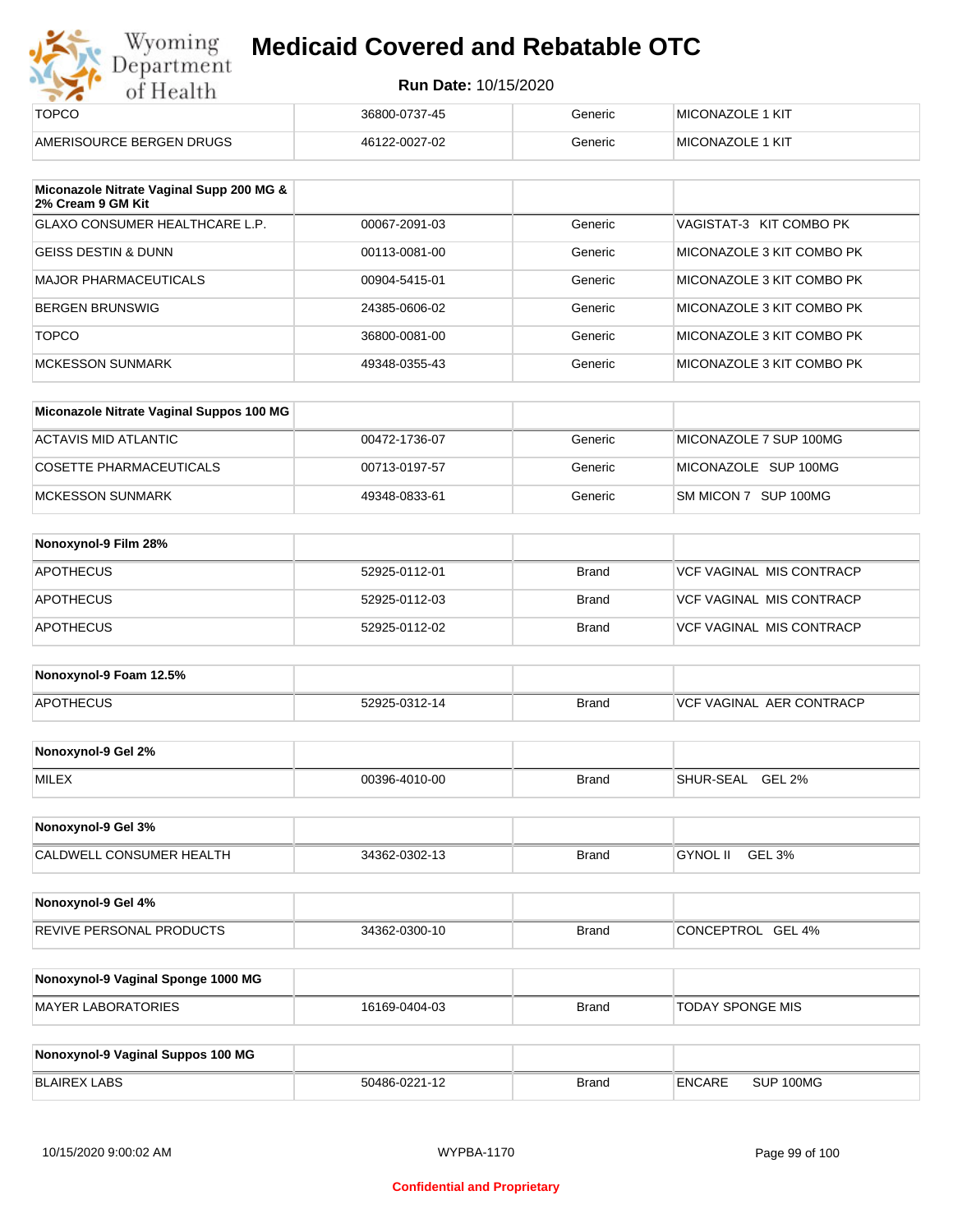| | | | |
|---|---|---|---|
| TOPCO | 36800-0737-45 | Generic | MICONAZOLE 1 KIT |
| AMERISOURCE BERGEN DRUGS | 46122-0027-02 | Generic | MICONAZOLE 1 KIT |

| **Miconazole Nitrate Vaginal Supp 200 MG & 2% Cream 9 GM Kit** | | | |
|---|---|---|---|
| GLAXO CONSUMER HEALTHCARE L.P. | 00067-2091-03 | Generic | VAGISTAT-3 KIT COMBO PK |
| GEISS DESTIN & DUNN | 00113-0081-00 | Generic | MICONAZOLE 3 KIT COMBO PK |
| MAJOR PHARMACEUTICALS | 00904-5415-01 | Generic | MICONAZOLE 3 KIT COMBO PK |
| BERGEN BRUNSWIG | 24385-0606-02 | Generic | MICONAZOLE 3 KIT COMBO PK |
| TOPCO | 36800-0081-00 | Generic | MICONAZOLE 3 KIT COMBO PK |
| MCKESSON SUNMARK | 49348-0355-43 | Generic | MICONAZOLE 3 KIT COMBO PK |

| **Miconazole Nitrate Vaginal Suppos 100 MG** | | | |
|---|---|---|---|
| ACTAVIS MID ATLANTIC | 00472-1736-07 | Generic | MICONAZOLE 7 SUP 100MG |
| COSETTE PHARMACEUTICALS | 00713-0197-57 | Generic | MICONAZOLE SUP 100MG |
| MCKESSON SUNMARK | 49348-0833-61 | Generic | SM MICON 7 SUP 100MG |

| **Nonoxynol-9 Film 28%** | | | |
|---|---|---|---|
| APOTHECUS | 52925-0112-01 | Brand | VCF VAGINAL MIS CONTRACP |
| APOTHECUS | 52925-0112-03 | Brand | VCF VAGINAL MIS CONTRACP |
| APOTHECUS | 52925-0112-02 | Brand | VCF VAGINAL MIS CONTRACP |

| **Nonoxynol-9 Foam 12.5%** | | | |
|---|---|---|---|
| APOTHECUS | 52925-0312-14 | Brand | VCF VAGINAL AER CONTRACP |

| **Nonoxynol-9 Gel 2%** | | | |
|---|---|---|---|
| MILEX | 00396-4010-00 | Brand | SHUR-SEAL GEL 2% |

| **Nonoxynol-9 Gel 3%** | | | |
|---|---|---|---|
| CALDWELL CONSUMER HEALTH | 34362-0302-13 | Brand | GYNOL II GEL 3% |

| **Nonoxynol-9 Gel 4%** | | | |
|---|---|---|---|
| REVIVE PERSONAL PRODUCTS | 34362-0300-10 | Brand | CONCEPTROL GEL 4% |

| **Nonoxynol-9 Vaginal Sponge 1000 MG** | | | |
|---|---|---|---|
| MAYER LABORATORIES | 16169-0404-03 | Brand | TODAY SPONGE MIS |

| **Nonoxynol-9 Vaginal Suppos 100 MG** | | | |
|---|---|---|---|
| BLAIREX LABS | 50486-0221-12 | Brand | ENCARE SUP 100MG |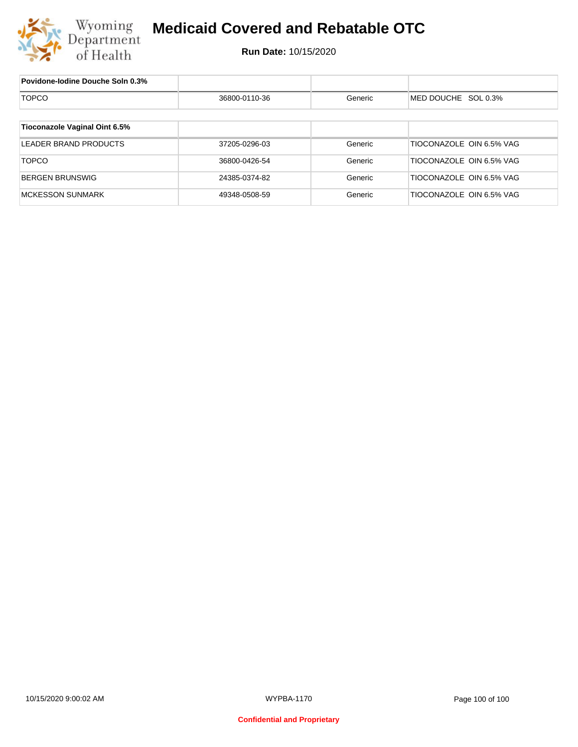| Povidone-Iodine Douche Soln 0.3% | | | |
| --- | --- | --- | --- |
| TOPCO | 36800-0110-36 | Generic | MED DOUCHE SOL 0.3% |

| Tioconazole Vaginal Oint 6.5% | | | |
| --- | --- | --- | --- |
| LEADER BRAND PRODUCTS | 37205-0296-03 | Generic | TIOCONAZOLE OIN 6.5% VAG |
| TOPCO | 36800-0426-54 | Generic | TIOCONAZOLE OIN 6.5% VAG |
| BERGEN BRUNSWIG | 24385-0374-82 | Generic | TIOCONAZOLE OIN 6.5% VAG |
| MCKESSON SUNMARK | 49348-0508-59 | Generic | TIOCONAZOLE OIN 6.5% VAG |